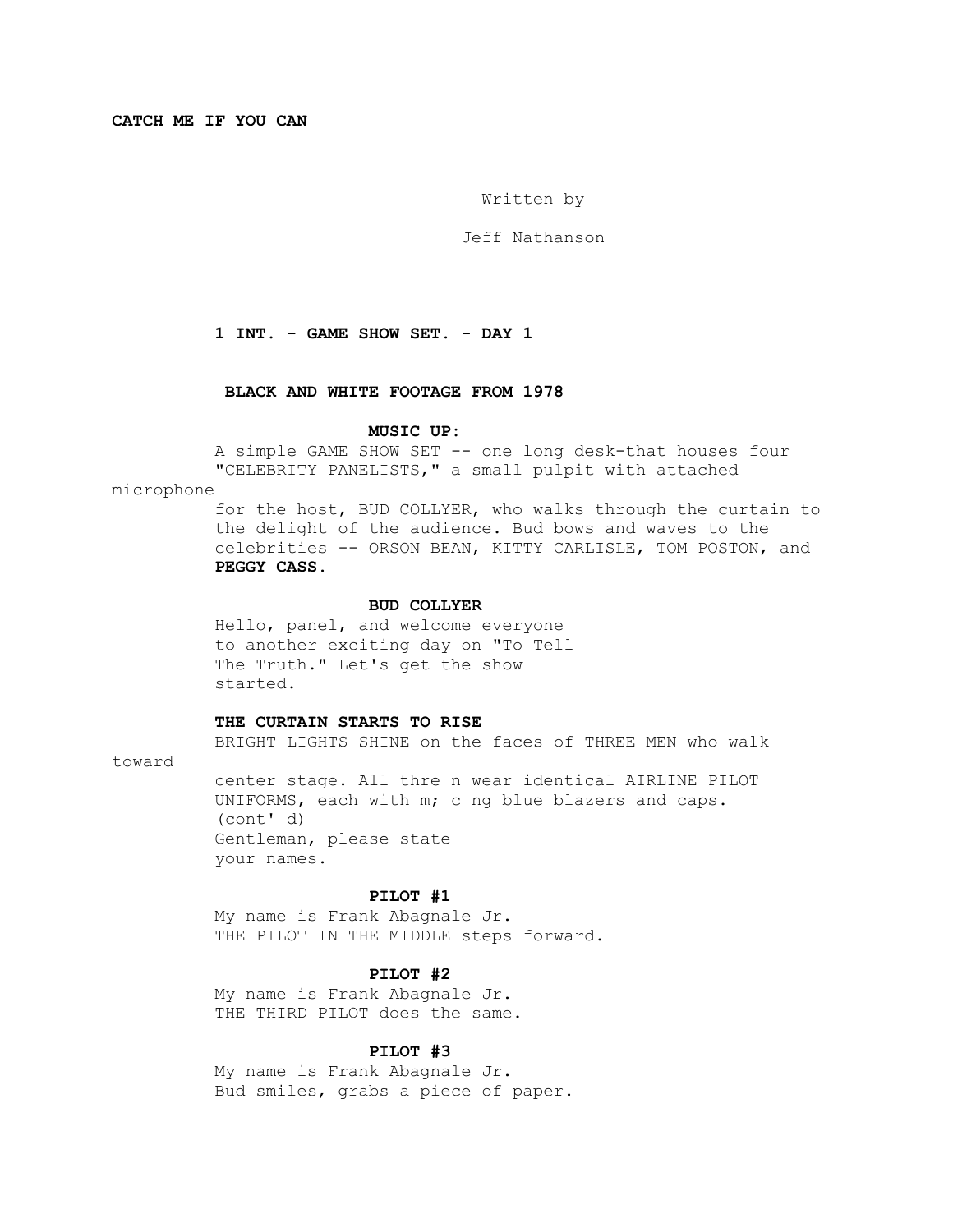**CATCH ME IF YOU CAN**

Written by

Jeff Nathanson

**1 INT. - GAME SHOW SET. - DAY 1**

**BLACK AND WHITE FOOTAGE FROM 1978**

**MUSIC UP:**

A simple GAME SHOW SET -- one long desk-that houses four "CELEBRITY PANELISTS," a small pulpit with attached microphone for the host, BUD COLLYER, who walks through the curtain to the delight of the audience. Bud bows and waves to the celebrities -- ORSON BEAN, KITTY CARLISLE, TOM POSTON, and **PEGGY CASS.**

**BUD COLLYER**

Hello, panel, and welcome everyone to another exciting day on "To Tell The Truth." Let's get the show started.

**THE CURTAIN STARTS TO RISE**

BRIGHT LIGHTS SHINE on the faces of THREE MEN who walk toward center stage. All thre n wear identical AIRLINE PILOT UNIFORMS, each with m; c ng blue blazers and caps.

(cont' d)

Gentleman, please state your names.

**PILOT #1**

My name is Frank Abagnale Jr.

THE PILOT IN THE MIDDLE steps forward.

**PILOT #2**

My name is Frank Abagnale Jr.

THE THIRD PILOT does the same.

**PILOT #3**

My name is Frank Abagnale Jr.

Bud smiles, grabs a piece of paper.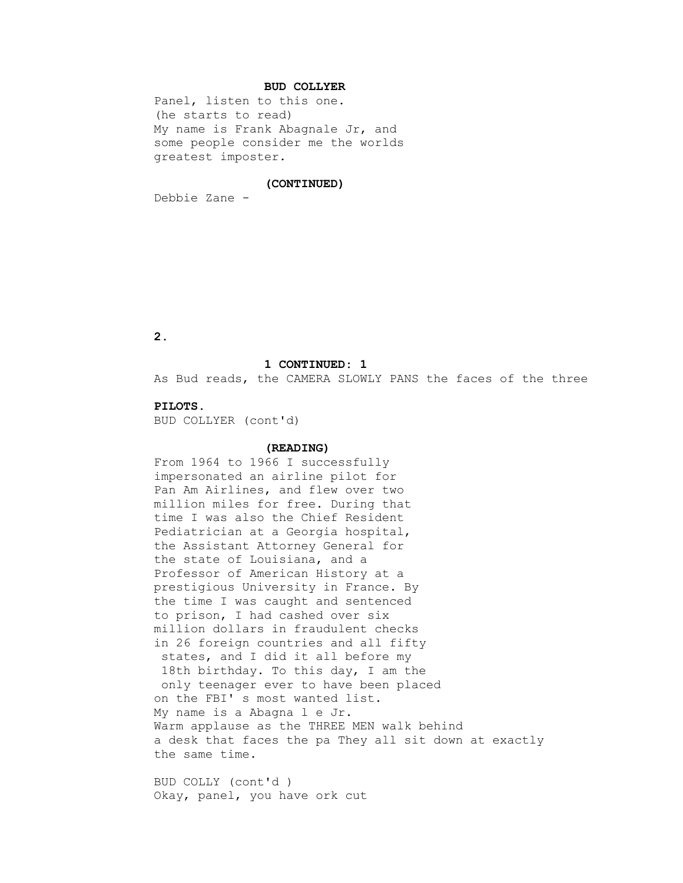**BUD COLLYER**

Panel, listen to this one.
(he starts to read)
My name is Frank Abagnale Jr, and some people consider me the worlds greatest imposter.

**(CONTINUED)**

Debbie Zane -

**1 CONTINUED: 1**

As Bud reads, the CAMERA SLOWLY PANS the faces of the three

**PILOTS.**

BUD COLLYER (cont'd)

**(READING)**

From 1964 to 1966 I successfully impersonated an airline pilot for Pan Am Airlines, and flew over two million miles for free. During that time I was also the Chief Resident Pediatrician at a Georgia hospital, the Assistant Attorney General for the state of Louisiana, and a Professor of American History at a prestigious University in France. By the time I was caught and sentenced to prison, I had cashed over six million dollars in fraudulent checks in 26 foreign countries and all fifty states, and I did it all before my 18th birthday. To this day, I am the only teenager ever to have been placed on the FBI' s most wanted list.
My name is a Abagna l e Jr.
Warm applause as the THREE MEN walk behind a desk that faces the pa They all sit down at exactly the same time.

BUD COLLY (cont'd )
Okay, panel, you have ork cut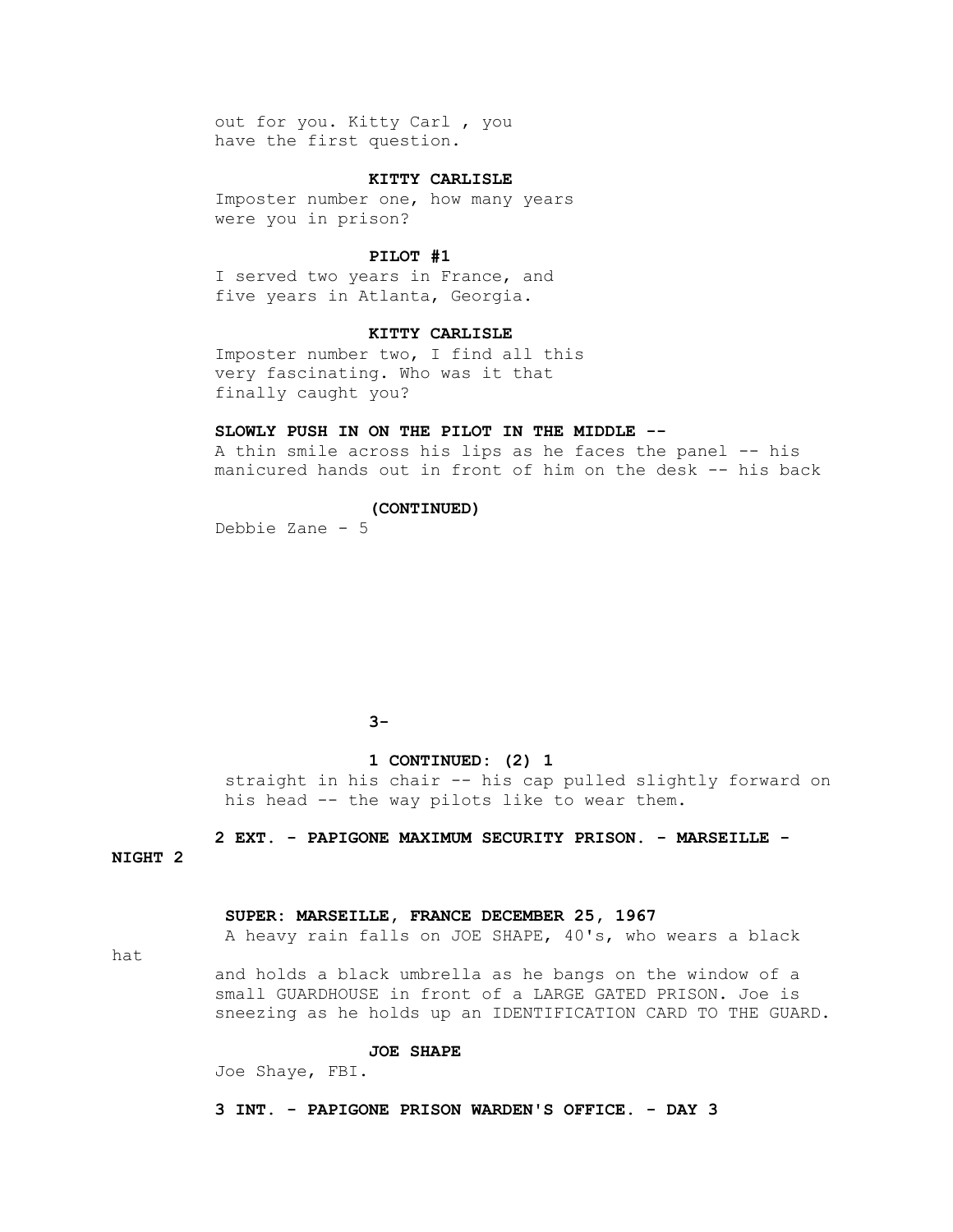out for you. Kitty Carl , you have the first question.

**KITTY CARLISLE**

Imposter number one, how many years were you in prison?

**PILOT #1**

I served two years in France, and five years in Atlanta, Georgia.

**KITTY CARLISLE**

Imposter number two, I find all this very fascinating. Who was it that finally caught you?

**SLOWLY PUSH IN ON THE PILOT IN THE MIDDLE --**

A thin smile across his lips as he faces the panel -- his manicured hands out in front of him on the desk -- his back

**(CONTINUED)**

Debbie Zane - 5

**3-**

**1 CONTINUED: (2) 1**

straight in his chair -- his cap pulled slightly forward on his head -- the way pilots like to wear them.

**2 EXT. - PAPIGONE MAXIMUM SECURITY PRISON. - MARSEILLE - NIGHT 2**

**SUPER: MARSEILLE, FRANCE DECEMBER 25, 1967**

A heavy rain falls on JOE SHAPE, 40's, who wears a black hat and holds a black umbrella as he bangs on the window of a small GUARDHOUSE in front of a LARGE GATED PRISON. Joe is sneezing as he holds up an IDENTIFICATION CARD TO THE GUARD.

**JOE SHAPE**

Joe Shaye, FBI.

**3 INT. - PAPIGONE PRISON WARDEN'S OFFICE. - DAY 3**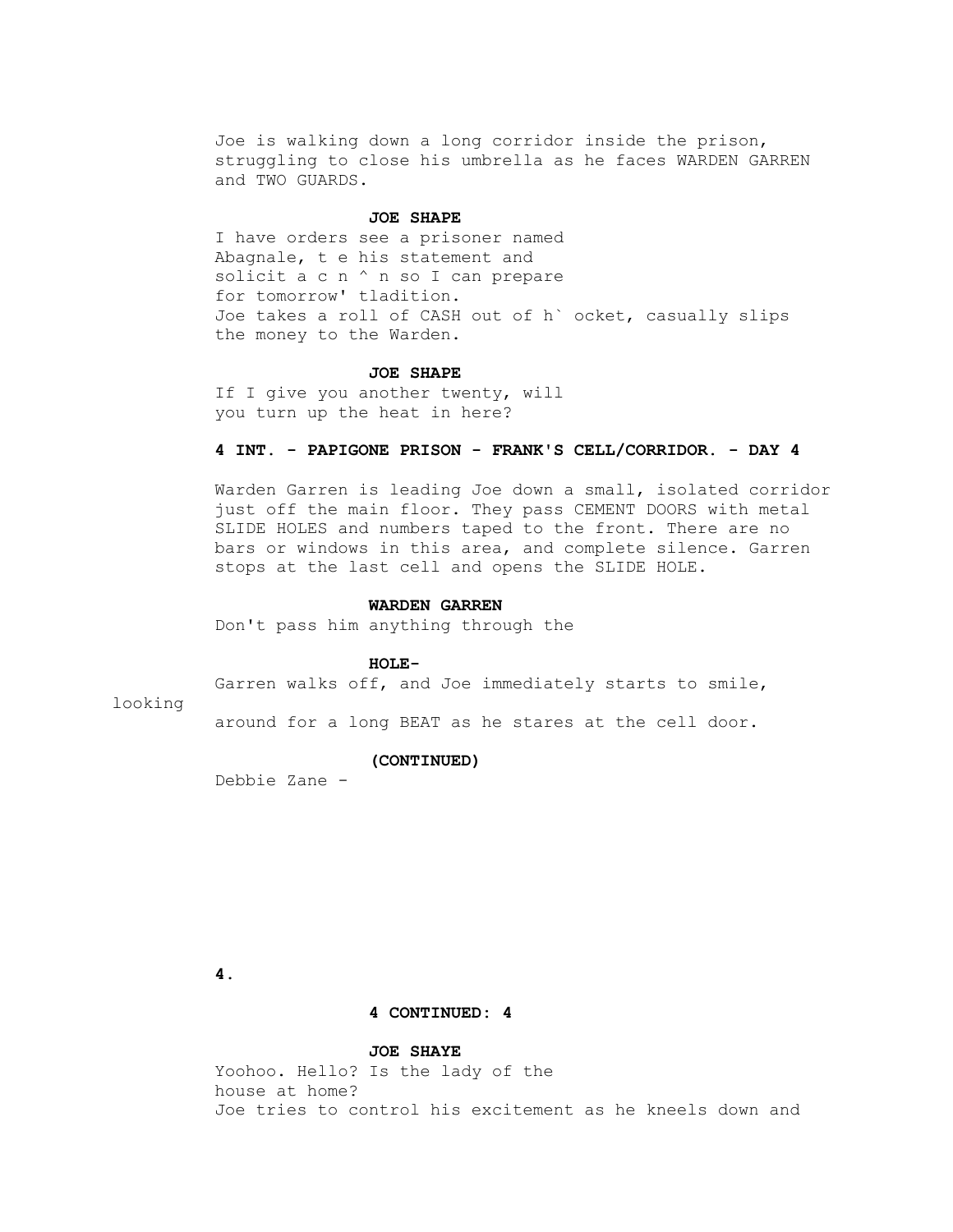Joe is walking down a long corridor inside the prison, struggling to close his umbrella as he faces WARDEN GARREN and TWO GUARDS.

**JOE SHAPE**

I have orders see a prisoner named Abagnale, t e his statement and solicit a c n ^ n so I can prepare for tomorrow' tladition.

Joe takes a roll of CASH out of h` ocket, casually slips the money to the Warden.

**JOE SHAPE**

If I give you another twenty, will you turn up the heat in here?

**4 INT. - PAPIGONE PRISON - FRANK'S CELL/CORRIDOR. - DAY 4**

Warden Garren is leading Joe down a small, isolated corridor just off the main floor. They pass CEMENT DOORS with metal SLIDE HOLES and numbers taped to the front. There are no bars or windows in this area, and complete silence. Garren stops at the last cell and opens the SLIDE HOLE.

**WARDEN GARREN**

Don't pass him anything through the

**HOLE-**

Garren walks off, and Joe immediately starts to smile, looking around for a long BEAT as he stares at the cell door.

**(CONTINUED)**

Debbie Zane -

**4 CONTINUED: 4**

**JOE SHAYE**

Yoohoo. Hello? Is the lady of the house at home?

Joe tries to control his excitement as he kneels down and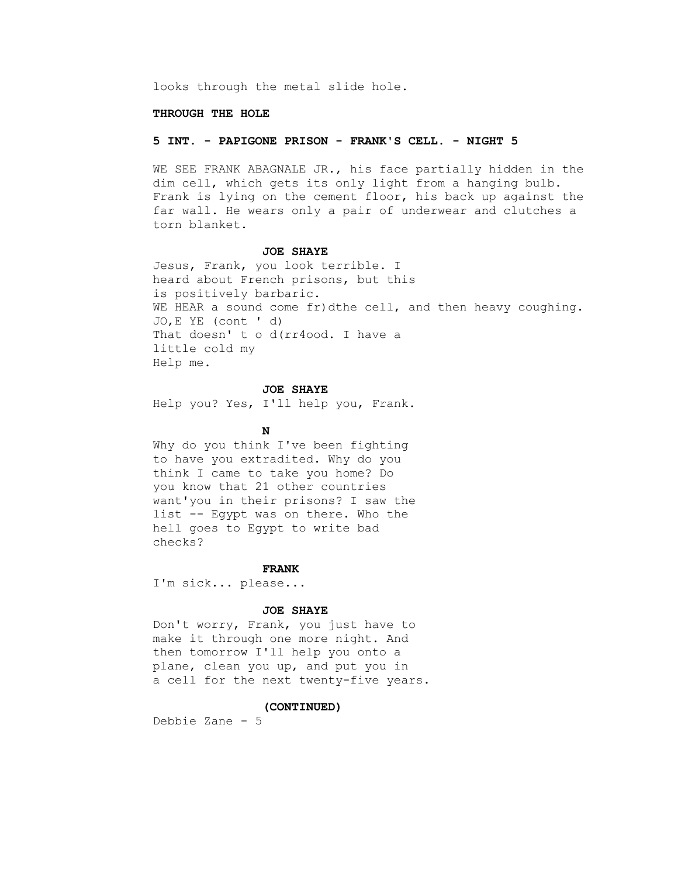looks through the metal slide hole.

**THROUGH THE HOLE**

**5 INT. - PAPIGONE PRISON - FRANK'S CELL. - NIGHT 5**

WE SEE FRANK ABAGNALE JR., his face partially hidden in the dim cell, which gets its only light from a hanging bulb. Frank is lying on the cement floor, his back up against the far wall. He wears only a pair of underwear and clutches a torn blanket.

**JOE SHAYE**

Jesus, Frank, you look terrible. I heard about French prisons, but this is positively barbaric.

WE HEAR a sound come fr)dthe cell, and then heavy coughing.

JO,E YE (cont ' d)

That doesn' t o d(rr4ood. I have a little cold my

Help me.

**JOE SHAYE**

Help you? Yes, I'll help you, Frank.

**N**

Why do you think I've been fighting to have you extradited. Why do you think I came to take you home? Do you know that 21 other countries want'you in their prisons? I saw the list -- Egypt was on there. Who the hell goes to Egypt to write bad checks?

**FRANK**

I'm sick... please...

**JOE SHAYE**

Don't worry, Frank, you just have to make it through one more night. And then tomorrow I'll help you onto a plane, clean you up, and put you in a cell for the next twenty-five years.

**(CONTINUED)**

Debbie Zane - 5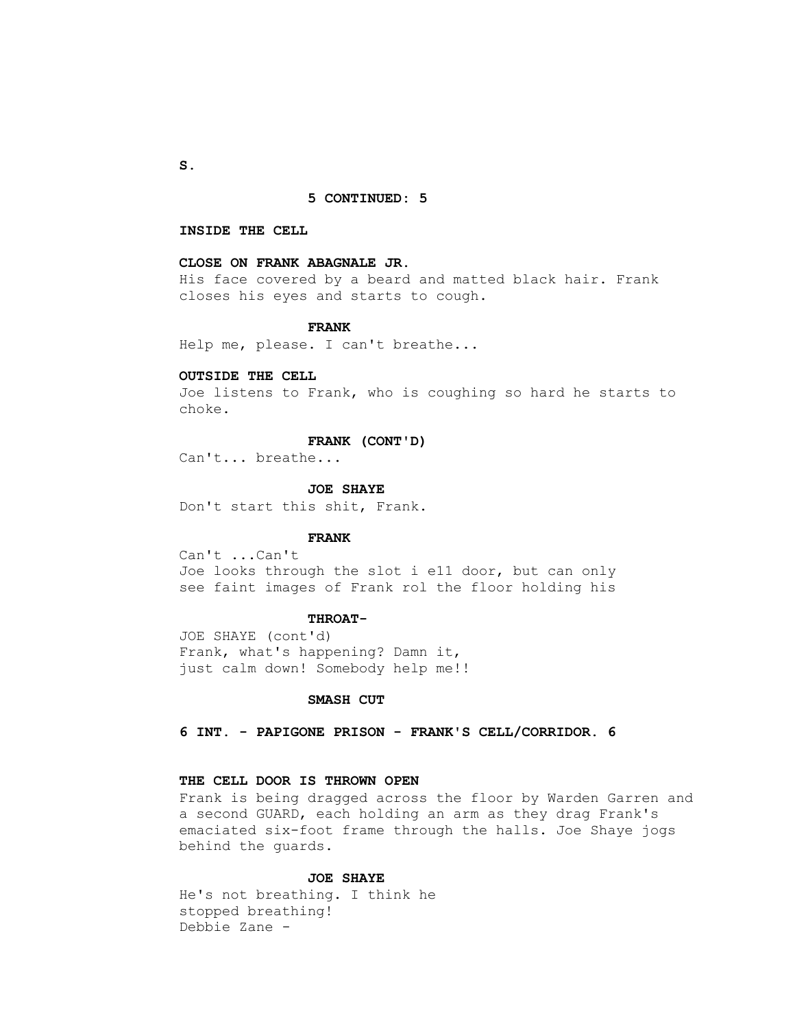S.

**5 CONTINUED: 5**

**INSIDE THE CELL**

**CLOSE ON FRANK ABAGNALE JR.**

His face covered by a beard and matted black hair. Frank closes his eyes and starts to cough.

**FRANK**

Help me, please. I can't breathe...

**OUTSIDE THE CELL**

Joe listens to Frank, who is coughing so hard he starts to choke.

**FRANK (CONT'D)**

Can't... breathe...

**JOE SHAYE**

Don't start this shit, Frank.

**FRANK**

Can't ...Can't

Joe looks through the slot i e11 door, but can only see faint images of Frank rol the floor holding his

**THROAT-**

JOE SHAYE (cont'd)

Frank, what's happening? Damn it, just calm down! Somebody help me!!

**SMASH CUT**

**6 INT. - PAPIGONE PRISON - FRANK'S CELL/CORRIDOR. 6**

**THE CELL DOOR IS THROWN OPEN**

Frank is being dragged across the floor by Warden Garren and a second GUARD, each holding an arm as they drag Frank's emaciated six-foot frame through the halls. Joe Shaye jogs behind the guards.

**JOE SHAYE**

He's not breathing. I think he stopped breathing!

Debbie Zane -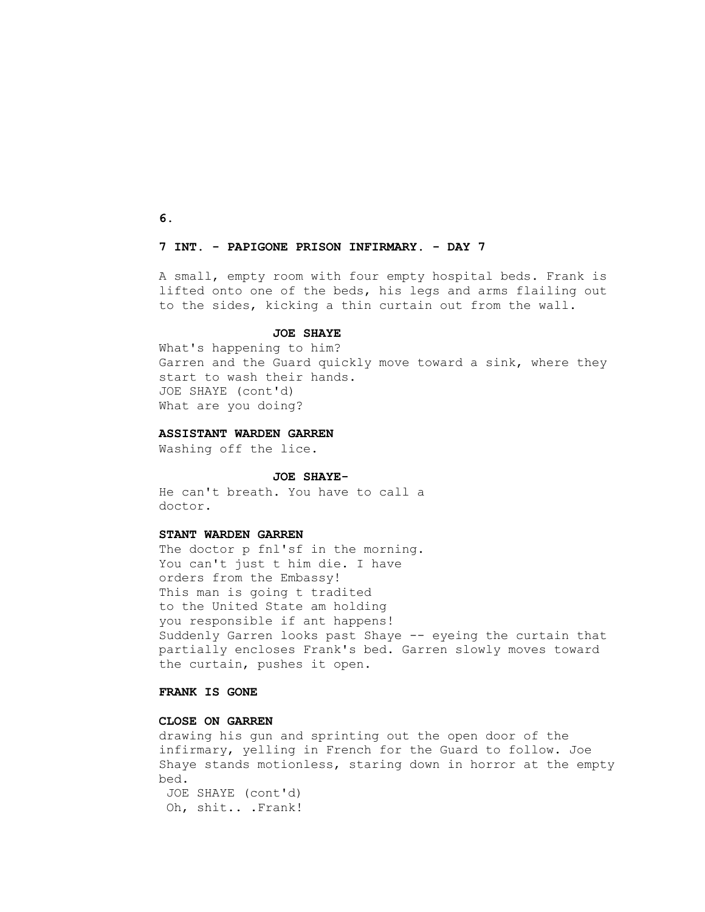**7 INT. - PAPIGONE PRISON INFIRMARY. - DAY 7**

A small, empty room with four empty hospital beds. Frank is lifted onto one of the beds, his legs and arms flailing out to the sides, kicking a thin curtain out from the wall.

**JOE SHAYE**

What's happening to him?
Garren and the Guard quickly move toward a sink, where they start to wash their hands.
JOE SHAYE (cont'd)
What are you doing?

**ASSISTANT WARDEN GARREN**

Washing off the lice.

**JOE SHAYE-**

He can't breath. You have to call a doctor.

**STANT WARDEN GARREN**

The doctor p fnl'sf in the morning.
You can't just t him die. I have orders from the Embassy!
This man is going t tradited to the United State am holding you responsible if ant happens!
Suddenly Garren looks past Shaye -- eyeing the curtain that partially encloses Frank's bed. Garren slowly moves toward the curtain, pushes it open.

**FRANK IS GONE**

**CLOSE ON GARREN**

drawing his gun and sprinting out the open door of the infirmary, yelling in French for the Guard to follow. Joe Shaye stands motionless, staring down in horror at the empty bed.
JOE SHAYE (cont'd)
Oh, shit.. .Frank!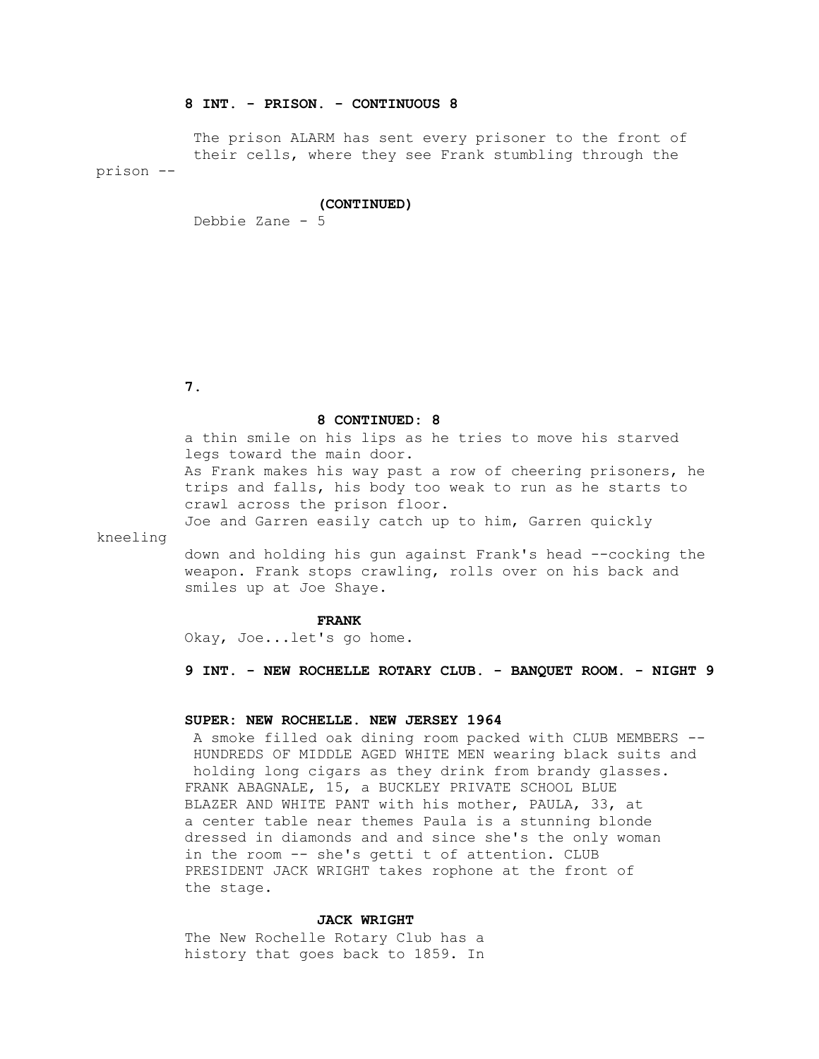**8 INT. - PRISON. - CONTINUOUS 8**

The prison ALARM has sent every prisoner to the front of their cells, where they see Frank stumbling through the prison --

**(CONTINUED)**

Debbie Zane - 5

**8 CONTINUED: 8**

a thin smile on his lips as he tries to move his starved legs toward the main door.

As Frank makes his way past a row of cheering prisoners, he trips and falls, his body too weak to run as he starts to crawl across the prison floor.

Joe and Garren easily catch up to him, Garren quickly kneeling down and holding his gun against Frank's head --cocking the weapon. Frank stops crawling, rolls over on his back and smiles up at Joe Shaye.

**FRANK**

Okay, Joe...let's go home.

**9 INT. - NEW ROCHELLE ROTARY CLUB. - BANQUET ROOM. - NIGHT 9**

**SUPER: NEW ROCHELLE. NEW JERSEY 1964**

A smoke filled oak dining room packed with CLUB MEMBERS -- HUNDREDS OF MIDDLE AGED WHITE MEN wearing black suits and holding long cigars as they drink from brandy glasses.

FRANK ABAGNALE, 15, a BUCKLEY PRIVATE SCHOOL BLUE BLAZER AND WHITE PANT with his mother, PAULA, 33, at a center table near themes Paula is a stunning blonde dressed in diamonds and and since she's the only woman in the room -- she's getti t of attention. CLUB PRESIDENT JACK WRIGHT takes rophone at the front of the stage.

**JACK WRIGHT**

The New Rochelle Rotary Club has a history that goes back to 1859. In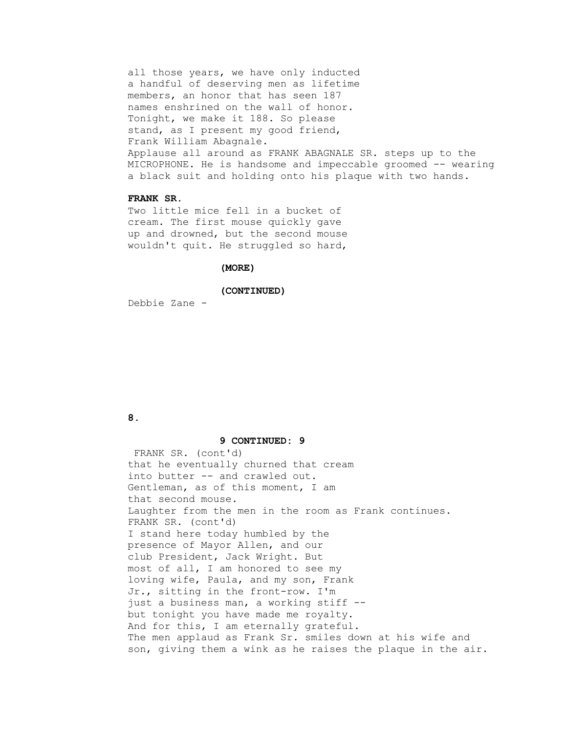all those years, we have only inducted a handful of deserving men as lifetime members, an honor that has seen 187 names enshrined on the wall of honor. Tonight, we make it 188. So please stand, as I present my good friend, Frank William Abagnale.

Applause all around as FRANK ABAGNALE SR. steps up to the MICROPHONE. He is handsome and impeccable groomed -- wearing a black suit and holding onto his plaque with two hands.

**FRANK SR.**

Two little mice fell in a bucket of cream. The first mouse quickly gave up and drowned, but the second mouse wouldn't quit. He struggled so hard,

**(MORE)**

**(CONTINUED)**

Debbie Zane -

**9 CONTINUED: 9**

FRANK SR. (cont'd)

that he eventually churned that cream into butter -- and crawled out. Gentleman, as of this moment, I am that second mouse.

Laughter from the men in the room as Frank continues.

FRANK SR. (cont'd)

I stand here today humbled by the presence of Mayor Allen, and our club President, Jack Wright. But most of all, I am honored to see my loving wife, Paula, and my son, Frank Jr., sitting in the front-row. I'm just a business man, a working stiff -- but tonight you have made me royalty. And for this, I am eternally grateful.

The men applaud as Frank Sr. smiles down at his wife and son, giving them a wink as he raises the plaque in the air.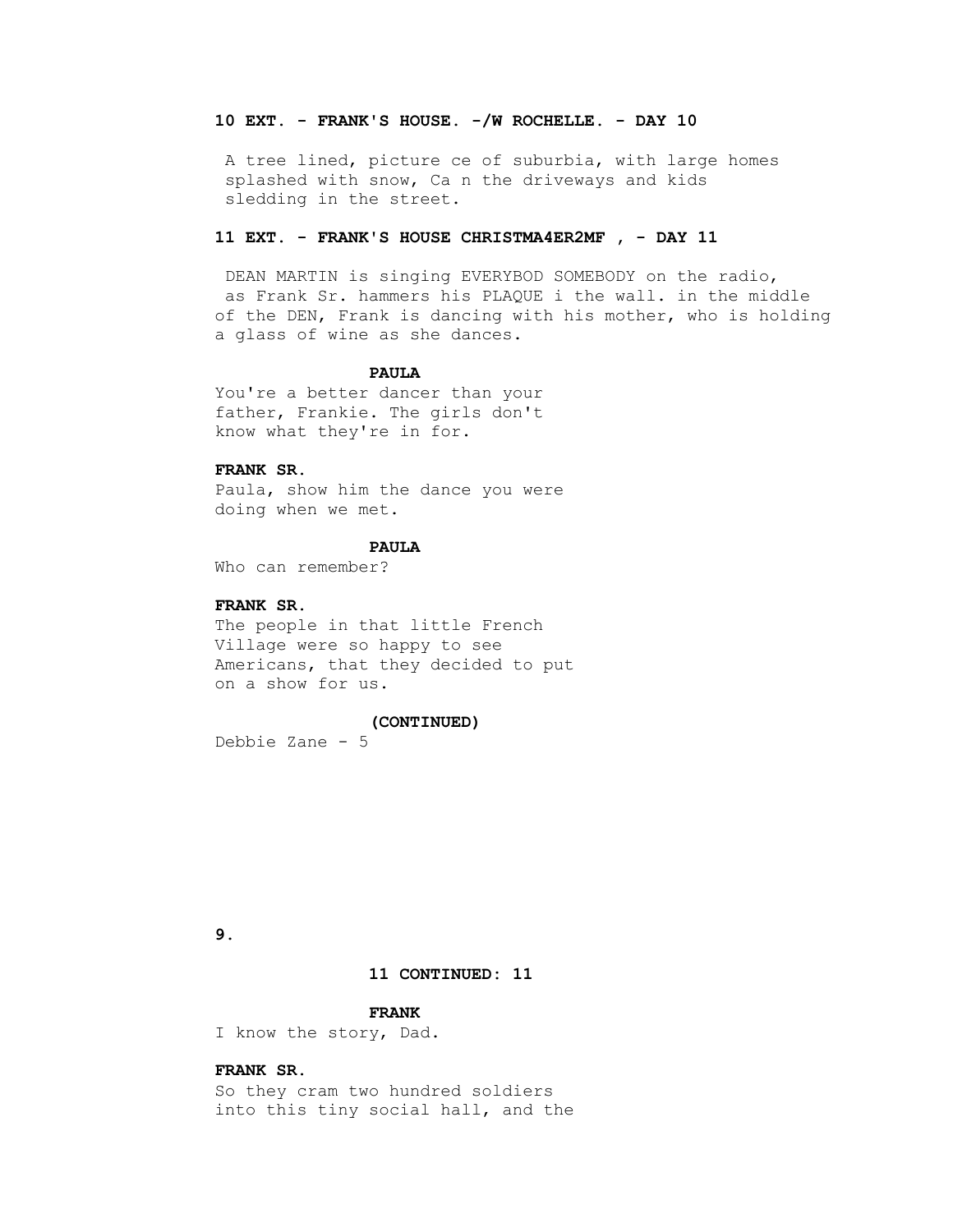**10 EXT. - FRANK'S HOUSE. -/W ROCHELLE. - DAY 10**

A tree lined, picture ce of suburbia, with large homes splashed with snow, Ca n the driveways and kids sledding in the street.

**11 EXT. - FRANK'S HOUSE CHRISTMA4ER2MF , - DAY 11**

DEAN MARTIN is singing EVERYBOD SOMEBODY on the radio, as Frank Sr. hammers his PLAQUE i the wall. in the middle of the DEN, Frank is dancing with his mother, who is holding a glass of wine as she dances.

**PAULA**
You're a better dancer than your father, Frankie. The girls don't know what they're in for.

**FRANK SR.**
Paula, show him the dance you were doing when we met.

**PAULA**
Who can remember?

**FRANK SR.**
The people in that little French Village were so happy to see Americans, that they decided to put on a show for us.

**(CONTINUED)**

Debbie Zane - 5

**11 CONTINUED: 11**

**FRANK**
I know the story, Dad.

**FRANK SR.**
So they cram two hundred soldiers into this tiny social hall, and the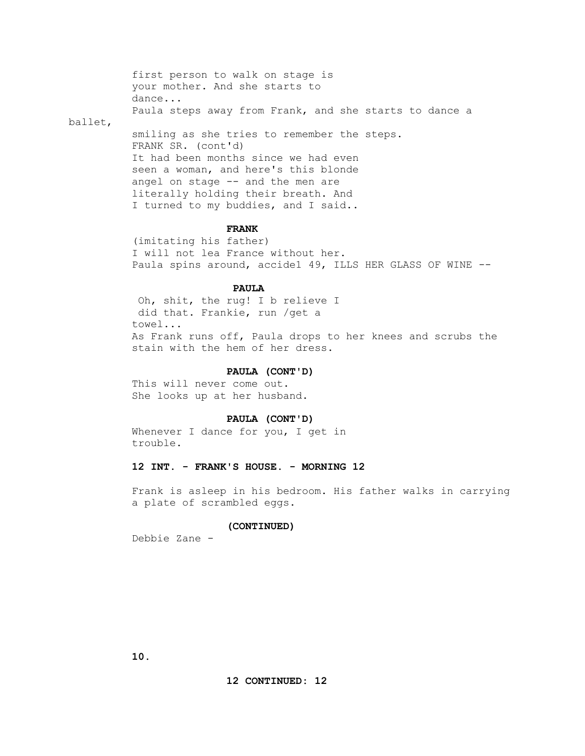first person to walk on stage is
your mother. And she starts to
dance...
Paula steps away from Frank, and she starts to dance a ballet,
smiling as she tries to remember the steps.
FRANK SR. (cont'd)
It had been months since we had even
seen a woman, and here's this blonde
angel on stage -- and the men are
literally holding their breath. And
I turned to my buddies, and I said..

**FRANK**

(imitating his father)
I will not lea France without her.
Paula spins around, accide1 49, ILLS HER GLASS OF WINE --

**PAULA**

Oh, shit, the rug! I b relieve I
did that. Frankie, run /get a
towel...
As Frank runs off, Paula drops to her knees and scrubs the
stain with the hem of her dress.

**PAULA (CONT'D)**

This will never come out.
She looks up at her husband.

**PAULA (CONT'D)**

Whenever I dance for you, I get in
trouble.

**12 INT. - FRANK'S HOUSE. - MORNING 12**

Frank is asleep in his bedroom. His father walks in carrying
a plate of scrambled eggs.

**(CONTINUED)**

Debbie Zane -

**12 CONTINUED: 12**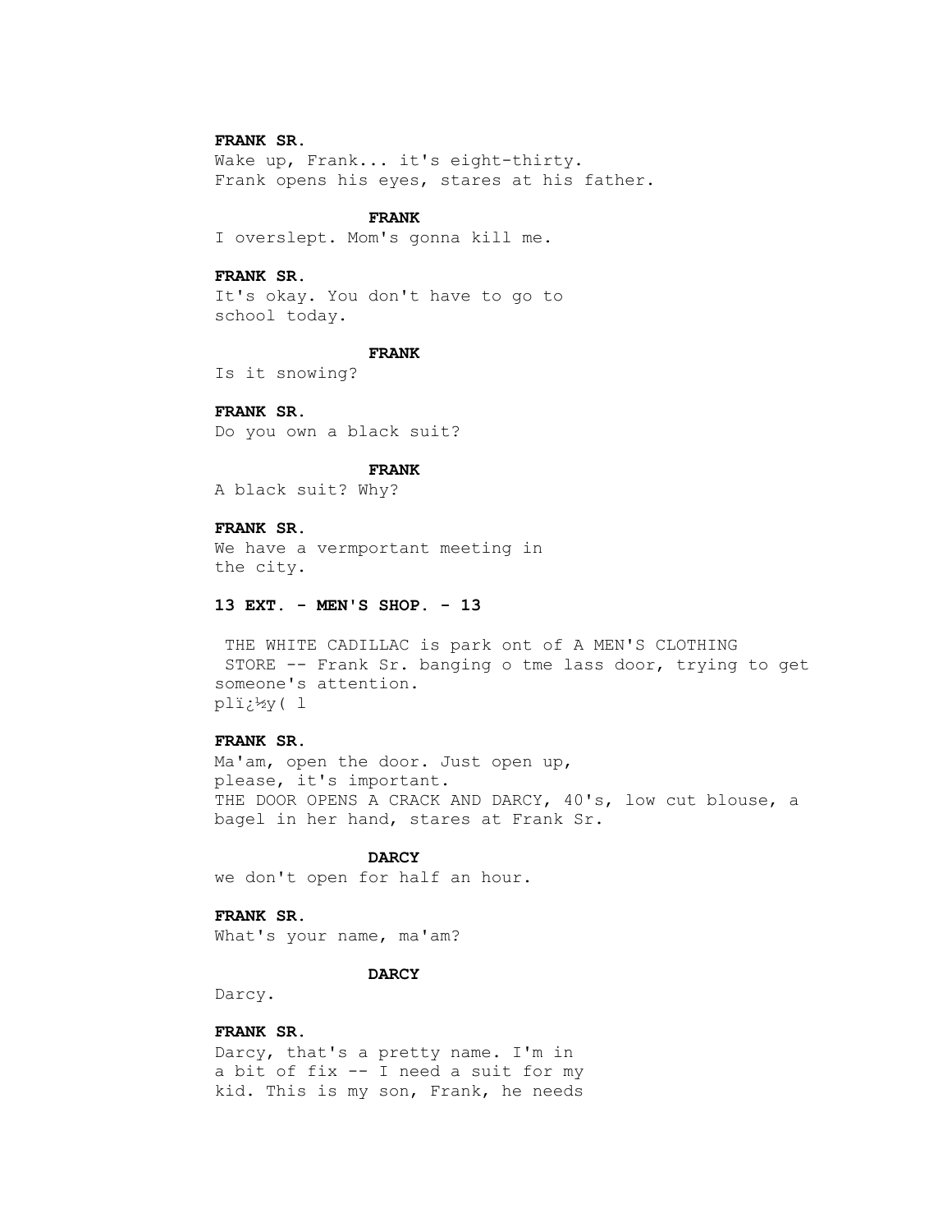**FRANK SR.**

Wake up, Frank... it's eight-thirty.
Frank opens his eyes, stares at his father.

**FRANK**

I overslept. Mom's gonna kill me.

**FRANK SR.**

It's okay. You don't have to go to
school today.

**FRANK**

Is it snowing?

**FRANK SR.**

Do you own a black suit?

**FRANK**

A black suit? Why?

**FRANK SR.**

We have a vermportant meeting in
the city.

**13 EXT. - MEN'S SHOP. - 13**

THE WHITE CADILLAC is park ont of A MEN'S CLOTHING
STORE -- Frank Sr. banging o tme lass door, trying to get
someone's attention.
plï¿½y( l

**FRANK SR.**

Ma'am, open the door. Just open up,
please, it's important.
THE DOOR OPENS A CRACK AND DARCY, 40's, low cut blouse, a
bagel in her hand, stares at Frank Sr.

**DARCY**

we don't open for half an hour.

**FRANK SR.**

What's your name, ma'am?

**DARCY**

Darcy.

**FRANK SR.**

Darcy, that's a pretty name. I'm in
a bit of fix -- I need a suit for my
kid. This is my son, Frank, he needs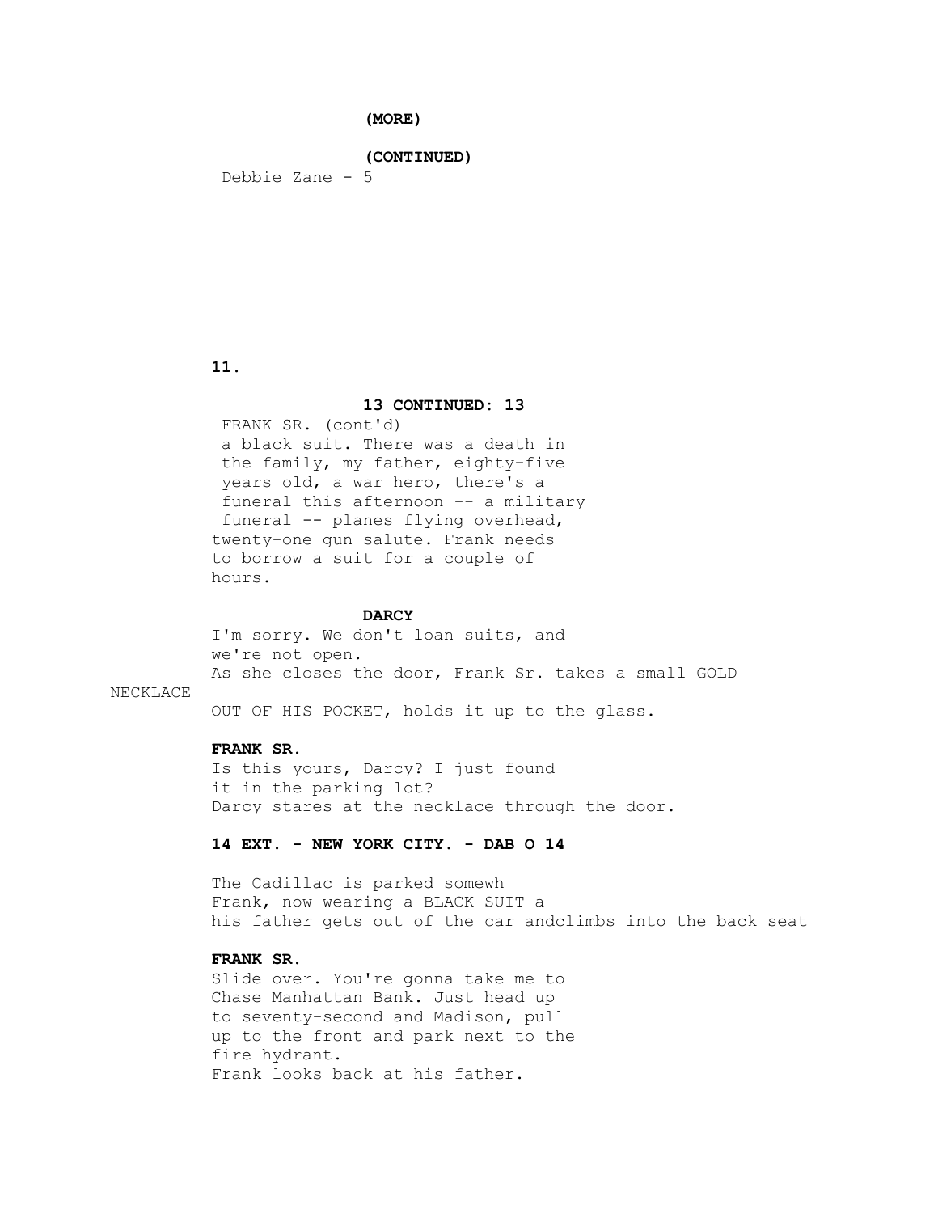**(MORE)**

**(CONTINUED)**

Debbie Zane - 5

**13 CONTINUED: 13**

FRANK SR. (cont'd)
a black suit. There was a death in the family, my father, eighty-five years old, a war hero, there's a funeral this afternoon -- a military funeral -- planes flying overhead, twenty-one gun salute. Frank needs to borrow a suit for a couple of hours.

**DARCY**
I'm sorry. We don't loan suits, and we're not open.

As she closes the door, Frank Sr. takes a small GOLD NECKLACE OUT OF HIS POCKET, holds it up to the glass.

**FRANK SR.**
Is this yours, Darcy? I just found it in the parking lot?

Darcy stares at the necklace through the door.

**14 EXT. - NEW YORK CITY. - DAB O 14**

The Cadillac is parked somewh
Frank, now wearing a BLACK SUIT a
his father gets out of the car andclimbs into the back seat

**FRANK SR.**
Slide over. You're gonna take me to Chase Manhattan Bank. Just head up to seventy-second and Madison, pull up to the front and park next to the fire hydrant.

Frank looks back at his father.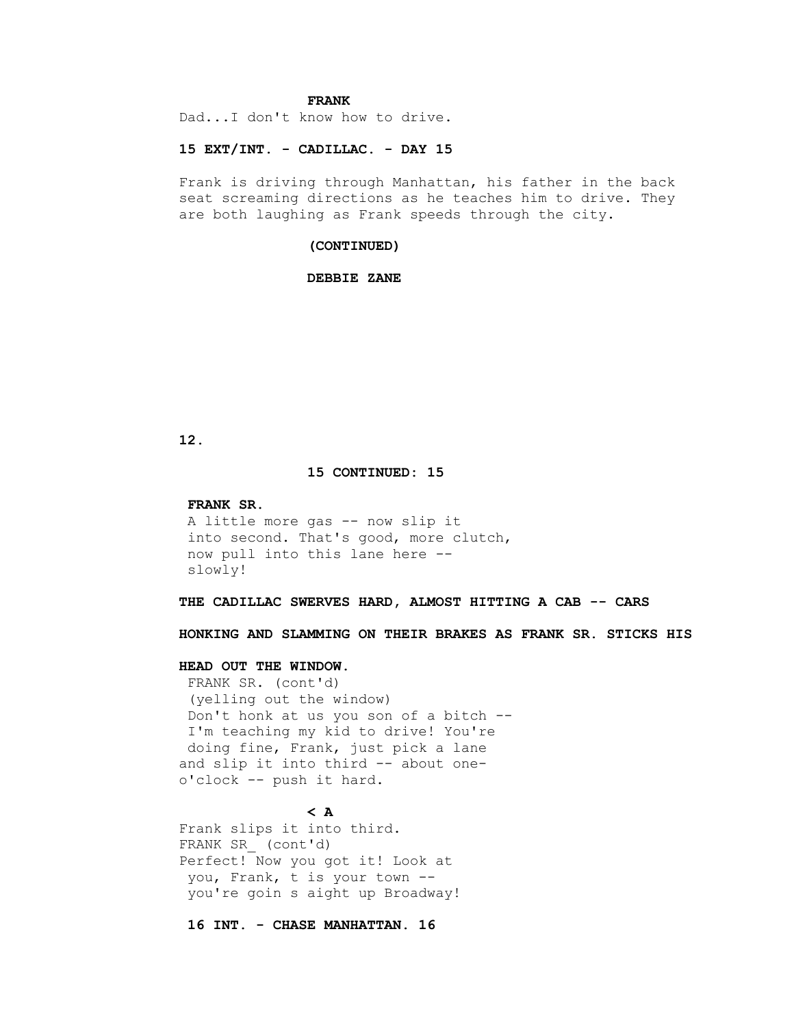**FRANK**

Dad...I don't know how to drive.

**15 EXT/INT. - CADILLAC. - DAY 15**

Frank is driving through Manhattan, his father in the back seat screaming directions as he teaches him to drive. They are both laughing as Frank speeds through the city.

**(CONTINUED)**

**DEBBIE ZANE**

**15 CONTINUED: 15**

**FRANK SR.**

A little more gas -- now slip it into second. That's good, more clutch, now pull into this lane here -- slowly!

**THE CADILLAC SWERVES HARD, ALMOST HITTING A CAB -- CARS**

**HONKING AND SLAMMING ON THEIR BRAKES AS FRANK SR. STICKS HIS**

**HEAD OUT THE WINDOW.**

FRANK SR. (cont'd)
(yelling out the window)
Don't honk at us you son of a bitch -- I'm teaching my kid to drive! You're doing fine, Frank, just pick a lane and slip it into third -- about one-o'clock -- push it hard.

**< A**

Frank slips it into third.

FRANK SR_ (cont'd)
Perfect! Now you got it! Look at you, Frank, t is your town -- you're goin s aight up Broadway!

**16 INT. - CHASE MANHATTAN. 16**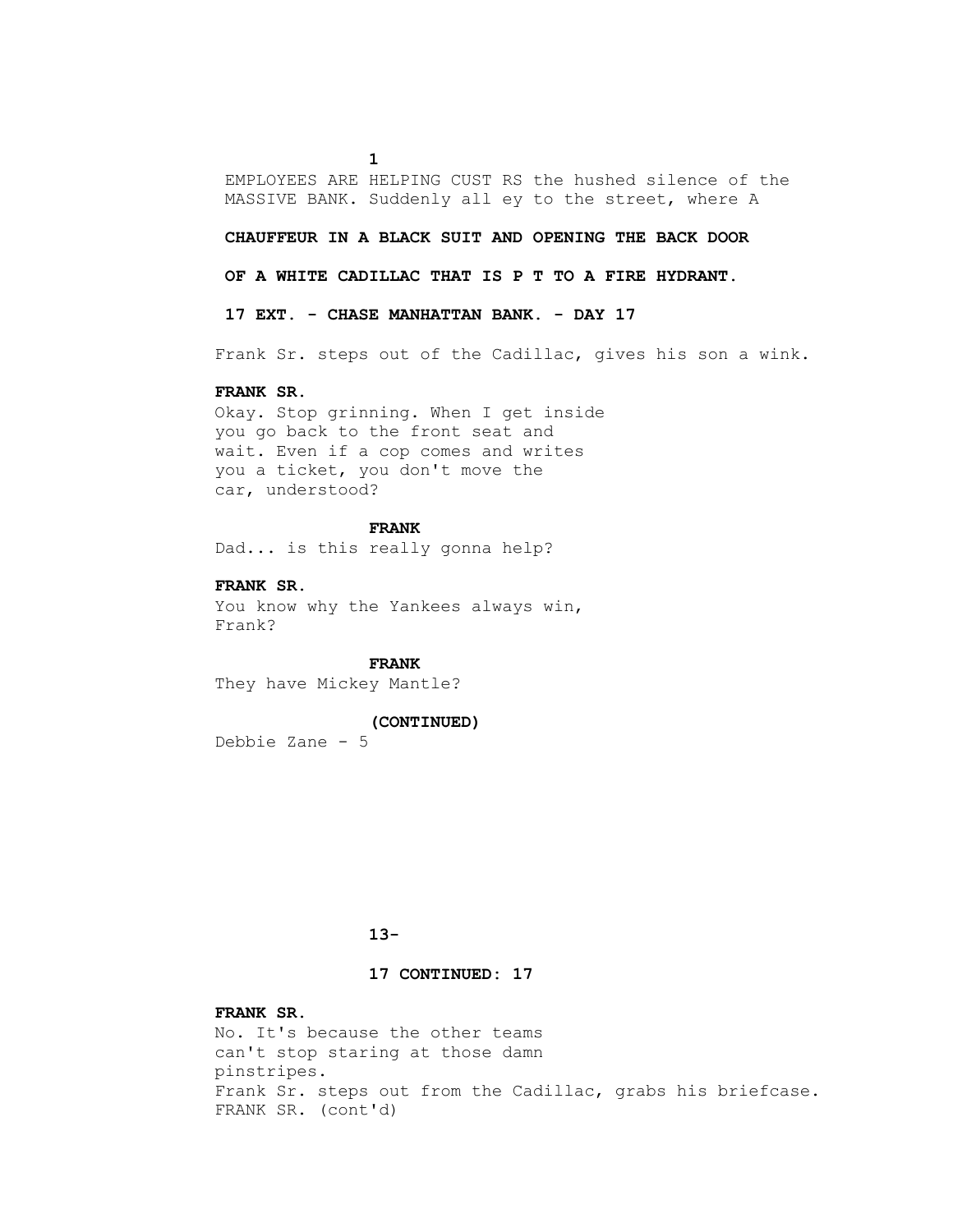EMPLOYEES ARE HELPING CUST RS the hushed silence of the MASSIVE BANK. Suddenly all ey to the street, where A

**CHAUFFEUR IN A BLACK SUIT AND OPENING THE BACK DOOR**

**OF A WHITE CADILLAC THAT IS P T TO A FIRE HYDRANT.**

**17 EXT. - CHASE MANHATTAN BANK. - DAY 17**

Frank Sr. steps out of the Cadillac, gives his son a wink.

**FRANK SR.**
Okay. Stop grinning. When I get inside you go back to the front seat and wait. Even if a cop comes and writes you a ticket, you don't move the car, understood?

**FRANK**
Dad... is this really gonna help?

**FRANK SR.**
You know why the Yankees always win, Frank?

**FRANK**
They have Mickey Mantle?

**(CONTINUED)**

Debbie Zane - 5

**17 CONTINUED: 17**

**FRANK SR.**
No. It's because the other teams can't stop staring at those damn pinstripes.

Frank Sr. steps out from the Cadillac, grabs his briefcase.

FRANK SR. (cont'd)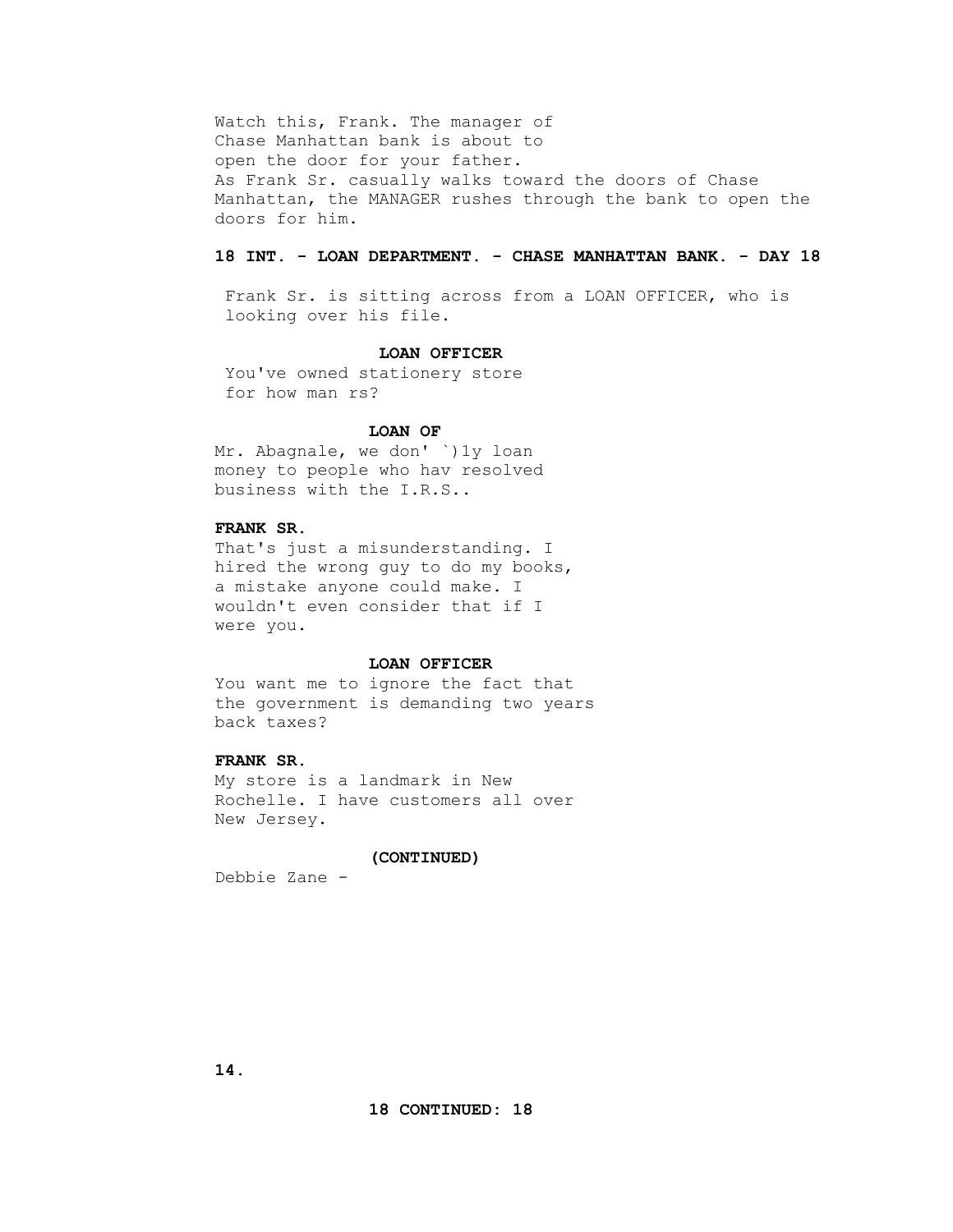Watch this, Frank. The manager of
Chase Manhattan bank is about to
open the door for your father.
As Frank Sr. casually walks toward the doors of Chase
Manhattan, the MANAGER rushes through the bank to open the
doors for him.

**18 INT. - LOAN DEPARTMENT. - CHASE MANHATTAN BANK. - DAY 18**

Frank Sr. is sitting across from a LOAN OFFICER, who is
looking over his file.

**LOAN OFFICER**

You've owned stationery store
for how man rs?

**LOAN OF**

Mr. Abagnale, we don' `)1y loan
money to people who hav resolved
business with the I.R.S..

**FRANK SR.**

That's just a misunderstanding. I
hired the wrong guy to do my books,
a mistake anyone could make. I
wouldn't even consider that if I
were you.

**LOAN OFFICER**

You want me to ignore the fact that
the government is demanding two years
back taxes?

**FRANK SR.**

My store is a landmark in New
Rochelle. I have customers all over
New Jersey.

**(CONTINUED)**

Debbie Zane -

**18 CONTINUED: 18**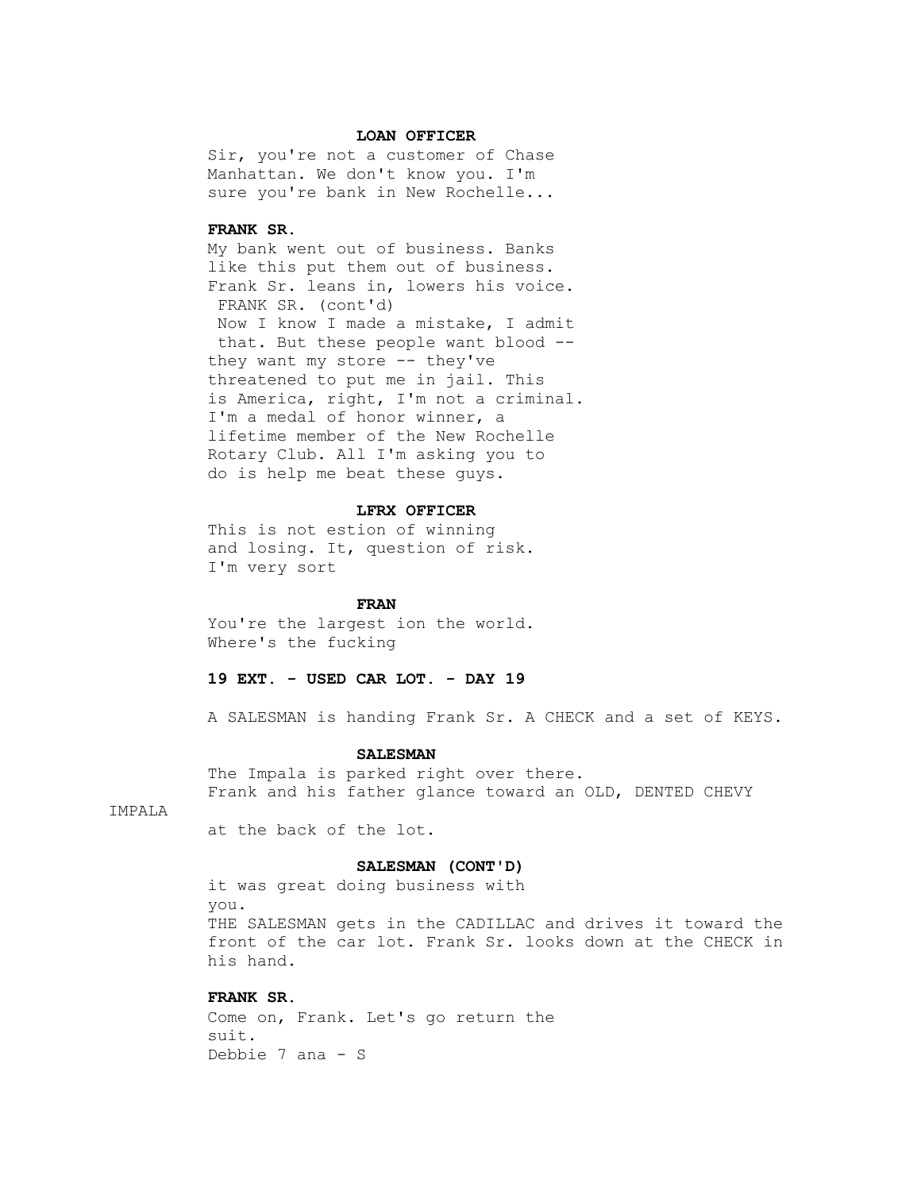**LOAN OFFICER**

Sir, you're not a customer of Chase Manhattan. We don't know you. I'm sure you're bank in New Rochelle...

**FRANK SR.**

My bank went out of business. Banks like this put them out of business.
Frank Sr. leans in, lowers his voice.
FRANK SR. (cont'd)
Now I know I made a mistake, I admit that. But these people want blood -- they want my store -- they've threatened to put me in jail. This is America, right, I'm not a criminal. I'm a medal of honor winner, a lifetime member of the New Rochelle Rotary Club. All I'm asking you to do is help me beat these guys.

**LFRX OFFICER**

This is not estion of winning and losing. It, question of risk. I'm very sort

**FRAN**

You're the largest ion the world. Where's the fucking

**19 EXT. - USED CAR LOT. - DAY 19**

A SALESMAN is handing Frank Sr. A CHECK and a set of KEYS.

**SALESMAN**

The Impala is parked right over there.
Frank and his father glance toward an OLD, DENTED CHEVY IMPALA at the back of the lot.

**SALESMAN (CONT'D)**

it was great doing business with you.
THE SALESMAN gets in the CADILLAC and drives it toward the front of the car lot. Frank Sr. looks down at the CHECK in his hand.

**FRANK SR.**

Come on, Frank. Let's go return the suit.
Debbie 7 ana - S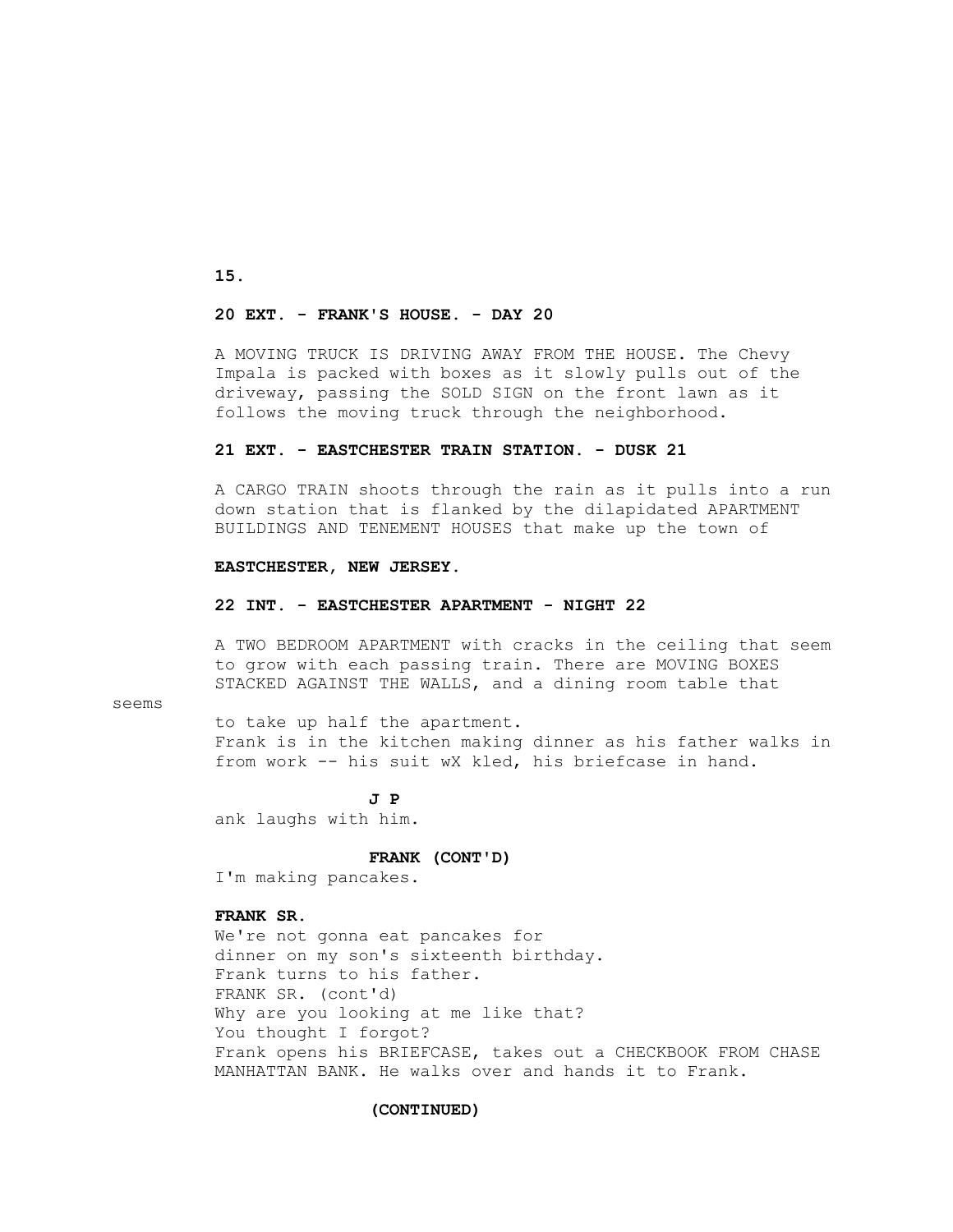**20 EXT. - FRANK'S HOUSE. - DAY 20**

A MOVING TRUCK IS DRIVING AWAY FROM THE HOUSE. The Chevy Impala is packed with boxes as it slowly pulls out of the driveway, passing the SOLD SIGN on the front lawn as it follows the moving truck through the neighborhood.

**21 EXT. - EASTCHESTER TRAIN STATION. - DUSK 21**

A CARGO TRAIN shoots through the rain as it pulls into a run down station that is flanked by the dilapidated APARTMENT BUILDINGS AND TENEMENT HOUSES that make up the town of

**EASTCHESTER, NEW JERSEY.**

**22 INT. - EASTCHESTER APARTMENT - NIGHT 22**

A TWO BEDROOM APARTMENT with cracks in the ceiling that seem to grow with each passing train. There are MOVING BOXES STACKED AGAINST THE WALLS, and a dining room table that seems

to take up half the apartment.
Frank is in the kitchen making dinner as his father walks in from work -- his suit wX kled, his briefcase in hand.

**J P**

ank laughs with him.

**FRANK (CONT'D)**

I'm making pancakes.

**FRANK SR.**

We're not gonna eat pancakes for
dinner on my son's sixteenth birthday.
Frank turns to his father.
FRANK SR. (cont'd)
Why are you looking at me like that?
You thought I forgot?
Frank opens his BRIEFCASE, takes out a CHECKBOOK FROM CHASE MANHATTAN BANK. He walks over and hands it to Frank.

**(CONTINUED)**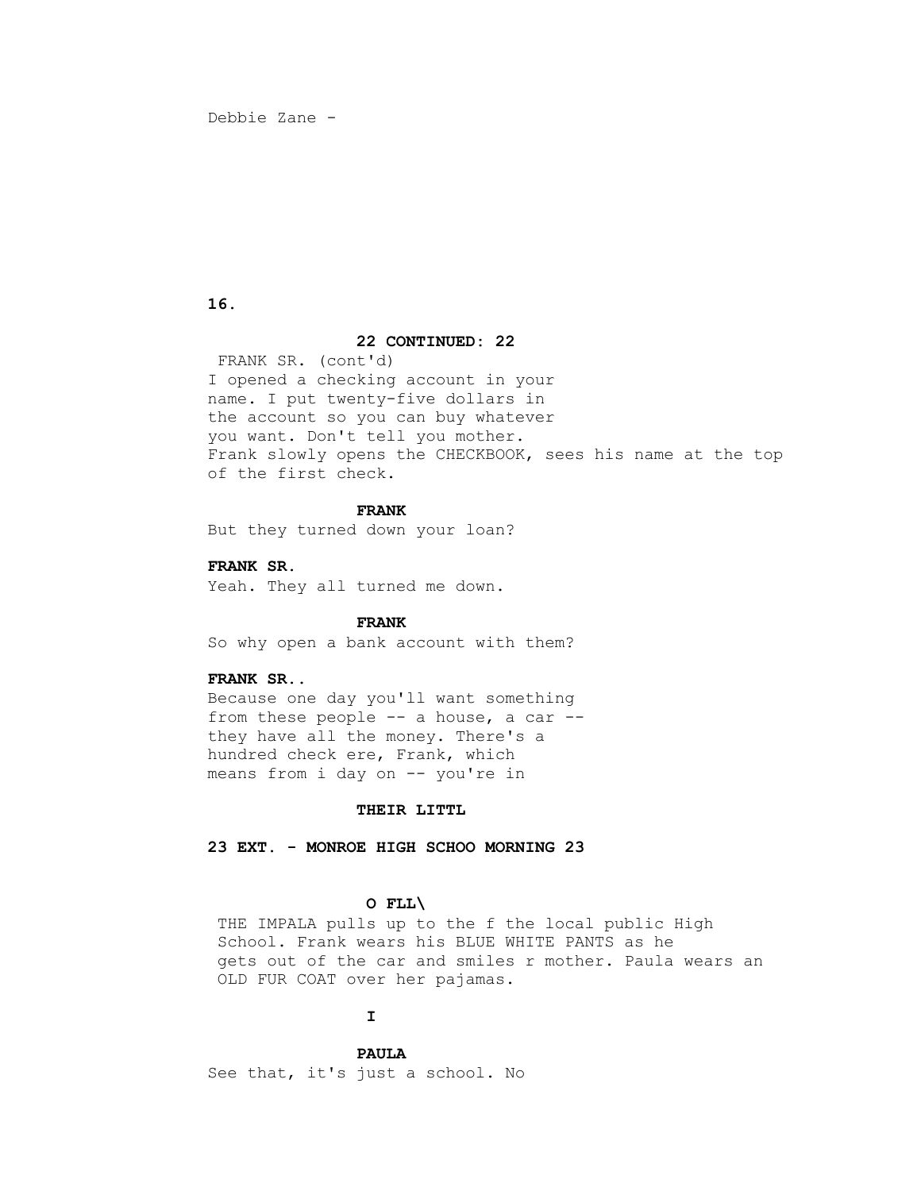Debbie Zane -

**22 CONTINUED: 22**

FRANK SR. (cont'd)
I opened a checking account in your
name. I put twenty-five dollars in
the account so you can buy whatever
you want. Don't tell you mother.
Frank slowly opens the CHECKBOOK, sees his name at the top
of the first check.

**FRANK**
But they turned down your loan?

**FRANK SR.**
Yeah. They all turned me down.

**FRANK**
So why open a bank account with them?

**FRANK SR..**
Because one day you'll want something
from these people -- a house, a car --
they have all the money. There's a
hundred check ere, Frank, which
means from i day on -- you're in

**THEIR LITTL**

**23 EXT. - MONROE HIGH SCHOO MORNING 23**

**O FLL\**

THE IMPALA pulls up to the f the local public High
School. Frank wears his BLUE WHITE PANTS as he
gets out of the car and smiles r mother. Paula wears an
OLD FUR COAT over her pajamas.

**I**

**PAULA**
See that, it's just a school. No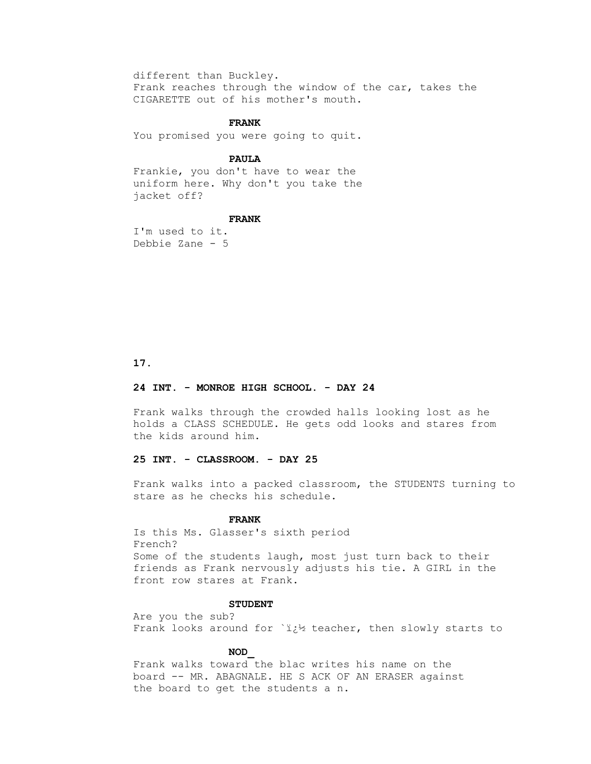different than Buckley.
Frank reaches through the window of the car, takes the CIGARETTE out of his mother's mouth.

**FRANK**
You promised you were going to quit.

**PAULA**
Frankie, you don't have to wear the uniform here. Why don't you take the jacket off?

**FRANK**
I'm used to it.
Debbie Zane - 5

**24 INT. - MONROE HIGH SCHOOL. - DAY 24**

Frank walks through the crowded halls looking lost as he holds a CLASS SCHEDULE. He gets odd looks and stares from the kids around him.

**25 INT. - CLASSROOM. - DAY 25**

Frank walks into a packed classroom, the STUDENTS turning to stare as he checks his schedule.

**FRANK**
Is this Ms. Glasser's sixth period French?
Some of the students laugh, most just turn back to their friends as Frank nervously adjusts his tie. A GIRL in the front row stares at Frank.

**STUDENT**
Are you the sub?
Frank looks around for `ï¿½ teacher, then slowly starts to

**NOD_**
Frank walks toward the blac writes his name on the board -- MR. ABAGNALE. HE S ACK OF AN ERASER against the board to get the students a n.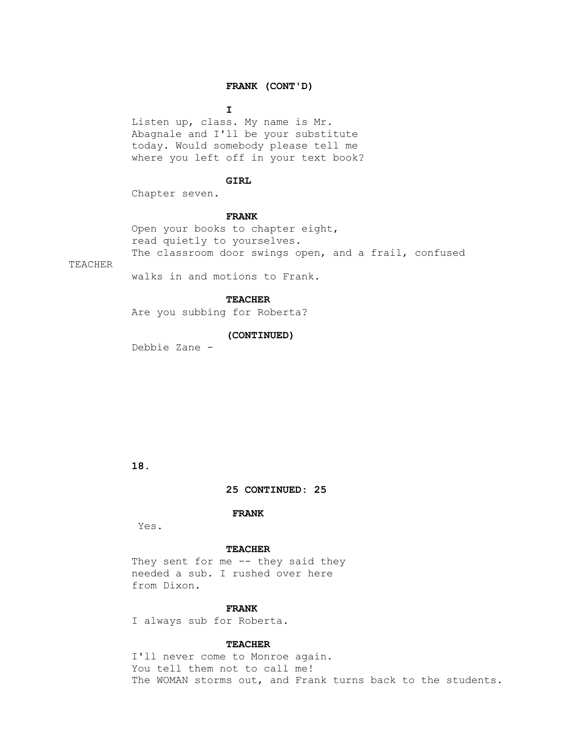**FRANK (CONT'D)**

**I**

Listen up, class. My name is Mr. Abagnale and I'll be your substitute today. Would somebody please tell me where you left off in your text book?

**GIRL**

Chapter seven.

**FRANK**

Open your books to chapter eight, read quietly to yourselves.

The classroom door swings open, and a frail, confused TEACHER walks in and motions to Frank.

**TEACHER**

Are you subbing for Roberta?

**(CONTINUED)**

Debbie Zane -

**25 CONTINUED: 25**

**FRANK**

Yes.

**TEACHER**

They sent for me -- they said they needed a sub. I rushed over here from Dixon.

**FRANK**

I always sub for Roberta.

**TEACHER**

I'll never come to Monroe again. You tell them not to call me!

The WOMAN storms out, and Frank turns back to the students.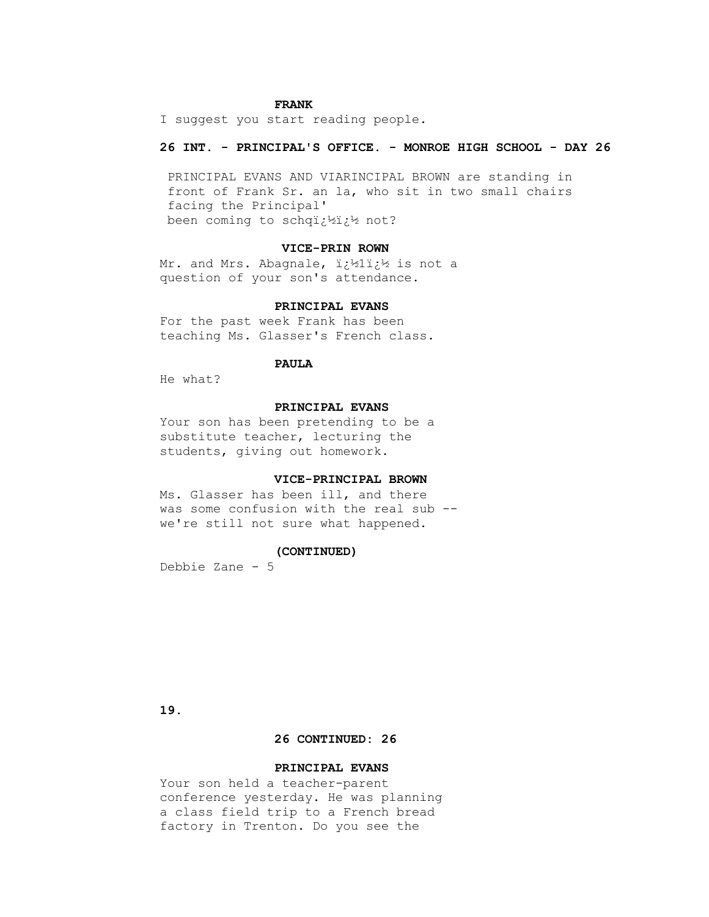**FRANK**

I suggest you start reading people.

**26 INT. - PRINCIPAL'S OFFICE. - MONROE HIGH SCHOOL - DAY 26**

PRINCIPAL EVANS AND VIARINCIPAL BROWN are standing in front of Frank Sr. an la, who sit in two small chairs facing the Principal'
been coming to schqï¿½ï¿½ not?

**VICE-PRIN ROWN**

Mr. and Mrs. Abagnale, ï¿½1ï¿½ is not a question of your son's attendance.

**PRINCIPAL EVANS**

For the past week Frank has been teaching Ms. Glasser's French class.

**PAULA**

He what?

**PRINCIPAL EVANS**

Your son has been pretending to be a substitute teacher, lecturing the students, giving out homework.

**VICE-PRINCIPAL BROWN**

Ms. Glasser has been ill, and there was some confusion with the real sub -- we're still not sure what happened.

**(CONTINUED)**

Debbie Zane - 5

**26 CONTINUED: 26**

**PRINCIPAL EVANS**

Your son held a teacher-parent conference yesterday. He was planning a class field trip to a French bread factory in Trenton. Do you see the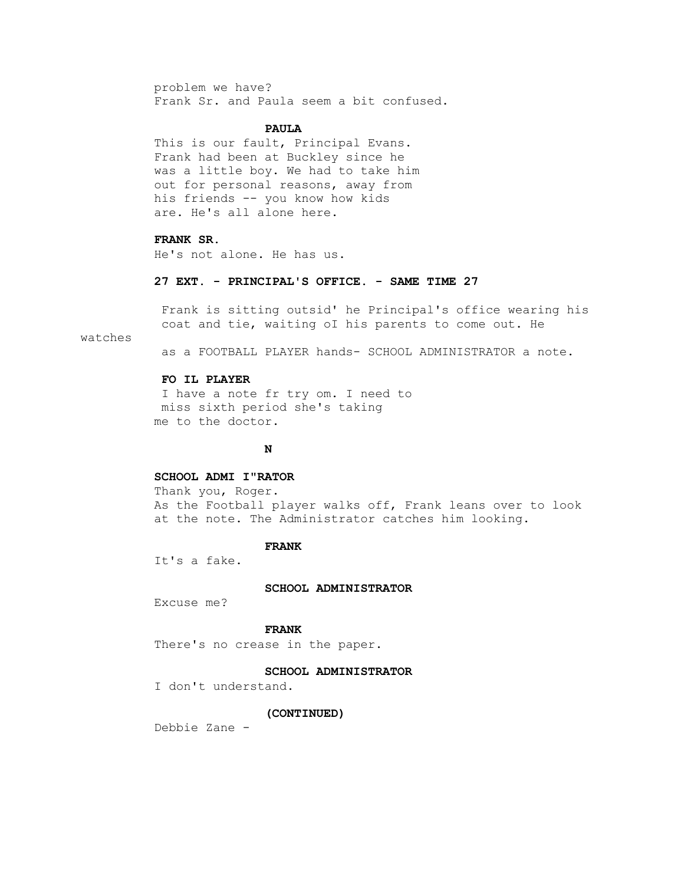problem we have?
Frank Sr. and Paula seem a bit confused.

**PAULA**
This is our fault, Principal Evans. Frank had been at Buckley since he was a little boy. We had to take him out for personal reasons, away from his friends -- you know how kids are. He's all alone here.

**FRANK SR.**
He's not alone. He has us.

**27 EXT. - PRINCIPAL'S OFFICE. - SAME TIME 27**

Frank is sitting outsid' he Principal's office wearing his coat and tie, waiting oI his parents to come out. He watches as a FOOTBALL PLAYER hands- SCHOOL ADMINISTRATOR a note.

**FO IL PLAYER**
I have a note fr try om. I need to miss sixth period she's taking me to the doctor.

**N**

**SCHOOL ADMI I"RATOR**
Thank you, Roger.
As the Football player walks off, Frank leans over to look at the note. The Administrator catches him looking.

**FRANK**
It's a fake.

**SCHOOL ADMINISTRATOR**
Excuse me?

**FRANK**
There's no crease in the paper.

**SCHOOL ADMINISTRATOR**
I don't understand.

**(CONTINUED)**

Debbie Zane -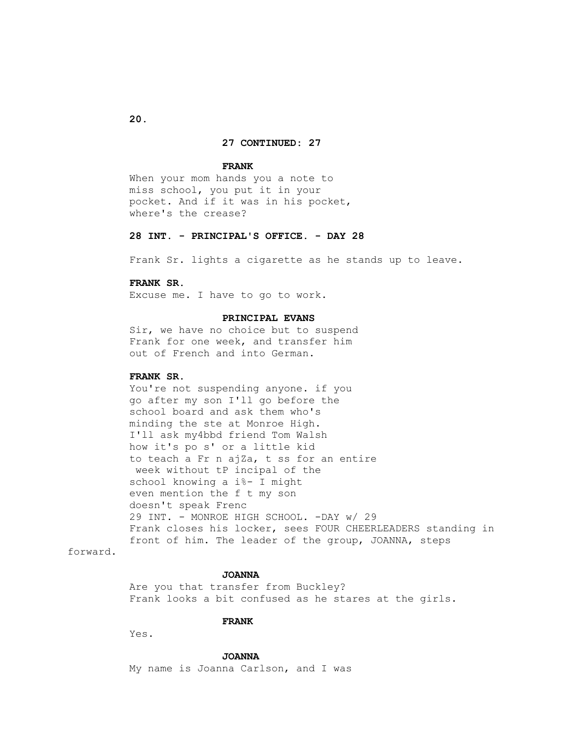**27 CONTINUED: 27**

**FRANK**

When your mom hands you a note to miss school, you put it in your pocket. And if it was in his pocket, where's the crease?

**28 INT. - PRINCIPAL'S OFFICE. - DAY 28**

Frank Sr. lights a cigarette as he stands up to leave.

**FRANK SR.**

Excuse me. I have to go to work.

**PRINCIPAL EVANS**

Sir, we have no choice but to suspend Frank for one week, and transfer him out of French and into German.

**FRANK SR.**

You're not suspending anyone. if you go after my son I'll go before the school board and ask them who's minding the ste at Monroe High. I'll ask my4bbd friend Tom Walsh how it's po s' or a little kid to teach a Fr n ajZa, t ss for an entire week without tP incipal of the school knowing a i%- I might even mention the f t my son doesn't speak Frenc

29 INT. - MONROE HIGH SCHOOL. -DAY w/ 29

Frank closes his locker, sees FOUR CHEERLEADERS standing in front of him. The leader of the group, JOANNA, steps forward.

**JOANNA**

Are you that transfer from Buckley?

Frank looks a bit confused as he stares at the girls.

**FRANK**

Yes.

**JOANNA**

My name is Joanna Carlson, and I was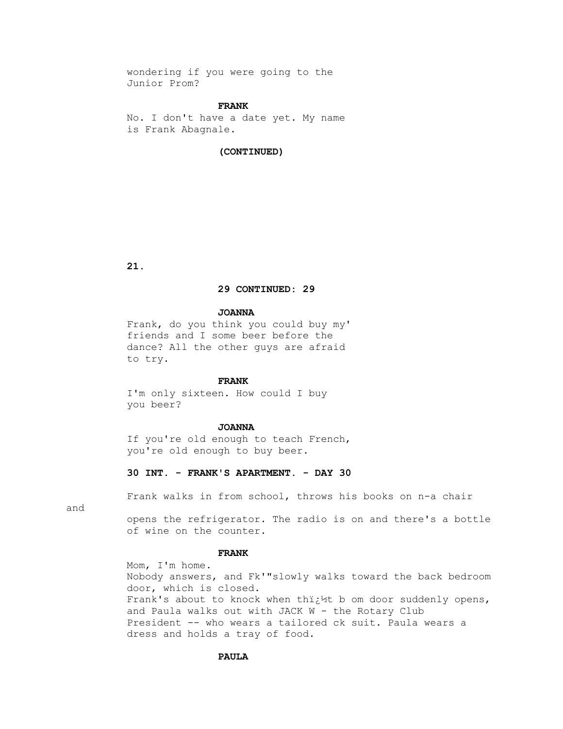wondering if you were going to the
Junior Prom?

**FRANK**

No. I don't have a date yet. My name
is Frank Abagnale.

**(CONTINUED)**

**29 CONTINUED: 29**

**JOANNA**

Frank, do you think you could buy my'
friends and I some beer before the
dance? All the other guys are afraid
to try.

**FRANK**

I'm only sixteen. How could I buy
you beer?

**JOANNA**

If you're old enough to teach French,
you're old enough to buy beer.

**30 INT. - FRANK'S APARTMENT. - DAY 30**

Frank walks in from school, throws his books on n-a chair and
opens the refrigerator. The radio is on and there's a bottle
of wine on the counter.

**FRANK**

Mom, I'm home.
Nobody answers, and Fk'"slowly walks toward the back bedroom
door, which is closed.
Frank's about to knock when thï¿½t b om door suddenly opens,
and Paula walks out with JACK W - the Rotary Club
President -- who wears a tailored ck suit. Paula wears a
dress and holds a tray of food.

**PAULA**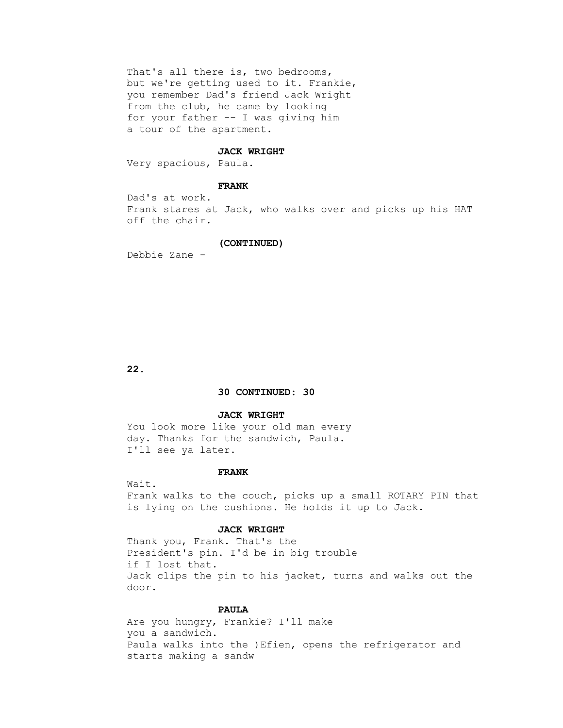That's all there is, two bedrooms, but we're getting used to it. Frankie, you remember Dad's friend Jack Wright from the club, he came by looking for your father -- I was giving him a tour of the apartment.

**JACK WRIGHT**

Very spacious, Paula.

**FRANK**

Dad's at work.

Frank stares at Jack, who walks over and picks up his HAT off the chair.

**(CONTINUED)**

Debbie Zane -

**30 CONTINUED: 30**

**JACK WRIGHT**

You look more like your old man every day. Thanks for the sandwich, Paula. I'll see ya later.

**FRANK**

Wait.

Frank walks to the couch, picks up a small ROTARY PIN that is lying on the cushions. He holds it up to Jack.

**JACK WRIGHT**

Thank you, Frank. That's the President's pin. I'd be in big trouble if I lost that.

Jack clips the pin to his jacket, turns and walks out the door.

**PAULA**

Are you hungry, Frankie? I'll make you a sandwich.

Paula walks into the )Efien, opens the refrigerator and starts making a sandw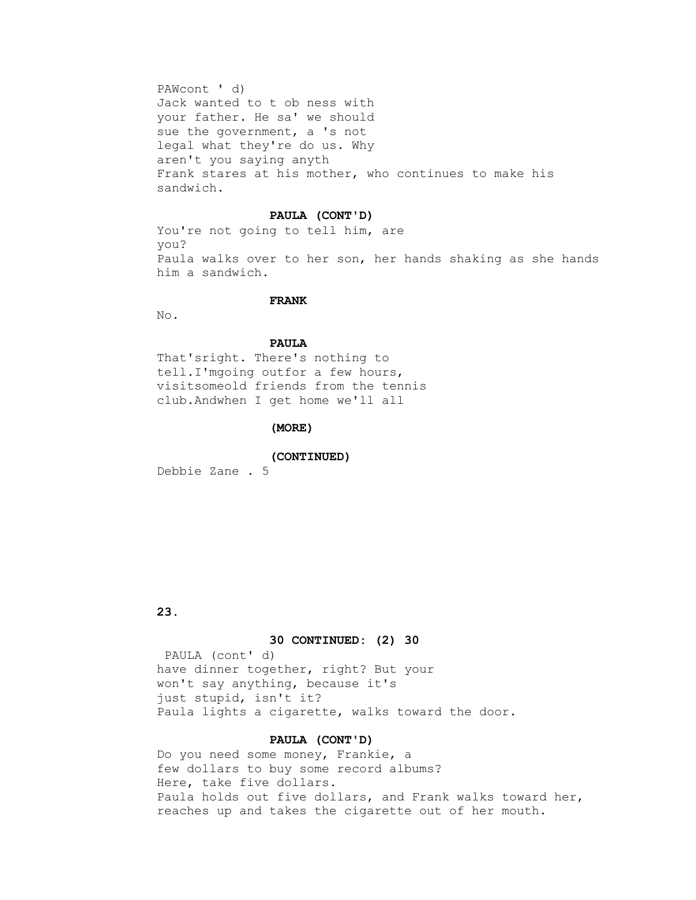PAWcont ' d)
Jack wanted to t ob ness with
your father. He sa' we should
sue the government, a 's not
legal what they're do us. Why
aren't you saying anyth
Frank stares at his mother, who continues to make his sandwich.

**PAULA (CONT'D)**
You're not going to tell him, are
you?
Paula walks over to her son, her hands shaking as she hands him a sandwich.

**FRANK**
No.

**PAULA**
That'sright. There's nothing to
tell.I'mgoing outfor a few hours,
visitsomeold friends from the tennis
club.Andwhen I get home we'll all

**(MORE)**

**(CONTINUED)**

Debbie Zane . 5

**30 CONTINUED: (2) 30**

PAULA (cont' d)
have dinner together, right? But your
won't say anything, because it's
just stupid, isn't it?
Paula lights a cigarette, walks toward the door.

**PAULA (CONT'D)**
Do you need some money, Frankie, a
few dollars to buy some record albums?
Here, take five dollars.
Paula holds out five dollars, and Frank walks toward her, reaches up and takes the cigarette out of her mouth.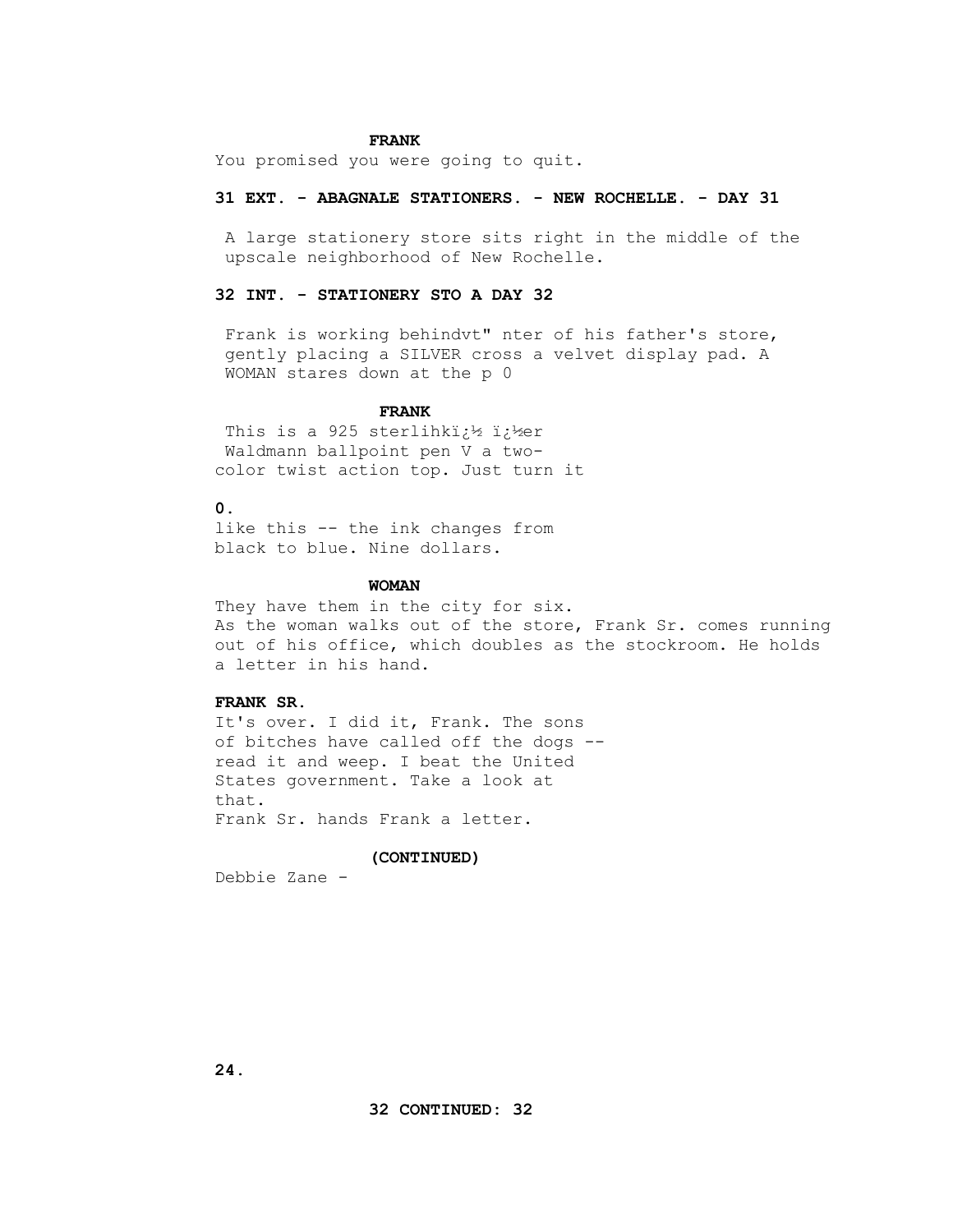**FRANK**

You promised you were going to quit.

**31 EXT. - ABAGNALE STATIONERS. - NEW ROCHELLE. - DAY 31**

A large stationery store sits right in the middle of the upscale neighborhood of New Rochelle.

**32 INT. - STATIONERY STO A DAY 32**

Frank is working behindvt" nter of his father's store, gently placing a SILVER cross a velvet display pad. A WOMAN stares down at the p 0

**FRANK**

This is a 925 sterlihkï¿½ ï¿½er Waldmann ballpoint pen V a two-color twist action top. Just turn it

**0.**

like this -- the ink changes from black to blue. Nine dollars.

**WOMAN**

They have them in the city for six.

As the woman walks out of the store, Frank Sr. comes running out of his office, which doubles as the stockroom. He holds a letter in his hand.

**FRANK SR.**

It's over. I did it, Frank. The sons of bitches have called off the dogs -- read it and weep. I beat the United States government. Take a look at that.

Frank Sr. hands Frank a letter.

**(CONTINUED)**

Debbie Zane -

**32 CONTINUED: 32**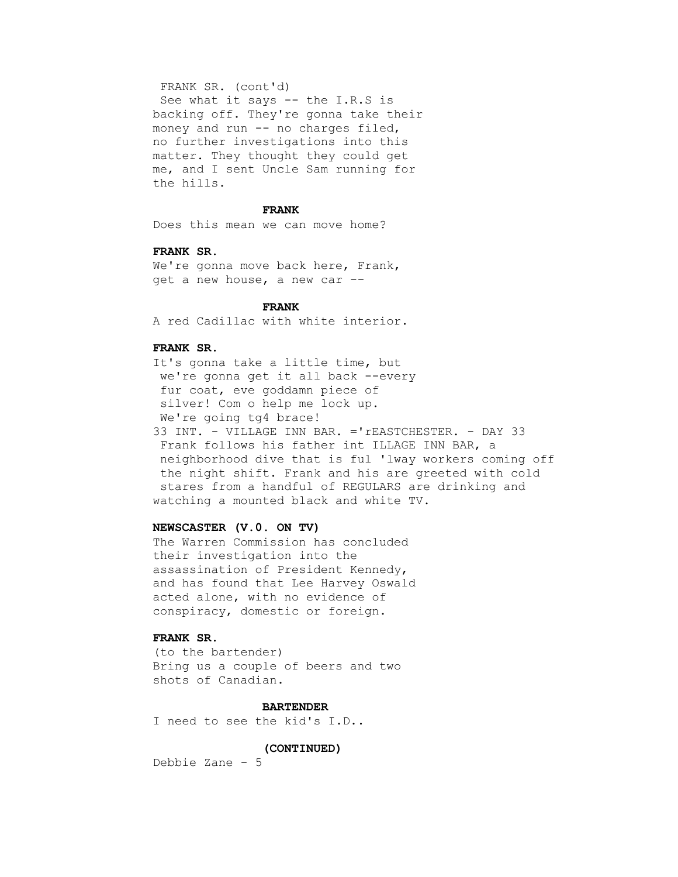FRANK SR. (cont'd)
See what it says -- the I.R.S is backing off. They're gonna take their money and run -- no charges filed, no further investigations into this matter. They thought they could get me, and I sent Uncle Sam running for the hills.

**FRANK**

Does this mean we can move home?

**FRANK SR.**

We're gonna move back here, Frank, get a new house, a new car --

**FRANK**

A red Cadillac with white interior.

**FRANK SR.**

It's gonna take a little time, but we're gonna get it all back --every fur coat, eve goddamn piece of silver! Com o help me lock up. We're going tg4 brace!

33 INT. - VILLAGE INN BAR. ='rEASTCHESTER. - DAY 33

Frank follows his father int ILLAGE INN BAR, a neighborhood dive that is ful 'lway workers coming off the night shift. Frank and his are greeted with cold stares from a handful of REGULARS are drinking and watching a mounted black and white TV.

**NEWSCASTER (V.0. ON TV)**

The Warren Commission has concluded their investigation into the assassination of President Kennedy, and has found that Lee Harvey Oswald acted alone, with no evidence of conspiracy, domestic or foreign.

**FRANK SR.**

(to the bartender)
Bring us a couple of beers and two shots of Canadian.

**BARTENDER**

I need to see the kid's I.D..

**(CONTINUED)**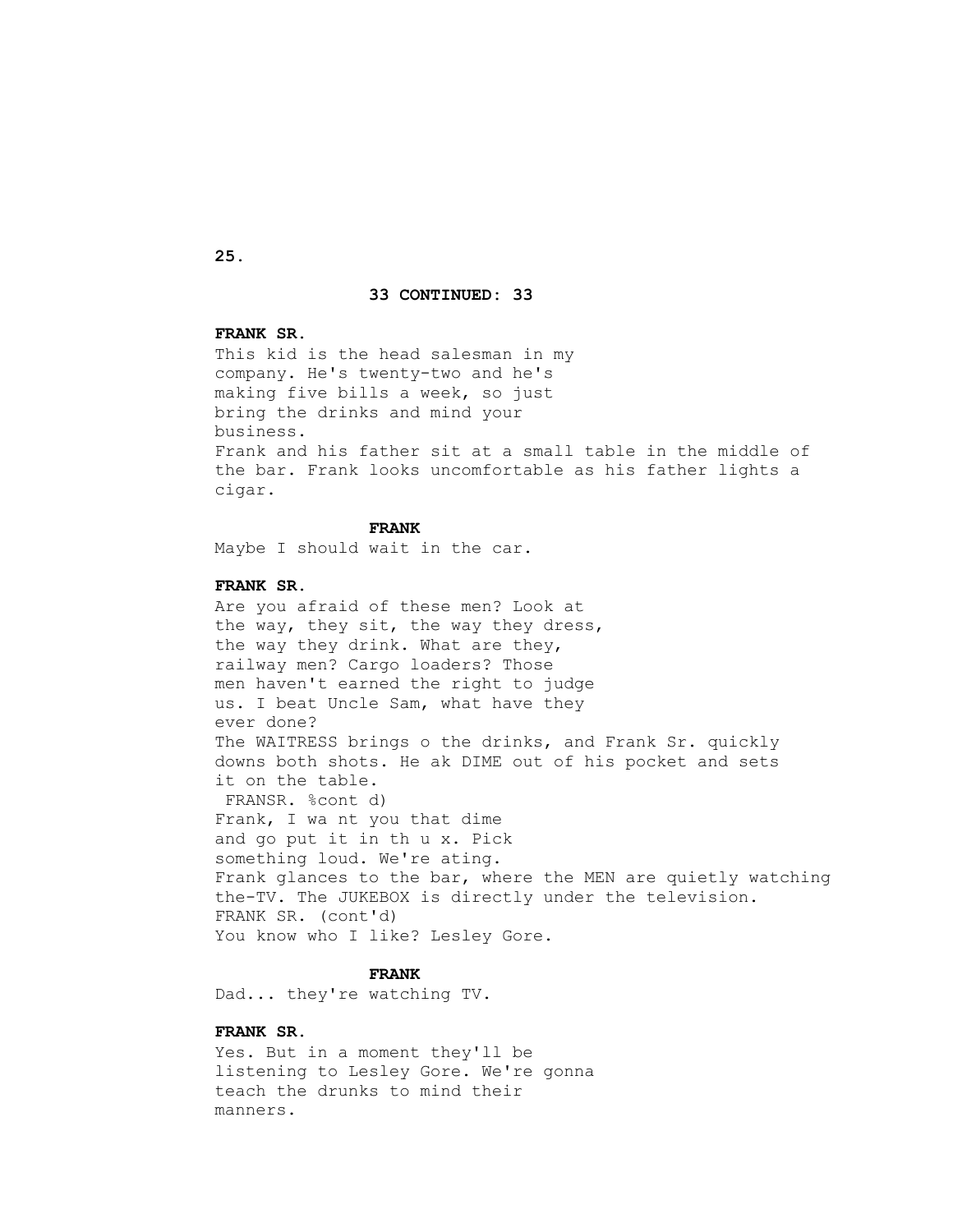**33 CONTINUED: 33**

**FRANK SR.**

This kid is the head salesman in my company. He's twenty-two and he's making five bills a week, so just bring the drinks and mind your business.

Frank and his father sit at a small table in the middle of the bar. Frank looks uncomfortable as his father lights a cigar.

**FRANK**

Maybe I should wait in the car.

**FRANK SR.**

Are you afraid of these men? Look at the way, they sit, the way they dress, the way they drink. What are they, railway men? Cargo loaders? Those men haven't earned the right to judge us. I beat Uncle Sam, what have they ever done?

The WAITRESS brings o the drinks, and Frank Sr. quickly downs both shots. He ak DIME out of his pocket and sets it on the table.

FRANSR. %cont d)

Frank, I wa nt you that dime and go put it in th u x. Pick something loud. We're ating.

Frank glances to the bar, where the MEN are quietly watching the-TV. The JUKEBOX is directly under the television.

FRANK SR. (cont'd)

You know who I like? Lesley Gore.

**FRANK**

Dad... they're watching TV.

**FRANK SR.**

Yes. But in a moment they'll be listening to Lesley Gore. We're gonna teach the drunks to mind their manners.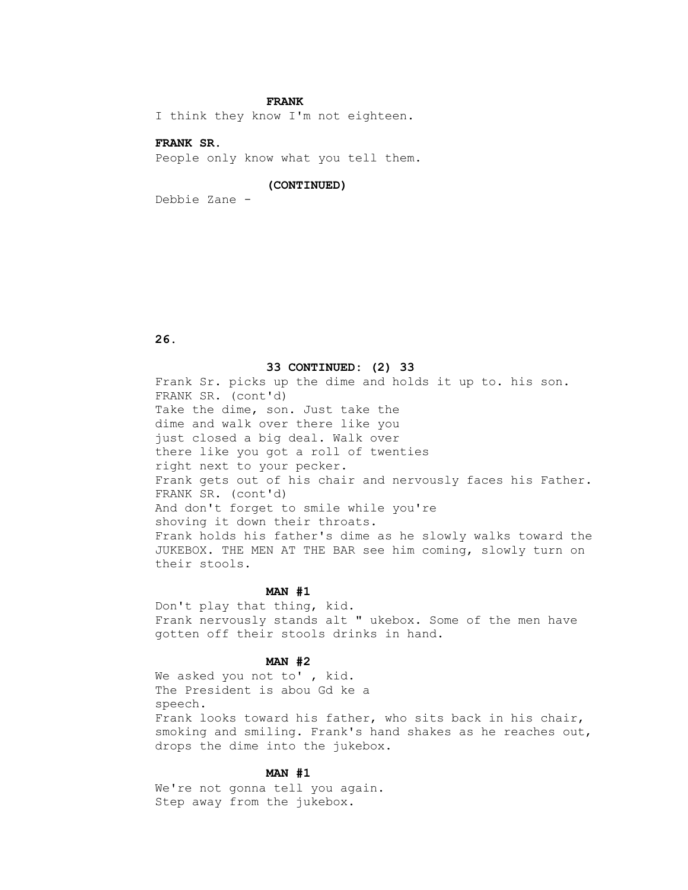**FRANK**

I think they know I'm not eighteen.

**FRANK SR.**

People only know what you tell them.

**(CONTINUED)**

Debbie Zane -

**33 CONTINUED: (2) 33**

Frank Sr. picks up the dime and holds it up to. his son.

FRANK SR. (cont'd)

Take the dime, son. Just take the dime and walk over there like you just closed a big deal. Walk over there like you got a roll of twenties right next to your pecker.

Frank gets out of his chair and nervously faces his Father.

FRANK SR. (cont'd)

And don't forget to smile while you're shoving it down their throats.

Frank holds his father's dime as he slowly walks toward the JUKEBOX. THE MEN AT THE BAR see him coming, slowly turn on their stools.

**MAN #1**

Don't play that thing, kid.

Frank nervously stands alt " ukebox. Some of the men have gotten off their stools drinks in hand.

**MAN #2**

We asked you not to' , kid. The President is abou Gd ke a speech.

Frank looks toward his father, who sits back in his chair, smoking and smiling. Frank's hand shakes as he reaches out, drops the dime into the jukebox.

**MAN #1**

We're not gonna tell you again. Step away from the jukebox.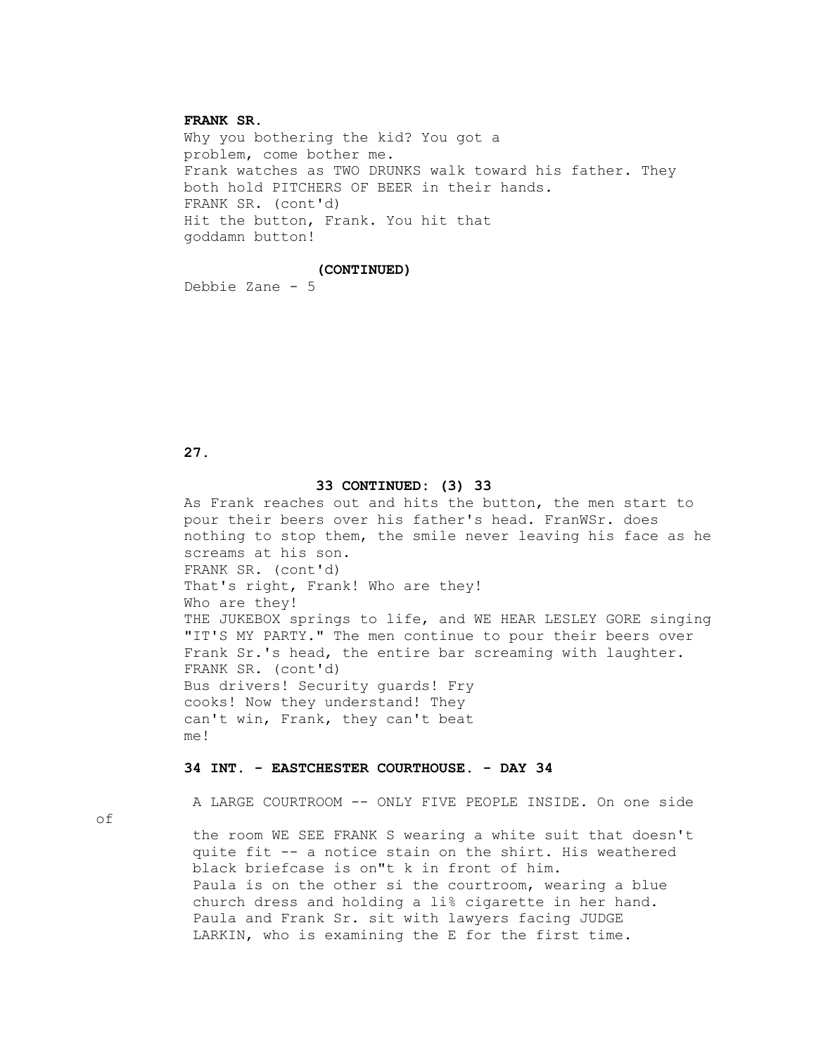**FRANK SR.**
Why you bothering the kid? You got a problem, come bother me.
Frank watches as TWO DRUNKS walk toward his father. They both hold PITCHERS OF BEER in their hands.
FRANK SR. (cont'd)
Hit the button, Frank. You hit that goddamn button!

**(CONTINUED)**

Debbie Zane - 5

**33 CONTINUED: (3) 33**

As Frank reaches out and hits the button, the men start to pour their beers over his father's head. FranWSr. does nothing to stop them, the smile never leaving his face as he screams at his son.
FRANK SR. (cont'd)
That's right, Frank! Who are they!
Who are they!
THE JUKEBOX springs to life, and WE HEAR LESLEY GORE singing "IT'S MY PARTY." The men continue to pour their beers over Frank Sr.'s head, the entire bar screaming with laughter.
FRANK SR. (cont'd)
Bus drivers! Security guards! Fry cooks! Now they understand! They can't win, Frank, they can't beat me!

**34 INT. - EASTCHESTER COURTHOUSE. - DAY 34**

A LARGE COURTROOM -- ONLY FIVE PEOPLE INSIDE. On one side of the room WE SEE FRANK S wearing a white suit that doesn't quite fit -- a notice stain on the shirt. His weathered black briefcase is on"t k in front of him.
Paula is on the other si the courtroom, wearing a blue church dress and holding a li% cigarette in her hand.
Paula and Frank Sr. sit with lawyers facing JUDGE LARKIN, who is examining the E for the first time.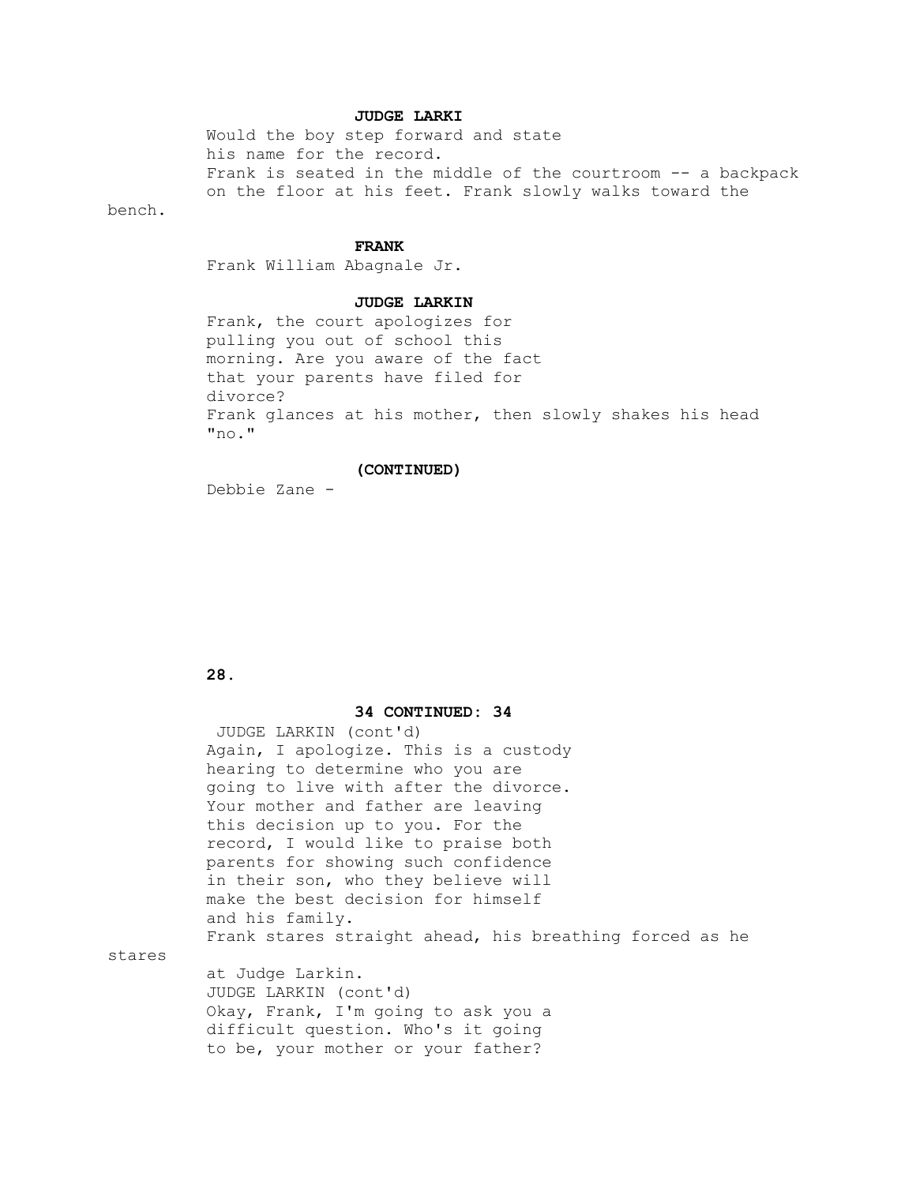**JUDGE LARKI**

Would the boy step forward and state his name for the record.

Frank is seated in the middle of the courtroom -- a backpack on the floor at his feet. Frank slowly walks toward the bench.

**FRANK**

Frank William Abagnale Jr.

**JUDGE LARKIN**

Frank, the court apologizes for pulling you out of school this morning. Are you aware of the fact that your parents have filed for divorce?

Frank glances at his mother, then slowly shakes his head "no."

**(CONTINUED)**

Debbie Zane -

**34 CONTINUED: 34**

JUDGE LARKIN (cont'd)

Again, I apologize. This is a custody hearing to determine who you are going to live with after the divorce. Your mother and father are leaving this decision up to you. For the record, I would like to praise both parents for showing such confidence in their son, who they believe will make the best decision for himself and his family.

Frank stares straight ahead, his breathing forced as he stares at Judge Larkin.

JUDGE LARKIN (cont'd)

Okay, Frank, I'm going to ask you a difficult question. Who's it going to be, your mother or your father?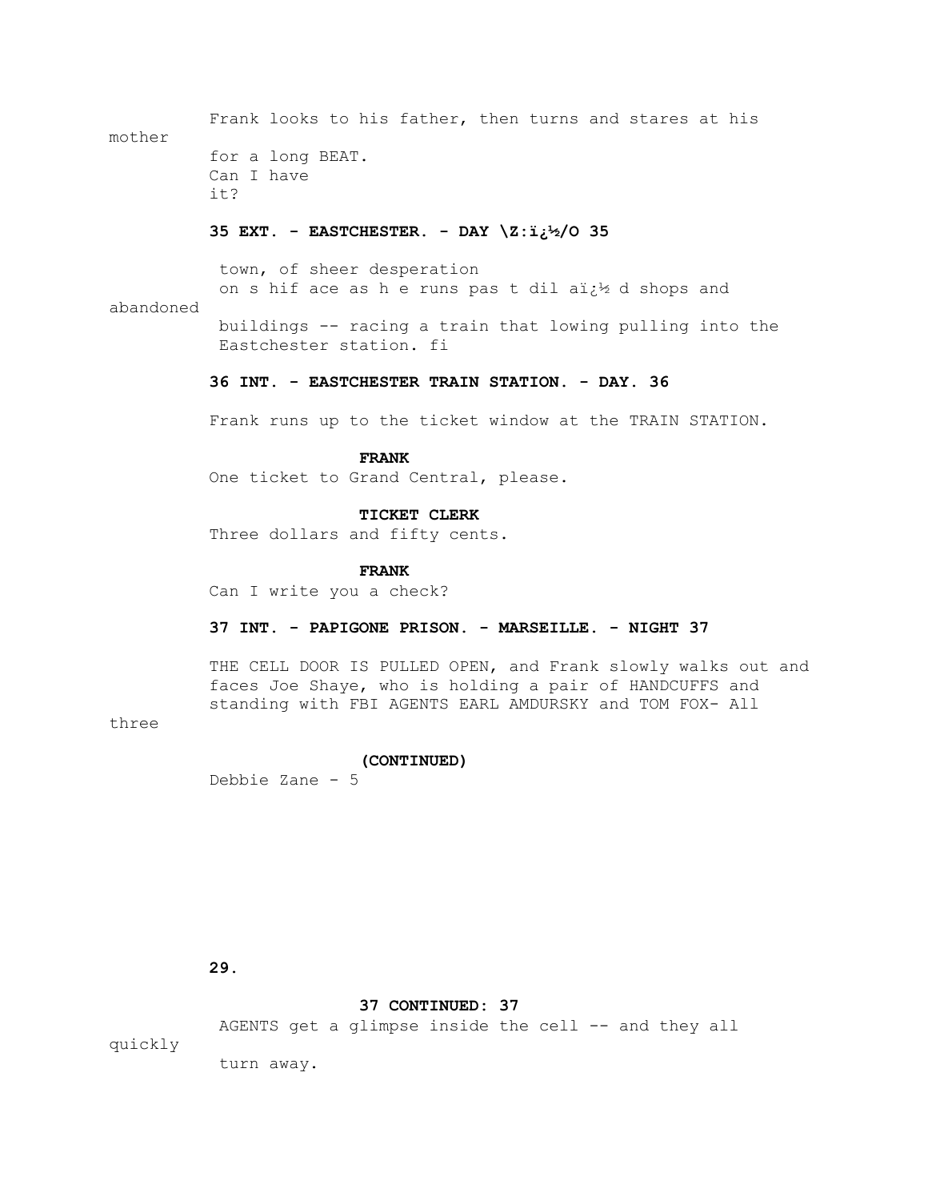Frank looks to his father, then turns and stares at his mother for a long BEAT.

Can I have it?

**35 EXT. - EASTCHESTER. - DAY \Z:ï¿½/O 35**

town, of sheer desperation on s hif ace as h e runs pas t dil aï¿½ d shops and abandoned buildings -- racing a train that lowing pulling into the Eastchester station. fi

**36 INT. - EASTCHESTER TRAIN STATION. - DAY. 36**

Frank runs up to the ticket window at the TRAIN STATION.

**FRANK**
One ticket to Grand Central, please.

**TICKET CLERK**
Three dollars and fifty cents.

**FRANK**
Can I write you a check?

**37 INT. - PAPIGONE PRISON. - MARSEILLE. - NIGHT 37**

THE CELL DOOR IS PULLED OPEN, and Frank slowly walks out and faces Joe Shaye, who is holding a pair of HANDCUFFS and standing with FBI AGENTS EARL AMDURSKY and TOM FOX- All three

**(CONTINUED)**

Debbie Zane - 5

**37 CONTINUED: 37**

AGENTS get a glimpse inside the cell -- and they all quickly turn away.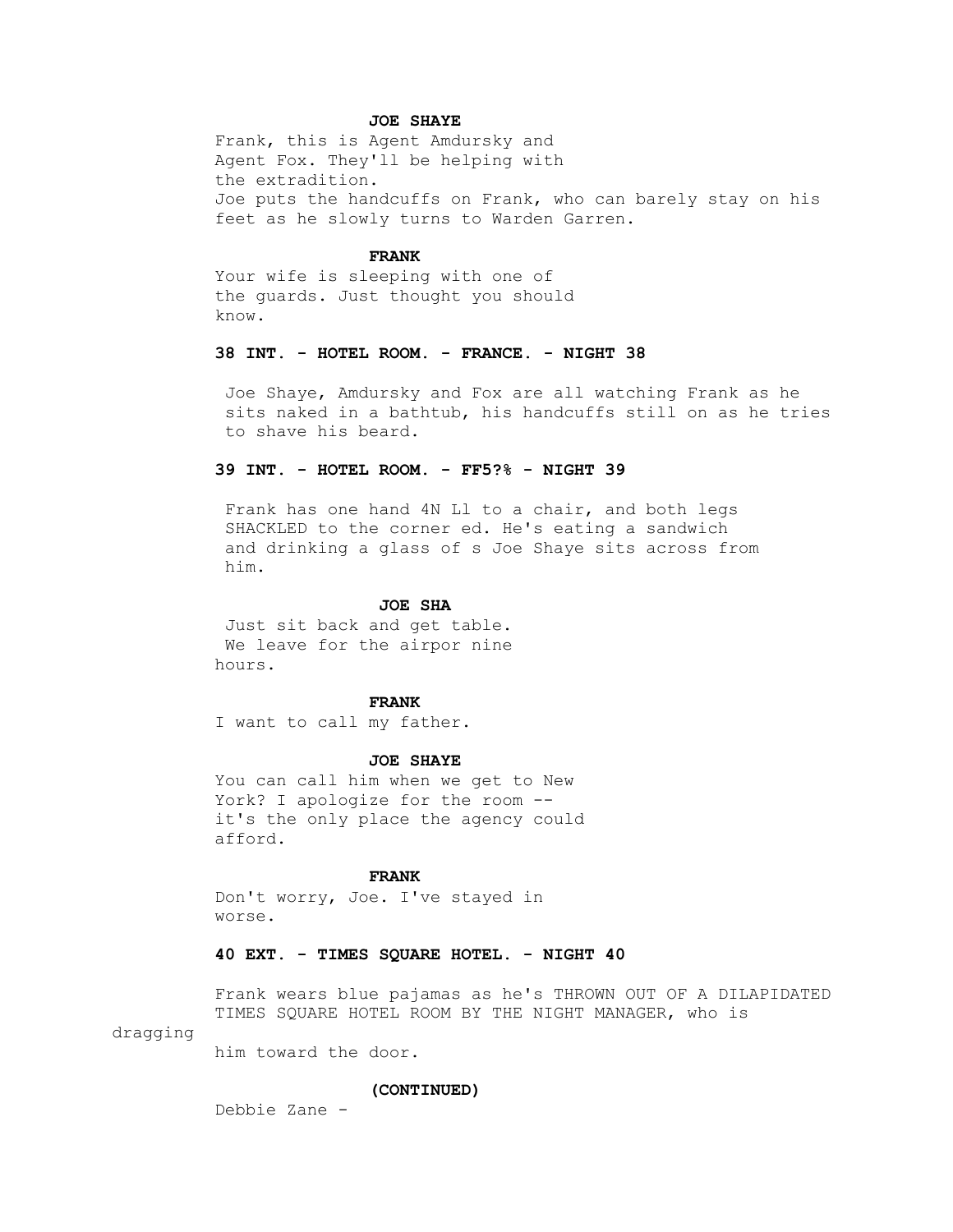**JOE SHAYE**

Frank, this is Agent Amdursky and Agent Fox. They'll be helping with the extradition.

Joe puts the handcuffs on Frank, who can barely stay on his feet as he slowly turns to Warden Garren.

**FRANK**

Your wife is sleeping with one of the guards. Just thought you should know.

**38 INT. - HOTEL ROOM. - FRANCE. - NIGHT 38**

Joe Shaye, Amdursky and Fox are all watching Frank as he sits naked in a bathtub, his handcuffs still on as he tries to shave his beard.

**39 INT. - HOTEL ROOM. - FF5?% - NIGHT 39**

Frank has one hand 4N Ll to a chair, and both legs SHACKLED to the corner ed. He's eating a sandwich and drinking a glass of s Joe Shaye sits across from him.

**JOE SHA**

Just sit back and get table. We leave for the airpor nine hours.

**FRANK**

I want to call my father.

**JOE SHAYE**

You can call him when we get to New York? I apologize for the room -- it's the only place the agency could afford.

**FRANK**

Don't worry, Joe. I've stayed in worse.

**40 EXT. - TIMES SQUARE HOTEL. - NIGHT 40**

Frank wears blue pajamas as he's THROWN OUT OF A DILAPIDATED TIMES SQUARE HOTEL ROOM BY THE NIGHT MANAGER, who is dragging him toward the door.

**(CONTINUED)**

Debbie Zane -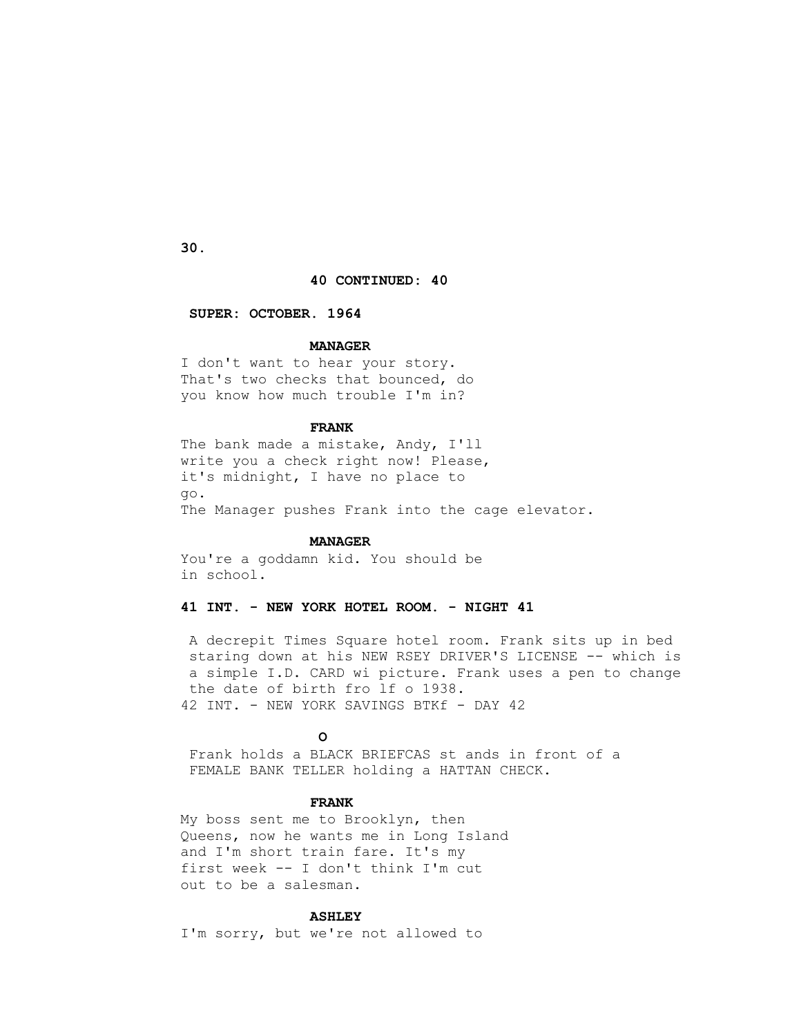**40 CONTINUED: 40**

**SUPER: OCTOBER. 1964**

**MANAGER**

I don't want to hear your story. That's two checks that bounced, do you know how much trouble I'm in?

**FRANK**

The bank made a mistake, Andy, I'll write you a check right now! Please, it's midnight, I have no place to go.

The Manager pushes Frank into the cage elevator.

**MANAGER**

You're a goddamn kid. You should be in school.

**41 INT. - NEW YORK HOTEL ROOM. - NIGHT 41**

A decrepit Times Square hotel room. Frank sits up in bed staring down at his NEW RSEY DRIVER'S LICENSE -- which is a simple I.D. CARD wi picture. Frank uses a pen to change the date of birth fro lf o 1938.

42 INT. - NEW YORK SAVINGS BTKf - DAY 42

**O**

Frank holds a BLACK BRIEFCAS st ands in front of a FEMALE BANK TELLER holding a HATTAN CHECK.

**FRANK**

My boss sent me to Brooklyn, then Queens, now he wants me in Long Island and I'm short train fare. It's my first week -- I don't think I'm cut out to be a salesman.

**ASHLEY**

I'm sorry, but we're not allowed to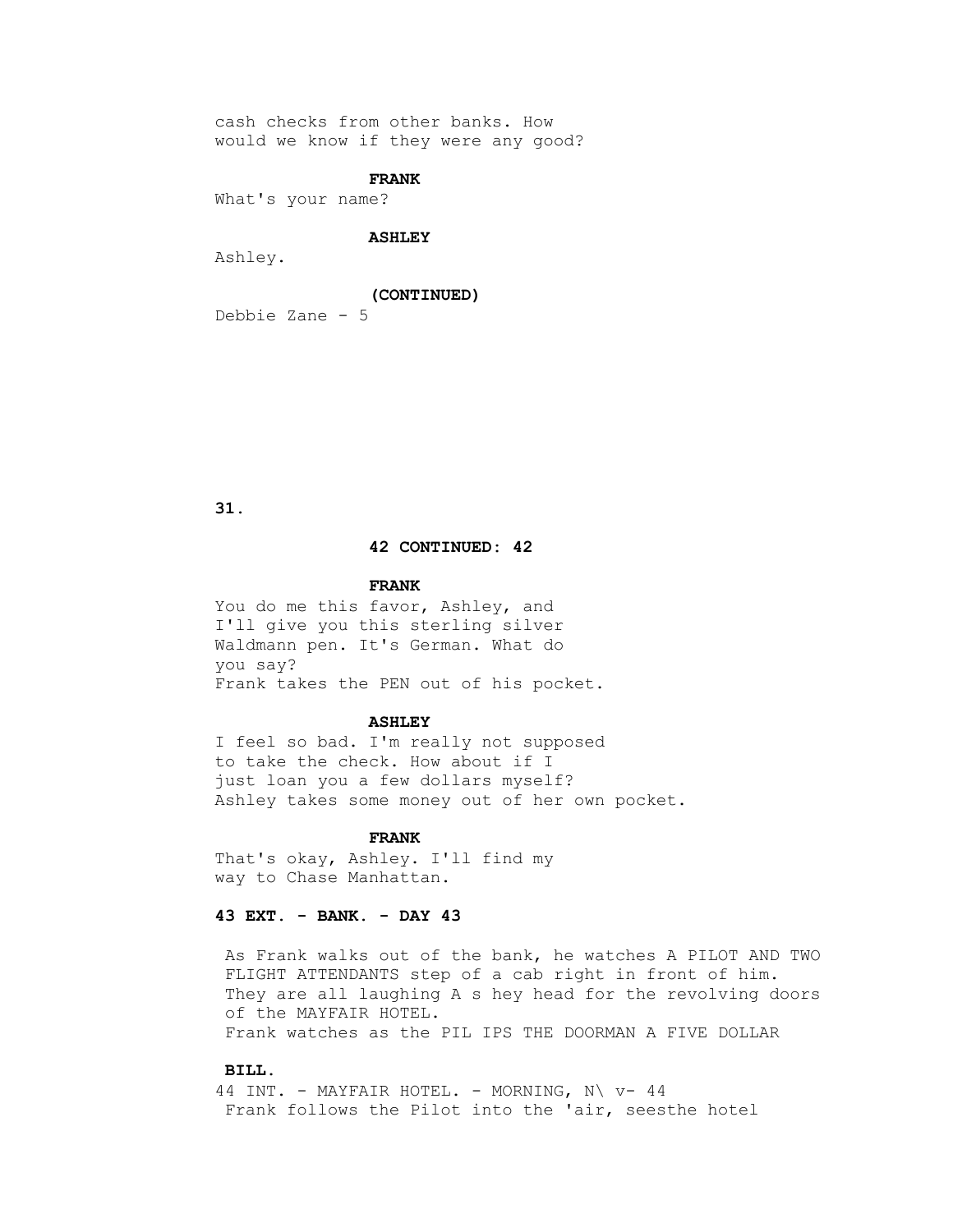cash checks from other banks. How
would we know if they were any good?

**FRANK**

What's your name?

**ASHLEY**

Ashley.

**(CONTINUED)**

Debbie Zane - 5

**42 CONTINUED: 42**

**FRANK**

You do me this favor, Ashley, and
I'll give you this sterling silver
Waldmann pen. It's German. What do
you say?

Frank takes the PEN out of his pocket.

**ASHLEY**

I feel so bad. I'm really not supposed
to take the check. How about if I
just loan you a few dollars myself?

Ashley takes some money out of her own pocket.

**FRANK**

That's okay, Ashley. I'll find my
way to Chase Manhattan.

**43 EXT. - BANK. - DAY 43**

As Frank walks out of the bank, he watches A PILOT AND TWO FLIGHT ATTENDANTS step of a cab right in front of him. They are all laughing A s hey head for the revolving doors of the MAYFAIR HOTEL.

Frank watches as the PIL IPS THE DOORMAN A FIVE DOLLAR

**BILL.**

44 INT. - MAYFAIR HOTEL. - MORNING, N\ v- 44

Frank follows the Pilot into the 'air, seesthe hotel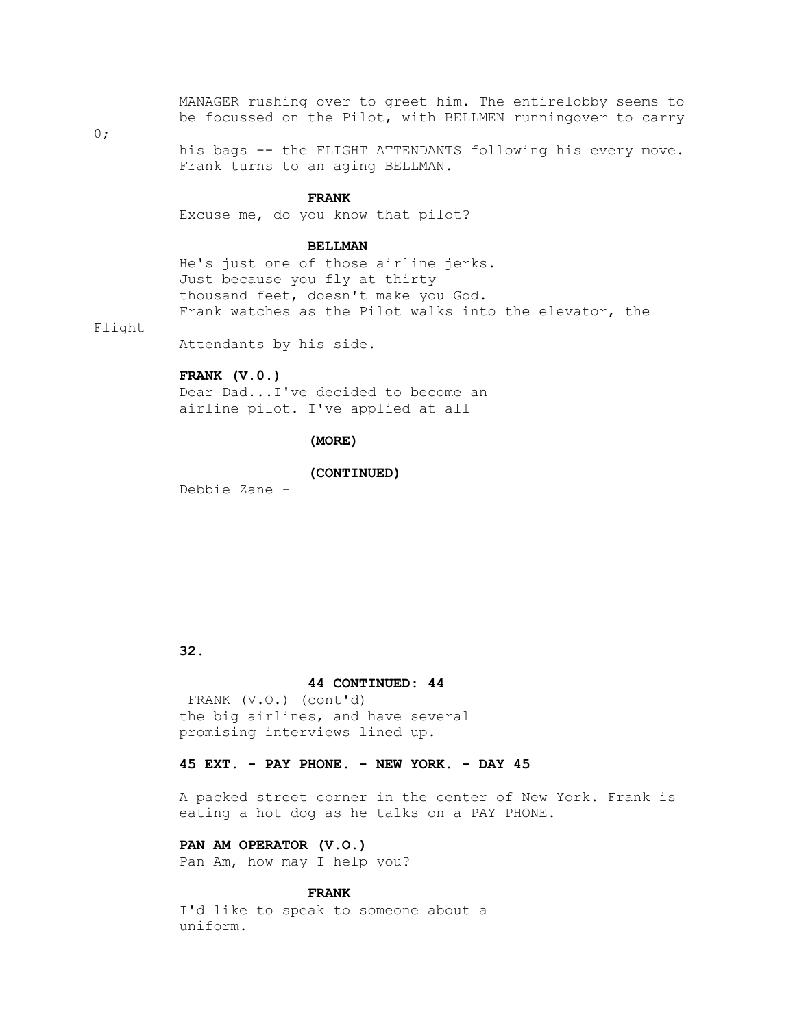MANAGER rushing over to greet him. The entirelobby seems to be focussed on the Pilot, with BELLMEN runningover to carry

0;

his bags -- the FLIGHT ATTENDANTS following his every move. Frank turns to an aging BELLMAN.

**FRANK**

Excuse me, do you know that pilot?

**BELLMAN**

He's just one of those airline jerks.
Just because you fly at thirty
thousand feet, doesn't make you God.
Frank watches as the Pilot walks into the elevator, the

Flight

Attendants by his side.

**FRANK (V.0.)**

Dear Dad...I've decided to become an
airline pilot. I've applied at all

**(MORE)**

**(CONTINUED)**

Debbie Zane -

**44 CONTINUED: 44**

FRANK (V.O.) (cont'd)
the big airlines, and have several
promising interviews lined up.

**45 EXT. - PAY PHONE. - NEW YORK. - DAY 45**

A packed street corner in the center of New York. Frank is eating a hot dog as he talks on a PAY PHONE.

**PAN AM OPERATOR (V.O.)**

Pan Am, how may I help you?

**FRANK**

I'd like to speak to someone about a
uniform.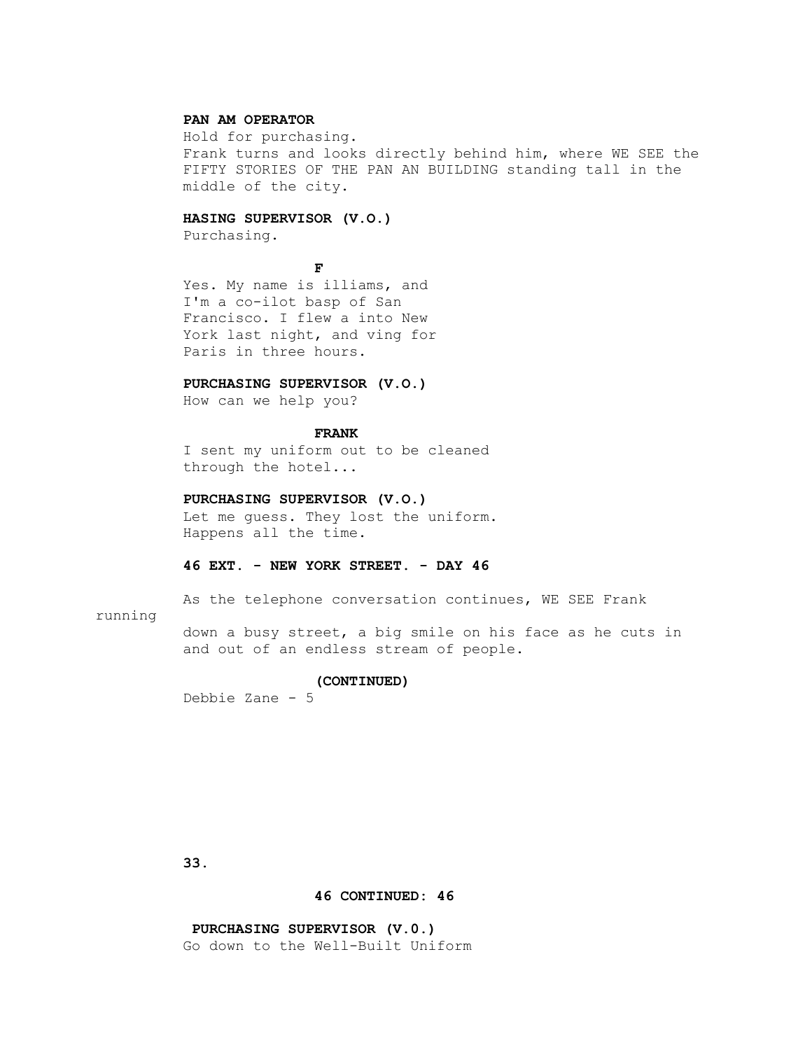**PAN AM OPERATOR**

Hold for purchasing.

Frank turns and looks directly behind him, where WE SEE the FIFTY STORIES OF THE PAN AN BUILDING standing tall in the middle of the city.

**HASING SUPERVISOR (V.O.)**

Purchasing.

**F**

Yes. My name is illiams, and I'm a co-ilot basp of San Francisco. I flew a into New York last night, and ving for Paris in three hours.

**PURCHASING SUPERVISOR (V.O.)**

How can we help you?

**FRANK**

I sent my uniform out to be cleaned through the hotel...

**PURCHASING SUPERVISOR (V.O.)**

Let me guess. They lost the uniform. Happens all the time.

**46 EXT. - NEW YORK STREET. - DAY 46**

As the telephone conversation continues, WE SEE Frank running down a busy street, a big smile on his face as he cuts in and out of an endless stream of people.

**(CONTINUED)**

**46 CONTINUED: 46**

**PURCHASING SUPERVISOR (V.O.)**

Go down to the Well-Built Uniform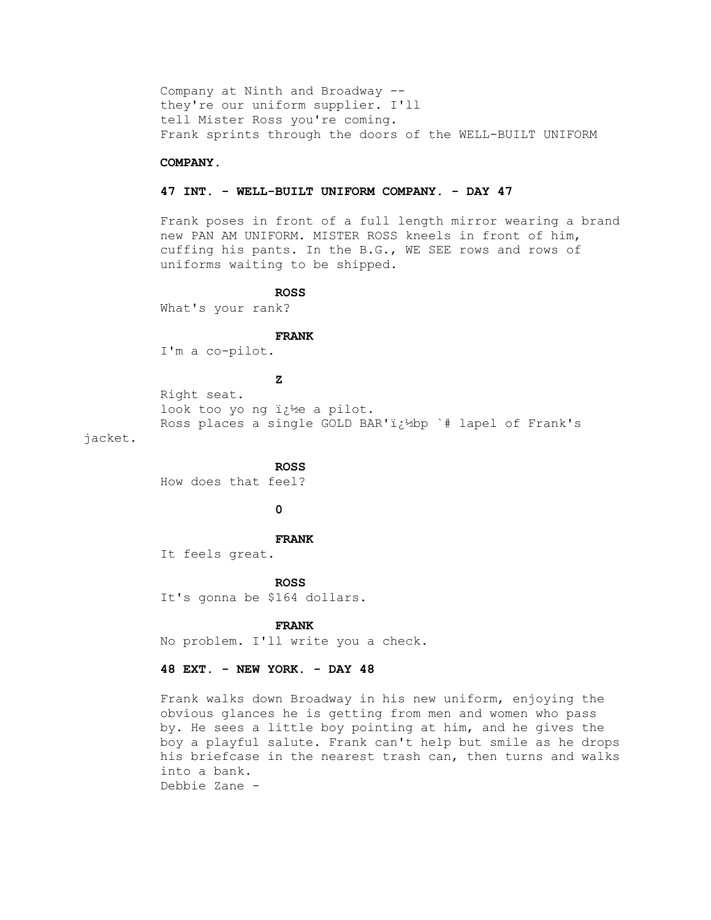Company at Ninth and Broadway --
they're our uniform supplier. I'll
tell Mister Ross you're coming.

Frank sprints through the doors of the WELL-BUILT UNIFORM

**COMPANY.**

**47 INT. - WELL-BUILT UNIFORM COMPANY. - DAY 47**

Frank poses in front of a full length mirror wearing a brand new PAN AM UNIFORM. MISTER ROSS kneels in front of him, cuffing his pants. In the B.G., WE SEE rows and rows of uniforms waiting to be shipped.

**ROSS**

What's your rank?

**FRANK**

I'm a co-pilot.

**Z**

Right seat.
look too yo ng ï¿½e a pilot.

Ross places a single GOLD BAR'ï¿½bp `# lapel of Frank's jacket.

**ROSS**

How does that feel?

**0**

**FRANK**

It feels great.

**ROSS**

It's gonna be $164 dollars.

**FRANK**

No problem. I'll write you a check.

**48 EXT. - NEW YORK. - DAY 48**

Frank walks down Broadway in his new uniform, enjoying the obvious glances he is getting from men and women who pass by. He sees a little boy pointing at him, and he gives the boy a playful salute. Frank can't help but smile as he drops his briefcase in the nearest trash can, then turns and walks into a bank.

Debbie Zane -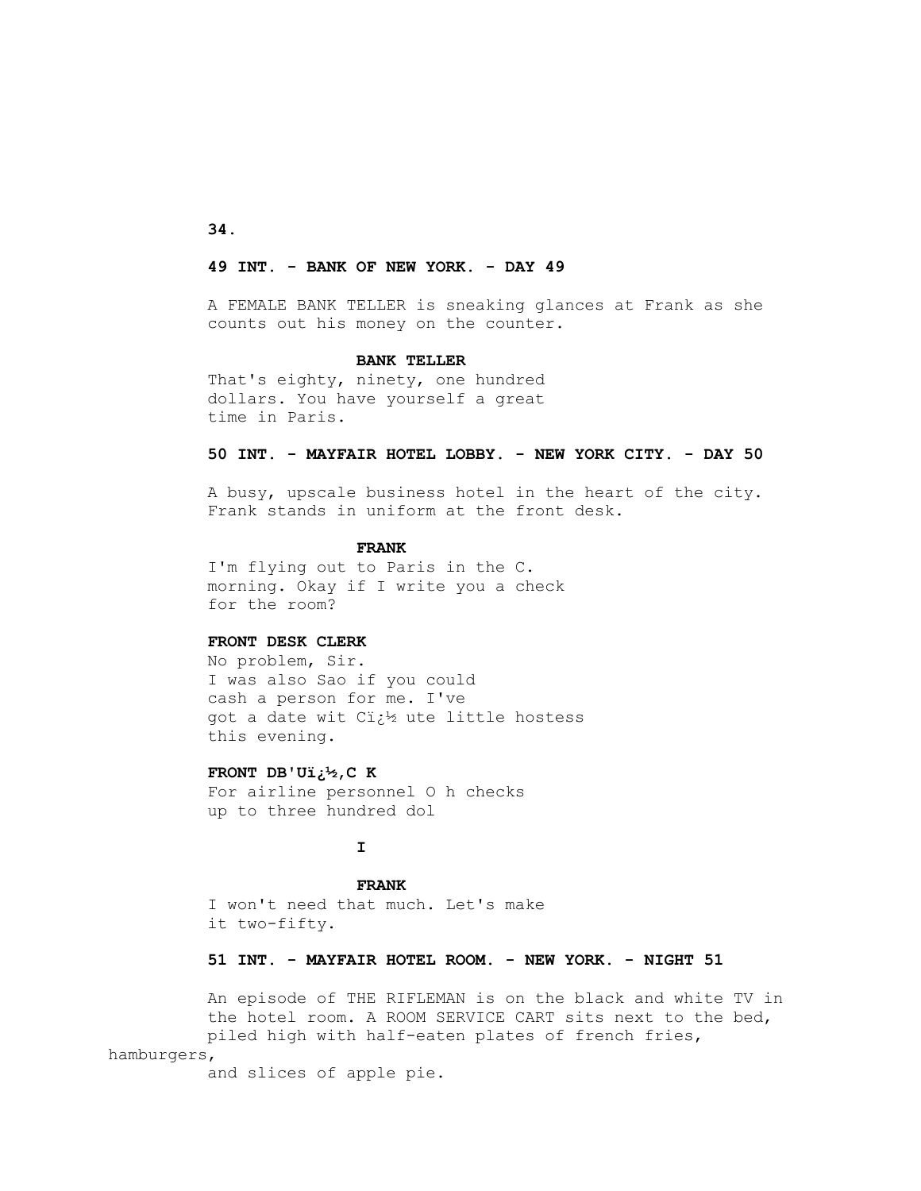**49 INT. - BANK OF NEW YORK. - DAY 49**

A FEMALE BANK TELLER is sneaking glances at Frank as she counts out his money on the counter.

**BANK TELLER**
That's eighty, ninety, one hundred dollars. You have yourself a great time in Paris.

**50 INT. - MAYFAIR HOTEL LOBBY. - NEW YORK CITY. - DAY 50**

A busy, upscale business hotel in the heart of the city. Frank stands in uniform at the front desk.

**FRANK**
I'm flying out to Paris in the C. morning. Okay if I write you a check for the room?

**FRONT DESK CLERK**
No problem, Sir.
I was also Sao if you could cash a person for me. I've got a date wit Cï¿½ ute little hostess this evening.

**FRONT DB'Uï¿½,C K**
For airline personnel O h checks up to three hundred dol

**I**

**FRANK**
I won't need that much. Let's make it two-fifty.

**51 INT. - MAYFAIR HOTEL ROOM. - NEW YORK. - NIGHT 51**

An episode of THE RIFLEMAN is on the black and white TV in the hotel room. A ROOM SERVICE CART sits next to the bed, piled high with half-eaten plates of french fries, hamburgers, and slices of apple pie.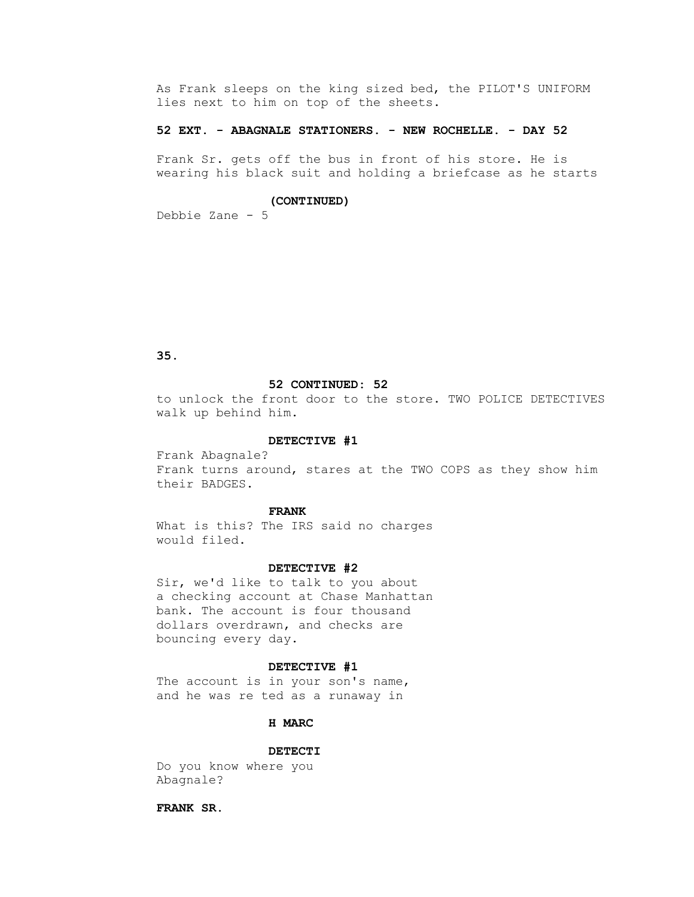As Frank sleeps on the king sized bed, the PILOT'S UNIFORM lies next to him on top of the sheets.

**52 EXT. - ABAGNALE STATIONERS. - NEW ROCHELLE. - DAY 52**

Frank Sr. gets off the bus in front of his store. He is wearing his black suit and holding a briefcase as he starts

**(CONTINUED)**

Debbie Zane - 5

**52 CONTINUED: 52**

to unlock the front door to the store. TWO POLICE DETECTIVES walk up behind him.

**DETECTIVE #1**

Frank Abagnale?

Frank turns around, stares at the TWO COPS as they show him their BADGES.

**FRANK**

What is this? The IRS said no charges would filed.

**DETECTIVE #2**

Sir, we'd like to talk to you about a checking account at Chase Manhattan bank. The account is four thousand dollars overdrawn, and checks are bouncing every day.

**DETECTIVE #1**

The account is in your son's name, and he was re ted as a runaway in

**H MARC**

**DETECTI**

Do you know where you Abagnale?

**FRANK SR.**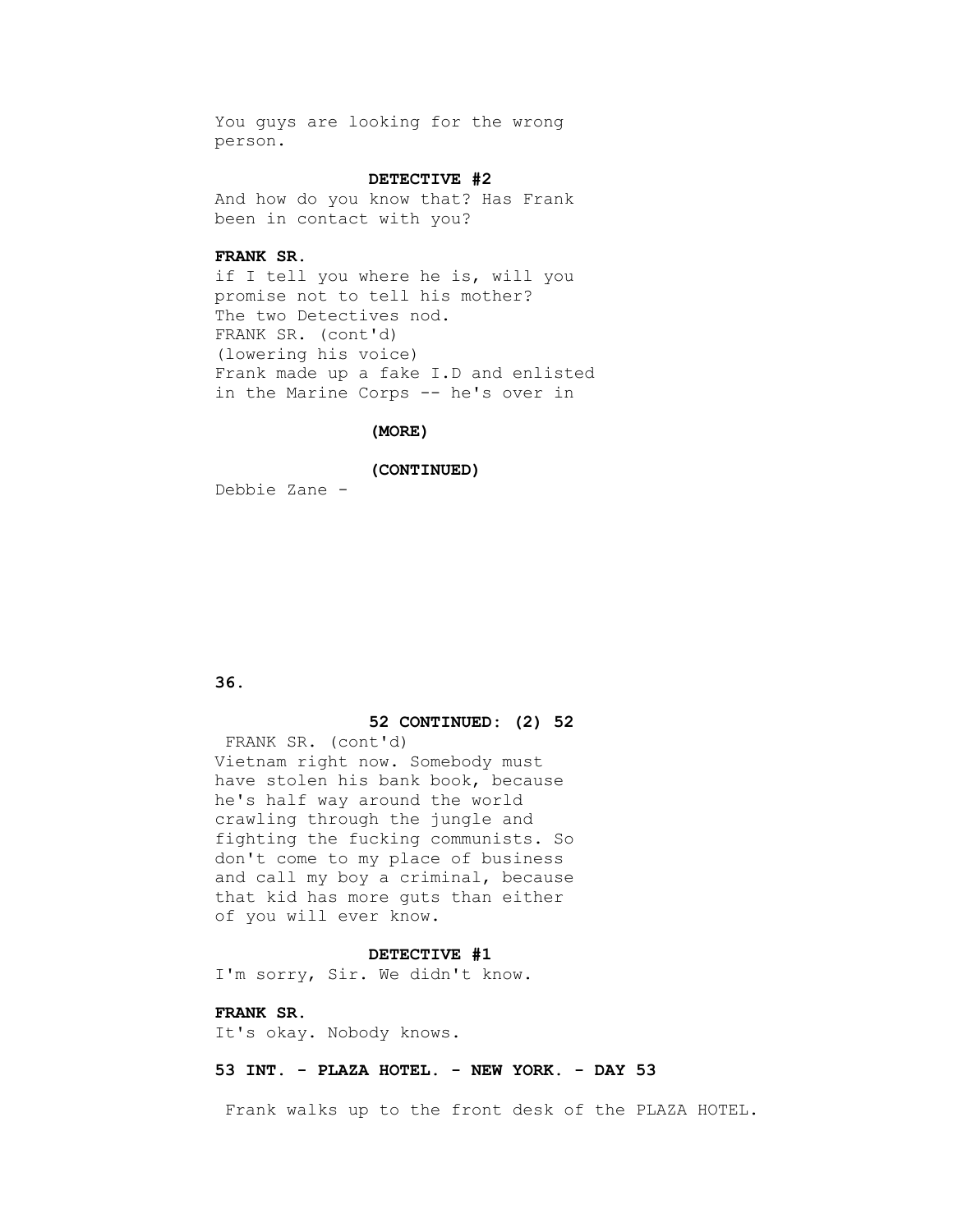You guys are looking for the wrong person.

**DETECTIVE #2**
And how do you know that? Has Frank been in contact with you?

**FRANK SR.**
if I tell you where he is, will you promise not to tell his mother?
The two Detectives nod.
FRANK SR. (cont'd)
(lowering his voice)
Frank made up a fake I.D and enlisted in the Marine Corps -- he's over in

**(MORE)**

**(CONTINUED)**

Debbie Zane -

**52 CONTINUED: (2) 52**

FRANK SR. (cont'd)
Vietnam right now. Somebody must have stolen his bank book, because he's half way around the world crawling through the jungle and fighting the fucking communists. So don't come to my place of business and call my boy a criminal, because that kid has more guts than either of you will ever know.

**DETECTIVE #1**
I'm sorry, Sir. We didn't know.

**FRANK SR.**
It's okay. Nobody knows.

**53 INT. - PLAZA HOTEL. - NEW YORK. - DAY 53**

Frank walks up to the front desk of the PLAZA HOTEL.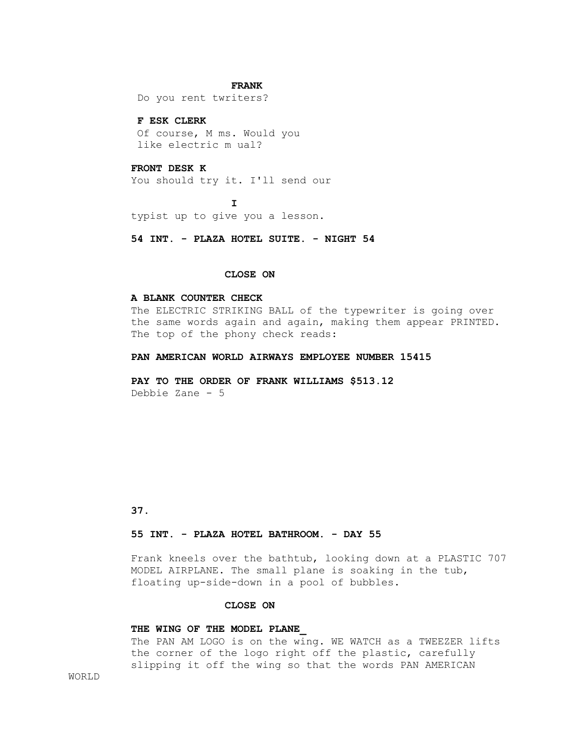**FRANK**

Do you rent twriters?

**F ESK CLERK**

Of course, M ms. Would you like electric m ual?

**FRONT DESK K**

You should try it. I'll send our

**I**

typist up to give you a lesson.

**54 INT. - PLAZA HOTEL SUITE. - NIGHT 54**

**CLOSE ON**

**A BLANK COUNTER CHECK**

The ELECTRIC STRIKING BALL of the typewriter is going over the same words again and again, making them appear PRINTED. The top of the phony check reads:

**PAN AMERICAN WORLD AIRWAYS EMPLOYEE NUMBER 15415**

**PAY TO THE ORDER OF FRANK WILLIAMS $513.12**

Debbie Zane - 5

**37.**

**55 INT. - PLAZA HOTEL BATHROOM. - DAY 55**

Frank kneels over the bathtub, looking down at a PLASTIC 707 MODEL AIRPLANE. The small plane is soaking in the tub, floating up-side-down in a pool of bubbles.

**CLOSE ON**

**THE WING OF THE MODEL PLANE_**

The PAN AM LOGO is on the wing. WE WATCH as a TWEEZER lifts the corner of the logo right off the plastic, carefully slipping it off the wing so that the words PAN AMERICAN WORLD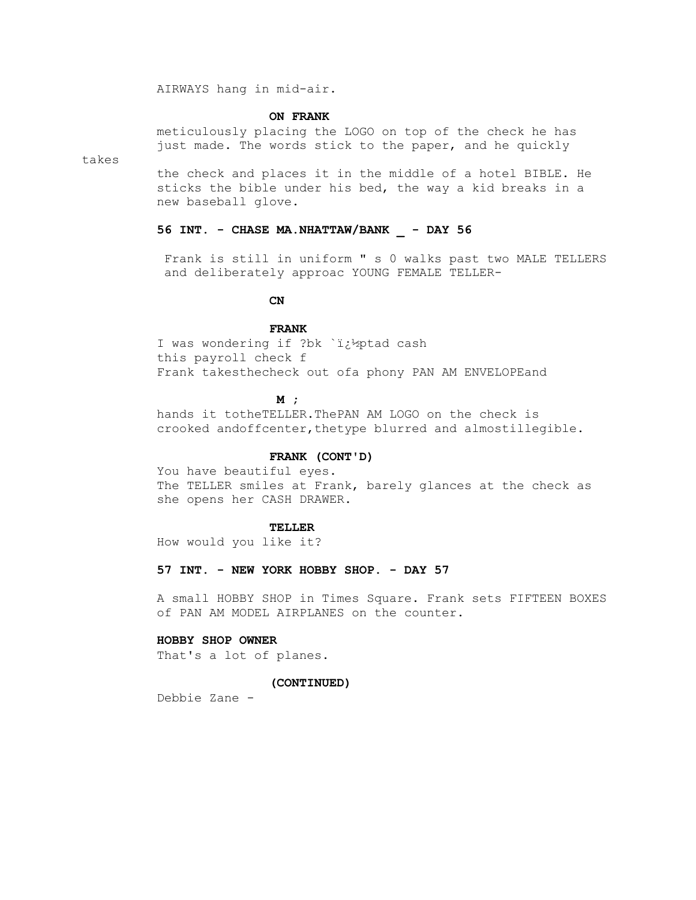AIRWAYS hang in mid-air.

**ON FRANK**

meticulously placing the LOGO on top of the check he has just made. The words stick to the paper, and he quickly takes the check and places it in the middle of a hotel BIBLE. He sticks the bible under his bed, the way a kid breaks in a new baseball glove.

**56 INT. - CHASE MA.NHATTAW/BANK _ - DAY 56**

Frank is still in uniform " s 0 walks past two MALE TELLERS and deliberately approac YOUNG FEMALE TELLER-

**CN**

**FRANK**

I was wondering if ?bk `ï¿½ptad cash this payroll check f

Frank takesthecheck out ofa phony PAN AM ENVELOPEand

**M ;**

hands it totheTELLER.ThePAN AM LOGO on the check is crooked andoffcenter,thetype blurred and almostillegible.

**FRANK (CONT'D)**

You have beautiful eyes.

The TELLER smiles at Frank, barely glances at the check as she opens her CASH DRAWER.

**TELLER**

How would you like it?

**57 INT. - NEW YORK HOBBY SHOP. - DAY 57**

A small HOBBY SHOP in Times Square. Frank sets FIFTEEN BOXES of PAN AM MODEL AIRPLANES on the counter.

**HOBBY SHOP OWNER**

That's a lot of planes.

**(CONTINUED)**

Debbie Zane -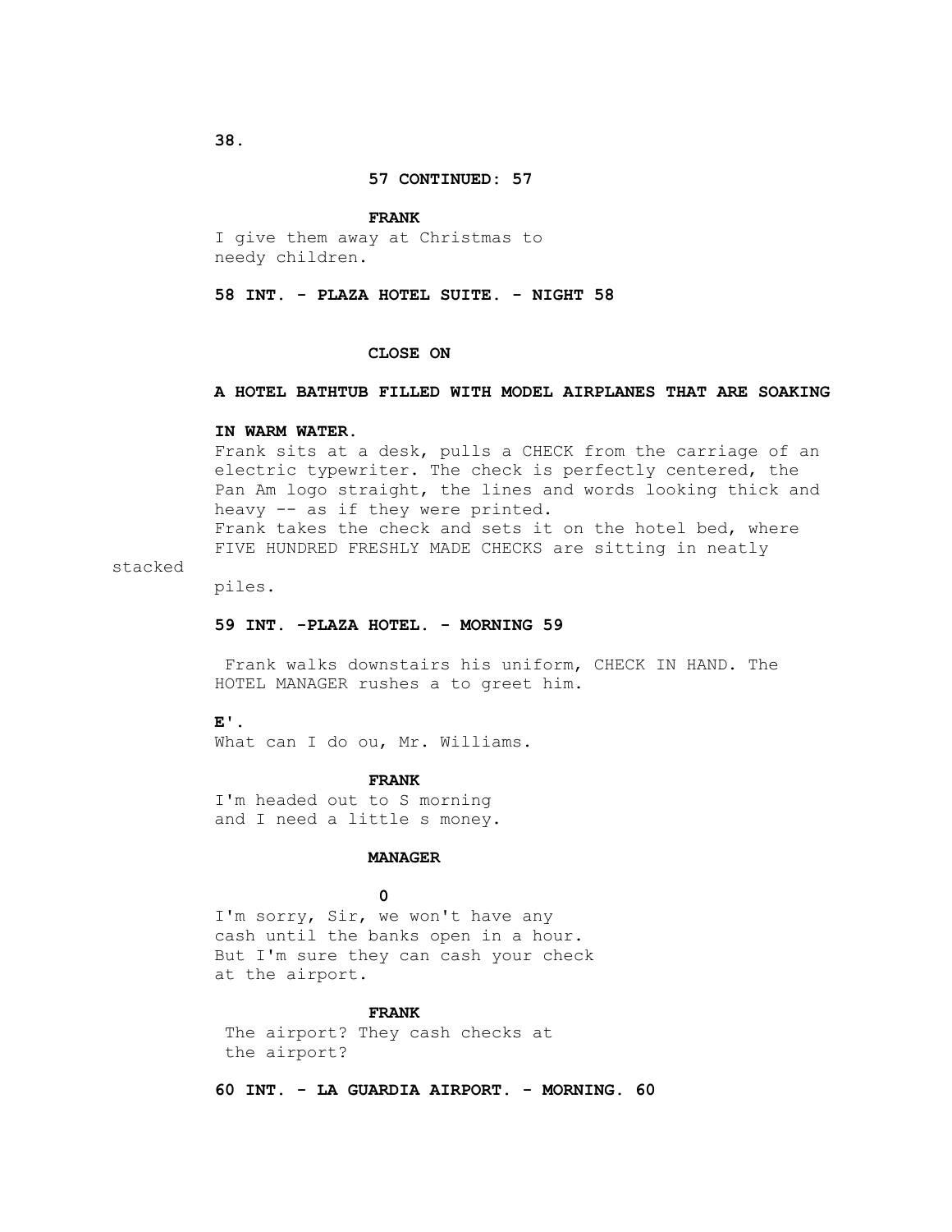**57 CONTINUED: 57**

**FRANK**

I give them away at Christmas to
needy children.

**58 INT. - PLAZA HOTEL SUITE. - NIGHT 58**

**CLOSE ON**

**A HOTEL BATHTUB FILLED WITH MODEL AIRPLANES THAT ARE SOAKING**

**IN WARM WATER.**

Frank sits at a desk, pulls a CHECK from the carriage of an
electric typewriter. The check is perfectly centered, the
Pan Am logo straight, the lines and words looking thick and
heavy -- as if they were printed.
Frank takes the check and sets it on the hotel bed, where
FIVE HUNDRED FRESHLY MADE CHECKS are sitting in neatly
stacked
piles.

**59 INT. -PLAZA HOTEL. - MORNING 59**

Frank walks downstairs his uniform, CHECK IN HAND. The
HOTEL MANAGER rushes a to greet him.

**E'.**

What can I do ou, Mr. Williams.

**FRANK**

I'm headed out to S morning
and I need a little s money.

**MANAGER**

**O**

I'm sorry, Sir, we won't have any
cash until the banks open in a hour.
But I'm sure they can cash your check
at the airport.

**FRANK**

The airport? They cash checks at
the airport?

**60 INT. - LA GUARDIA AIRPORT. - MORNING. 60**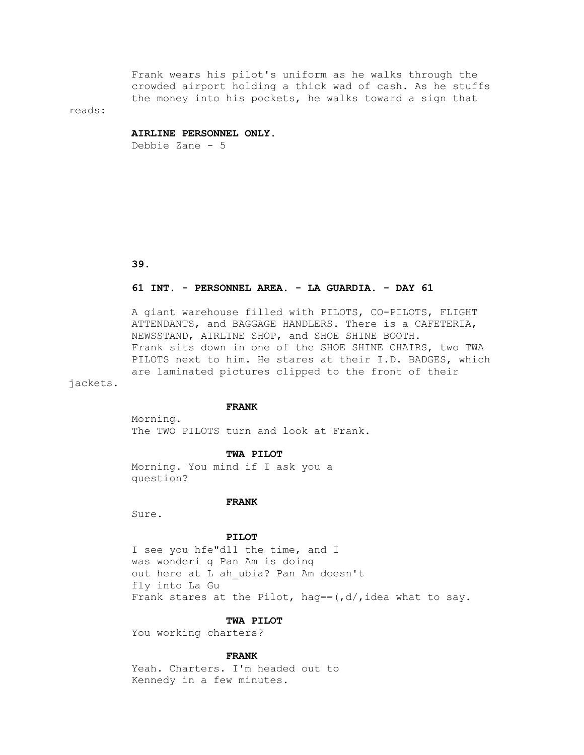Frank wears his pilot's uniform as he walks through the crowded airport holding a thick wad of cash. As he stuffs the money into his pockets, he walks toward a sign that reads:

**AIRLINE PERSONNEL ONLY.**

Debbie Zane - 5

**39.**

**61 INT. - PERSONNEL AREA. - LA GUARDIA. - DAY 61**

A giant warehouse filled with PILOTS, CO-PILOTS, FLIGHT ATTENDANTS, and BAGGAGE HANDLERS. There is a CAFETERIA, NEWSSTAND, AIRLINE SHOP, and SHOE SHINE BOOTH.
Frank sits down in one of the SHOE SHINE CHAIRS, two TWA PILOTS next to him. He stares at their I.D. BADGES, which are laminated pictures clipped to the front of their jackets.

**FRANK**

Morning.
The TWO PILOTS turn and look at Frank.

**TWA PILOT**

Morning. You mind if I ask you a question?

**FRANK**

Sure.

**PILOT**

I see you hfe"d11 the time, and I was wonderi g Pan Am is doing out here at L ah_ubia? Pan Am doesn't fly into La Gu
Frank stares at the Pilot, hag==(,d/,idea what to say.

**TWA PILOT**

You working charters?

**FRANK**

Yeah. Charters. I'm headed out to Kennedy in a few minutes.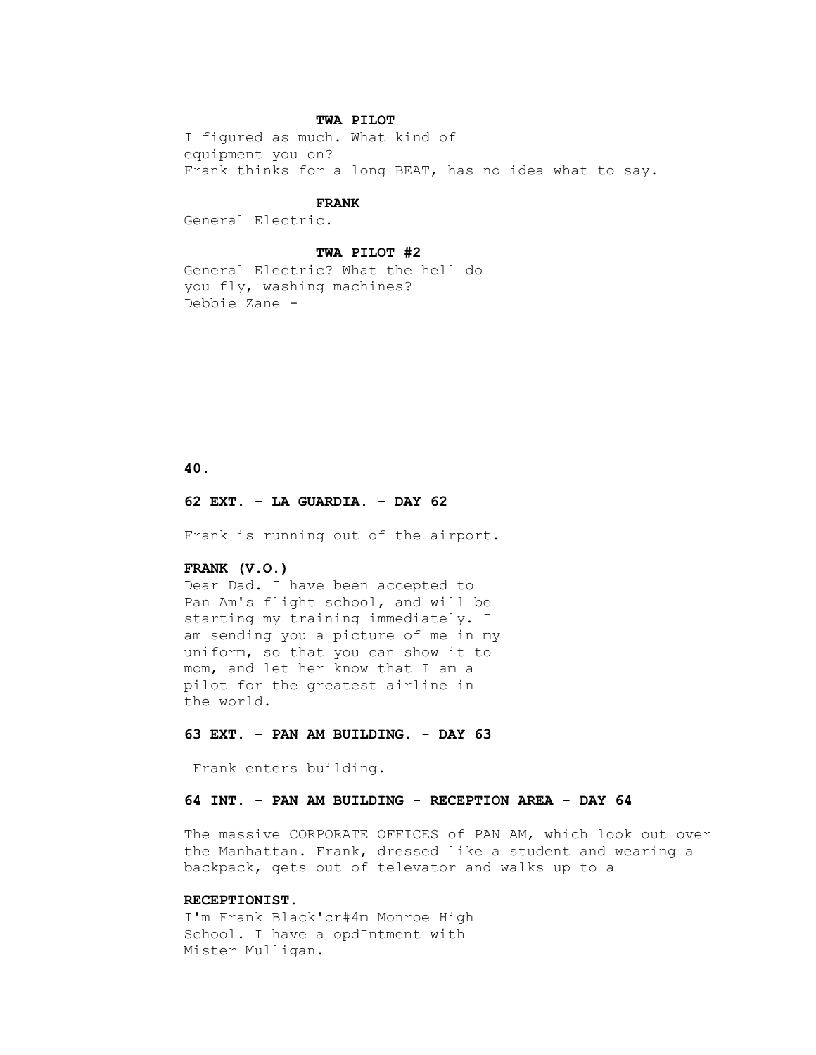**TWA PILOT**

I figured as much. What kind of equipment you on?
Frank thinks for a long BEAT, has no idea what to say.

**FRANK**

General Electric.

**TWA PILOT #2**

General Electric? What the hell do you fly, washing machines?
Debbie Zane -

**62 EXT. - LA GUARDIA. - DAY 62**

Frank is running out of the airport.

**FRANK (V.O.)**

Dear Dad. I have been accepted to Pan Am's flight school, and will be starting my training immediately. I am sending you a picture of me in my uniform, so that you can show it to mom, and let her know that I am a pilot for the greatest airline in the world.

**63 EXT. - PAN AM BUILDING. - DAY 63**

Frank enters building.

**64 INT. - PAN AM BUILDING - RECEPTION AREA - DAY 64**

The massive CORPORATE OFFICES of PAN AM, which look out over the Manhattan. Frank, dressed like a student and wearing a backpack, gets out of televator and walks up to a

**RECEPTIONIST.**

I'm Frank Black'cr#4m Monroe High School. I have a opdIntment with Mister Mulligan.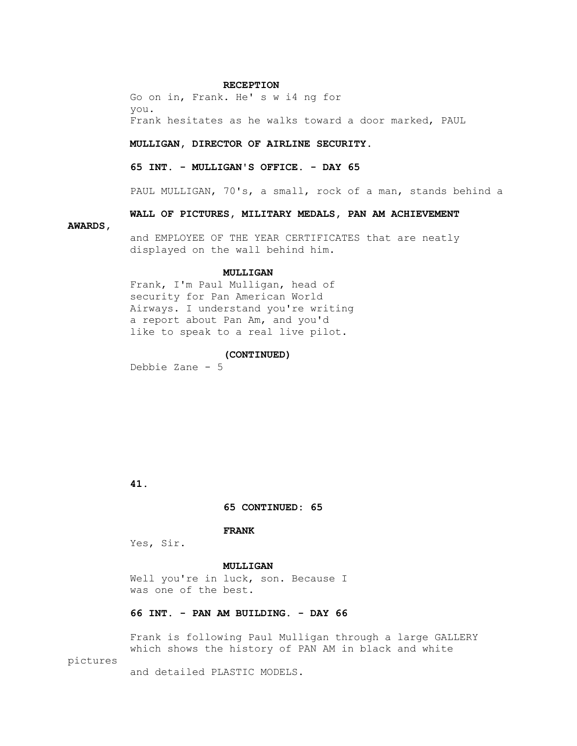**RECEPTION**

Go on in, Frank. He' s w i4 ng for you.

Frank hesitates as he walks toward a door marked, PAUL **MULLIGAN, DIRECTOR OF AIRLINE SECURITY.**

**65 INT. - MULLIGAN'S OFFICE. - DAY 65**

PAUL MULLIGAN, 70's, a small, rock of a man, stands behind a **WALL OF PICTURES, MILITARY MEDALS, PAN AM ACHIEVEMENT AWARDS,** and EMPLOYEE OF THE YEAR CERTIFICATES that are neatly displayed on the wall behind him.

**MULLIGAN**

Frank, I'm Paul Mulligan, head of security for Pan American World Airways. I understand you're writing a report about Pan Am, and you'd like to speak to a real live pilot.

**(CONTINUED)**

Debbie Zane - 5

**65 CONTINUED: 65**

**FRANK**

Yes, Sir.

**MULLIGAN**

Well you're in luck, son. Because I was one of the best.

**66 INT. - PAN AM BUILDING. - DAY 66**

Frank is following Paul Mulligan through a large GALLERY which shows the history of PAN AM in black and white pictures and detailed PLASTIC MODELS.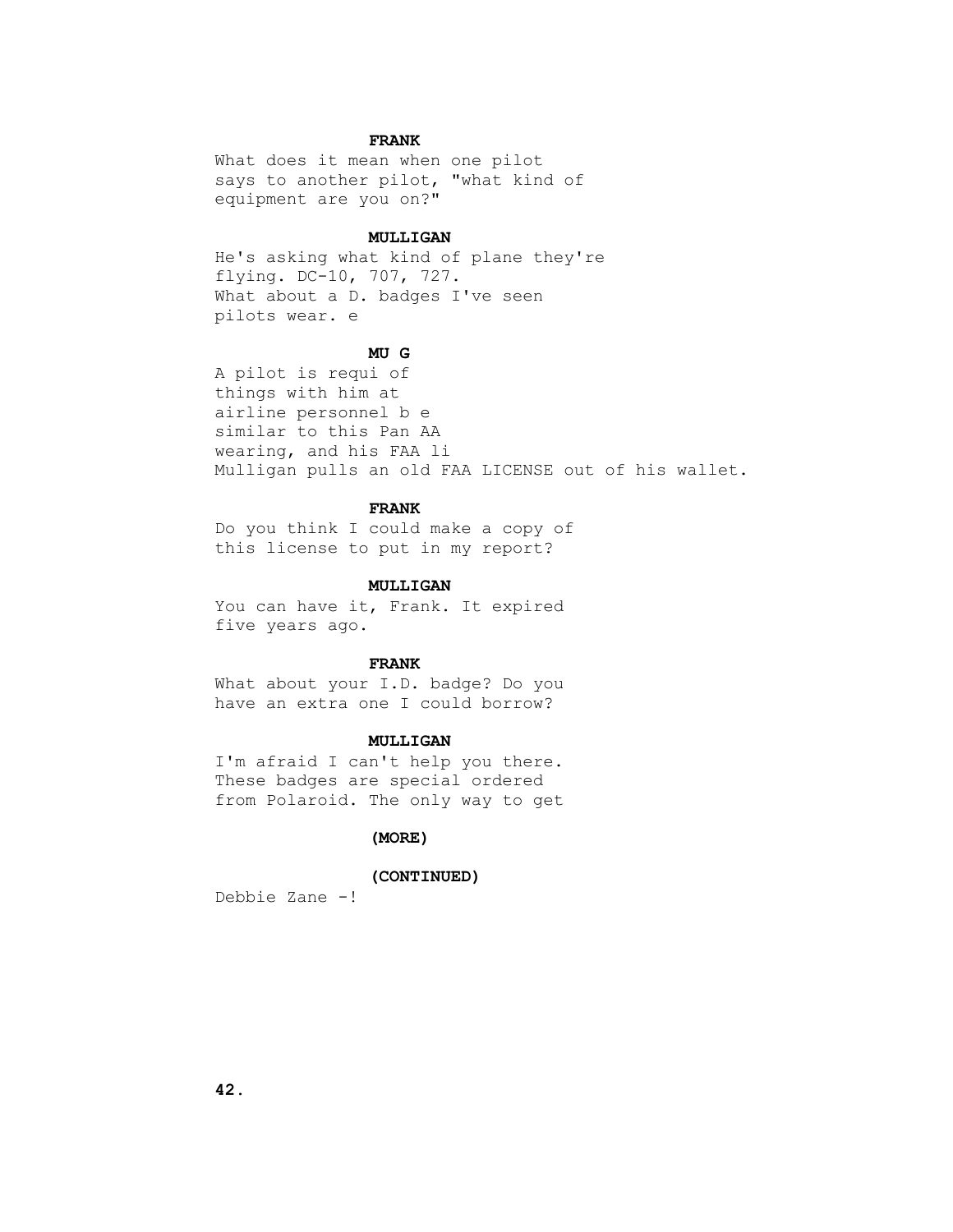**FRANK**

What does it mean when one pilot says to another pilot, "what kind of equipment are you on?"

**MULLIGAN**

He's asking what kind of plane they're flying. DC-10, 707, 727.
What about a D. badges I've seen pilots wear. e

**MU G**

A pilot is requi of things with him at airline personnel b e similar to this Pan AA wearing, and his FAA li
Mulligan pulls an old FAA LICENSE out of his wallet.

**FRANK**

Do you think I could make a copy of this license to put in my report?

**MULLIGAN**

You can have it, Frank. It expired five years ago.

**FRANK**

What about your I.D. badge? Do you have an extra one I could borrow?

**MULLIGAN**

I'm afraid I can't help you there. These badges are special ordered from Polaroid. The only way to get

**(MORE)**

**(CONTINUED)**

Debbie Zane -!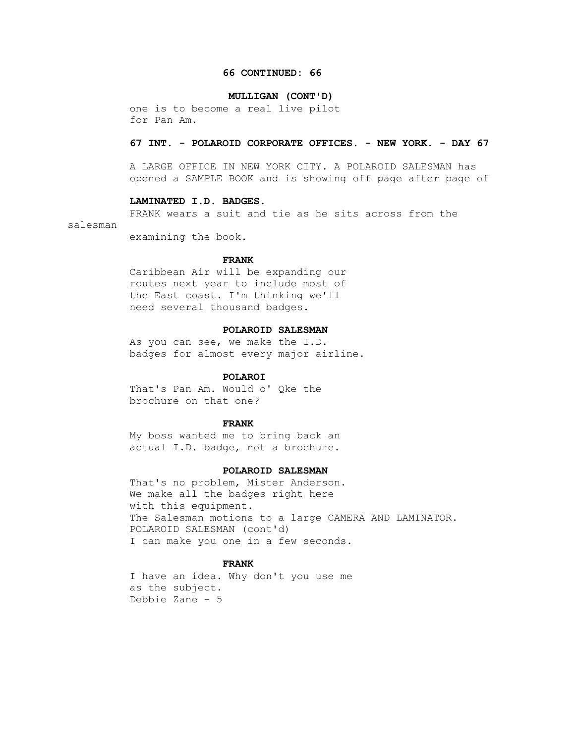**66 CONTINUED: 66**

**MULLIGAN (CONT'D)**

one is to become a real live pilot
for Pan Am.

**67 INT. - POLAROID CORPORATE OFFICES. - NEW YORK. - DAY 67**

A LARGE OFFICE IN NEW YORK CITY. A POLAROID SALESMAN has
opened a SAMPLE BOOK and is showing off page after page of

**LAMINATED I.D. BADGES.**

FRANK wears a suit and tie as he sits across from the
salesman
examining the book.

**FRANK**

Caribbean Air will be expanding our
routes next year to include most of
the East coast. I'm thinking we'll
need several thousand badges.

**POLAROID SALESMAN**

As you can see, we make the I.D.
badges for almost every major airline.

**POLAROI**

That's Pan Am. Would o' Qke the
brochure on that one?

**FRANK**

My boss wanted me to bring back an
actual I.D. badge, not a brochure.

**POLAROID SALESMAN**

That's no problem, Mister Anderson.
We make all the badges right here
with this equipment.
The Salesman motions to a large CAMERA AND LAMINATOR.
POLAROID SALESMAN (cont'd)
I can make you one in a few seconds.

**FRANK**

I have an idea. Why don't you use me
as the subject.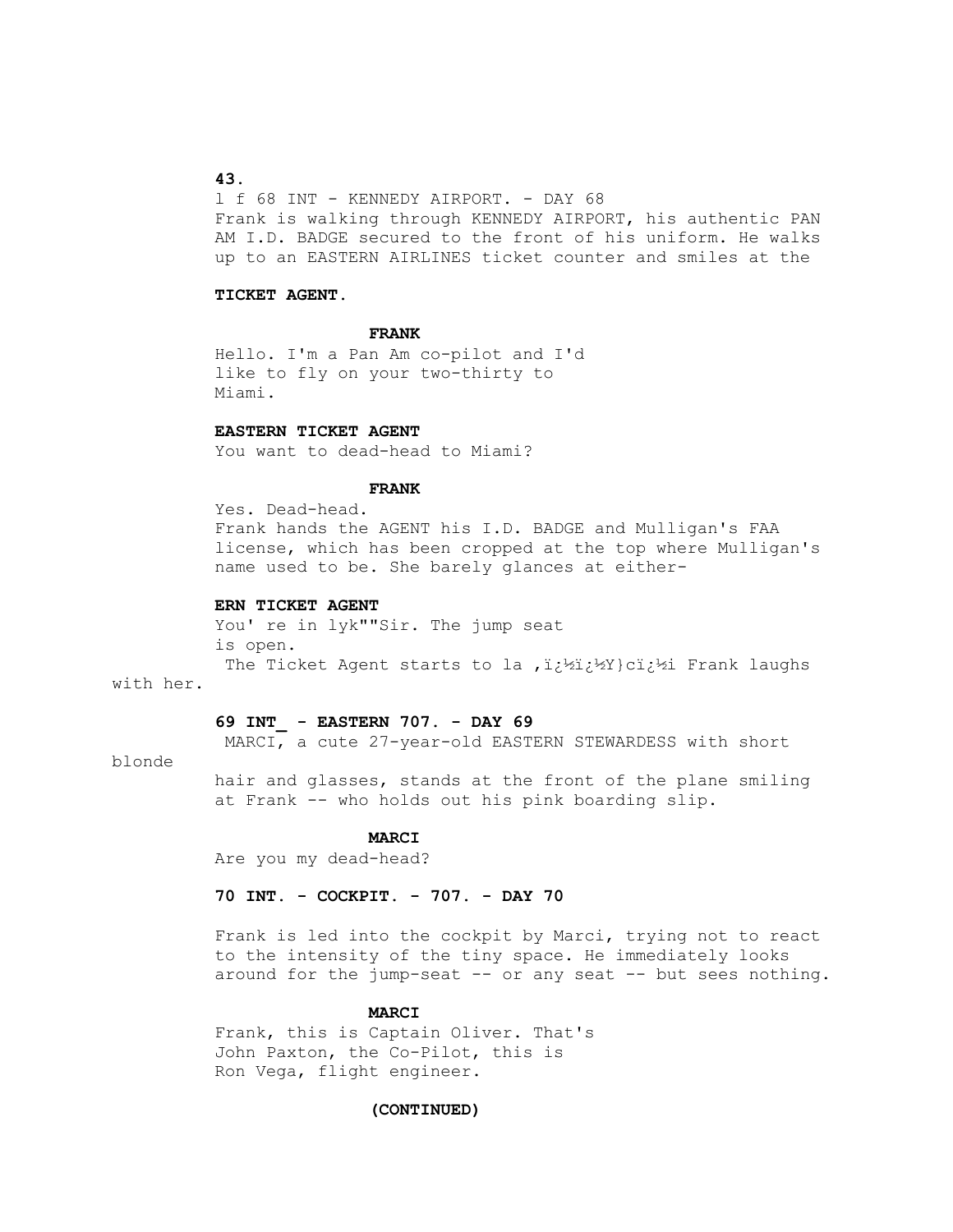l f 68 INT - KENNEDY AIRPORT. - DAY 68

Frank is walking through KENNEDY AIRPORT, his authentic PAN AM I.D. BADGE secured to the front of his uniform. He walks up to an EASTERN AIRLINES ticket counter and smiles at the

**TICKET AGENT.**

**FRANK**

Hello. I'm a Pan Am co-pilot and I'd like to fly on your two-thirty to Miami.

**EASTERN TICKET AGENT**

You want to dead-head to Miami?

**FRANK**

Yes. Dead-head.

Frank hands the AGENT his I.D. BADGE and Mulligan's FAA license, which has been cropped at the top where Mulligan's name used to be. She barely glances at either-

**ERN TICKET AGENT**

You' re in lyk""Sir. The jump seat is open.

The Ticket Agent starts to la ,ï¿½ï¿½Y}cï¿½i Frank laughs with her.

**69 INT_ - EASTERN 707. - DAY 69**

MARCI, a cute 27-year-old EASTERN STEWARDESS with short blonde hair and glasses, stands at the front of the plane smiling at Frank -- who holds out his pink boarding slip.

**MARCI**

Are you my dead-head?

**70 INT. - COCKPIT. - 707. - DAY 70**

Frank is led into the cockpit by Marci, trying not to react to the intensity of the tiny space. He immediately looks around for the jump-seat -- or any seat -- but sees nothing.

**MARCI**

Frank, this is Captain Oliver. That's John Paxton, the Co-Pilot, this is Ron Vega, flight engineer.

**(CONTINUED)**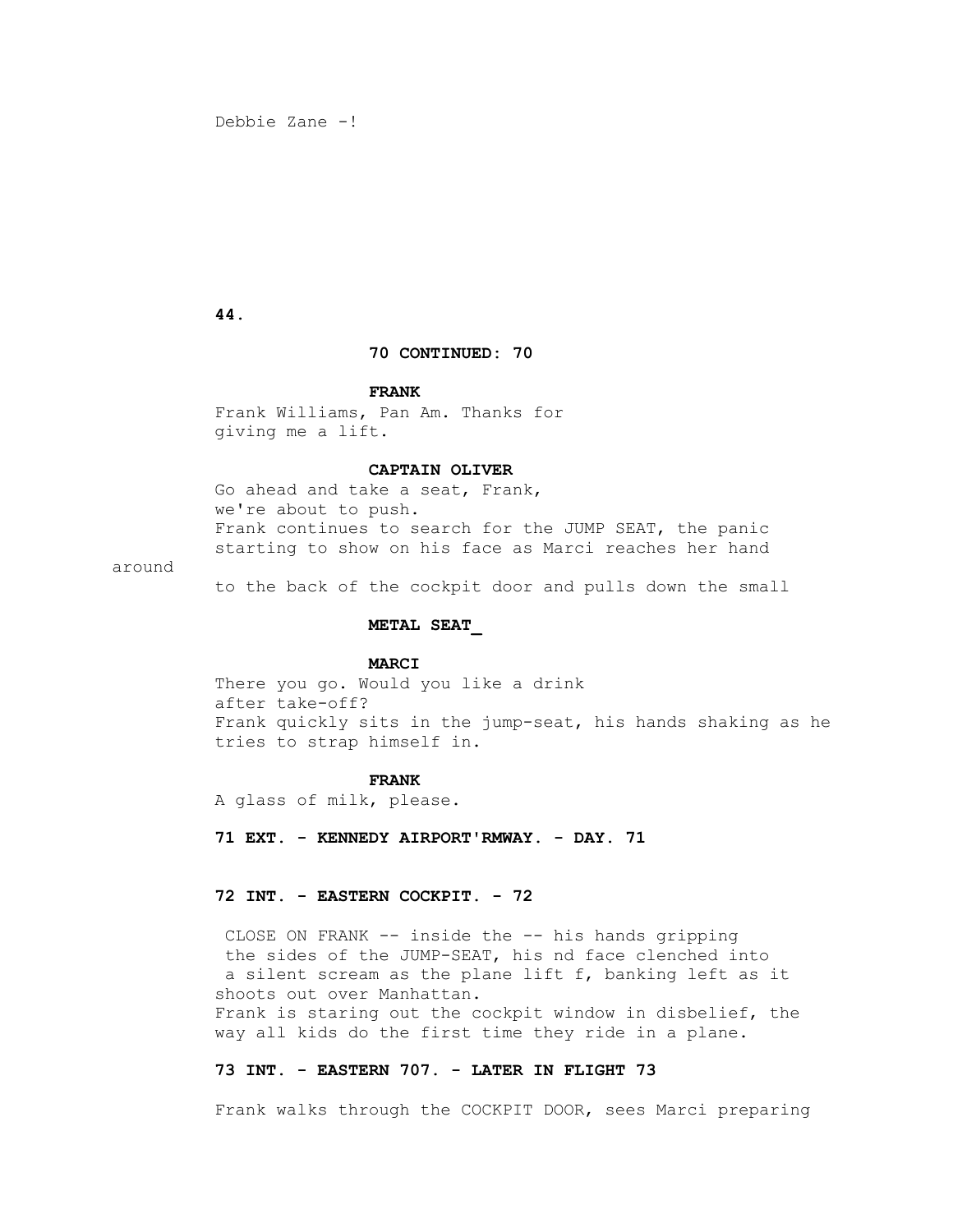Debbie Zane -!

70 CONTINUED: 70

**FRANK**

Frank Williams, Pan Am. Thanks for giving me a lift.

**CAPTAIN OLIVER**

Go ahead and take a seat, Frank, we're about to push.

Frank continues to search for the JUMP SEAT, the panic starting to show on his face as Marci reaches her hand around to the back of the cockpit door and pulls down the small

**METAL SEAT_**

**MARCI**

There you go. Would you like a drink after take-off?

Frank quickly sits in the jump-seat, his hands shaking as he tries to strap himself in.

**FRANK**

A glass of milk, please.

**71 EXT. - KENNEDY AIRPORT'RMWAY. - DAY. 71**

**72 INT. - EASTERN COCKPIT. - 72**

CLOSE ON FRANK -- inside the -- his hands gripping the sides of the JUMP-SEAT, his nd face clenched into a silent scream as the plane lift f, banking left as it shoots out over Manhattan.

Frank is staring out the cockpit window in disbelief, the way all kids do the first time they ride in a plane.

**73 INT. - EASTERN 707. - LATER IN FLIGHT 73**

Frank walks through the COCKPIT DOOR, sees Marci preparing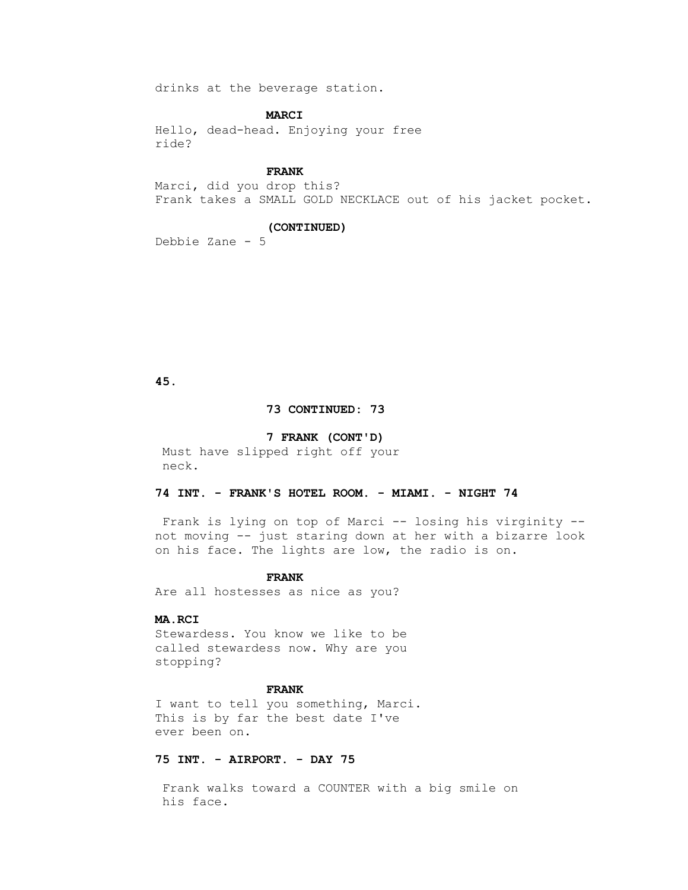drinks at the beverage station.

**MARCI**

Hello, dead-head. Enjoying your free ride?

**FRANK**

Marci, did you drop this?

Frank takes a SMALL GOLD NECKLACE out of his jacket pocket.

**(CONTINUED)**

Debbie Zane - 5

**73 CONTINUED: 73**

**7 FRANK (CONT'D)**

Must have slipped right off your neck.

**74 INT. - FRANK'S HOTEL ROOM. - MIAMI. - NIGHT 74**

Frank is lying on top of Marci -- losing his virginity -- not moving -- just staring down at her with a bizarre look on his face. The lights are low, the radio is on.

**FRANK**

Are all hostesses as nice as you?

**MA.RCI**

Stewardess. You know we like to be called stewardess now. Why are you stopping?

**FRANK**

I want to tell you something, Marci. This is by far the best date I've ever been on.

**75 INT. - AIRPORT. - DAY 75**

Frank walks toward a COUNTER with a big smile on his face.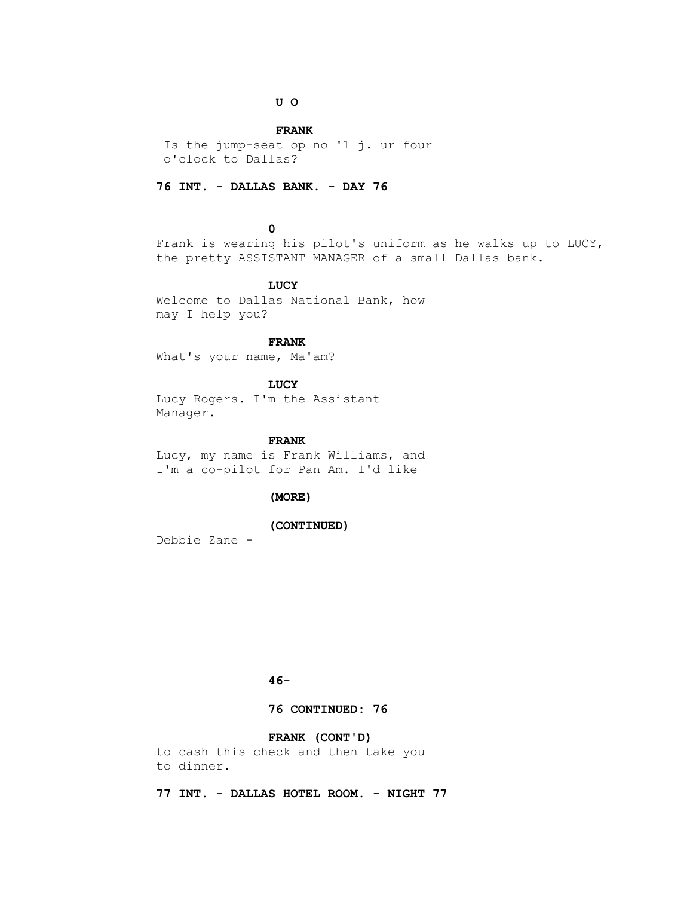**U O**

**FRANK**

Is the jump-seat op no '1 j. ur four o'clock to Dallas?

**76 INT. - DALLAS BANK. - DAY 76**

**O**

Frank is wearing his pilot's uniform as he walks up to LUCY, the pretty ASSISTANT MANAGER of a small Dallas bank.

**LUCY**

Welcome to Dallas National Bank, how may I help you?

**FRANK**

What's your name, Ma'am?

**LUCY**

Lucy Rogers. I'm the Assistant Manager.

**FRANK**

Lucy, my name is Frank Williams, and I'm a co-pilot for Pan Am. I'd like

**(MORE)**

**(CONTINUED)**

Debbie Zane -

**46-**

**76 CONTINUED: 76**

**FRANK (CONT'D)**

to cash this check and then take you to dinner.

**77 INT. - DALLAS HOTEL ROOM. - NIGHT 77**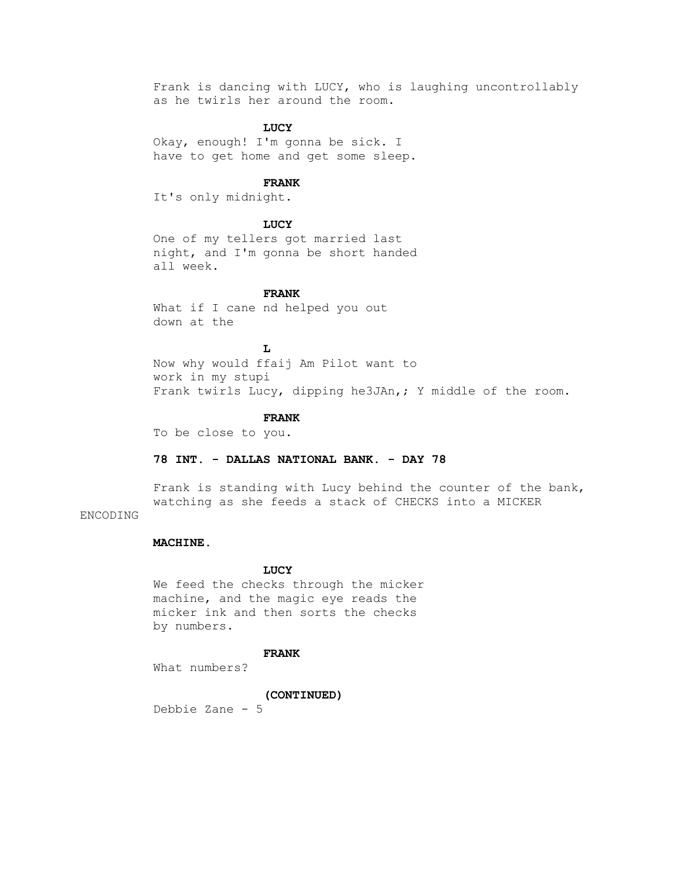Frank is dancing with LUCY, who is laughing uncontrollably as he twirls her around the room.

**LUCY**

Okay, enough! I'm gonna be sick. I have to get home and get some sleep.

**FRANK**

It's only midnight.

**LUCY**

One of my tellers got married last night, and I'm gonna be short handed all week.

**FRANK**

What if I cane nd helped you out down at the

**L**

Now why would ffaij Am Pilot want to work in my stupi

Frank twirls Lucy, dipping he3JAn,; Y middle of the room.

**FRANK**

To be close to you.

**78 INT. - DALLAS NATIONAL BANK. - DAY 78**

Frank is standing with Lucy behind the counter of the bank, watching as she feeds a stack of CHECKS into a MICKER ENCODING

**MACHINE.**

**LUCY**

We feed the checks through the micker machine, and the magic eye reads the micker ink and then sorts the checks by numbers.

**FRANK**

What numbers?

**(CONTINUED)**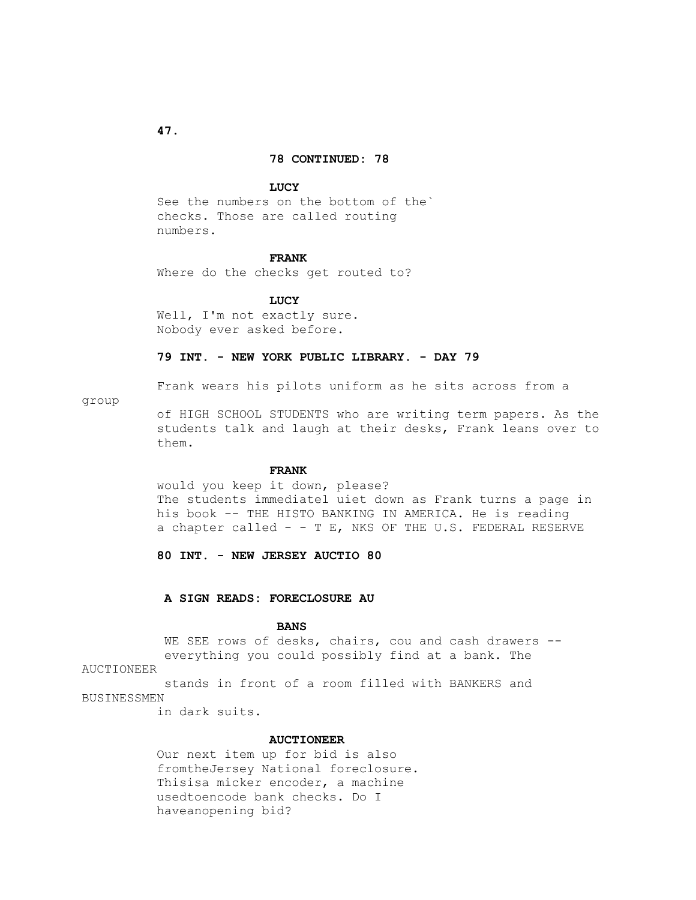**78 CONTINUED: 78**

**LUCY**

See the numbers on the bottom of the` checks. Those are called routing numbers.

**FRANK**

Where do the checks get routed to?

**LUCY**

Well, I'm not exactly sure. Nobody ever asked before.

**79 INT. - NEW YORK PUBLIC LIBRARY. - DAY 79**

Frank wears his pilots uniform as he sits across from a group of HIGH SCHOOL STUDENTS who are writing term papers. As the students talk and laugh at their desks, Frank leans over to them.

**FRANK**

would you keep it down, please?
The students immediatel uiet down as Frank turns a page in his book -- THE HISTO BANKING IN AMERICA. He is reading a chapter called - - T E, NKS OF THE U.S. FEDERAL RESERVE

**80 INT. - NEW JERSEY AUCTIO 80**

**A SIGN READS: FORECLOSURE AU**

**BANS**

WE SEE rows of desks, chairs, cou and cash drawers -- everything you could possibly find at a bank. The AUCTIONEER stands in front of a room filled with BANKERS and BUSINESSMEN in dark suits.

**AUCTIONEER**

Our next item up for bid is also fromtheJersey National foreclosure. Thisisa micker encoder, a machine usedtoencode bank checks. Do I haveanopening bid?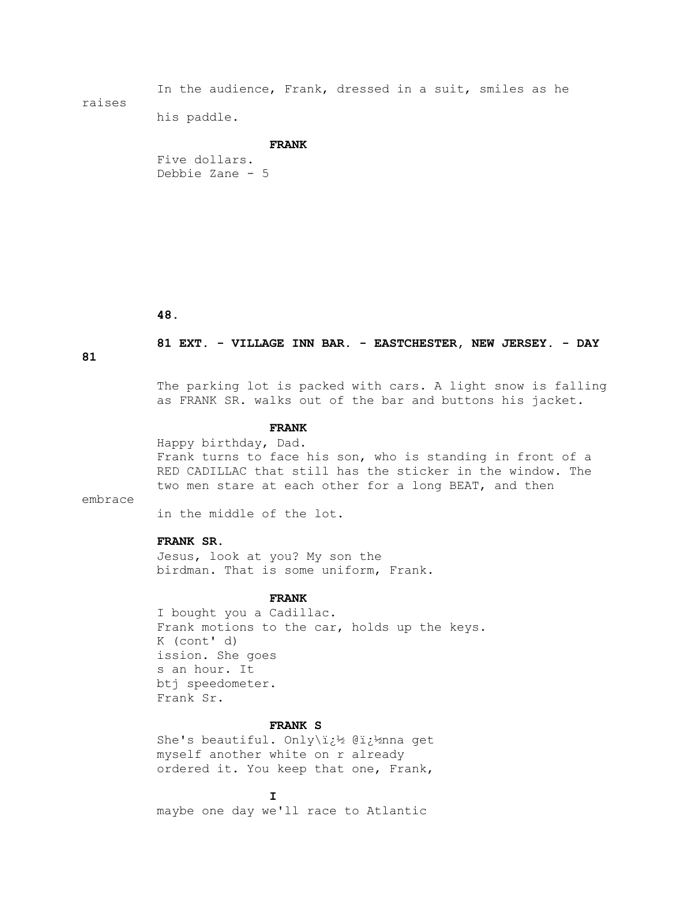In the audience, Frank, dressed in a suit, smiles as he raises his paddle.

**FRANK**

Five dollars.
Debbie Zane - 5

**81 EXT. - VILLAGE INN BAR. - EASTCHESTER, NEW JERSEY. - DAY 81**

The parking lot is packed with cars. A light snow is falling as FRANK SR. walks out of the bar and buttons his jacket.

**FRANK**

Happy birthday, Dad.
Frank turns to face his son, who is standing in front of a RED CADILLAC that still has the sticker in the window. The two men stare at each other for a long BEAT, and then embrace in the middle of the lot.

**FRANK SR.**

Jesus, look at you? My son the birdman. That is some uniform, Frank.

**FRANK**

I bought you a Cadillac.
Frank motions to the car, holds up the keys.
K (cont' d)
ission. She goes
s an hour. It
btj speedometer.
Frank Sr.

**FRANK S**

She's beautiful. Only\ï¿½ @ï¿½nna get myself another white on r already ordered it. You keep that one, Frank,

**I**

maybe one day we'll race to Atlantic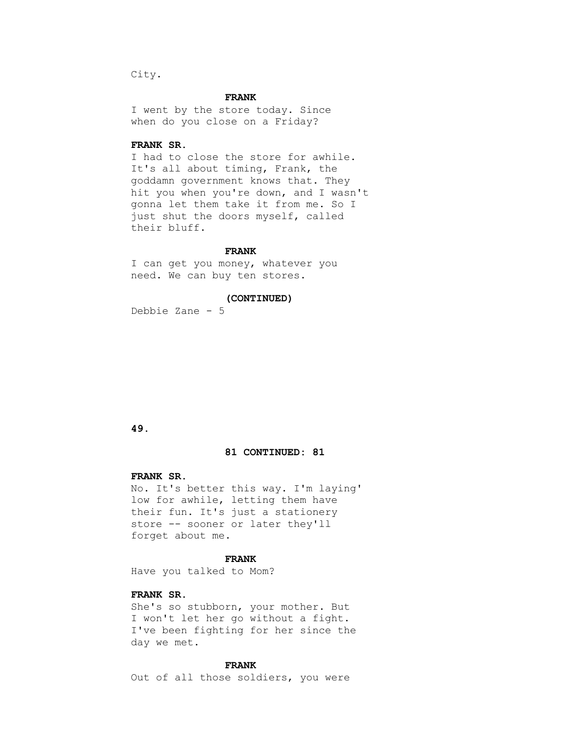City.

**FRANK**

I went by the store today. Since when do you close on a Friday?

**FRANK SR.**

I had to close the store for awhile. It's all about timing, Frank, the goddamn government knows that. They hit you when you're down, and I wasn't gonna let them take it from me. So I just shut the doors myself, called their bluff.

**FRANK**

I can get you money, whatever you need. We can buy ten stores.

**(CONTINUED)**

**81 CONTINUED: 81**

**FRANK SR.**

No. It's better this way. I'm laying' low for awhile, letting them have their fun. It's just a stationery store -- sooner or later they'll forget about me.

**FRANK**

Have you talked to Mom?

**FRANK SR.**

She's so stubborn, your mother. But I won't let her go without a fight. I've been fighting for her since the day we met.

**FRANK**

Out of all those soldiers, you were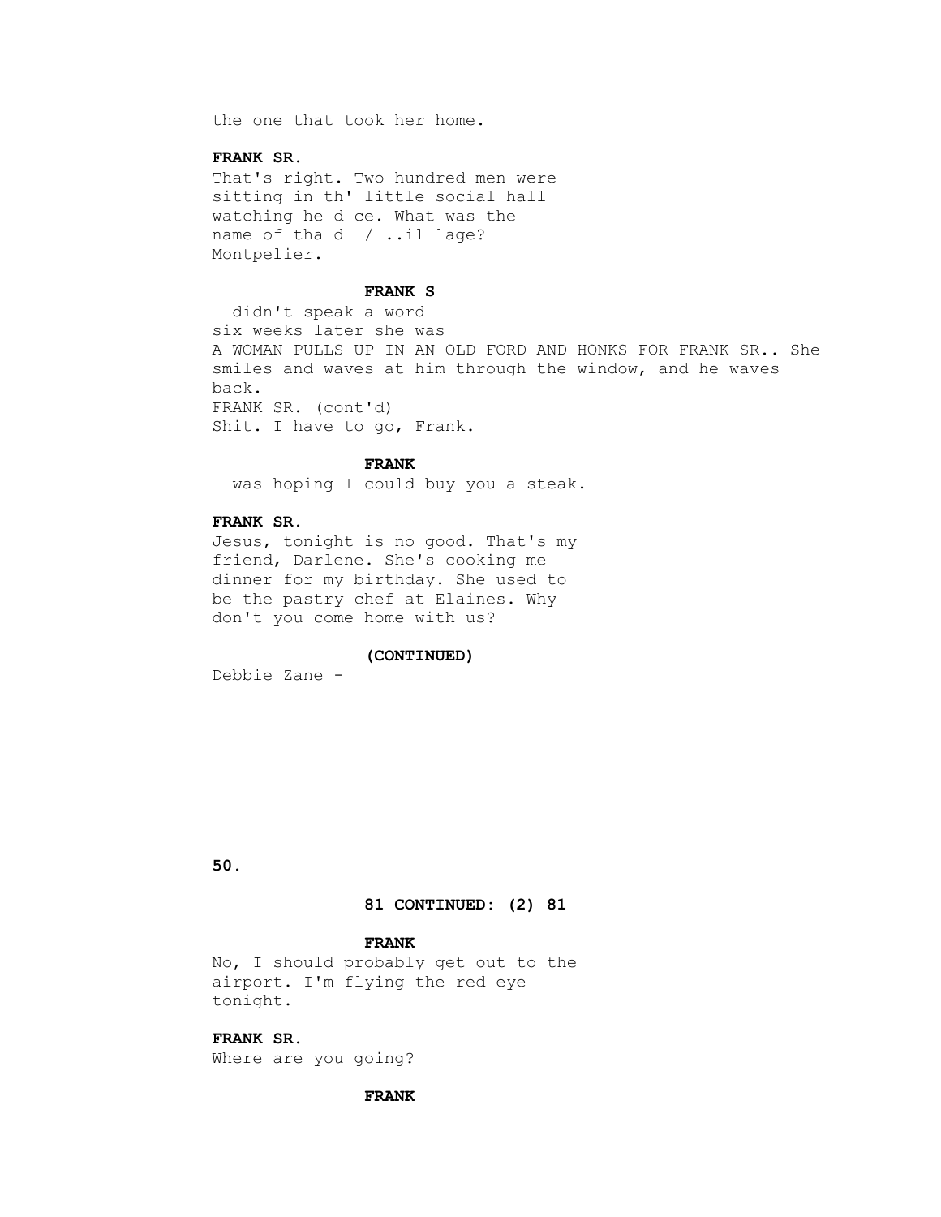the one that took her home.

**FRANK SR.**

That's right. Two hundred men were sitting in th' little social hall watching he d ce. What was the name of tha d I/ ..il lage? Montpelier.

**FRANK S**

I didn't speak a word
six weeks later she was
A WOMAN PULLS UP IN AN OLD FORD AND HONKS FOR FRANK SR.. She smiles and waves at him through the window, and he waves back.
FRANK SR. (cont'd)
Shit. I have to go, Frank.

**FRANK**

I was hoping I could buy you a steak.

**FRANK SR.**

Jesus, tonight is no good. That's my friend, Darlene. She's cooking me dinner for my birthday. She used to be the pastry chef at Elaines. Why don't you come home with us?

**(CONTINUED)**

Debbie Zane -

**81 CONTINUED: (2) 81**

**FRANK**

No, I should probably get out to the airport. I'm flying the red eye tonight.

**FRANK SR.**

Where are you going?

**FRANK**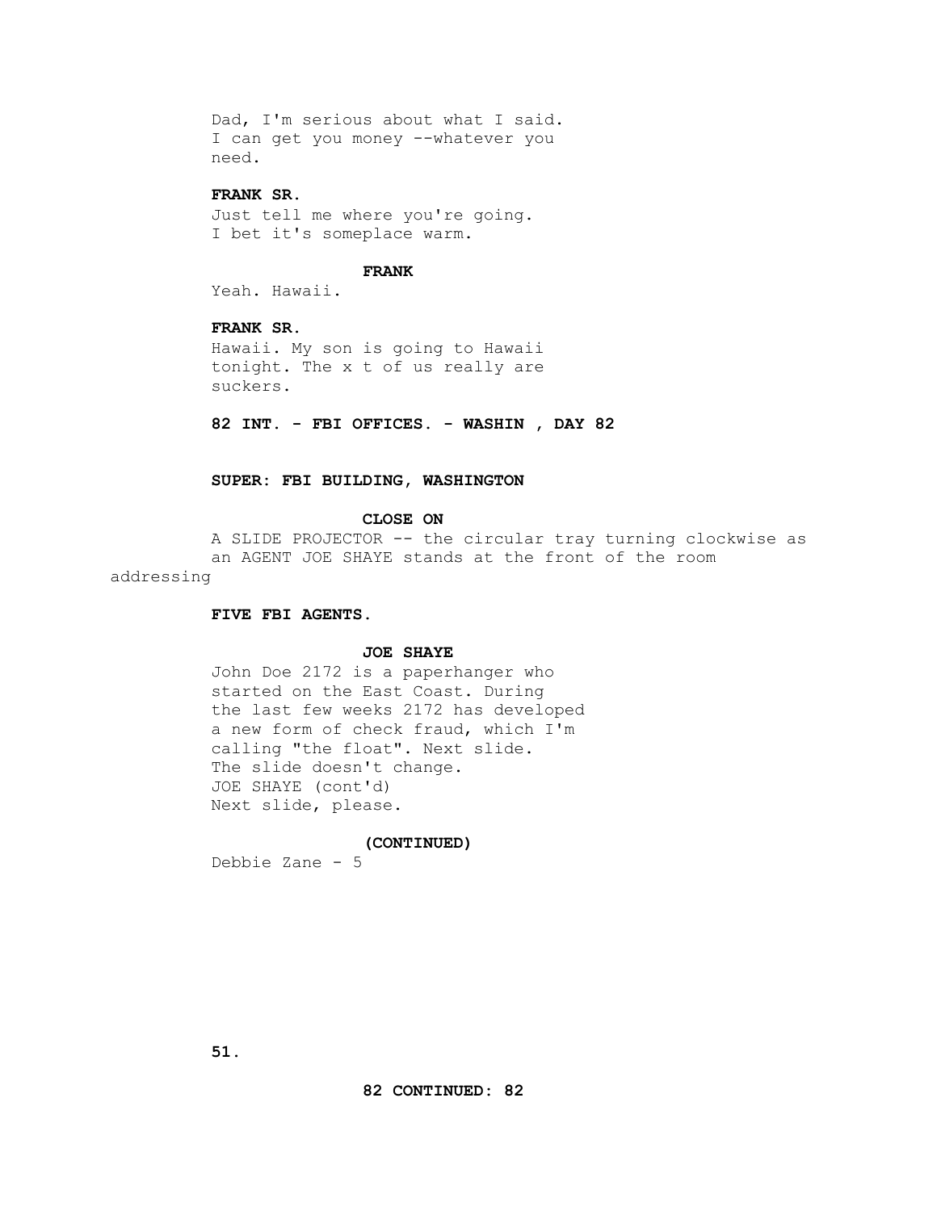Dad, I'm serious about what I said.
I can get you money --whatever you
need.

**FRANK SR.**
Just tell me where you're going.
I bet it's someplace warm.

**FRANK**
Yeah. Hawaii.

**FRANK SR.**
Hawaii. My son is going to Hawaii
tonight. The x t of us really are
suckers.

**82 INT. - FBI OFFICES. - WASHIN , DAY 82**

**SUPER: FBI BUILDING, WASHINGTON**

**CLOSE ON**
A SLIDE PROJECTOR -- the circular tray turning clockwise as
an AGENT JOE SHAYE stands at the front of the room
addressing

**FIVE FBI AGENTS.**

**JOE SHAYE**
John Doe 2172 is a paperhanger who
started on the East Coast. During
the last few weeks 2172 has developed
a new form of check fraud, which I'm
calling "the float". Next slide.
The slide doesn't change.
JOE SHAYE (cont'd)
Next slide, please.

**(CONTINUED)**
Debbie Zane - 5

**82 CONTINUED: 82**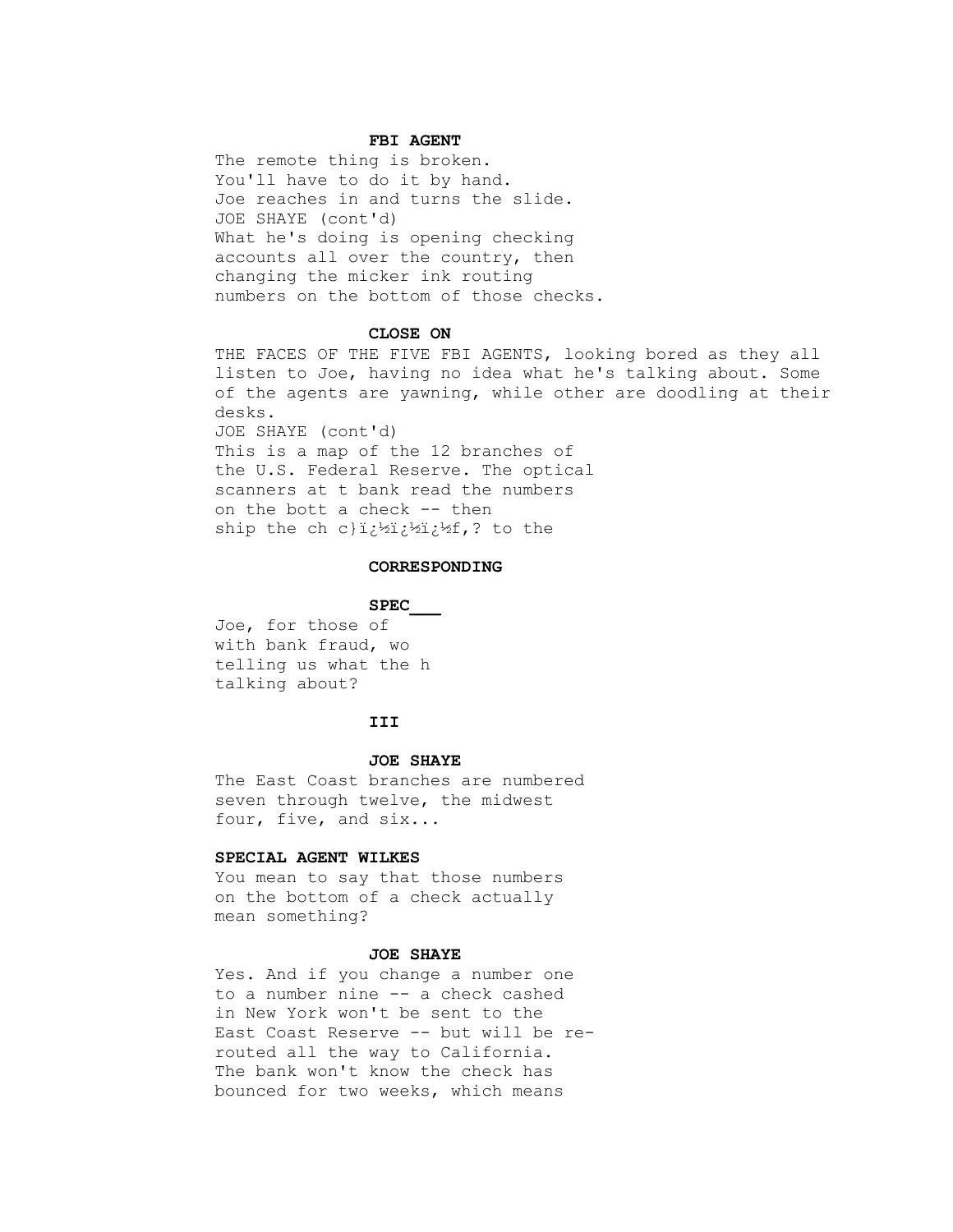**FBI AGENT**

The remote thing is broken.
You'll have to do it by hand.
Joe reaches in and turns the slide.
JOE SHAYE (cont'd)
What he's doing is opening checking
accounts all over the country, then
changing the micker ink routing
numbers on the bottom of those checks.

**CLOSE ON**

THE FACES OF THE FIVE FBI AGENTS, looking bored as they all listen to Joe, having no idea what he's talking about. Some of the agents are yawning, while other are doodling at their desks.
JOE SHAYE (cont'd)
This is a map of the 12 branches of
the U.S. Federal Reserve. The optical
scanners at t bank read the numbers
on the bott a check -- then
ship the ch c}ï¿½ï¿½ï¿½f,? to the

**CORRESPONDING**

**SPEC___**

Joe, for those of
with bank fraud, wo
telling us what the h
talking about?

**III**

**JOE SHAYE**

The East Coast branches are numbered
seven through twelve, the midwest
four, five, and six...

**SPECIAL AGENT WILKES**

You mean to say that those numbers
on the bottom of a check actually
mean something?

**JOE SHAYE**

Yes. And if you change a number one
to a number nine -- a check cashed
in New York won't be sent to the
East Coast Reserve -- but will be re-
routed all the way to California.
The bank won't know the check has
bounced for two weeks, which means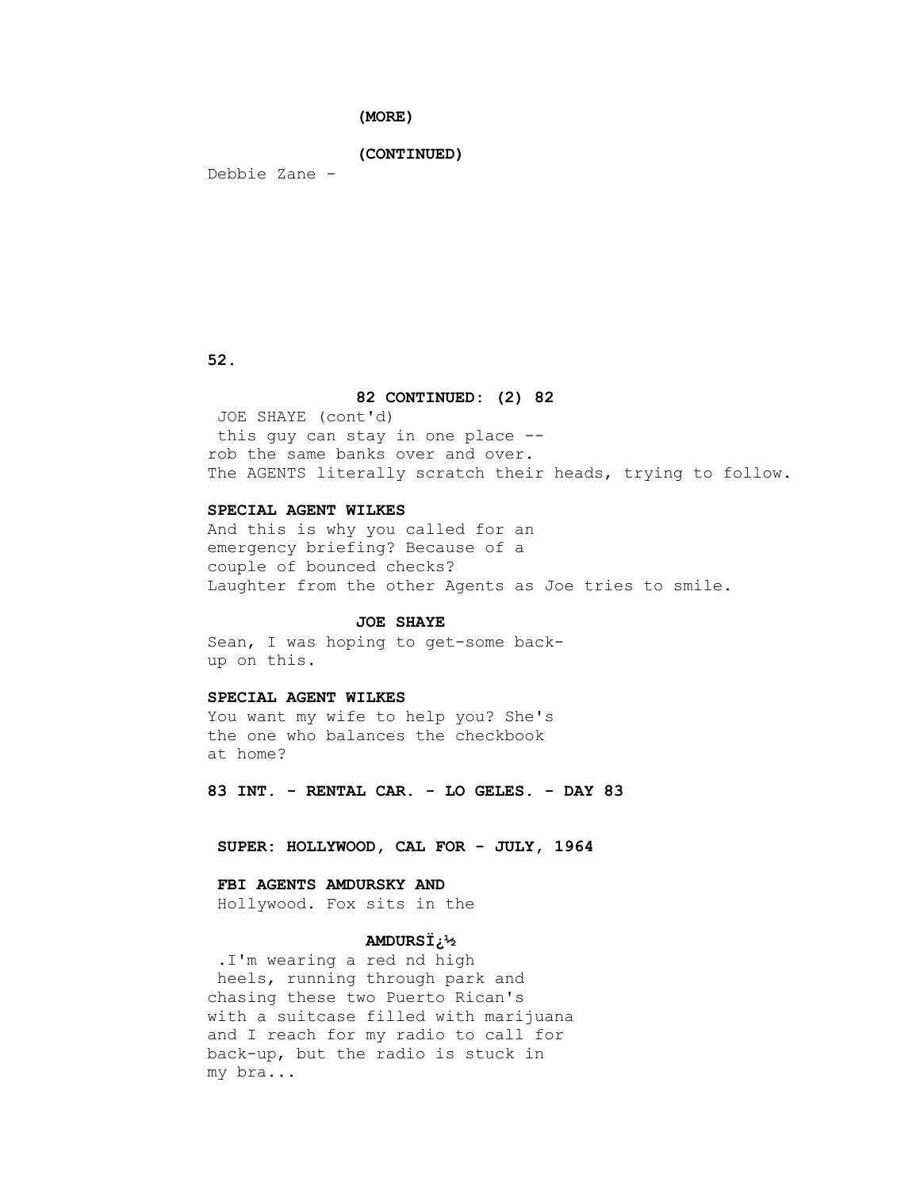**(MORE)**

**(CONTINUED)**

Debbie Zane -

**82 CONTINUED: (2) 82**

JOE SHAYE (cont'd)
this guy can stay in one place --
rob the same banks over and over.
The AGENTS literally scratch their heads, trying to follow.

**SPECIAL AGENT WILKES**
And this is why you called for an
emergency briefing? Because of a
couple of bounced checks?
Laughter from the other Agents as Joe tries to smile.

**JOE SHAYE**
Sean, I was hoping to get-some back-
up on this.

**SPECIAL AGENT WILKES**
You want my wife to help you? She's
the one who balances the checkbook
at home?

**83 INT. - RENTAL CAR. - LO GELES. - DAY 83**

**SUPER: HOLLYWOOD, CAL FOR - JULY, 1964**

**FBI AGENTS AMDURSKY AND**
Hollywood. Fox sits in the

**AMDURSÏ¿½**
.I'm wearing a red nd high
heels, running through park and
chasing these two Puerto Rican's
with a suitcase filled with marijuana
and I reach for my radio to call for
back-up, but the radio is stuck in
my bra...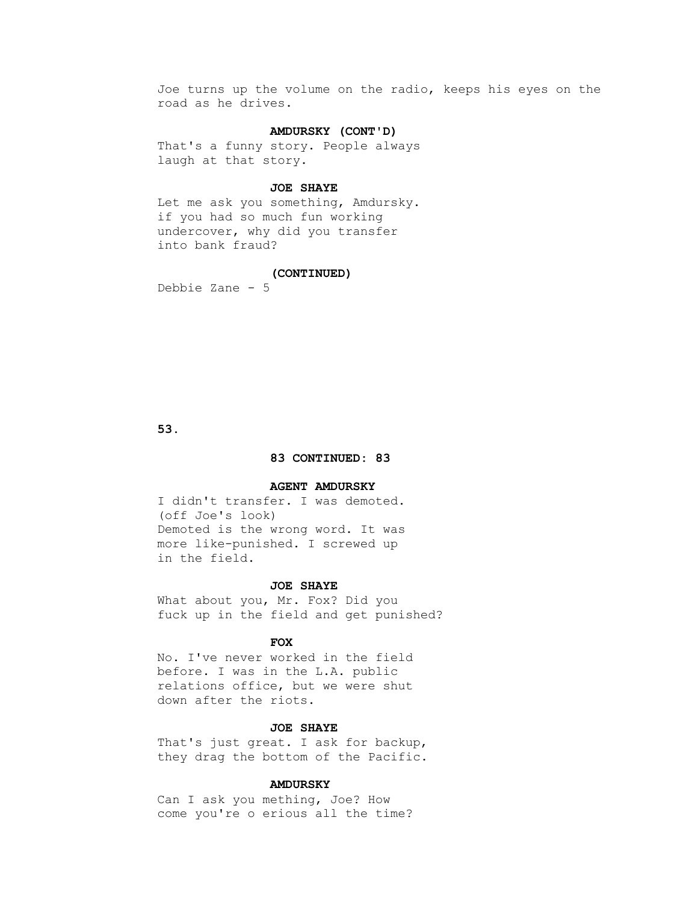Joe turns up the volume on the radio, keeps his eyes on the road as he drives.

**AMDURSKY (CONT'D)**
That's a funny story. People always laugh at that story.

**JOE SHAYE**
Let me ask you something, Amdursky. if you had so much fun working undercover, why did you transfer into bank fraud?

**(CONTINUED)**

Debbie Zane - 5

**83 CONTINUED: 83**

**AGENT AMDURSKY**
I didn't transfer. I was demoted.
(off Joe's look)
Demoted is the wrong word. It was more like-punished. I screwed up in the field.

**JOE SHAYE**
What about you, Mr. Fox? Did you fuck up in the field and get punished?

**FOX**
No. I've never worked in the field before. I was in the L.A. public relations office, but we were shut down after the riots.

**JOE SHAYE**
That's just great. I ask for backup, they drag the bottom of the Pacific.

**AMDURSKY**
Can I ask you mething, Joe? How come you're o erious all the time?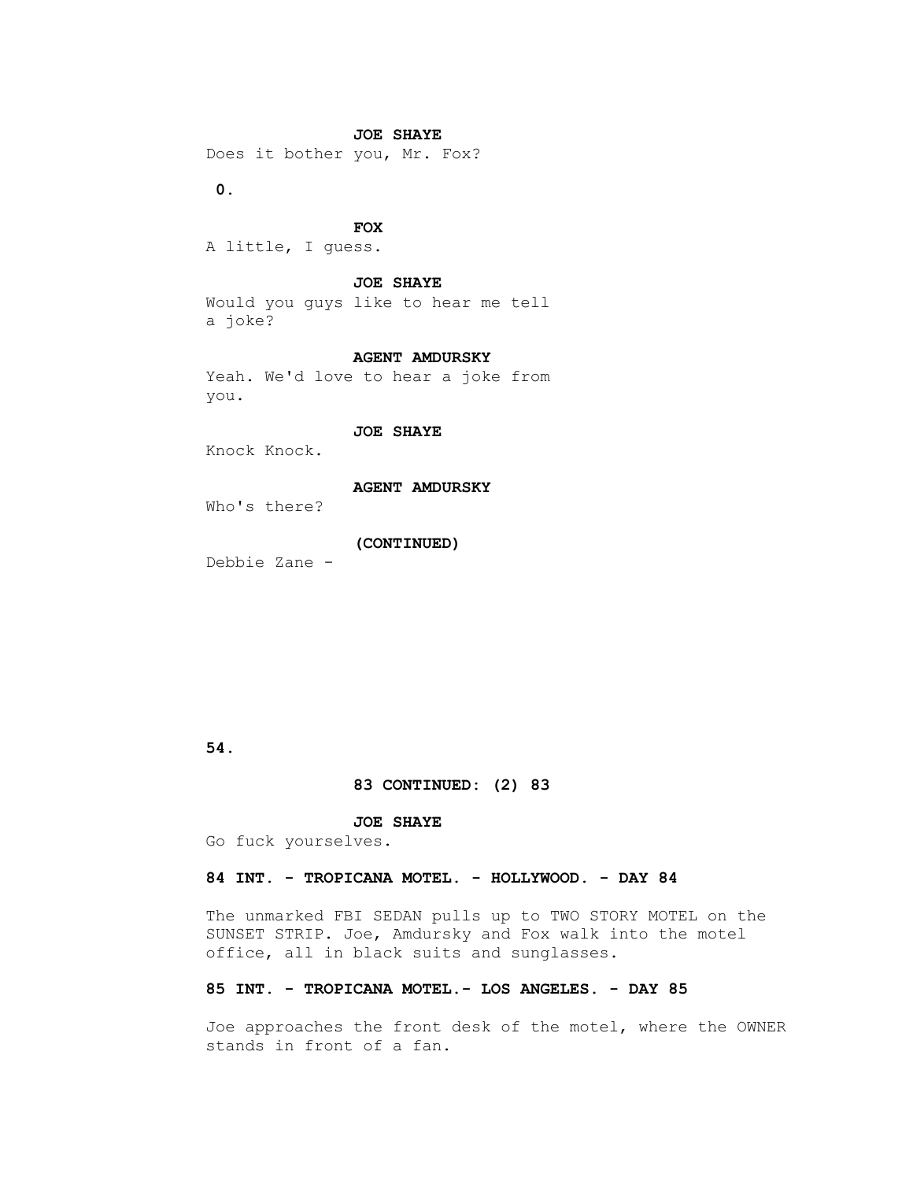**JOE SHAYE**

Does it bother you, Mr. Fox?

**0.**

**FOX**

A little, I guess.

**JOE SHAYE**

Would you guys like to hear me tell a joke?

**AGENT AMDURSKY**

Yeah. We'd love to hear a joke from you.

**JOE SHAYE**

Knock Knock.

**AGENT AMDURSKY**

Who's there?

**(CONTINUED)**

Debbie Zane -

**83 CONTINUED: (2) 83**

**JOE SHAYE**

Go fuck yourselves.

**84 INT. - TROPICANA MOTEL. - HOLLYWOOD. - DAY 84**

The unmarked FBI SEDAN pulls up to TWO STORY MOTEL on the SUNSET STRIP. Joe, Amdursky and Fox walk into the motel office, all in black suits and sunglasses.

**85 INT. - TROPICANA MOTEL.- LOS ANGELES. - DAY 85**

Joe approaches the front desk of the motel, where the OWNER stands in front of a fan.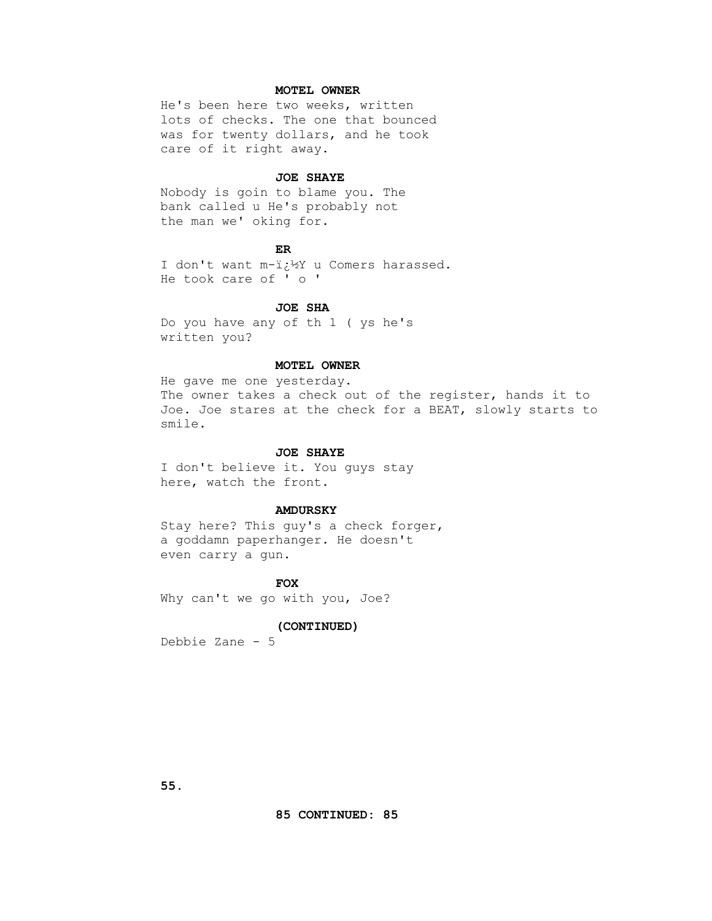**MOTEL OWNER**

He's been here two weeks, written lots of checks. The one that bounced was for twenty dollars, and he took care of it right away.

**JOE SHAYE**

Nobody is goin to blame you. The bank called u He's probably not the man we' oking for.

**ER**

I don't want m-ï¿½Y u Comers harassed. He took care of ' o '

**JOE SHA**

Do you have any of th 1 ( ys he's written you?

**MOTEL OWNER**

He gave me one yesterday.
The owner takes a check out of the register, hands it to Joe. Joe stares at the check for a BEAT, slowly starts to smile.

**JOE SHAYE**

I don't believe it. You guys stay here, watch the front.

**AMDURSKY**

Stay here? This guy's a check forger, a goddamn paperhanger. He doesn't even carry a gun.

**FOX**

Why can't we go with you, Joe?

**(CONTINUED)**

Debbie Zane - 5

**85 CONTINUED: 85**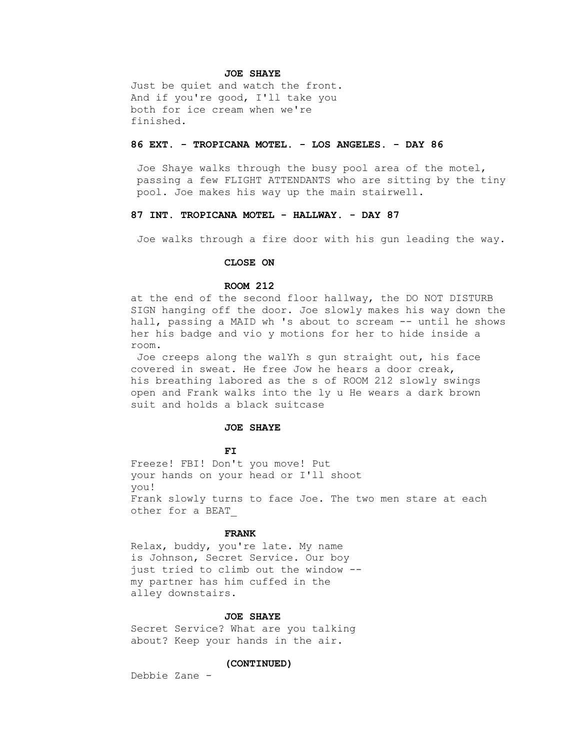**JOE SHAYE**

Just be quiet and watch the front.
And if you're good, I'll take you
both for ice cream when we're
finished.

**86 EXT. - TROPICANA MOTEL. - LOS ANGELES. - DAY 86**

Joe Shaye walks through the busy pool area of the motel, passing a few FLIGHT ATTENDANTS who are sitting by the tiny pool. Joe makes his way up the main stairwell.

**87 INT. TROPICANA MOTEL - HALLWAY. - DAY 87**

Joe walks through a fire door with his gun leading the way.

**CLOSE ON**

**ROOM 212**

at the end of the second floor hallway, the DO NOT DISTURB SIGN hanging off the door. Joe slowly makes his way down the hall, passing a MAID wh 's about to scream -- until he shows her his badge and vio y motions for her to hide inside a room.

Joe creeps along the walYh s gun straight out, his face covered in sweat. He free Jow he hears a door creak, his breathing labored as the s of ROOM 212 slowly swings open and Frank walks into the ly u He wears a dark brown suit and holds a black suitcase

**JOE SHAYE**

**FI**

Freeze! FBI! Don't you move! Put
your hands on your head or I'll shoot
you!

Frank slowly turns to face Joe. The two men stare at each other for a BEAT_

**FRANK**

Relax, buddy, you're late. My name
is Johnson, Secret Service. Our boy
just tried to climb out the window --
my partner has him cuffed in the
alley downstairs.

**JOE SHAYE**

Secret Service? What are you talking
about? Keep your hands in the air.

**(CONTINUED)**

Debbie Zane -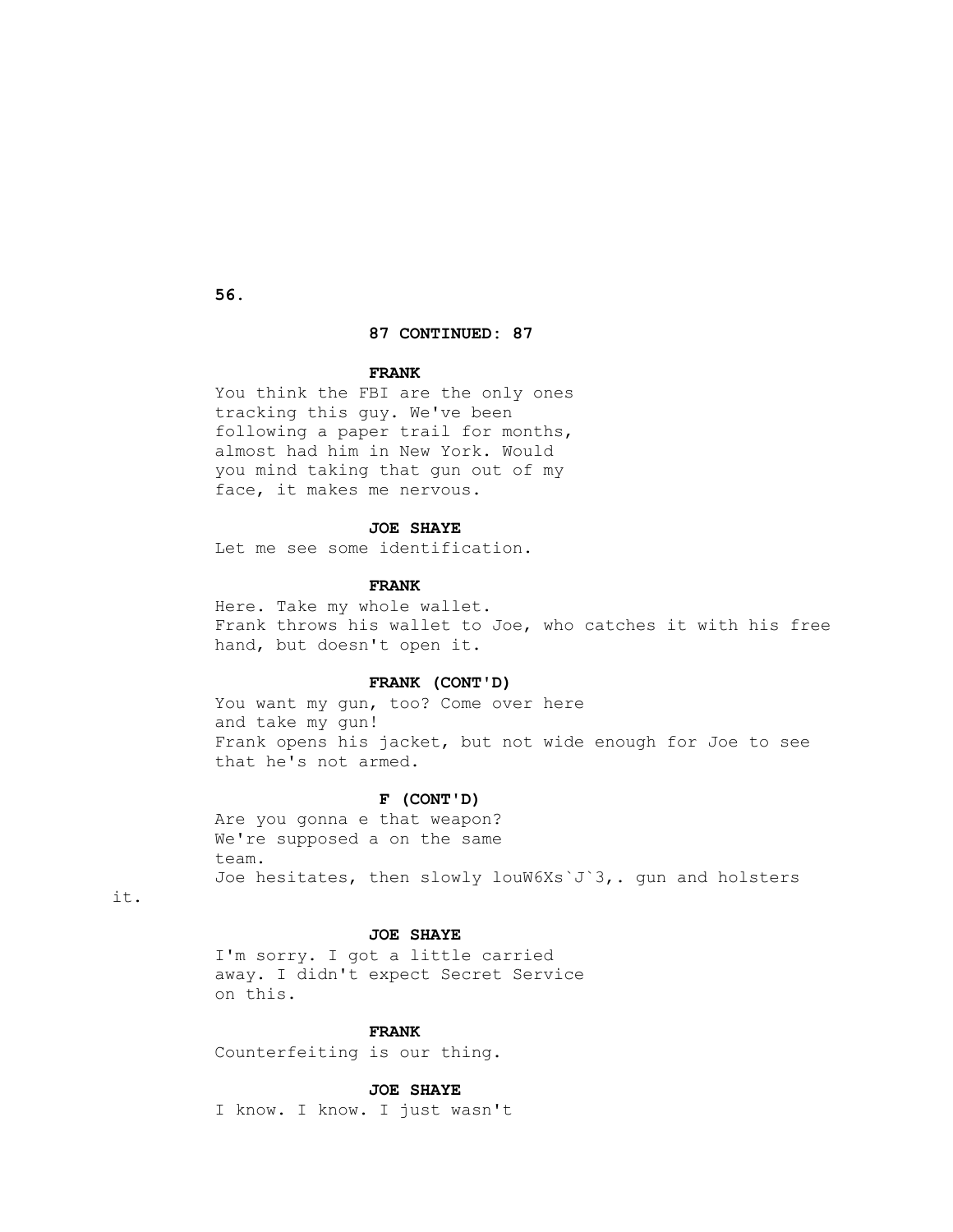**87 CONTINUED: 87**

**FRANK**

You think the FBI are the only ones tracking this guy. We've been following a paper trail for months, almost had him in New York. Would you mind taking that gun out of my face, it makes me nervous.

**JOE SHAYE**

Let me see some identification.

**FRANK**

Here. Take my whole wallet.

Frank throws his wallet to Joe, who catches it with his free hand, but doesn't open it.

**FRANK (CONT'D)**

You want my gun, too? Come over here and take my gun!

Frank opens his jacket, but not wide enough for Joe to see that he's not armed.

**F (CONT'D)**

Are you gonna e that weapon? We're supposed a on the same team.

Joe hesitates, then slowly louW6Xs`J`3,. gun and holsters it.

**JOE SHAYE**

I'm sorry. I got a little carried away. I didn't expect Secret Service on this.

**FRANK**

Counterfeiting is our thing.

**JOE SHAYE**

I know. I know. I just wasn't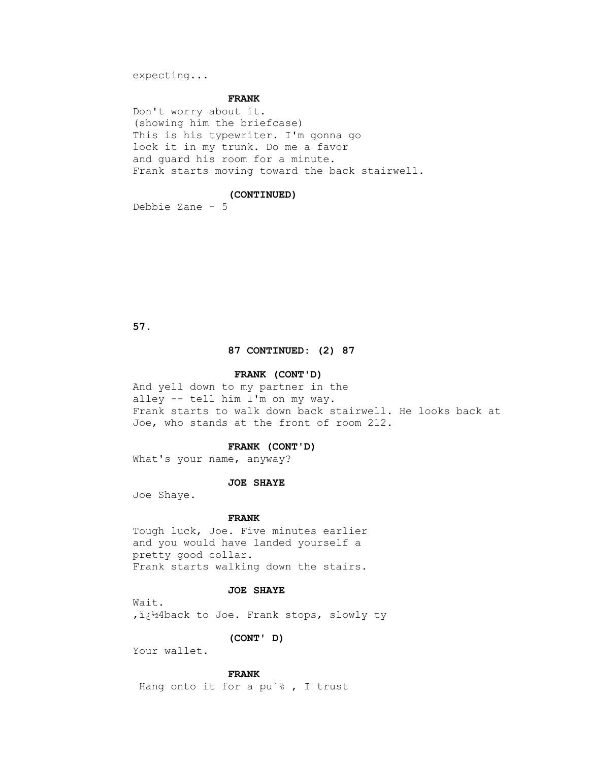expecting...

**FRANK**

Don't worry about it.
(showing him the briefcase)
This is his typewriter. I'm gonna go
lock it in my trunk. Do me a favor
and guard his room for a minute.
Frank starts moving toward the back stairwell.

**(CONTINUED)**

Debbie Zane - 5

**87 CONTINUED: (2) 87**

**FRANK (CONT'D)**

And yell down to my partner in the
alley -- tell him I'm on my way.
Frank starts to walk down back stairwell. He looks back at
Joe, who stands at the front of room 212.

**FRANK (CONT'D)**

What's your name, anyway?

**JOE SHAYE**

Joe Shaye.

**FRANK**

Tough luck, Joe. Five minutes earlier
and you would have landed yourself a
pretty good collar.
Frank starts walking down the stairs.

**JOE SHAYE**

Wait.
,ï¿½4back to Joe. Frank stops, slowly ty

**(CONT' D)**

Your wallet.

**FRANK**

Hang onto it for a pu`% , I trust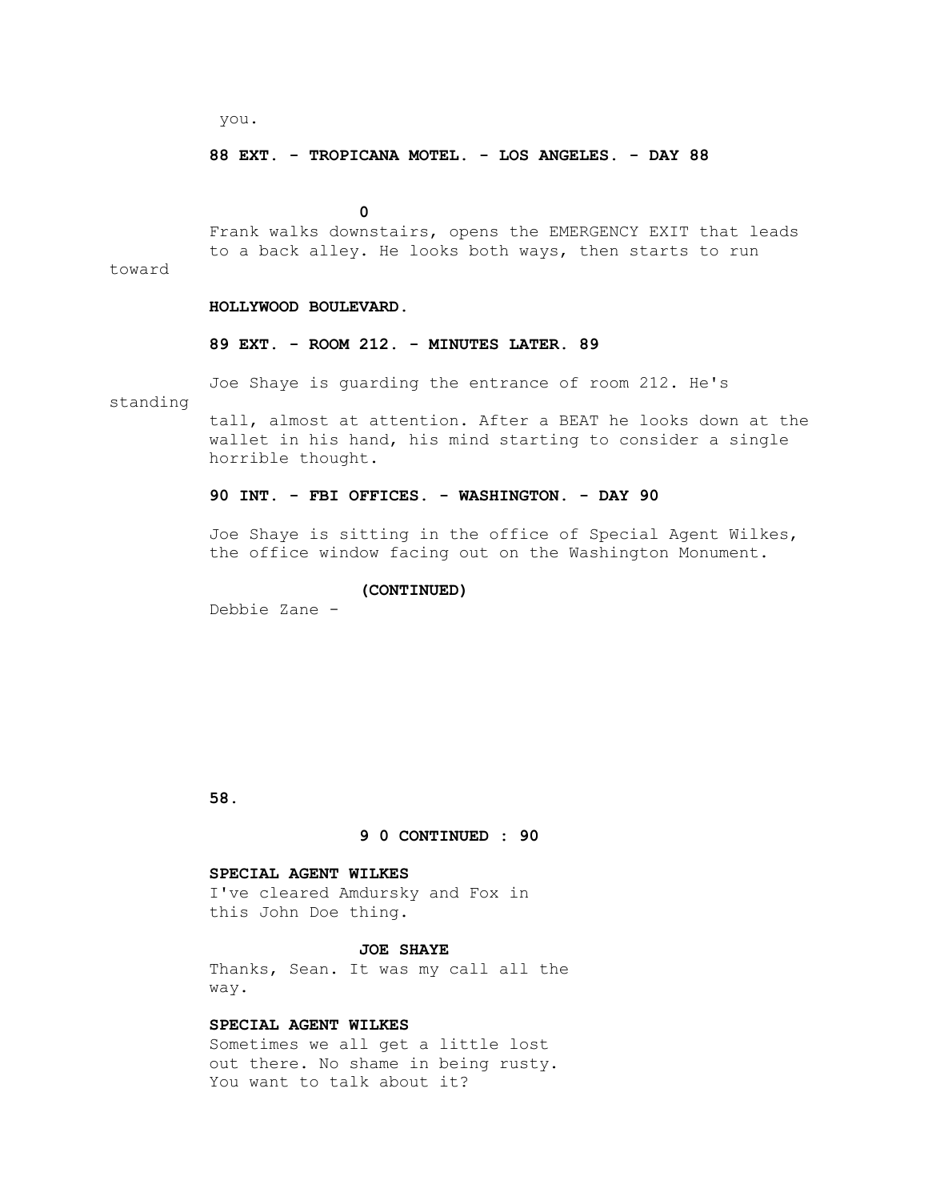you.

**88 EXT. - TROPICANA MOTEL. - LOS ANGELES. - DAY 88**

**0**

Frank walks downstairs, opens the EMERGENCY EXIT that leads to a back alley. He looks both ways, then starts to run toward

**HOLLYWOOD BOULEVARD.**

**89 EXT. - ROOM 212. - MINUTES LATER. 89**

Joe Shaye is guarding the entrance of room 212. He's standing tall, almost at attention. After a BEAT he looks down at the wallet in his hand, his mind starting to consider a single horrible thought.

**90 INT. - FBI OFFICES. - WASHINGTON. - DAY 90**

Joe Shaye is sitting in the office of Special Agent Wilkes, the office window facing out on the Washington Monument.

**(CONTINUED)**

Debbie Zane -

**9 0 CONTINUED : 90**

**SPECIAL AGENT WILKES**
I've cleared Amdursky and Fox in this John Doe thing.

**JOE SHAYE**
Thanks, Sean. It was my call all the way.

**SPECIAL AGENT WILKES**
Sometimes we all get a little lost out there. No shame in being rusty. You want to talk about it?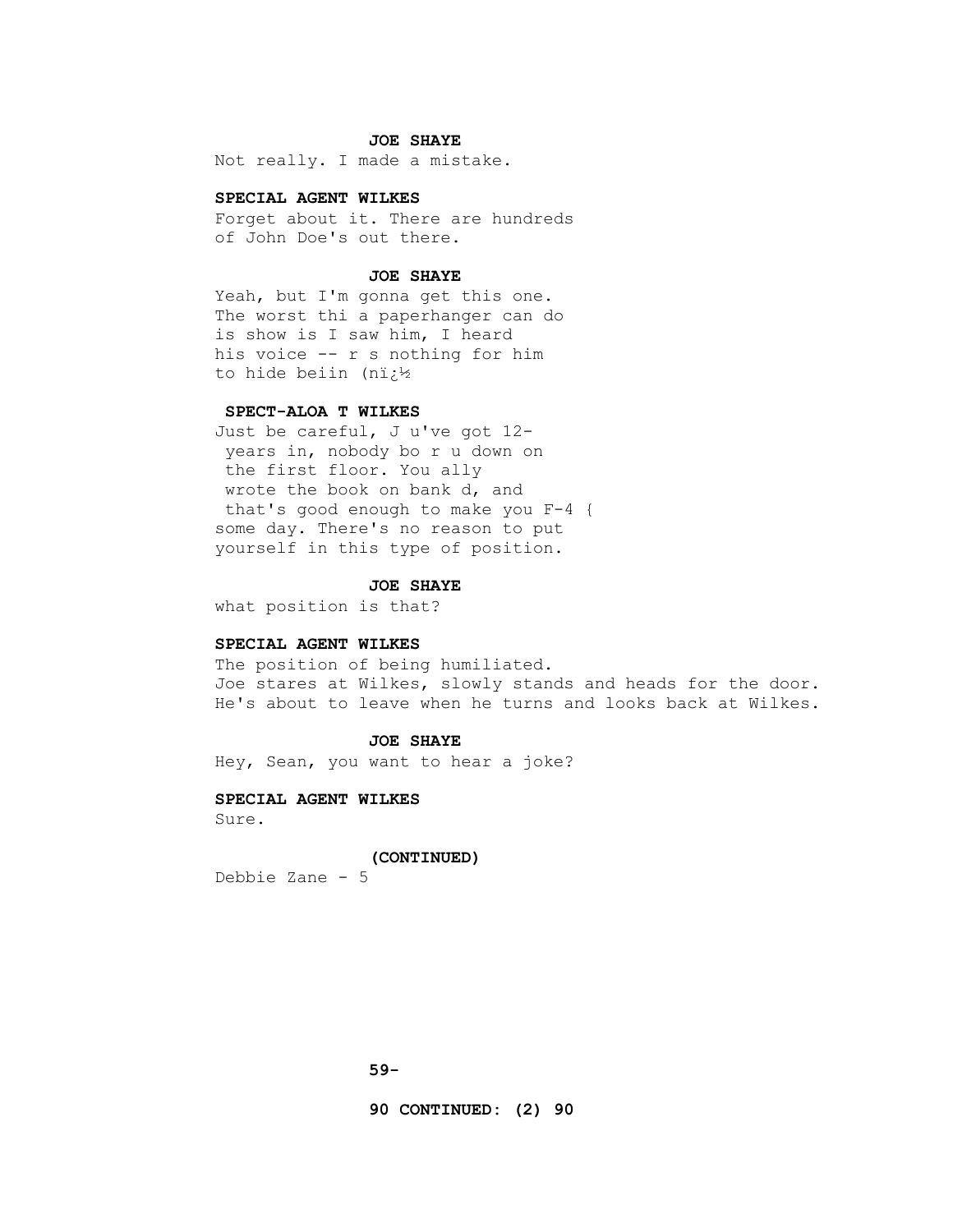**JOE SHAYE**

Not really. I made a mistake.

**SPECIAL AGENT WILKES**

Forget about it. There are hundreds of John Doe's out there.

**JOE SHAYE**

Yeah, but I'm gonna get this one. The worst thi a paperhanger can do is show is I saw him, I heard his voice -- r s nothing for him to hide beiin (nï¿½

**SPECT-ALOA T WILKES**

Just be careful, J u've got 12- years in, nobody bo r u down on the first floor. You ally wrote the book on bank d, and that's good enough to make you F-4 { some day. There's no reason to put yourself in this type of position.

**JOE SHAYE**

what position is that?

**SPECIAL AGENT WILKES**

The position of being humiliated.

Joe stares at Wilkes, slowly stands and heads for the door. He's about to leave when he turns and looks back at Wilkes.

**JOE SHAYE**

Hey, Sean, you want to hear a joke?

**SPECIAL AGENT WILKES**

Sure.

**(CONTINUED)**

Debbie Zane - 5

**59-**

**90 CONTINUED: (2) 90**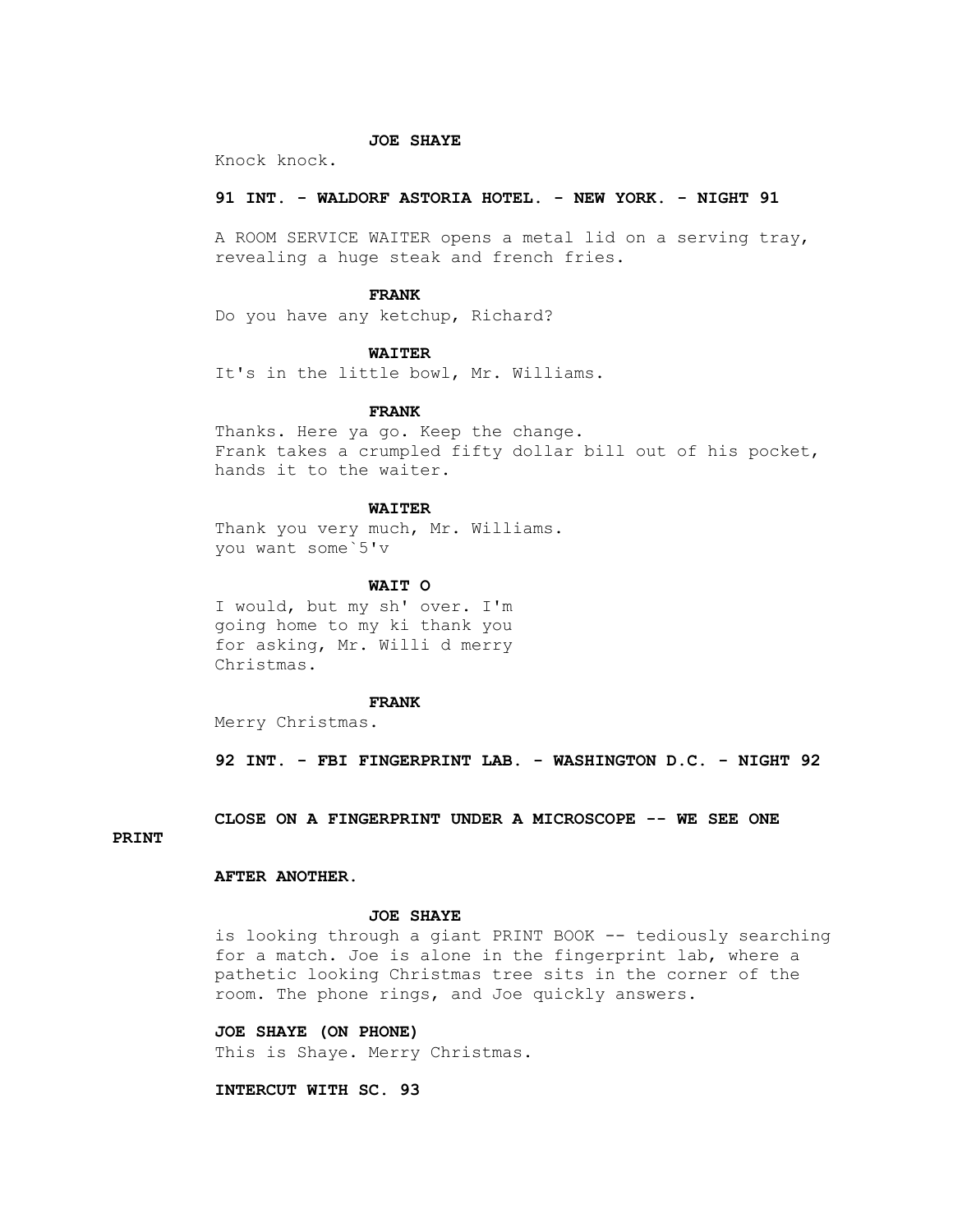**JOE SHAYE**

Knock knock.

**91 INT. - WALDORF ASTORIA HOTEL. - NEW YORK. - NIGHT 91**

A ROOM SERVICE WAITER opens a metal lid on a serving tray, revealing a huge steak and french fries.

**FRANK**

Do you have any ketchup, Richard?

**WAITER**

It's in the little bowl, Mr. Williams.

**FRANK**

Thanks. Here ya go. Keep the change.
Frank takes a crumpled fifty dollar bill out of his pocket, hands it to the waiter.

**WAITER**

Thank you very much, Mr. Williams.
you want some`5'v

**WAIT O**

I would, but my sh' over. I'm going home to my ki thank you for asking, Mr. Willi d merry Christmas.

**FRANK**

Merry Christmas.

**92 INT. - FBI FINGERPRINT LAB. - WASHINGTON D.C. - NIGHT 92**

**CLOSE ON A FINGERPRINT UNDER A MICROSCOPE -- WE SEE ONE PRINT**

**AFTER ANOTHER.**

**JOE SHAYE**

is looking through a giant PRINT BOOK -- tediously searching for a match. Joe is alone in the fingerprint lab, where a pathetic looking Christmas tree sits in the corner of the room. The phone rings, and Joe quickly answers.

**JOE SHAYE (ON PHONE)**

This is Shaye. Merry Christmas.

**INTERCUT WITH SC. 93**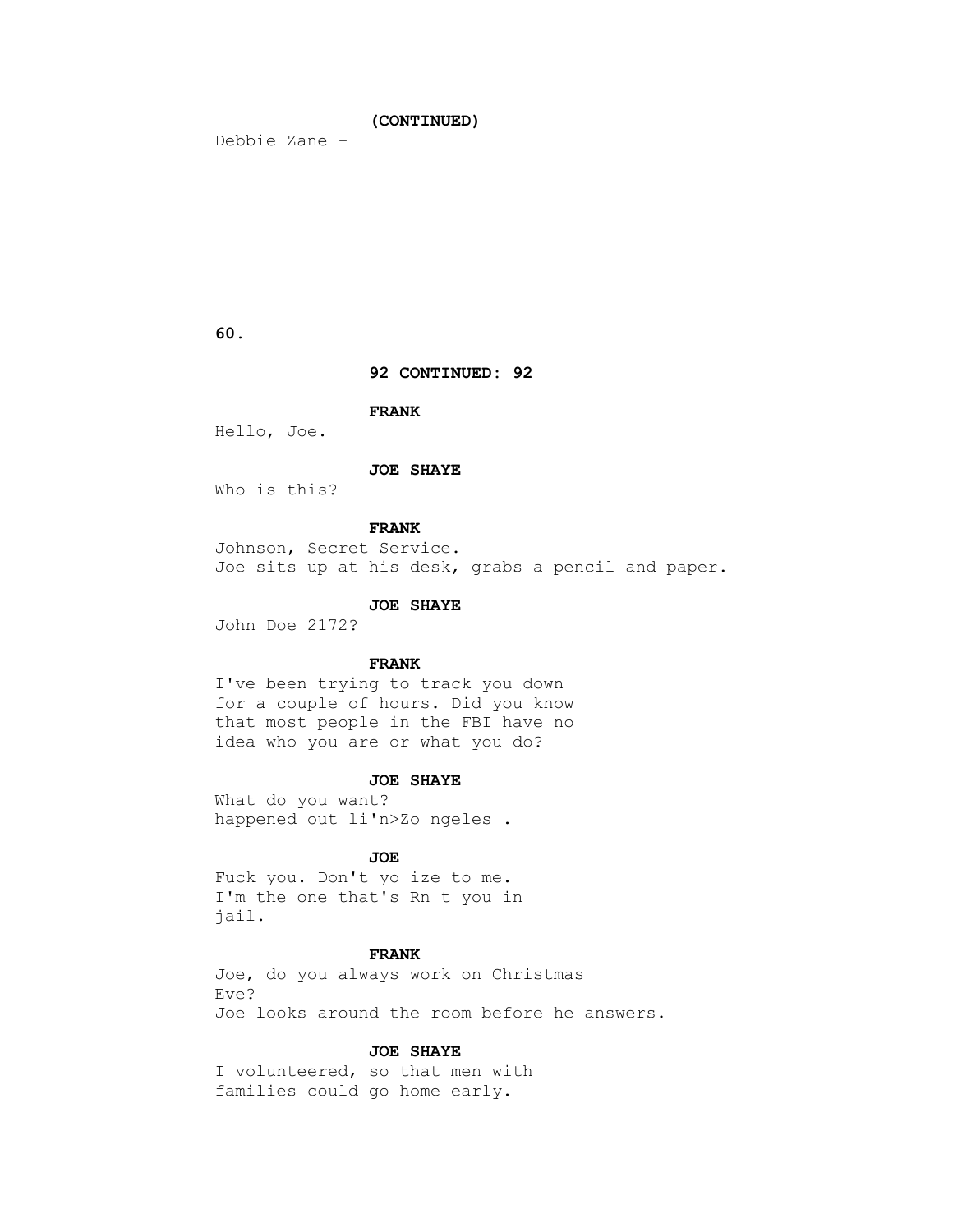**(CONTINUED)**

Debbie Zane -

**92 CONTINUED: 92**

**FRANK**

Hello, Joe.

**JOE SHAYE**

Who is this?

**FRANK**

Johnson, Secret Service.
Joe sits up at his desk, grabs a pencil and paper.

**JOE SHAYE**

John Doe 2172?

**FRANK**

I've been trying to track you down
for a couple of hours. Did you know
that most people in the FBI have no
idea who you are or what you do?

**JOE SHAYE**

What do you want?
happened out li'n>Zo ngeles .

**JOE**

Fuck you. Don't yo ize to me.
I'm the one that's Rn t you in
jail.

**FRANK**

Joe, do you always work on Christmas
Eve?
Joe looks around the room before he answers.

**JOE SHAYE**

I volunteered, so that men with
families could go home early.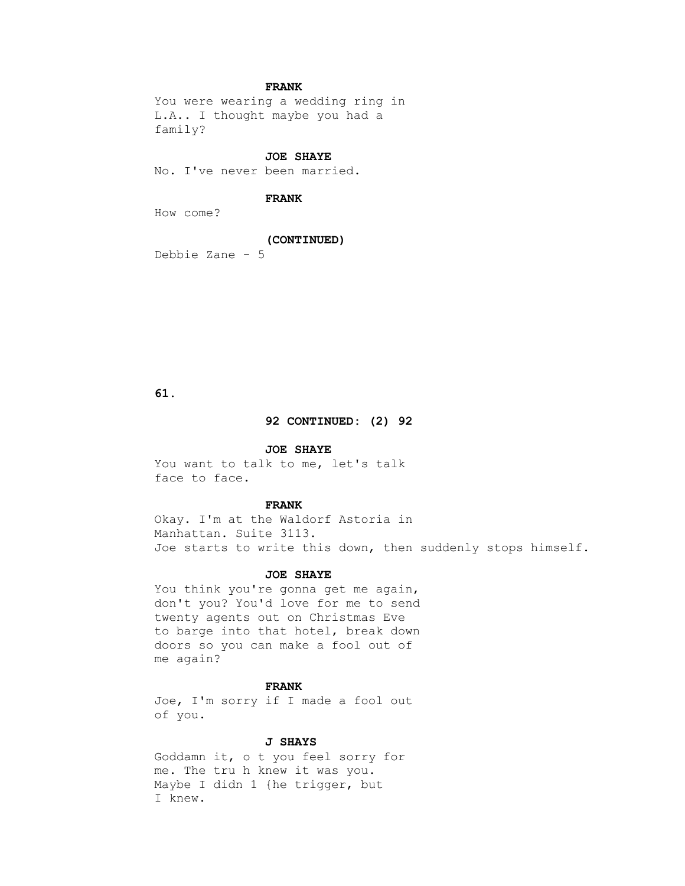**FRANK**

You were wearing a wedding ring in L.A.. I thought maybe you had a family?

**JOE SHAYE**

No. I've never been married.

**FRANK**

How come?

**(CONTINUED)**

Debbie Zane - 5

**92 CONTINUED: (2) 92**

**JOE SHAYE**

You want to talk to me, let's talk face to face.

**FRANK**

Okay. I'm at the Waldorf Astoria in Manhattan. Suite 3113.

Joe starts to write this down, then suddenly stops himself.

**JOE SHAYE**

You think you're gonna get me again, don't you? You'd love for me to send twenty agents out on Christmas Eve to barge into that hotel, break down doors so you can make a fool out of me again?

**FRANK**

Joe, I'm sorry if I made a fool out of you.

**J SHAYS**

Goddamn it, o t you feel sorry for me. The tru h knew it was you. Maybe I didn 1 {he trigger, but I knew.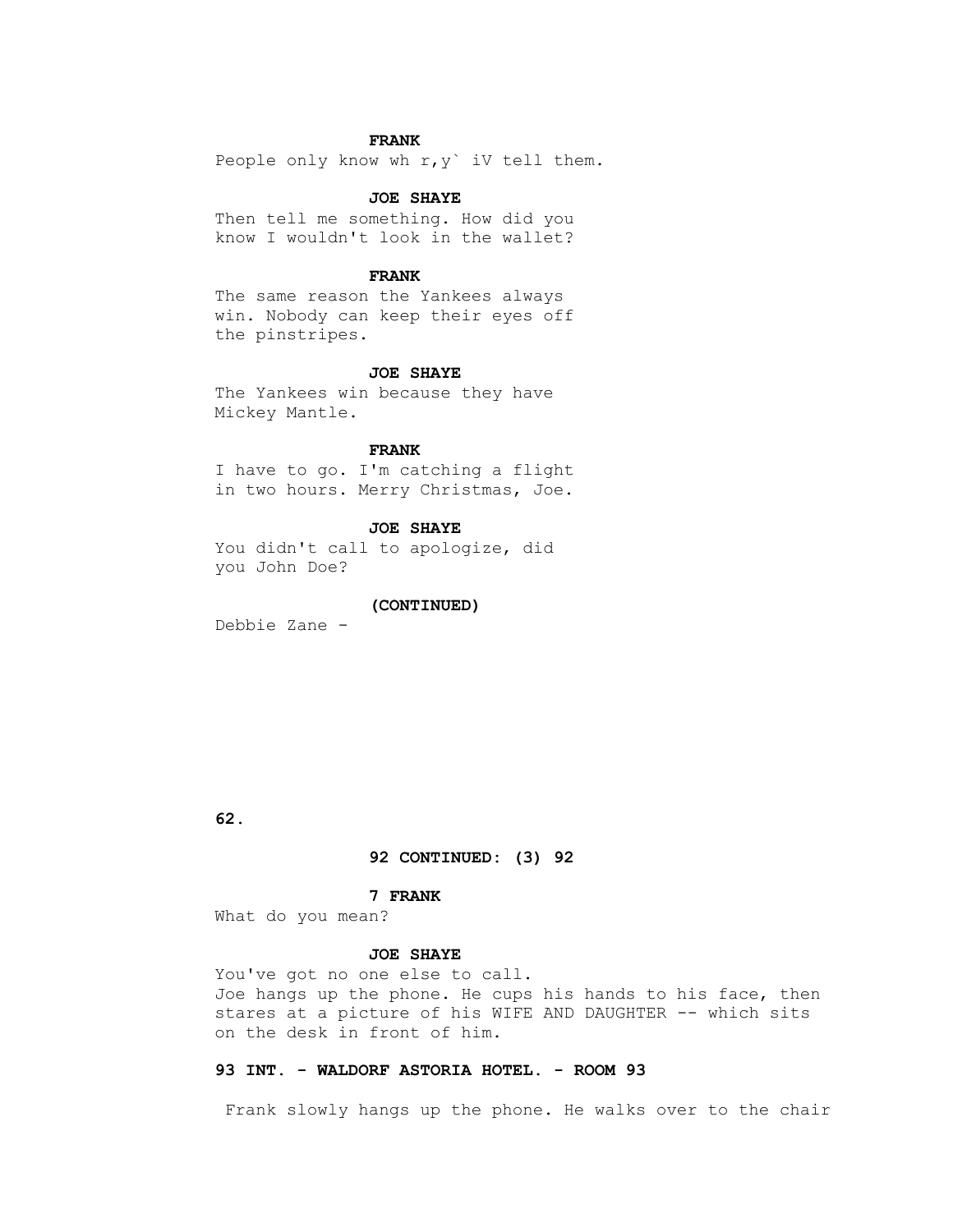**FRANK**

People only know wh r,y` iV tell them.

**JOE SHAYE**

Then tell me something. How did you know I wouldn't look in the wallet?

**FRANK**

The same reason the Yankees always win. Nobody can keep their eyes off the pinstripes.

**JOE SHAYE**

The Yankees win because they have Mickey Mantle.

**FRANK**

I have to go. I'm catching a flight in two hours. Merry Christmas, Joe.

**JOE SHAYE**

You didn't call to apologize, did you John Doe?

**(CONTINUED)**

Debbie Zane -

**92 CONTINUED: (3) 92**

**7 FRANK**

What do you mean?

**JOE SHAYE**

You've got no one else to call.

Joe hangs up the phone. He cups his hands to his face, then stares at a picture of his WIFE AND DAUGHTER -- which sits on the desk in front of him.

**93 INT. - WALDORF ASTORIA HOTEL. - ROOM 93**

Frank slowly hangs up the phone. He walks over to the chair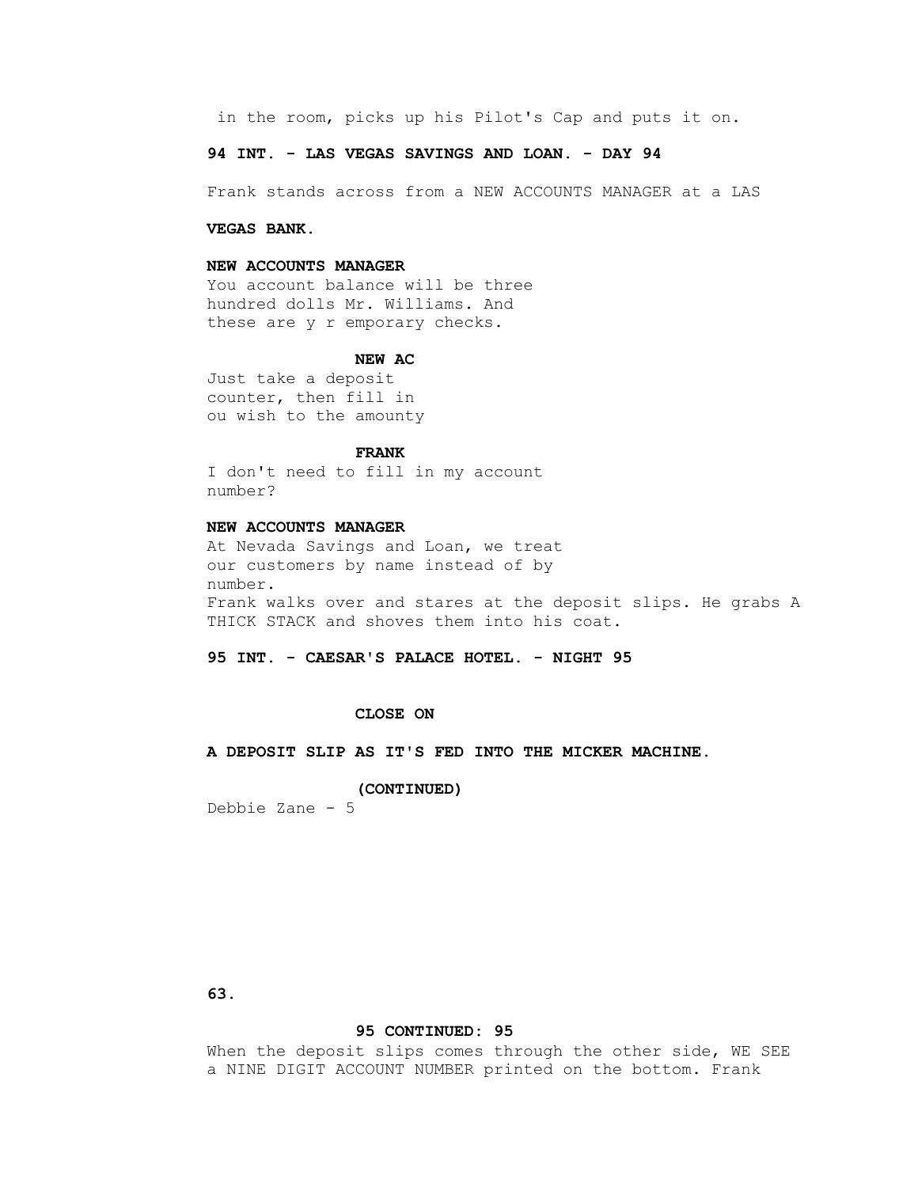in the room, picks up his Pilot's Cap and puts it on.

**94 INT. - LAS VEGAS SAVINGS AND LOAN. - DAY 94**

Frank stands across from a NEW ACCOUNTS MANAGER at a LAS

**VEGAS BANK.**

**NEW ACCOUNTS MANAGER**

You account balance will be three hundred dolls Mr. Williams. And these are y r emporary checks.

**NEW AC**

Just take a deposit counter, then fill in ou wish to the amounty

**FRANK**

I don't need to fill in my account number?

**NEW ACCOUNTS MANAGER**

At Nevada Savings and Loan, we treat our customers by name instead of by number.

Frank walks over and stares at the deposit slips. He grabs A THICK STACK and shoves them into his coat.

**95 INT. - CAESAR'S PALACE HOTEL. - NIGHT 95**

**CLOSE ON**

**A DEPOSIT SLIP AS IT'S FED INTO THE MICKER MACHINE.**

**(CONTINUED)**

**95 CONTINUED: 95**

When the deposit slips comes through the other side, WE SEE a NINE DIGIT ACCOUNT NUMBER printed on the bottom. Frank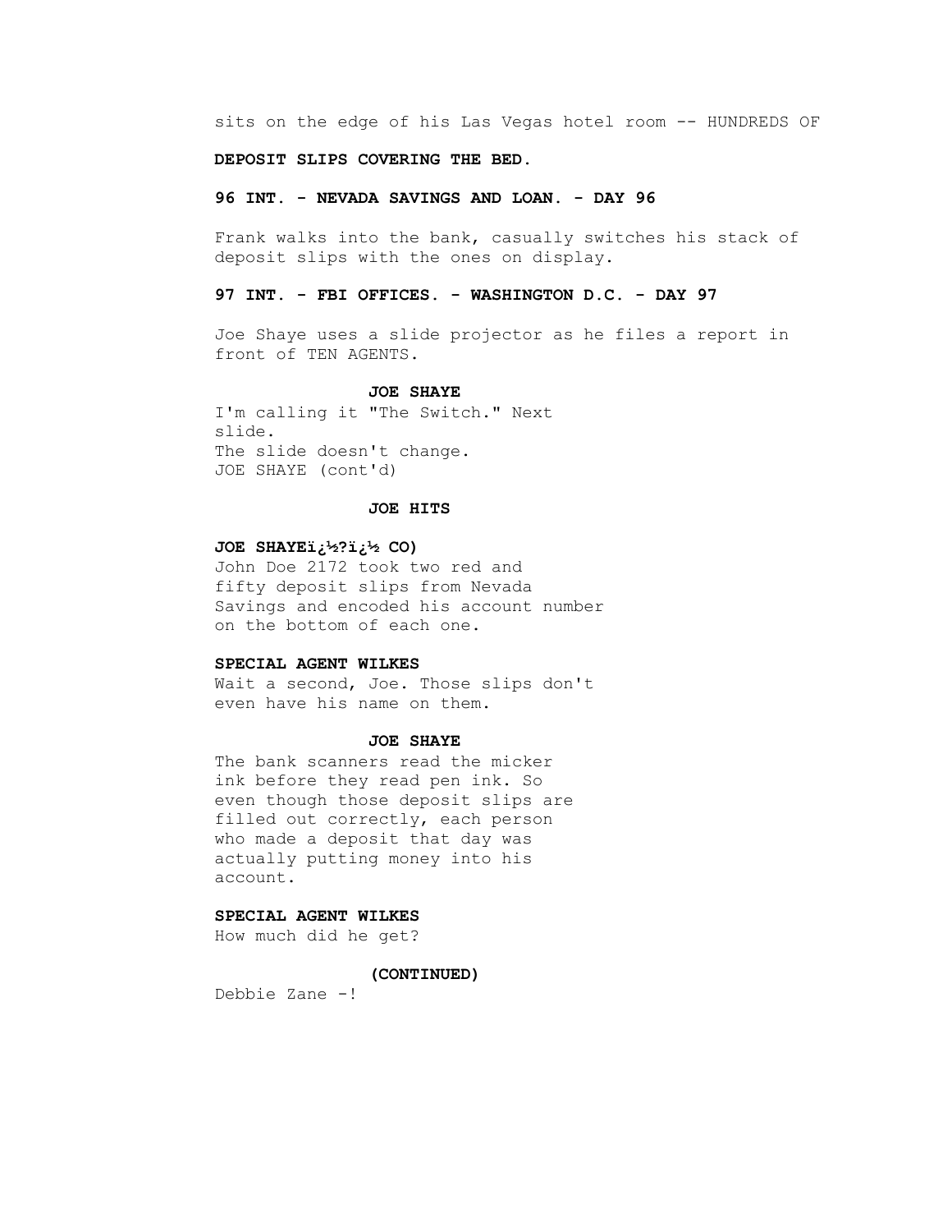sits on the edge of his Las Vegas hotel room -- HUNDREDS OF

**DEPOSIT SLIPS COVERING THE BED.**

**96 INT. - NEVADA SAVINGS AND LOAN. - DAY 96**

Frank walks into the bank, casually switches his stack of deposit slips with the ones on display.

**97 INT. - FBI OFFICES. - WASHINGTON D.C. - DAY 97**

Joe Shaye uses a slide projector as he files a report in front of TEN AGENTS.

**JOE SHAYE**

I'm calling it "The Switch." Next slide.
The slide doesn't change.
JOE SHAYE (cont'd)

**JOE HITS**

**JOE SHAYEï¿½?ï¿½ CO)**

John Doe 2172 took two red and fifty deposit slips from Nevada Savings and encoded his account number on the bottom of each one.

**SPECIAL AGENT WILKES**

Wait a second, Joe. Those slips don't even have his name on them.

**JOE SHAYE**

The bank scanners read the micker ink before they read pen ink. So even though those deposit slips are filled out correctly, each person who made a deposit that day was actually putting money into his account.

**SPECIAL AGENT WILKES**

How much did he get?

**(CONTINUED)**

Debbie Zane -!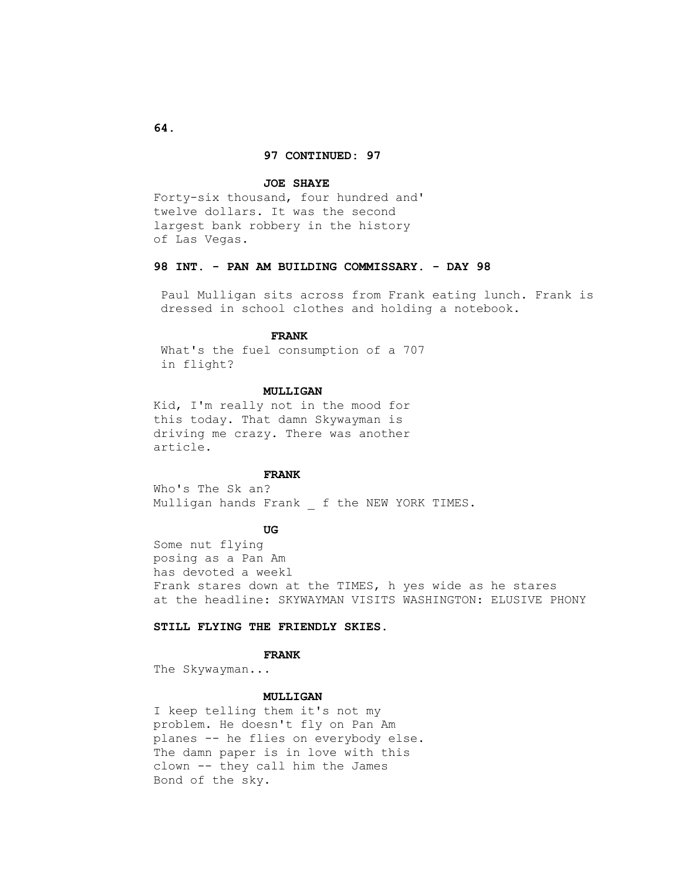**97 CONTINUED: 97**

**JOE SHAYE**

Forty-six thousand, four hundred and' twelve dollars. It was the second largest bank robbery in the history of Las Vegas.

**98 INT. - PAN AM BUILDING COMMISSARY. - DAY 98**

Paul Mulligan sits across from Frank eating lunch. Frank is dressed in school clothes and holding a notebook.

**FRANK**

What's the fuel consumption of a 707 in flight?

**MULLIGAN**

Kid, I'm really not in the mood for this today. That damn Skywayman is driving me crazy. There was another article.

**FRANK**

Who's The Sk an?
Mulligan hands Frank _ f the NEW YORK TIMES.

**UG**

Some nut flying
posing as a Pan Am
has devoted a weekl
Frank stares down at the TIMES, h yes wide as he stares at the headline: SKYWAYMAN VISITS WASHINGTON: ELUSIVE PHONY

**STILL FLYING THE FRIENDLY SKIES.**

**FRANK**

The Skywayman...

**MULLIGAN**

I keep telling them it's not my problem. He doesn't fly on Pan Am planes -- he flies on everybody else. The damn paper is in love with this clown -- they call him the James Bond of the sky.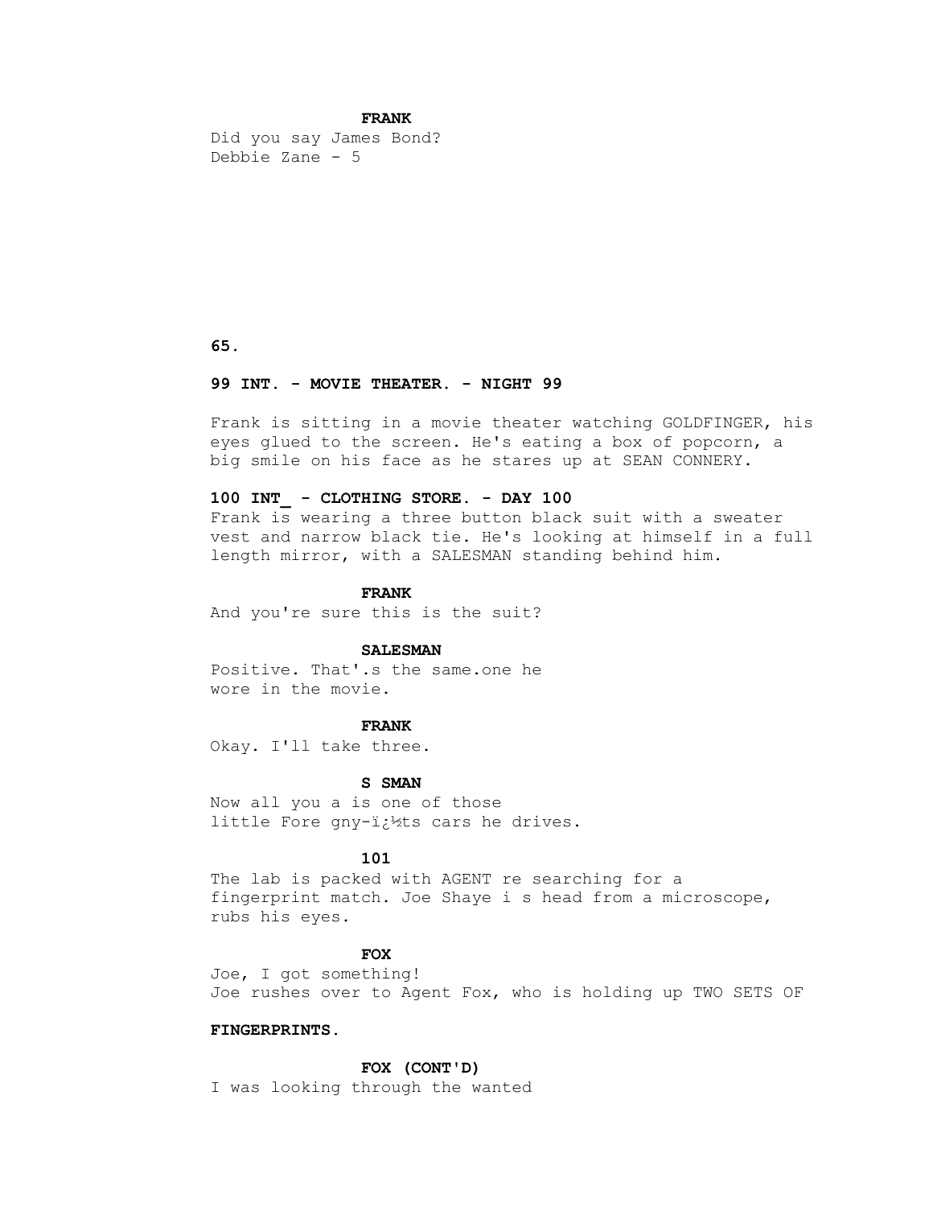**FRANK**

Did you say James Bond?

Debbie Zane - 5

**99 INT. - MOVIE THEATER. - NIGHT 99**

Frank is sitting in a movie theater watching GOLDFINGER, his eyes glued to the screen. He's eating a box of popcorn, a big smile on his face as he stares up at SEAN CONNERY.

**100 INT_ - CLOTHING STORE. - DAY 100**

Frank is wearing a three button black suit with a sweater vest and narrow black tie. He's looking at himself in a full length mirror, with a SALESMAN standing behind him.

**FRANK**

And you're sure this is the suit?

**SALESMAN**

Positive. That'.s the same.one he wore in the movie.

**FRANK**

Okay. I'll take three.

**S SMAN**

Now all you a is one of those little Fore gny-ï¿½ts cars he drives.

**101**

The lab is packed with AGENT re searching for a fingerprint match. Joe Shaye i s head from a microscope, rubs his eyes.

**FOX**

Joe, I got something!

Joe rushes over to Agent Fox, who is holding up TWO SETS OF

**FINGERPRINTS.**

**FOX (CONT'D)**

I was looking through the wanted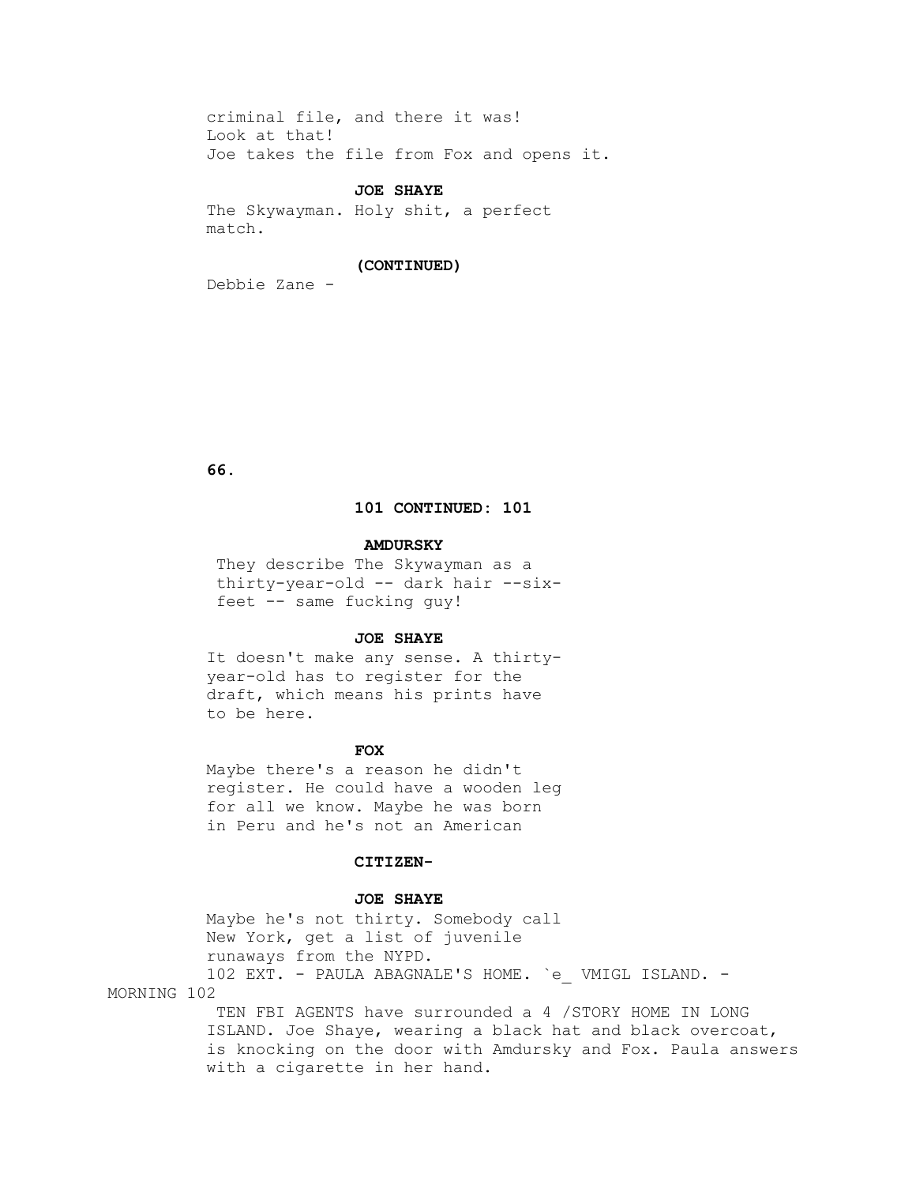criminal file, and there it was!
Look at that!
Joe takes the file from Fox and opens it.

**JOE SHAYE**

The Skywayman. Holy shit, a perfect match.

**(CONTINUED)**

Debbie Zane -

**101 CONTINUED: 101**

**AMDURSKY**

They describe The Skywayman as a thirty-year-old -- dark hair --six-feet -- same fucking guy!

**JOE SHAYE**

It doesn't make any sense. A thirty-year-old has to register for the draft, which means his prints have to be here.

**FOX**

Maybe there's a reason he didn't register. He could have a wooden leg for all we know. Maybe he was born in Peru and he's not an American

**CITIZEN-**

**JOE SHAYE**

Maybe he's not thirty. Somebody call New York, get a list of juvenile runaways from the NYPD.

102 EXT. - PAULA ABAGNALE'S HOME. `e_ VMIGL ISLAND. - MORNING 102

TEN FBI AGENTS have surrounded a 4 /STORY HOME IN LONG ISLAND. Joe Shaye, wearing a black hat and black overcoat, is knocking on the door with Amdursky and Fox. Paula answers with a cigarette in her hand.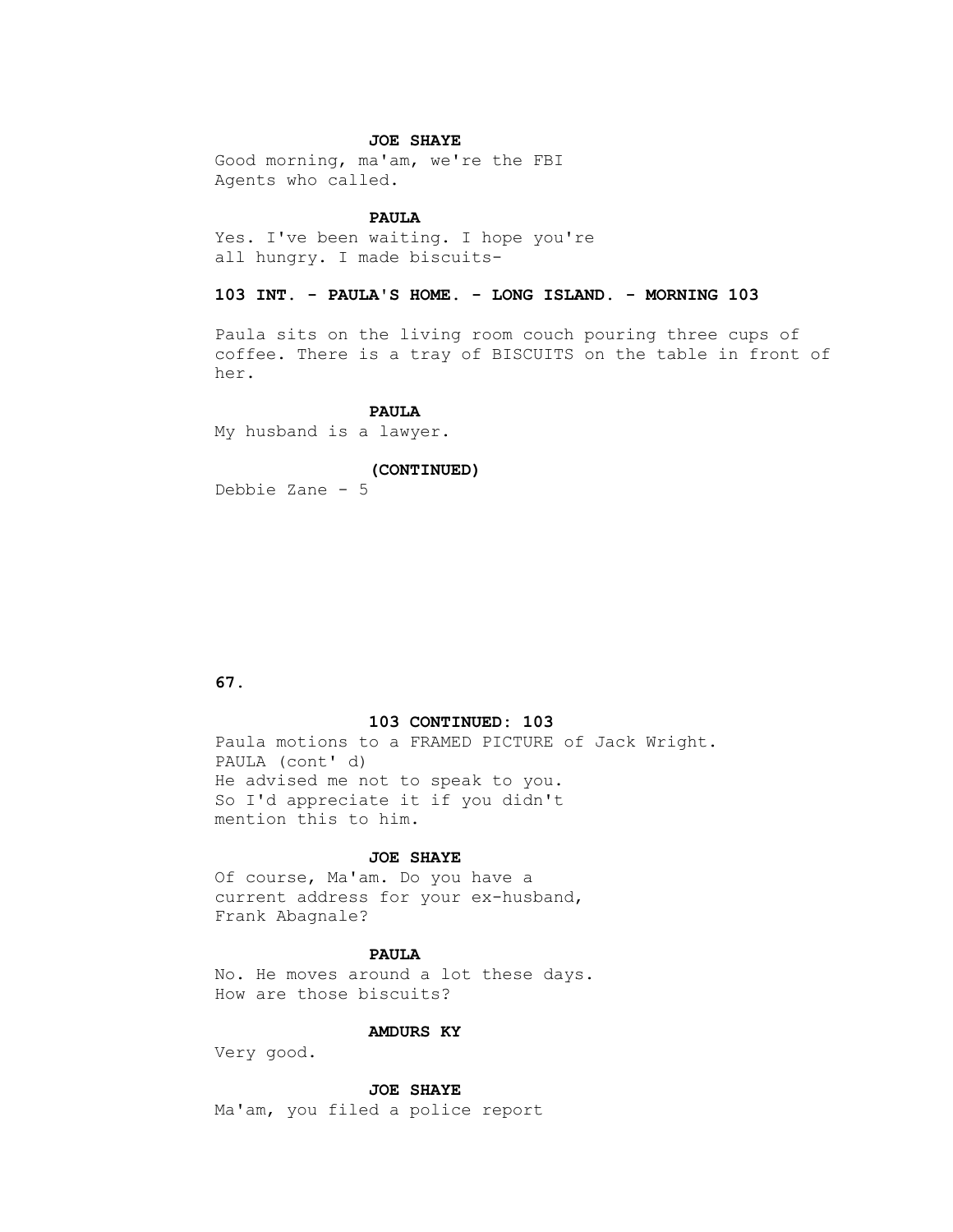**JOE SHAYE**

Good morning, ma'am, we're the FBI Agents who called.

**PAULA**

Yes. I've been waiting. I hope you're all hungry. I made biscuits-

**103 INT. - PAULA'S HOME. - LONG ISLAND. - MORNING 103**

Paula sits on the living room couch pouring three cups of coffee. There is a tray of BISCUITS on the table in front of her.

**PAULA**

My husband is a lawyer.

**(CONTINUED)**

Debbie Zane - 5

**103 CONTINUED: 103**

Paula motions to a FRAMED PICTURE of Jack Wright.

PAULA (cont' d)

He advised me not to speak to you. So I'd appreciate it if you didn't mention this to him.

**JOE SHAYE**

Of course, Ma'am. Do you have a current address for your ex-husband, Frank Abagnale?

**PAULA**

No. He moves around a lot these days. How are those biscuits?

**AMDURS KY**

Very good.

**JOE SHAYE**

Ma'am, you filed a police report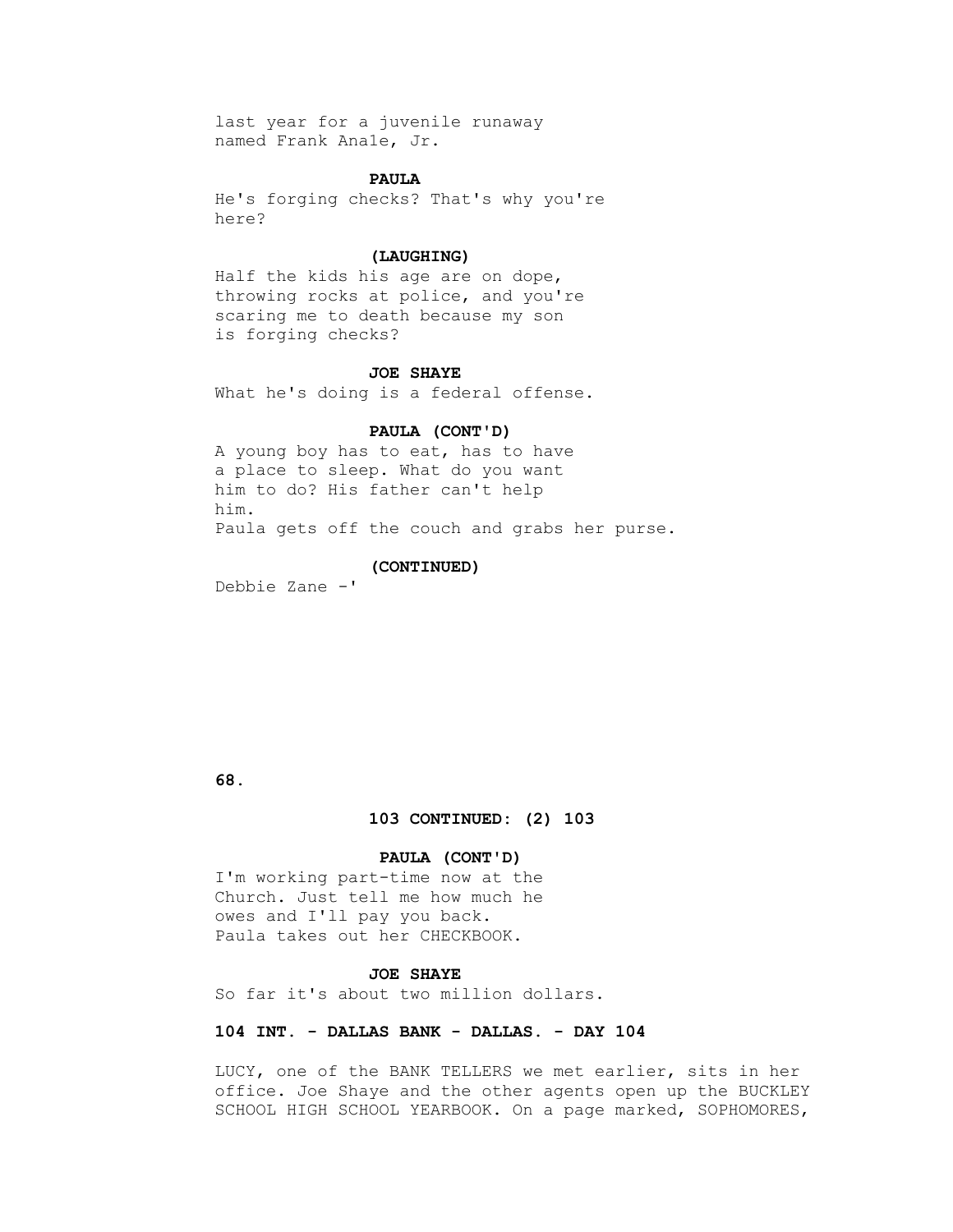last year for a juvenile runaway
named Frank Ana1e, Jr.

**PAULA**

He's forging checks? That's why you're
here?

**(LAUGHING)**

Half the kids his age are on dope,
throwing rocks at police, and you're
scaring me to death because my son
is forging checks?

**JOE SHAYE**

What he's doing is a federal offense.

**PAULA (CONT'D)**

A young boy has to eat, has to have
a place to sleep. What do you want
him to do? His father can't help
him.
Paula gets off the couch and grabs her purse.

**(CONTINUED)**

Debbie Zane -'

**103 CONTINUED: (2) 103**

**PAULA (CONT'D)**

I'm working part-time now at the
Church. Just tell me how much he
owes and I'll pay you back.
Paula takes out her CHECKBOOK.

**JOE SHAYE**

So far it's about two million dollars.

**104 INT. - DALLAS BANK - DALLAS. - DAY 104**

LUCY, one of the BANK TELLERS we met earlier, sits in her
office. Joe Shaye and the other agents open up the BUCKLEY
SCHOOL HIGH SCHOOL YEARBOOK. On a page marked, SOPHOMORES,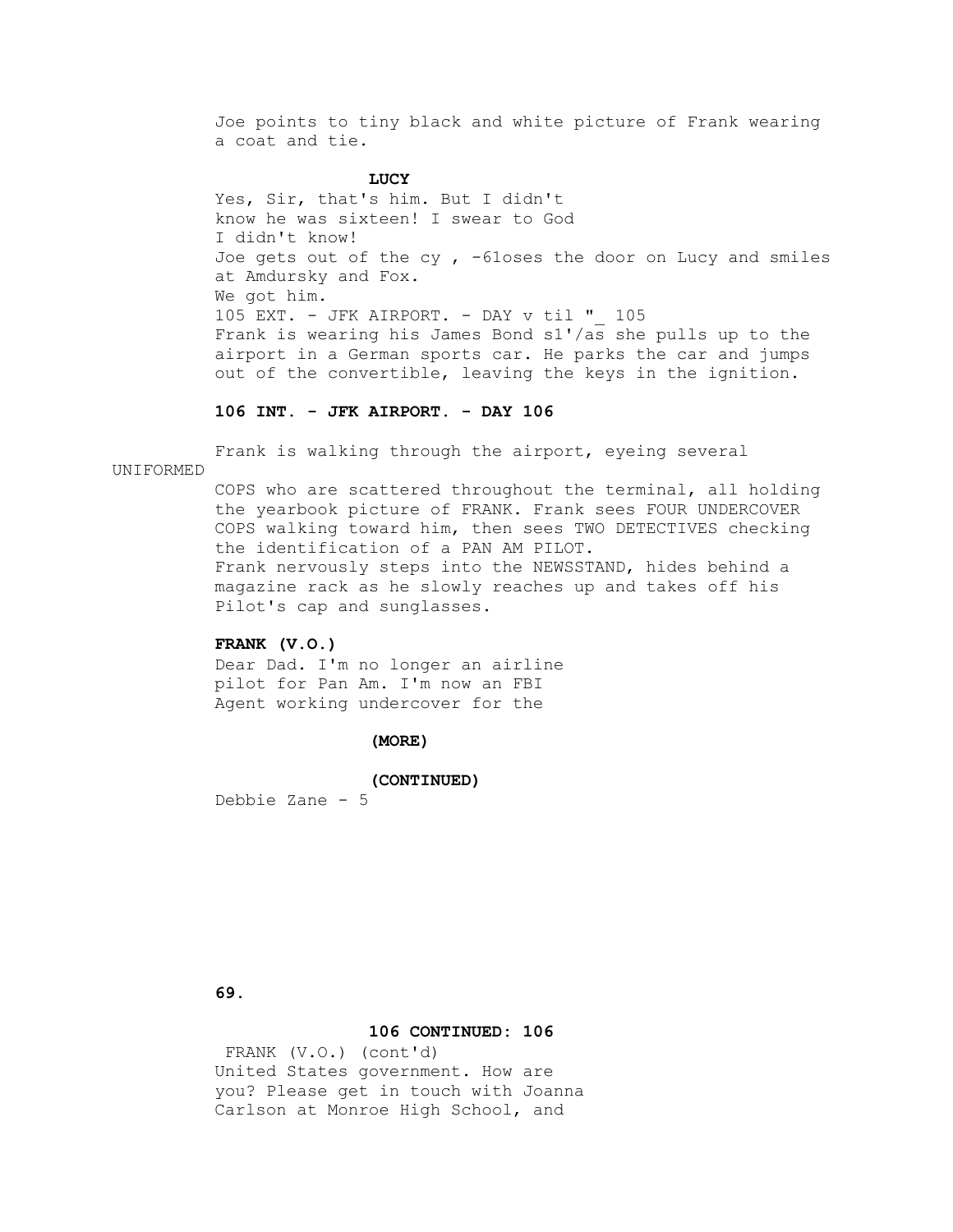Joe points to tiny black and white picture of Frank wearing a coat and tie.

**LUCY**

Yes, Sir, that's him. But I didn't know he was sixteen! I swear to God I didn't know!

Joe gets out of the cy , -6loses the door on Lucy and smiles at Amdursky and Fox.

We got him.

105 EXT. - JFK AIRPORT. - DAY v til "_ 105

Frank is wearing his James Bond s1'/as she pulls up to the airport in a German sports car. He parks the car and jumps out of the convertible, leaving the keys in the ignition.

**106 INT. - JFK AIRPORT. - DAY 106**

Frank is walking through the airport, eyeing several UNIFORMED COPS who are scattered throughout the terminal, all holding the yearbook picture of FRANK. Frank sees FOUR UNDERCOVER COPS walking toward him, then sees TWO DETECTIVES checking the identification of a PAN AM PILOT.

Frank nervously steps into the NEWSSTAND, hides behind a magazine rack as he slowly reaches up and takes off his Pilot's cap and sunglasses.

**FRANK (V.O.)**

Dear Dad. I'm no longer an airline pilot for Pan Am. I'm now an FBI Agent working undercover for the

**(MORE)**

**(CONTINUED)**

Debbie Zane - 5

**106 CONTINUED: 106**

FRANK (V.O.) (cont'd)

United States government. How are you? Please get in touch with Joanna Carlson at Monroe High School, and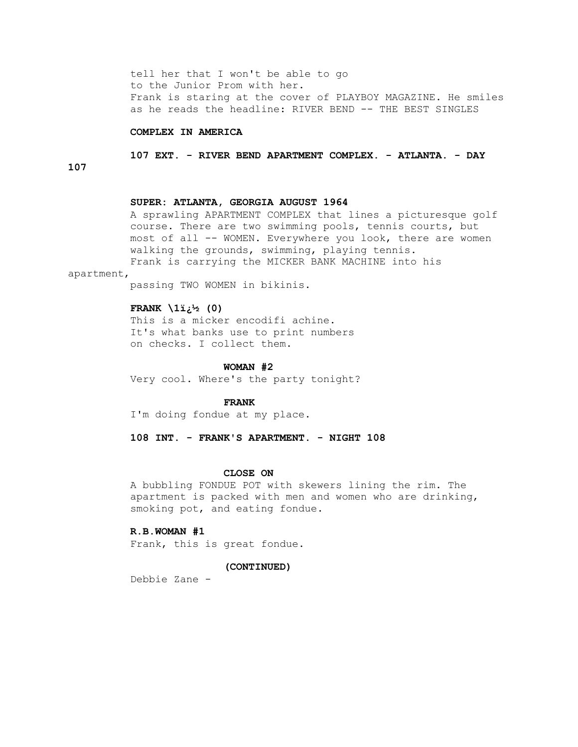tell her that I won't be able to go
to the Junior Prom with her.
Frank is staring at the cover of PLAYBOY MAGAZINE. He smiles
as he reads the headline: RIVER BEND -- THE BEST SINGLES

**COMPLEX IN AMERICA**

**107 EXT. - RIVER BEND APARTMENT COMPLEX. - ATLANTA. - DAY**
**107**

**SUPER: ATLANTA, GEORGIA AUGUST 1964**
A sprawling APARTMENT COMPLEX that lines a picturesque golf
course. There are two swimming pools, tennis courts, but
most of all -- WOMEN. Everywhere you look, there are women
walking the grounds, swimming, playing tennis.
Frank is carrying the MICKER BANK MACHINE into his
apartment,
passing TWO WOMEN in bikinis.

**FRANK \1ï¿½ (0)**
This is a micker encodifi achine.
It's what banks use to print numbers
on checks. I collect them.

**WOMAN #2**
Very cool. Where's the party tonight?

**FRANK**
I'm doing fondue at my place.

**108 INT. - FRANK'S APARTMENT. - NIGHT 108**

**CLOSE ON**
A bubbling FONDUE POT with skewers lining the rim. The
apartment is packed with men and women who are drinking,
smoking pot, and eating fondue.

**R.B.WOMAN #1**
Frank, this is great fondue.

**(CONTINUED)**
Debbie Zane -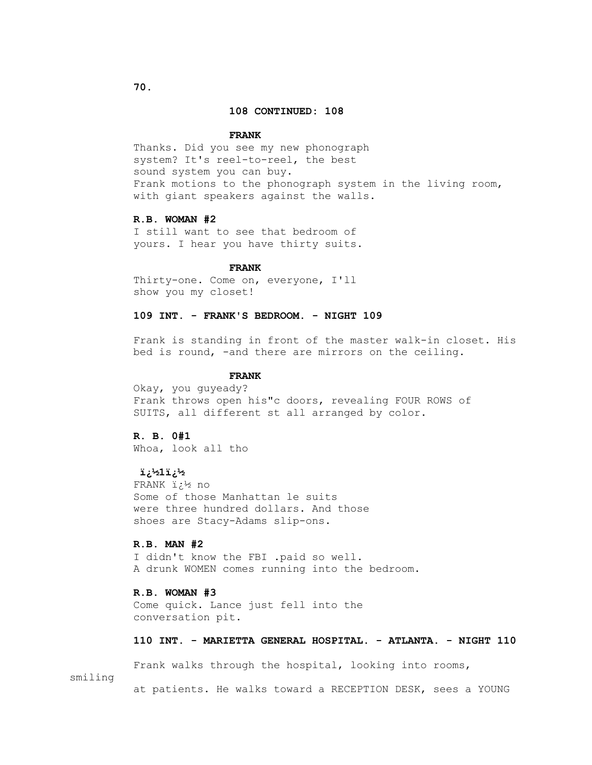**108 CONTINUED: 108**

**FRANK**

Thanks. Did you see my new phonograph system? It's reel-to-reel, the best sound system you can buy.

Frank motions to the phonograph system in the living room, with giant speakers against the walls.

**R.B. WOMAN #2**

I still want to see that bedroom of yours. I hear you have thirty suits.

**FRANK**

Thirty-one. Come on, everyone, I'll show you my closet!

**109 INT. - FRANK'S BEDROOM. - NIGHT 109**

Frank is standing in front of the master walk-in closet. His bed is round, -and there are mirrors on the ceiling.

**FRANK**

Okay, you guyeady?

Frank throws open his"c doors, revealing FOUR ROWS of SUITS, all different st all arranged by color.

**R. B. 0#1**

Whoa, look all tho

**ï¿½1ï¿½**

FRANK ï¿½ no

Some of those Manhattan le suits were three hundred dollars. And those shoes are Stacy-Adams slip-ons.

**R.B. MAN #2**

I didn't know the FBI .paid so well.

A drunk WOMEN comes running into the bedroom.

**R.B. WOMAN #3**

Come quick. Lance just fell into the conversation pit.

**110 INT. - MARIETTA GENERAL HOSPITAL. - ATLANTA. - NIGHT 110**

Frank walks through the hospital, looking into rooms, smiling at patients. He walks toward a RECEPTION DESK, sees a YOUNG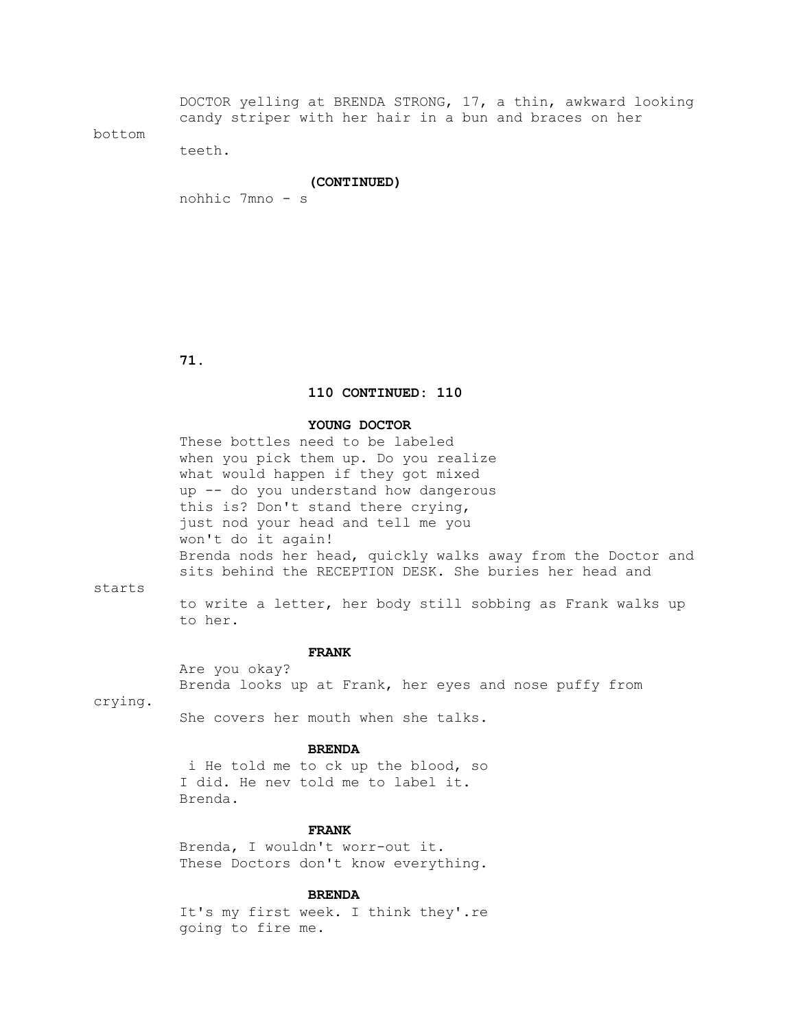DOCTOR yelling at BRENDA STRONG, 17, a thin, awkward looking candy striper with her hair in a bun and braces on her bottom teeth.

**(CONTINUED)**

nohhic 7mno - s

**110 CONTINUED: 110**

**YOUNG DOCTOR**

These bottles need to be labeled when you pick them up. Do you realize what would happen if they got mixed up -- do you understand how dangerous this is? Don't stand there crying, just nod your head and tell me you won't do it again!

Brenda nods her head, quickly walks away from the Doctor and sits behind the RECEPTION DESK. She buries her head and starts to write a letter, her body still sobbing as Frank walks up to her.

**FRANK**

Are you okay?

Brenda looks up at Frank, her eyes and nose puffy from crying. She covers her mouth when she talks.

**BRENDA**

i He told me to ck up the blood, so I did. He nev told me to label it. Brenda.

**FRANK**

Brenda, I wouldn't worr-out it. These Doctors don't know everything.

**BRENDA**

It's my first week. I think they'.re going to fire me.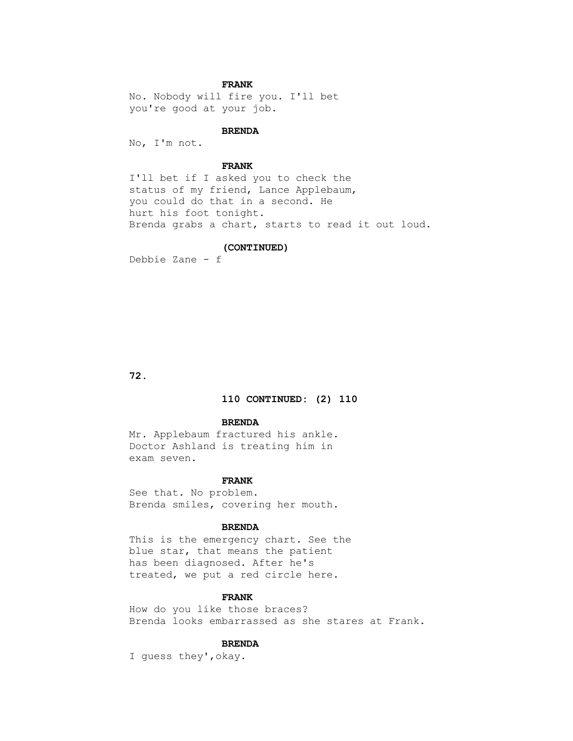**FRANK**

No. Nobody will fire you. I'll bet you're good at your job.

**BRENDA**

No, I'm not.

**FRANK**

I'll bet if I asked you to check the status of my friend, Lance Applebaum, you could do that in a second. He hurt his foot tonight.

Brenda grabs a chart, starts to read it out loud.

**(CONTINUED)**

Debbie Zane - f

**110 CONTINUED: (2) 110**

**BRENDA**

Mr. Applebaum fractured his ankle. Doctor Ashland is treating him in exam seven.

**FRANK**

See that. No problem.

Brenda smiles, covering her mouth.

**BRENDA**

This is the emergency chart. See the blue star, that means the patient has been diagnosed. After he's treated, we put a red circle here.

**FRANK**

How do you like those braces?

Brenda looks embarrassed as she stares at Frank.

**BRENDA**

I guess they',okay.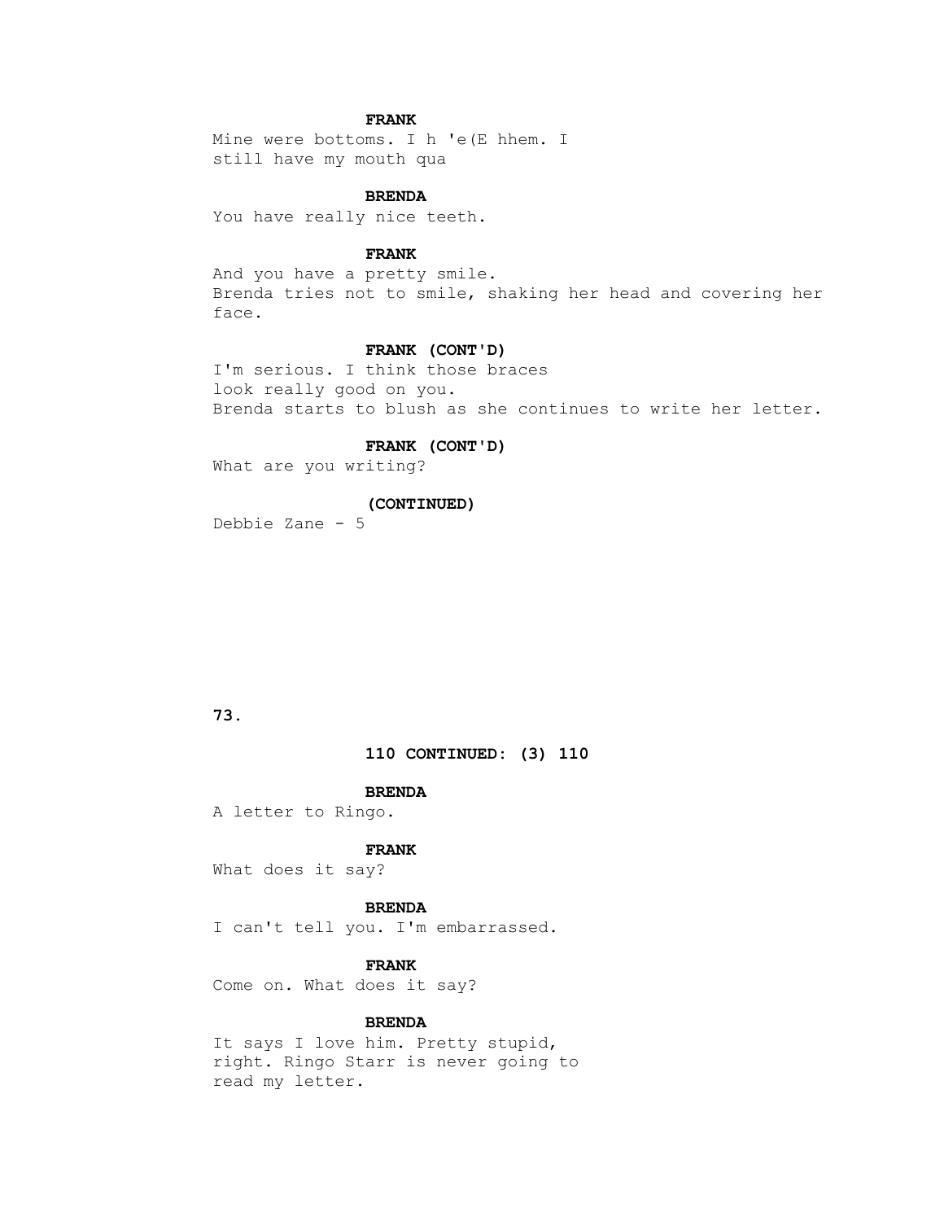**FRANK**

Mine were bottoms. I h 'e(E hhem. I still have my mouth qua

**BRENDA**

You have really nice teeth.

**FRANK**

And you have a pretty smile.

Brenda tries not to smile, shaking her head and covering her face.

**FRANK (CONT'D)**

I'm serious. I think those braces look really good on you.

Brenda starts to blush as she continues to write her letter.

**FRANK (CONT'D)**

What are you writing?

**(CONTINUED)**

Debbie Zane - 5

**110 CONTINUED: (3) 110**

**BRENDA**

A letter to Ringo.

**FRANK**

What does it say?

**BRENDA**

I can't tell you. I'm embarrassed.

**FRANK**

Come on. What does it say?

**BRENDA**

It says I love him. Pretty stupid, right. Ringo Starr is never going to read my letter.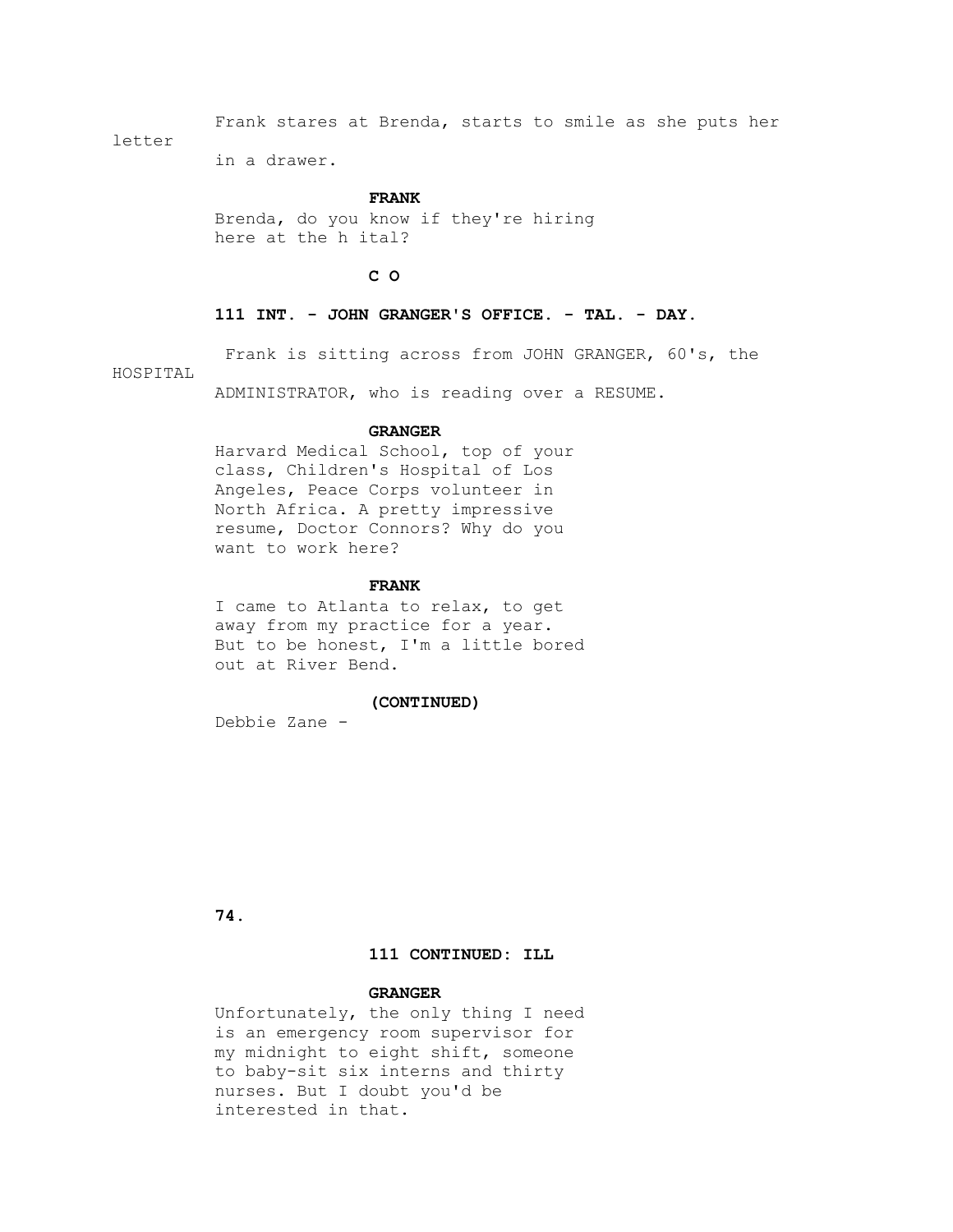Frank stares at Brenda, starts to smile as she puts her letter in a drawer.

**FRANK**

Brenda, do you know if they're hiring here at the h ital?

**C O**

**111 INT. - JOHN GRANGER'S OFFICE. - TAL. - DAY.**

Frank is sitting across from JOHN GRANGER, 60's, the HOSPITAL ADMINISTRATOR, who is reading over a RESUME.

**GRANGER**

Harvard Medical School, top of your class, Children's Hospital of Los Angeles, Peace Corps volunteer in North Africa. A pretty impressive resume, Doctor Connors? Why do you want to work here?

**FRANK**

I came to Atlanta to relax, to get away from my practice for a year. But to be honest, I'm a little bored out at River Bend.

**(CONTINUED)**

Debbie Zane -

**111 CONTINUED: ILL**

**GRANGER**

Unfortunately, the only thing I need is an emergency room supervisor for my midnight to eight shift, someone to baby-sit six interns and thirty nurses. But I doubt you'd be interested in that.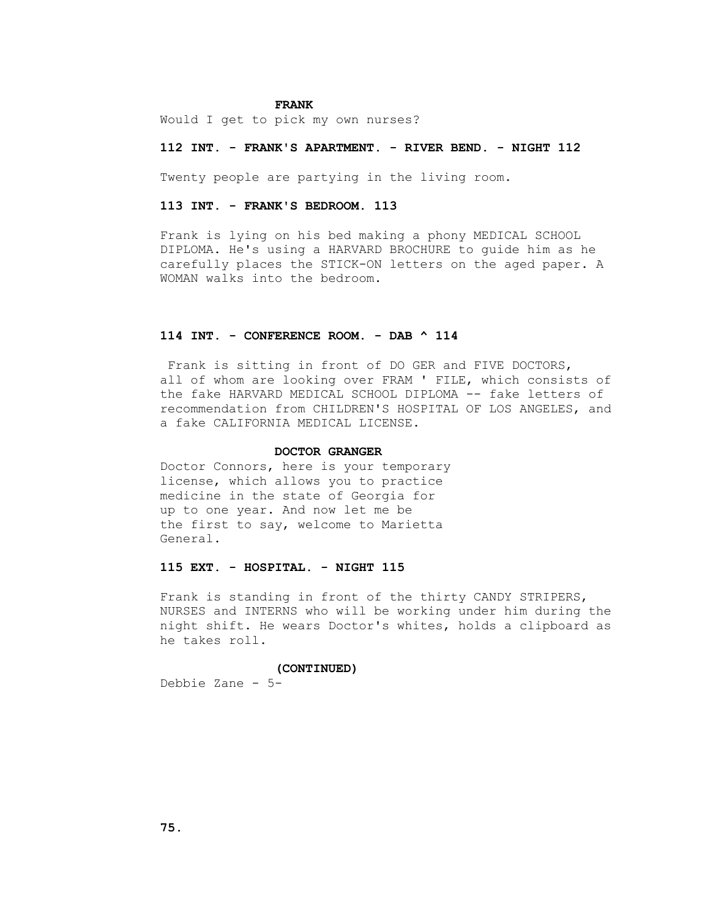**FRANK**

Would I get to pick my own nurses?

**112 INT. - FRANK'S APARTMENT. - RIVER BEND. - NIGHT 112**

Twenty people are partying in the living room.

**113 INT. - FRANK'S BEDROOM. 113**

Frank is lying on his bed making a phony MEDICAL SCHOOL DIPLOMA. He's using a HARVARD BROCHURE to guide him as he carefully places the STICK-ON letters on the aged paper. A WOMAN walks into the bedroom.

**114 INT. - CONFERENCE ROOM. - DAB ^ 114**

Frank is sitting in front of DO GER and FIVE DOCTORS, all of whom are looking over FRAM ' FILE, which consists of the fake HARVARD MEDICAL SCHOOL DIPLOMA -- fake letters of recommendation from CHILDREN'S HOSPITAL OF LOS ANGELES, and a fake CALIFORNIA MEDICAL LICENSE.

**DOCTOR GRANGER**

Doctor Connors, here is your temporary license, which allows you to practice medicine in the state of Georgia for up to one year. And now let me be the first to say, welcome to Marietta General.

**115 EXT. - HOSPITAL. - NIGHT 115**

Frank is standing in front of the thirty CANDY STRIPERS, NURSES and INTERNS who will be working under him during the night shift. He wears Doctor's whites, holds a clipboard as he takes roll.

**(CONTINUED)**

Debbie Zane - 5-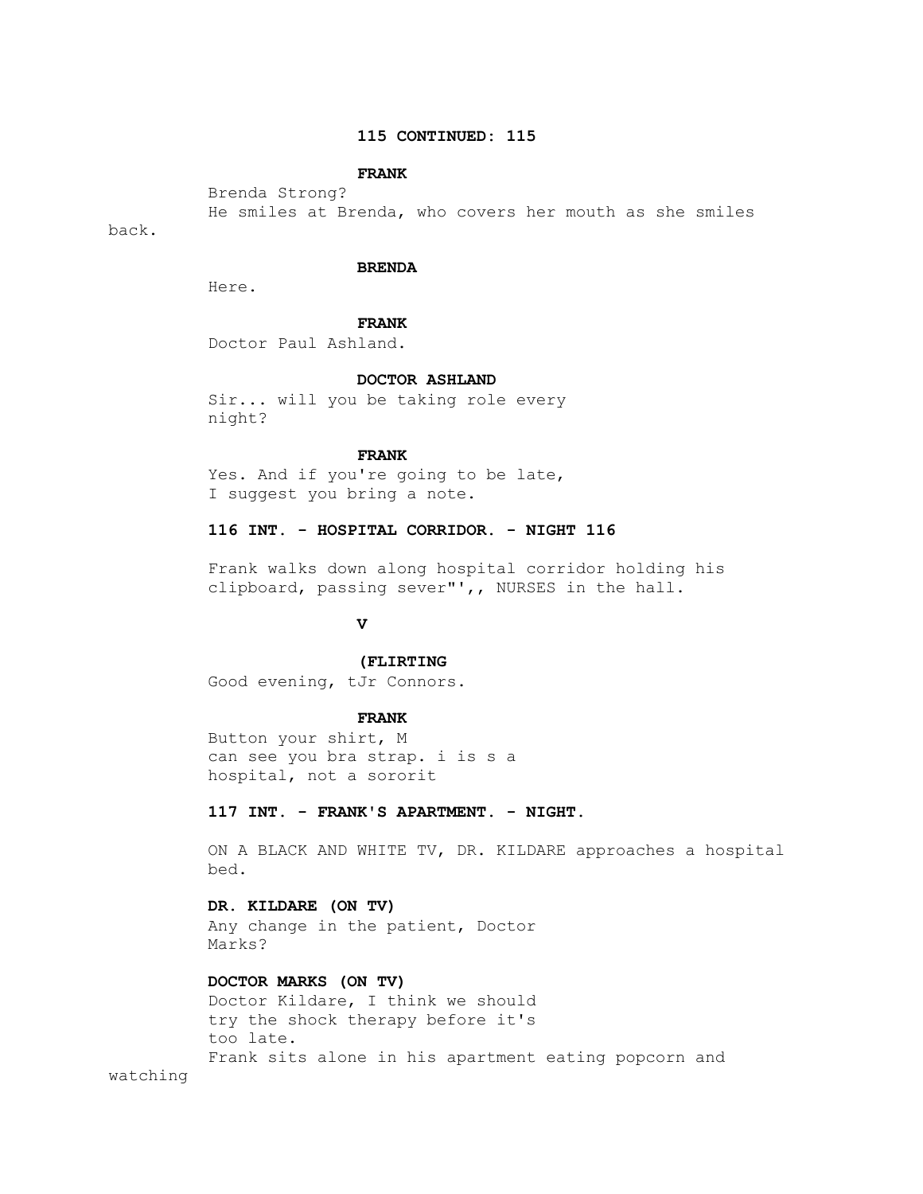**115 CONTINUED: 115**

**FRANK**

Brenda Strong?

He smiles at Brenda, who covers her mouth as she smiles back.

**BRENDA**

Here.

**FRANK**

Doctor Paul Ashland.

**DOCTOR ASHLAND**

Sir... will you be taking role every night?

**FRANK**

Yes. And if you're going to be late, I suggest you bring a note.

**116 INT. - HOSPITAL CORRIDOR. - NIGHT 116**

Frank walks down along hospital corridor holding his clipboard, passing sever"',, NURSES in the hall.

**V**

**(FLIRTING**

Good evening, tJr Connors.

**FRANK**

Button your shirt, M can see you bra strap. i is s a hospital, not a sororit

**117 INT. - FRANK'S APARTMENT. - NIGHT.**

ON A BLACK AND WHITE TV, DR. KILDARE approaches a hospital bed.

**DR. KILDARE (ON TV)**

Any change in the patient, Doctor Marks?

**DOCTOR MARKS (ON TV)**

Doctor Kildare, I think we should try the shock therapy before it's too late.

Frank sits alone in his apartment eating popcorn and watching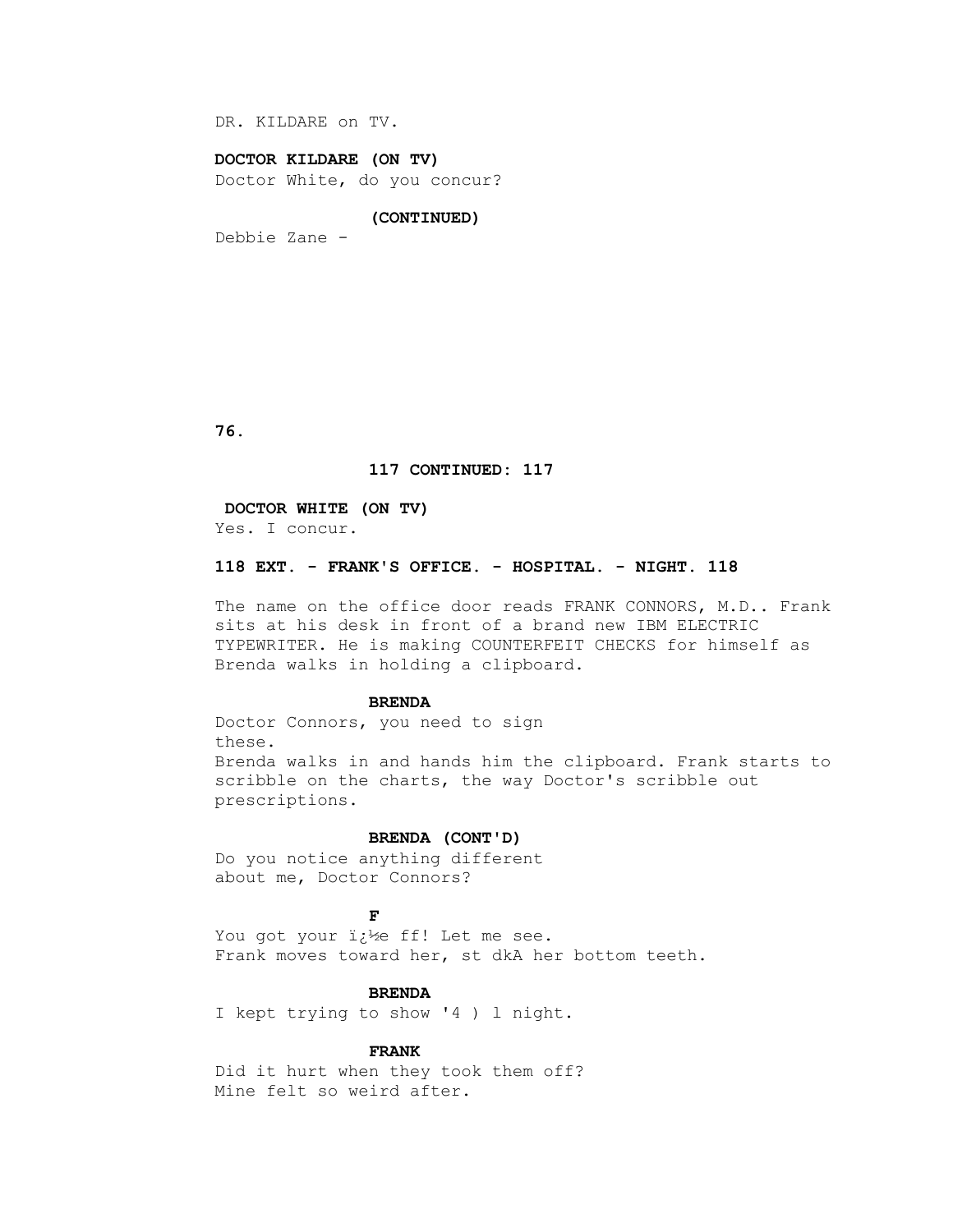DR. KILDARE on TV.

**DOCTOR KILDARE (ON TV)**
Doctor White, do you concur?

**(CONTINUED)**

Debbie Zane -

**117 CONTINUED: 117**

**DOCTOR WHITE (ON TV)**
Yes. I concur.

**118 EXT. - FRANK'S OFFICE. - HOSPITAL. - NIGHT. 118**

The name on the office door reads FRANK CONNORS, M.D.. Frank sits at his desk in front of a brand new IBM ELECTRIC TYPEWRITER. He is making COUNTERFEIT CHECKS for himself as Brenda walks in holding a clipboard.

**BRENDA**
Doctor Connors, you need to sign these.
Brenda walks in and hands him the clipboard. Frank starts to scribble on the charts, the way Doctor's scribble out prescriptions.

**BRENDA (CONT'D)**
Do you notice anything different about me, Doctor Connors?

**F**
You got your ï¿½e ff! Let me see.
Frank moves toward her, st dkA her bottom teeth.

**BRENDA**
I kept trying to show '4 ) l night.

**FRANK**
Did it hurt when they took them off?
Mine felt so weird after.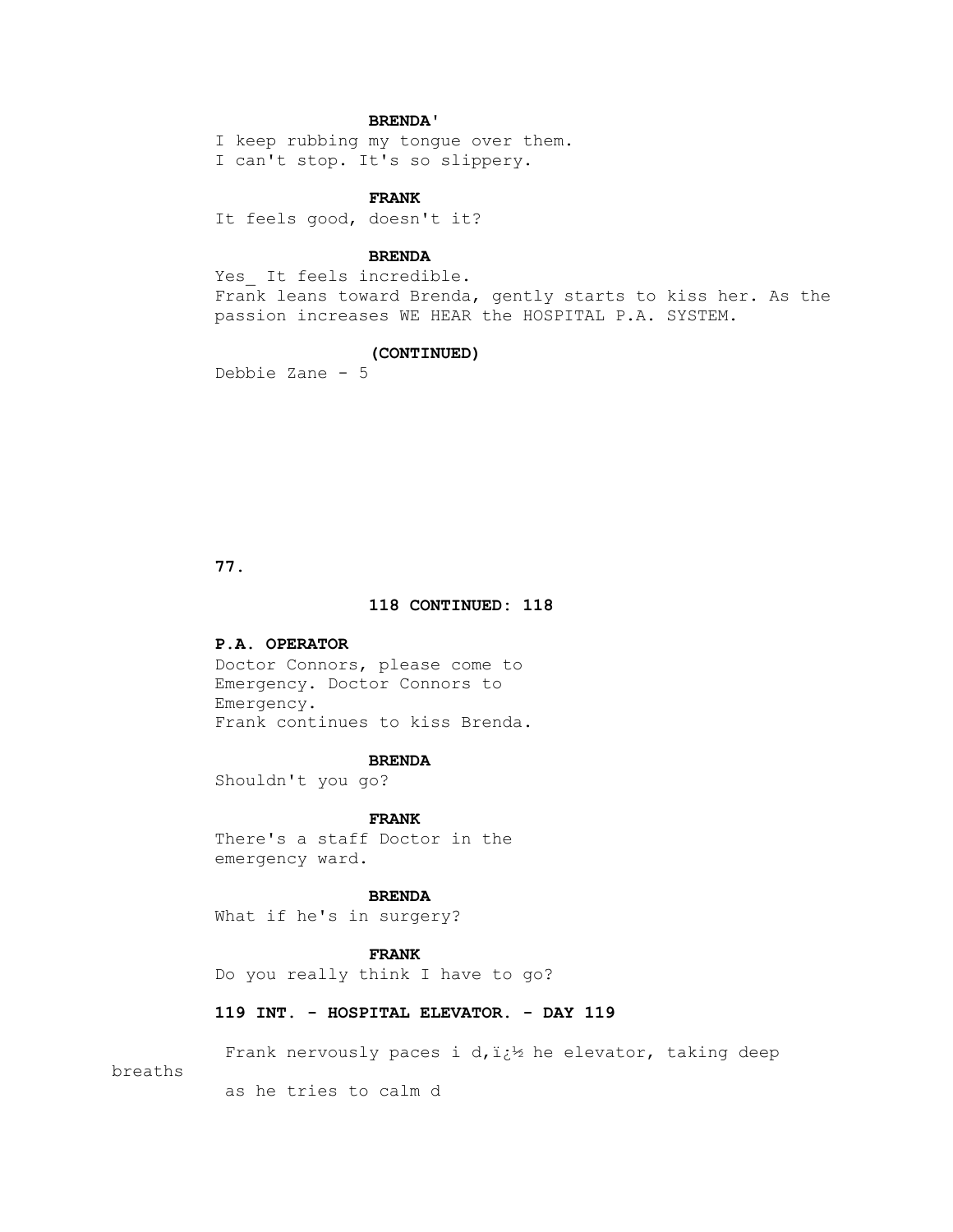**BRENDA'**

I keep rubbing my tongue over them.
I can't stop. It's so slippery.

**FRANK**

It feels good, doesn't it?

**BRENDA**

Yes_ It feels incredible.
Frank leans toward Brenda, gently starts to kiss her. As the passion increases WE HEAR the HOSPITAL P.A. SYSTEM.

**(CONTINUED)**

Debbie Zane - 5

**118 CONTINUED: 118**

**P.A. OPERATOR**

Doctor Connors, please come to
Emergency. Doctor Connors to
Emergency.
Frank continues to kiss Brenda.

**BRENDA**

Shouldn't you go?

**FRANK**

There's a staff Doctor in the
emergency ward.

**BRENDA**

What if he's in surgery?

**FRANK**

Do you really think I have to go?

**119 INT. - HOSPITAL ELEVATOR. - DAY 119**

Frank nervously paces i d,ï¿½ he elevator, taking deep breaths
as he tries to calm d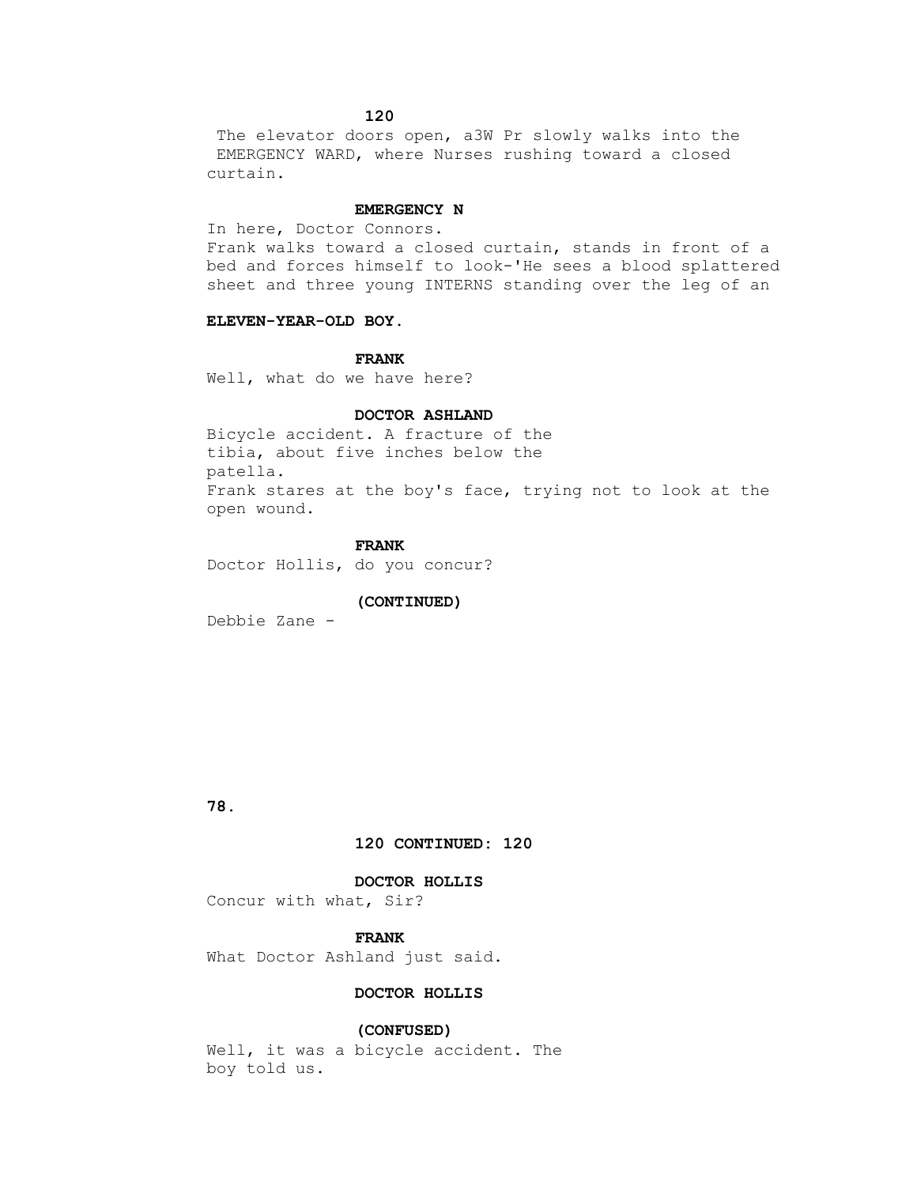**120**

The elevator doors open, a3W Pr slowly walks into the EMERGENCY WARD, where Nurses rushing toward a closed curtain.

**EMERGENCY N**

In here, Doctor Connors.

Frank walks toward a closed curtain, stands in front of a bed and forces himself to look-'He sees a blood splattered sheet and three young INTERNS standing over the leg of an

**ELEVEN-YEAR-OLD BOY.**

**FRANK**

Well, what do we have here?

**DOCTOR ASHLAND**

Bicycle accident. A fracture of the tibia, about five inches below the patella.

Frank stares at the boy's face, trying not to look at the open wound.

**FRANK**

Doctor Hollis, do you concur?

**(CONTINUED)**

Debbie Zane -

**120 CONTINUED: 120**

**DOCTOR HOLLIS**

Concur with what, Sir?

**FRANK**

What Doctor Ashland just said.

**DOCTOR HOLLIS**

**(CONFUSED)**

Well, it was a bicycle accident. The boy told us.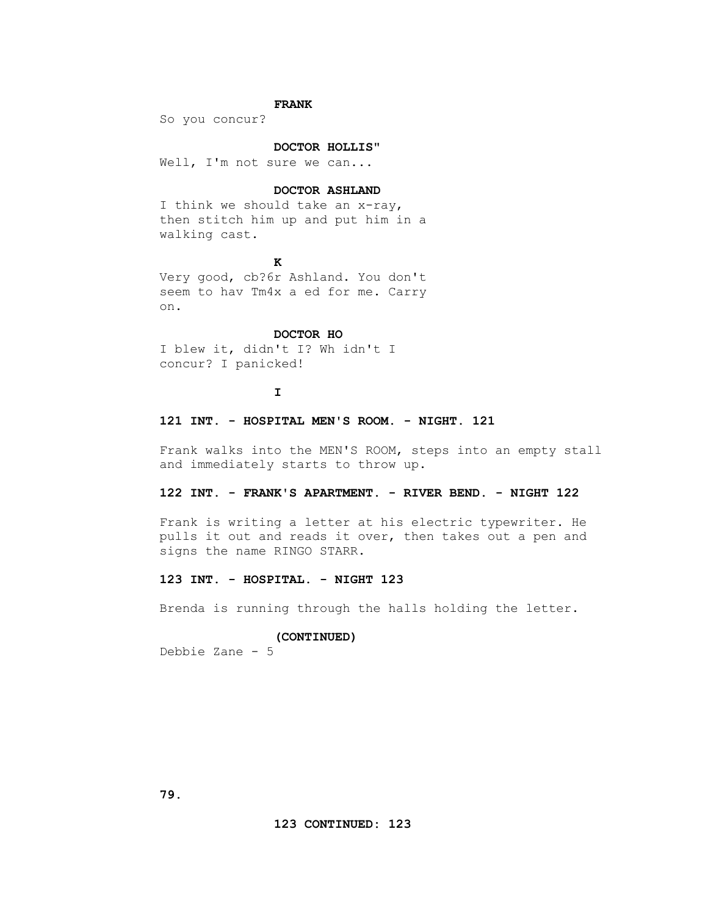**FRANK**

So you concur?

**DOCTOR HOLLIS"**

Well, I'm not sure we can...

**DOCTOR ASHLAND**

I think we should take an x-ray, then stitch him up and put him in a walking cast.

**K**

Very good, cb?6r Ashland. You don't seem to hav Tm4x a ed for me. Carry on.

**DOCTOR HO**

I blew it, didn't I? Wh idn't I concur? I panicked!

**I**

**121 INT. - HOSPITAL MEN'S ROOM. - NIGHT. 121**

Frank walks into the MEN'S ROOM, steps into an empty stall and immediately starts to throw up.

**122 INT. - FRANK'S APARTMENT. - RIVER BEND. - NIGHT 122**

Frank is writing a letter at his electric typewriter. He pulls it out and reads it over, then takes out a pen and signs the name RINGO STARR.

**123 INT. - HOSPITAL. - NIGHT 123**

Brenda is running through the halls holding the letter.

**(CONTINUED)**

Debbie Zane - 5

**123 CONTINUED: 123**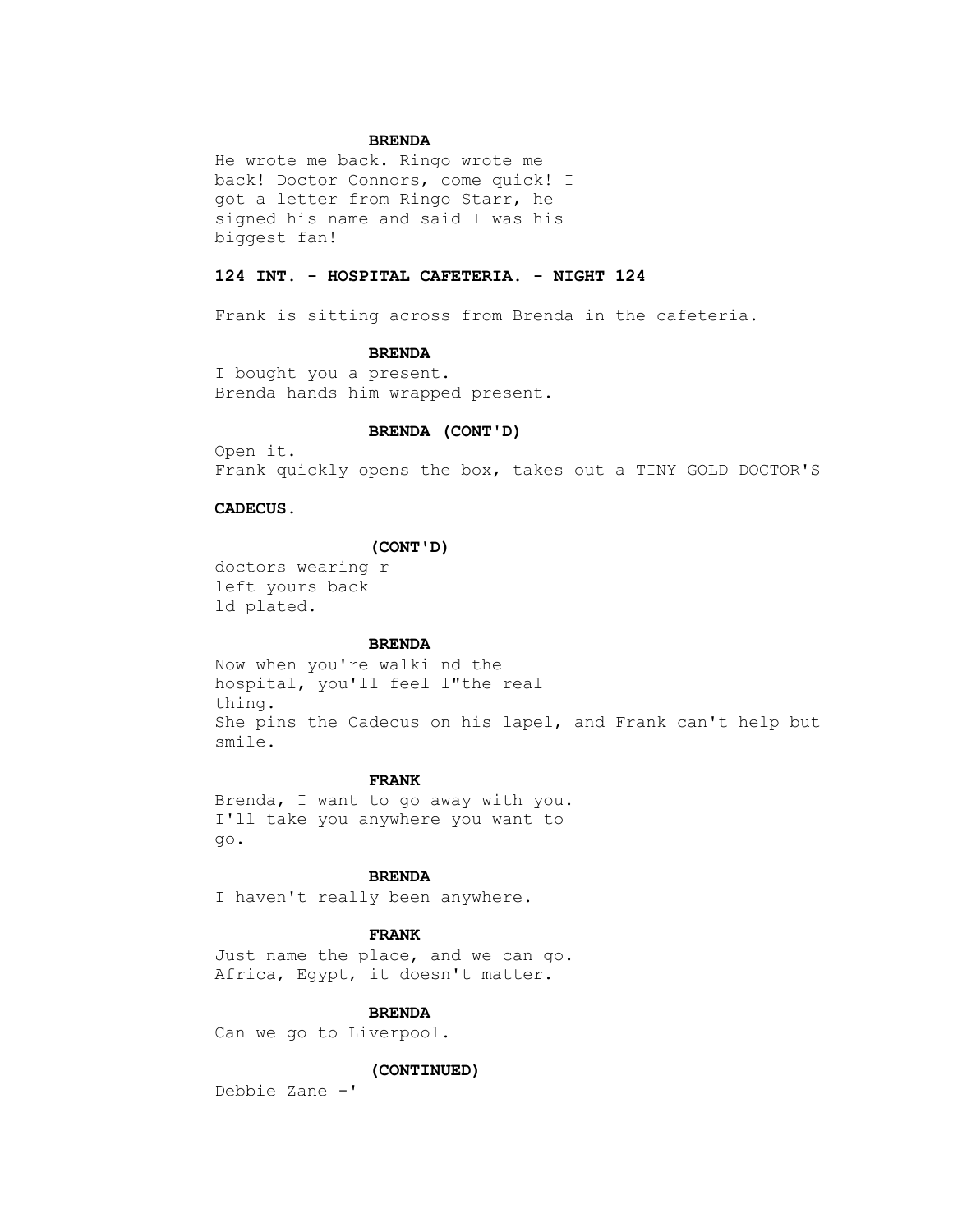**BRENDA**

He wrote me back. Ringo wrote me back! Doctor Connors, come quick! I got a letter from Ringo Starr, he signed his name and said I was his biggest fan!

**124 INT. - HOSPITAL CAFETERIA. - NIGHT 124**

Frank is sitting across from Brenda in the cafeteria.

**BRENDA**

I bought you a present.
Brenda hands him wrapped present.

**BRENDA (CONT'D)**

Open it.
Frank quickly opens the box, takes out a TINY GOLD DOCTOR'S

**CADECUS.**

**(CONT'D)**

doctors wearing r
left yours back
ld plated.

**BRENDA**

Now when you're walki nd the hospital, you'll feel l"the real thing.
She pins the Cadecus on his lapel, and Frank can't help but smile.

**FRANK**

Brenda, I want to go away with you. I'll take you anywhere you want to go.

**BRENDA**

I haven't really been anywhere.

**FRANK**

Just name the place, and we can go. Africa, Egypt, it doesn't matter.

**BRENDA**

Can we go to Liverpool.

**(CONTINUED)**

Debbie Zane -'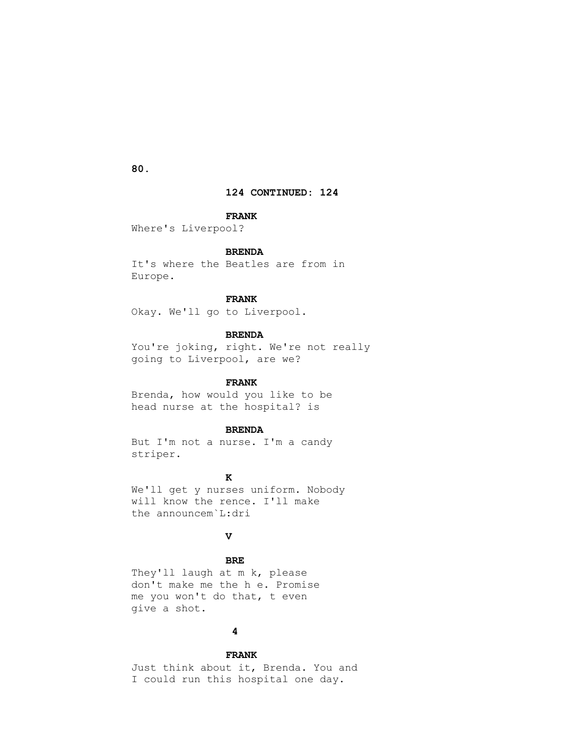**124 CONTINUED: 124**

**FRANK**
Where's Liverpool?

**BRENDA**
It's where the Beatles are from in Europe.

**FRANK**
Okay. We'll go to Liverpool.

**BRENDA**
You're joking, right. We're not really going to Liverpool, are we?

**FRANK**
Brenda, how would you like to be head nurse at the hospital? is

**BRENDA**
But I'm not a nurse. I'm a candy striper.

**K**
We'll get y nurses uniform. Nobody will know the rence. I'll make the announcem`L:dri

**V**

**BRE**
They'll laugh at m k, please don't make me the h e. Promise me you won't do that, t even give a shot.

**4**

**FRANK**
Just think about it, Brenda. You and I could run this hospital one day.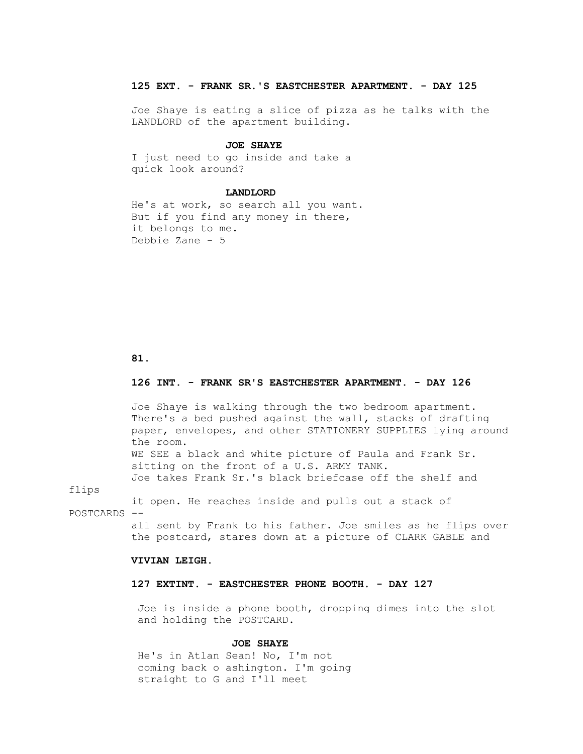**125 EXT. - FRANK SR.'S EASTCHESTER APARTMENT. - DAY 125**

Joe Shaye is eating a slice of pizza as he talks with the LANDLORD of the apartment building.

**JOE SHAYE**

I just need to go inside and take a quick look around?

**LANDLORD**

He's at work, so search all you want. But if you find any money in there, it belongs to me.

Debbie Zane - 5

**126 INT. - FRANK SR'S EASTCHESTER APARTMENT. - DAY 126**

Joe Shaye is walking through the two bedroom apartment. There's a bed pushed against the wall, stacks of drafting paper, envelopes, and other STATIONERY SUPPLIES lying around the room.

WE SEE a black and white picture of Paula and Frank Sr. sitting on the front of a U.S. ARMY TANK.

Joe takes Frank Sr.'s black briefcase off the shelf and flips it open. He reaches inside and pulls out a stack of POSTCARDS -- all sent by Frank to his father. Joe smiles as he flips over the postcard, stares down at a picture of CLARK GABLE and

**VIVIAN LEIGH.**

**127 EXTINT. - EASTCHESTER PHONE BOOTH. - DAY 127**

Joe is inside a phone booth, dropping dimes into the slot and holding the POSTCARD.

**JOE SHAYE**

He's in Atlan Sean! No, I'm not coming back o ashington. I'm going straight to G and I'll meet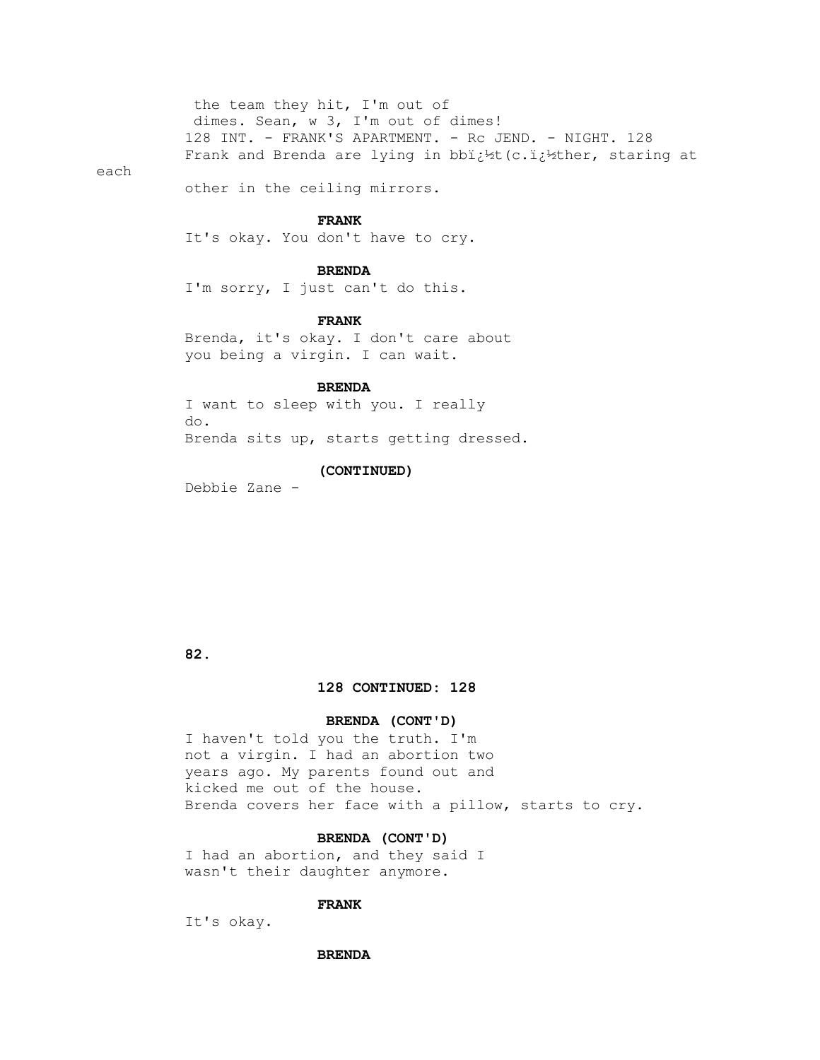the team they hit, I'm out of
dimes. Sean, w 3, I'm out of dimes!

128 INT. - FRANK'S APARTMENT. - Rc JEND. - NIGHT. 128

Frank and Brenda are lying in bbï¿½t(c.ï¿½ther, staring at each other in the ceiling mirrors.

**FRANK**

It's okay. You don't have to cry.

**BRENDA**

I'm sorry, I just can't do this.

**FRANK**

Brenda, it's okay. I don't care about
you being a virgin. I can wait.

**BRENDA**

I want to sleep with you. I really
do.

Brenda sits up, starts getting dressed.

**(CONTINUED)**

Debbie Zane -

**128 CONTINUED: 128**

**BRENDA (CONT'D)**

I haven't told you the truth. I'm
not a virgin. I had an abortion two
years ago. My parents found out and
kicked me out of the house.

Brenda covers her face with a pillow, starts to cry.

**BRENDA (CONT'D)**

I had an abortion, and they said I
wasn't their daughter anymore.

**FRANK**

It's okay.

**BRENDA**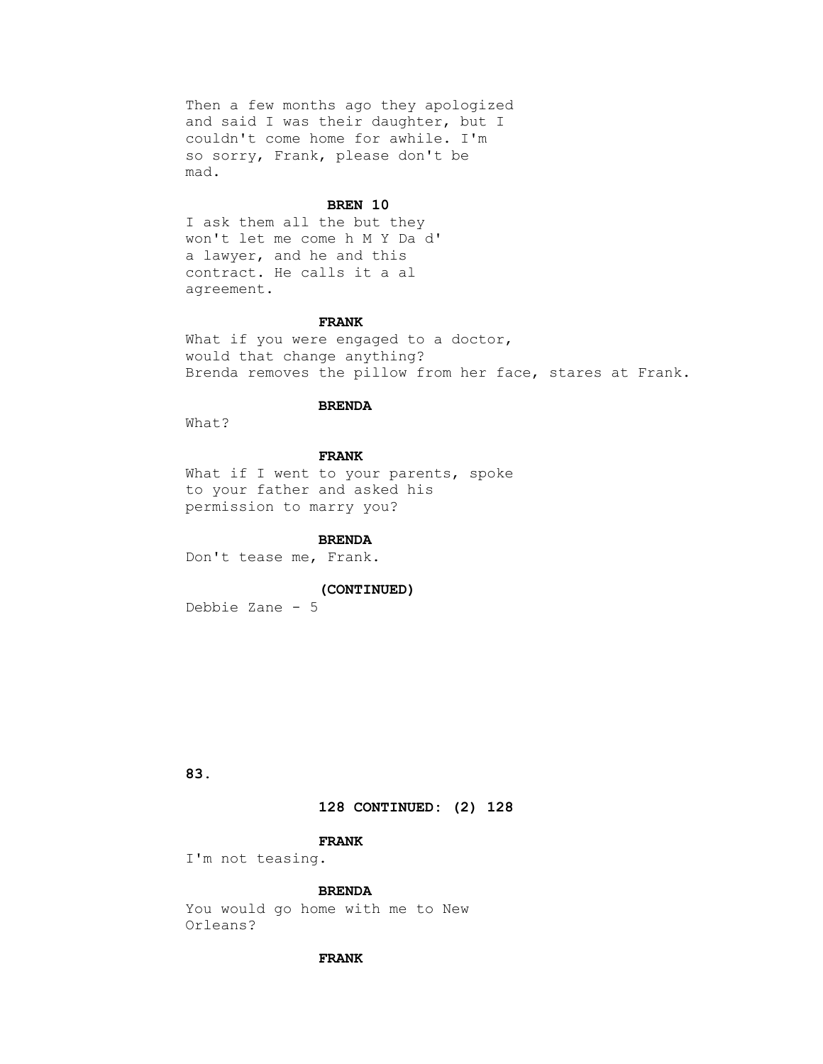Then a few months ago they apologized and said I was their daughter, but I couldn't come home for awhile. I'm so sorry, Frank, please don't be mad.

**BREN 10**

I ask them all the but they won't let me come h M Y Da d' a lawyer, and he and this contract. He calls it a al agreement.

**FRANK**

What if you were engaged to a doctor, would that change anything?

Brenda removes the pillow from her face, stares at Frank.

**BRENDA**

What?

**FRANK**

What if I went to your parents, spoke to your father and asked his permission to marry you?

**BRENDA**

Don't tease me, Frank.

**(CONTINUED)**

Debbie Zane - 5

**128 CONTINUED: (2) 128**

**FRANK**

I'm not teasing.

**BRENDA**

You would go home with me to New Orleans?

**FRANK**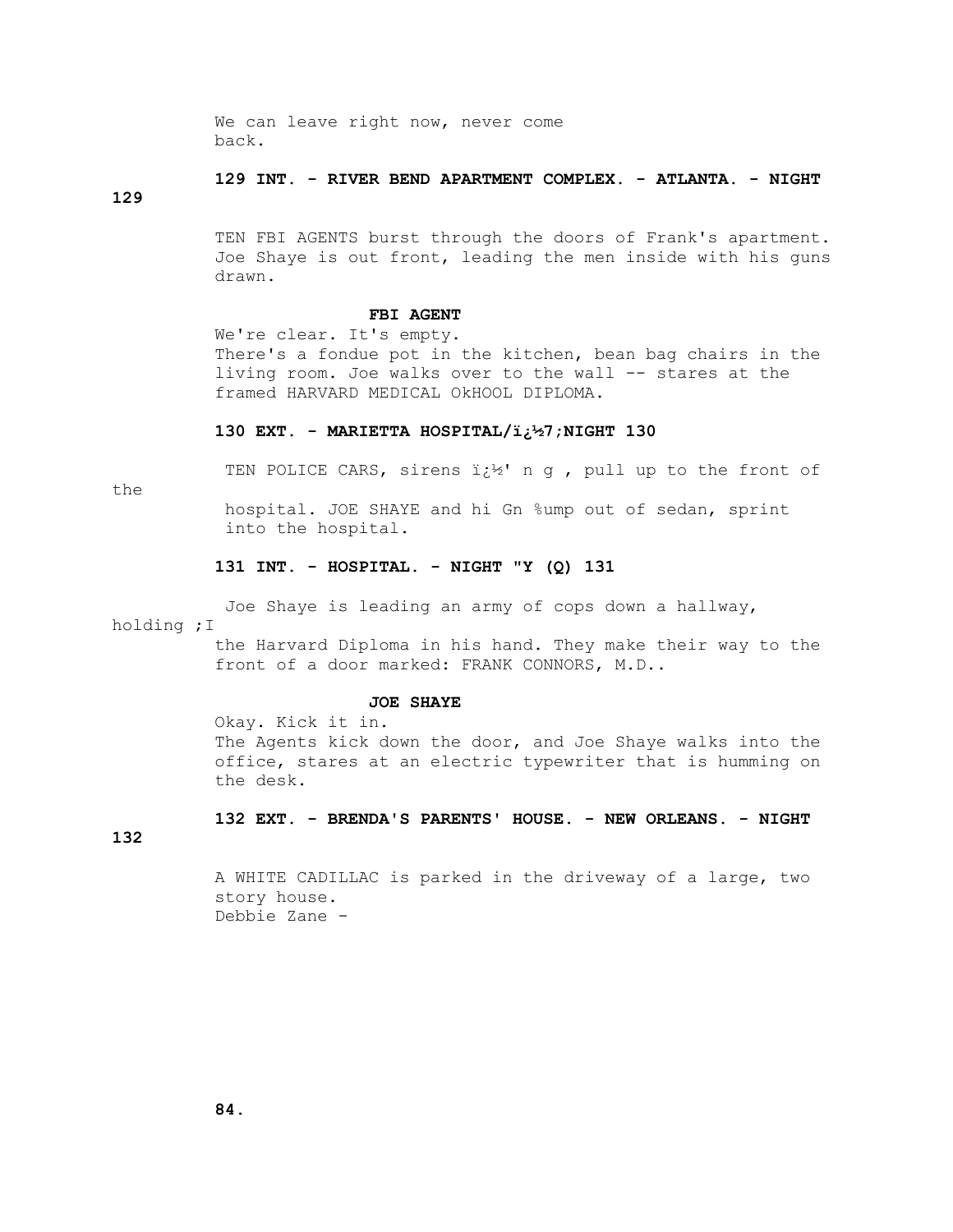We can leave right now, never come back.

**129 INT. - RIVER BEND APARTMENT COMPLEX. - ATLANTA. - NIGHT**

**129**

TEN FBI AGENTS burst through the doors of Frank's apartment. Joe Shaye is out front, leading the men inside with his guns drawn.

**FBI AGENT**

We're clear. It's empty.
There's a fondue pot in the kitchen, bean bag chairs in the living room. Joe walks over to the wall -- stares at the framed HARVARD MEDICAL OkHOOL DIPLOMA.

**130 EXT. - MARIETTA HOSPITAL/ï¿½7;NIGHT 130**

TEN POLICE CARS, sirens ï¿½' n g , pull up to the front of the
hospital. JOE SHAYE and hi Gn %ump out of sedan, sprint into the hospital.

**131 INT. - HOSPITAL. - NIGHT "Y (Q) 131**

Joe Shaye is leading an army of cops down a hallway, holding ;I
the Harvard Diploma in his hand. They make their way to the front of a door marked: FRANK CONNORS, M.D..

**JOE SHAYE**

Okay. Kick it in.
The Agents kick down the door, and Joe Shaye walks into the office, stares at an electric typewriter that is humming on the desk.

**132 EXT. - BRENDA'S PARENTS' HOUSE. - NEW ORLEANS. - NIGHT**

**132**

A WHITE CADILLAC is parked in the driveway of a large, two story house.
Debbie Zane -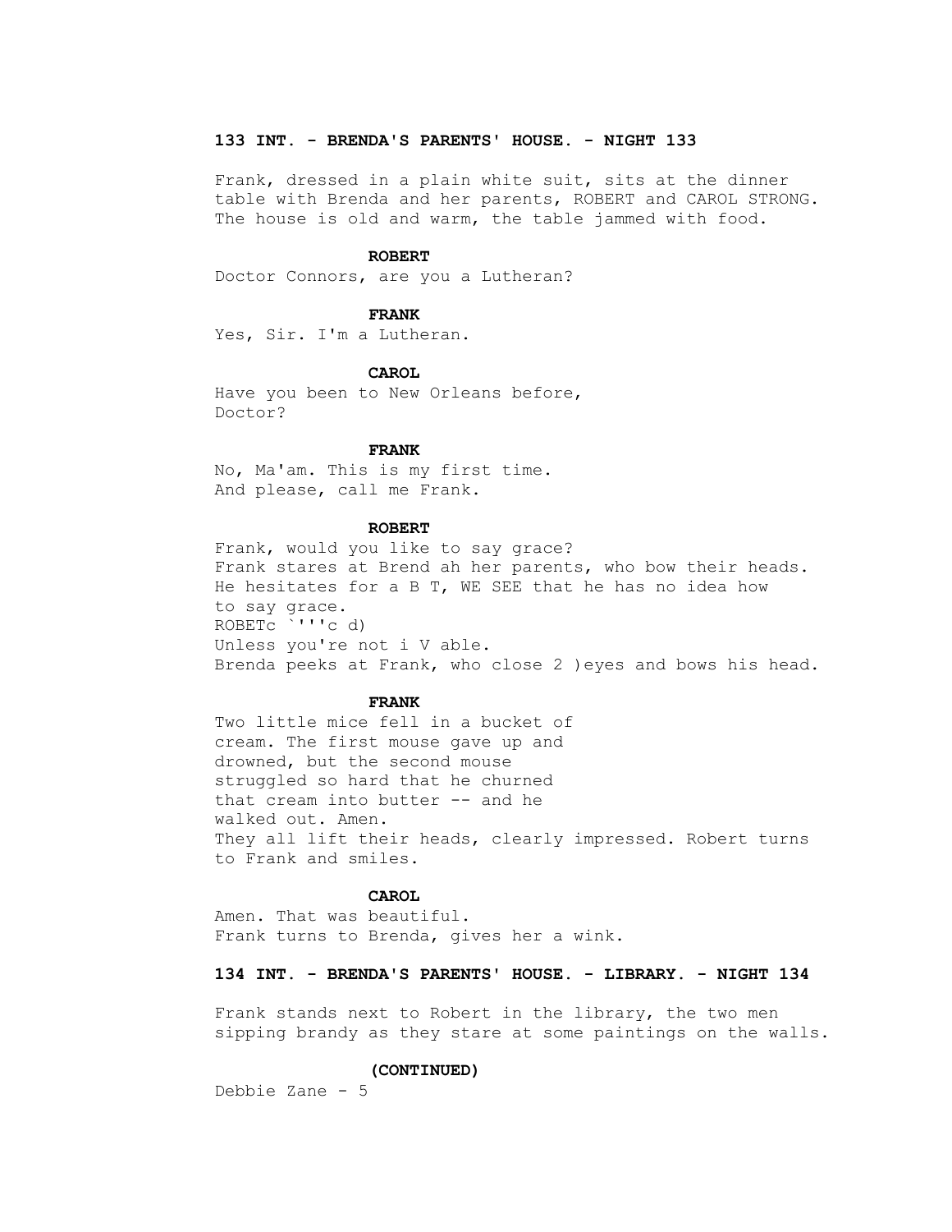**133 INT. - BRENDA'S PARENTS' HOUSE. - NIGHT 133**

Frank, dressed in a plain white suit, sits at the dinner table with Brenda and her parents, ROBERT and CAROL STRONG. The house is old and warm, the table jammed with food.

**ROBERT**

Doctor Connors, are you a Lutheran?

**FRANK**

Yes, Sir. I'm a Lutheran.

**CAROL**

Have you been to New Orleans before, Doctor?

**FRANK**

No, Ma'am. This is my first time. And please, call me Frank.

**ROBERT**

Frank, would you like to say grace?
Frank stares at Brend ah her parents, who bow their heads. He hesitates for a B T, WE SEE that he has no idea how to say grace.
ROBETc `'''c d)
Unless you're not i V able.
Brenda peeks at Frank, who close 2 )eyes and bows his head.

**FRANK**

Two little mice fell in a bucket of cream. The first mouse gave up and drowned, but the second mouse struggled so hard that he churned that cream into butter -- and he walked out. Amen.
They all lift their heads, clearly impressed. Robert turns to Frank and smiles.

**CAROL**

Amen. That was beautiful.
Frank turns to Brenda, gives her a wink.

**134 INT. - BRENDA'S PARENTS' HOUSE. - LIBRARY. - NIGHT 134**

Frank stands next to Robert in the library, the two men sipping brandy as they stare at some paintings on the walls.

**(CONTINUED)**

Debbie Zane - 5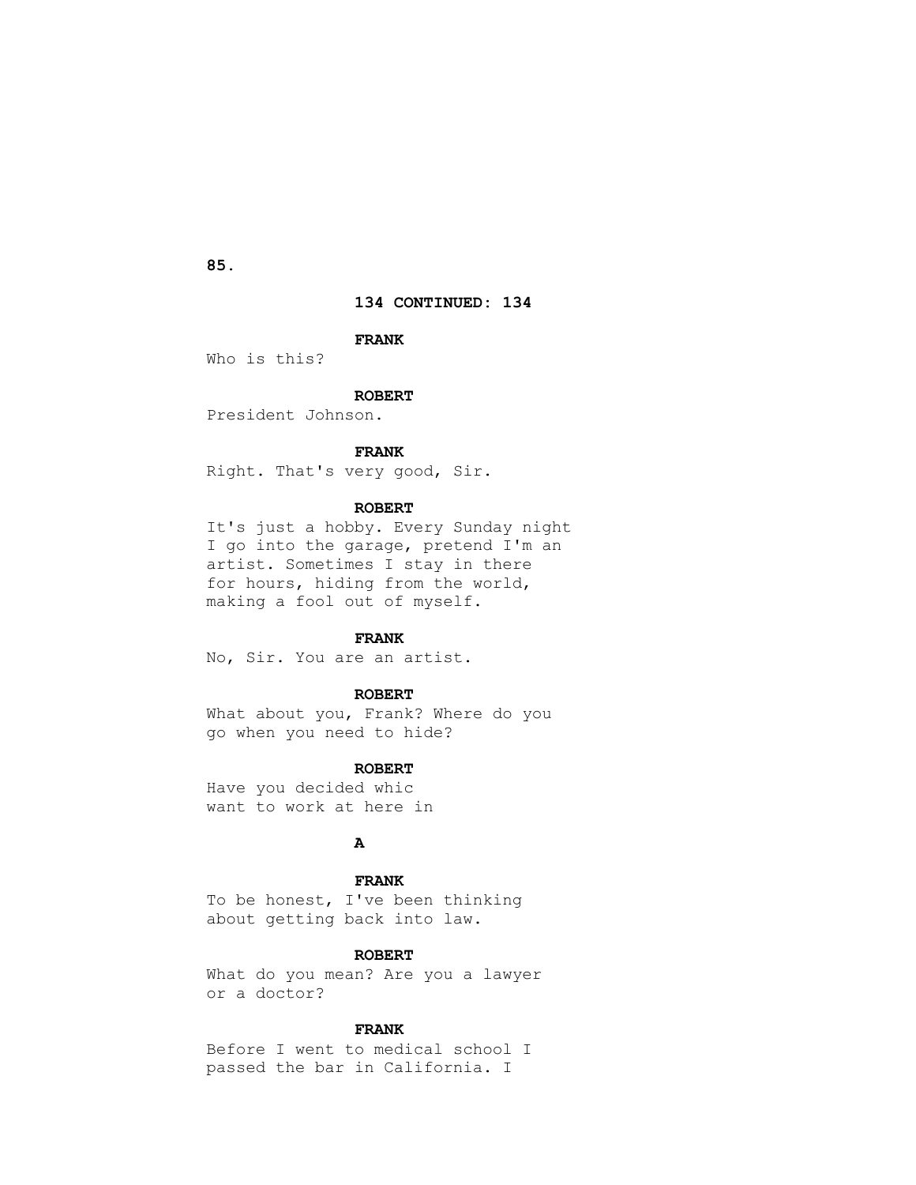**134 CONTINUED: 134**

**FRANK**

Who is this?

**ROBERT**

President Johnson.

**FRANK**

Right. That's very good, Sir.

**ROBERT**

It's just a hobby. Every Sunday night I go into the garage, pretend I'm an artist. Sometimes I stay in there for hours, hiding from the world, making a fool out of myself.

**FRANK**

No, Sir. You are an artist.

**ROBERT**

What about you, Frank? Where do you go when you need to hide?

**ROBERT**

Have you decided whic
want to work at here in

**A**

**FRANK**

To be honest, I've been thinking about getting back into law.

**ROBERT**

What do you mean? Are you a lawyer or a doctor?

**FRANK**

Before I went to medical school I passed the bar in California. I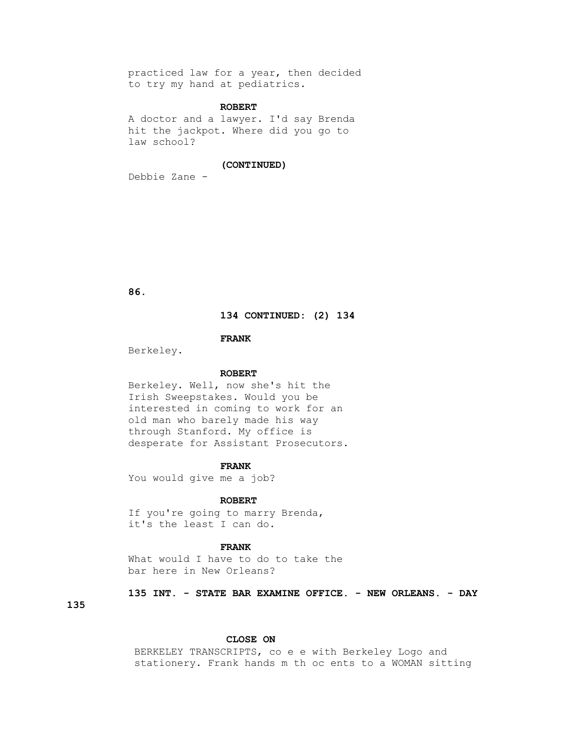practiced law for a year, then decided to try my hand at pediatrics.

**ROBERT**

A doctor and a lawyer. I'd say Brenda hit the jackpot. Where did you go to law school?

**(CONTINUED)**

Debbie Zane -

**134 CONTINUED: (2) 134**

**FRANK**

Berkeley.

**ROBERT**

Berkeley. Well, now she's hit the Irish Sweepstakes. Would you be interested in coming to work for an old man who barely made his way through Stanford. My office is desperate for Assistant Prosecutors.

**FRANK**

You would give me a job?

**ROBERT**

If you're going to marry Brenda, it's the least I can do.

**FRANK**

What would I have to do to take the bar here in New Orleans?

**135 INT. - STATE BAR EXAMINE OFFICE. - NEW ORLEANS. - DAY 135**

**CLOSE ON**

BERKELEY TRANSCRIPTS, co e e with Berkeley Logo and stationery. Frank hands m th oc ents to a WOMAN sitting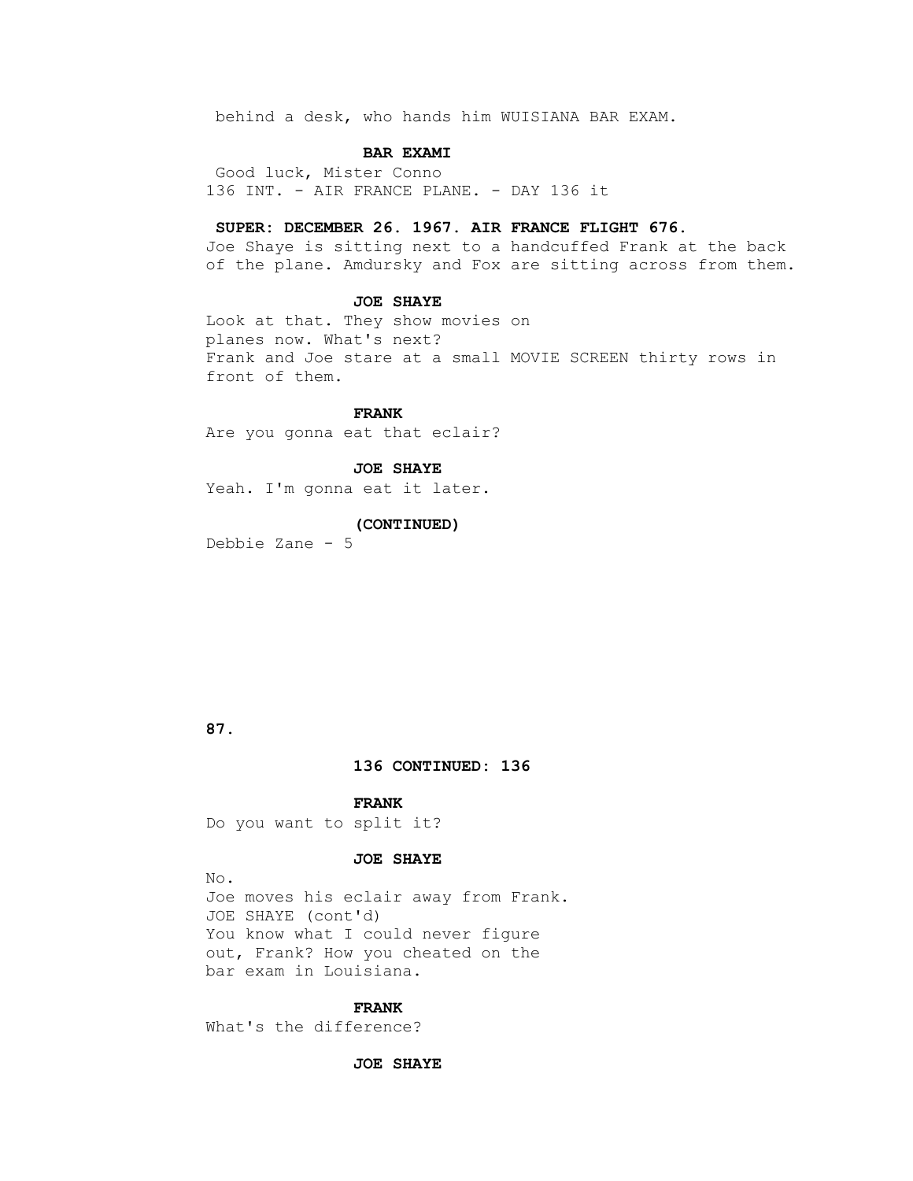behind a desk, who hands him WUISIANA BAR EXAM.

**BAR EXAMI**

Good luck, Mister Conno

136 INT. - AIR FRANCE PLANE. - DAY 136 it

**SUPER: DECEMBER 26. 1967. AIR FRANCE FLIGHT 676.**

Joe Shaye is sitting next to a handcuffed Frank at the back of the plane. Amdursky and Fox are sitting across from them.

**JOE SHAYE**

Look at that. They show movies on planes now. What's next?

Frank and Joe stare at a small MOVIE SCREEN thirty rows in front of them.

**FRANK**

Are you gonna eat that eclair?

**JOE SHAYE**

Yeah. I'm gonna eat it later.

**(CONTINUED)**

Debbie Zane - 5

**136 CONTINUED: 136**

**FRANK**

Do you want to split it?

**JOE SHAYE**

No.

Joe moves his eclair away from Frank.

JOE SHAYE (cont'd)

You know what I could never figure out, Frank? How you cheated on the bar exam in Louisiana.

**FRANK**

What's the difference?

**JOE SHAYE**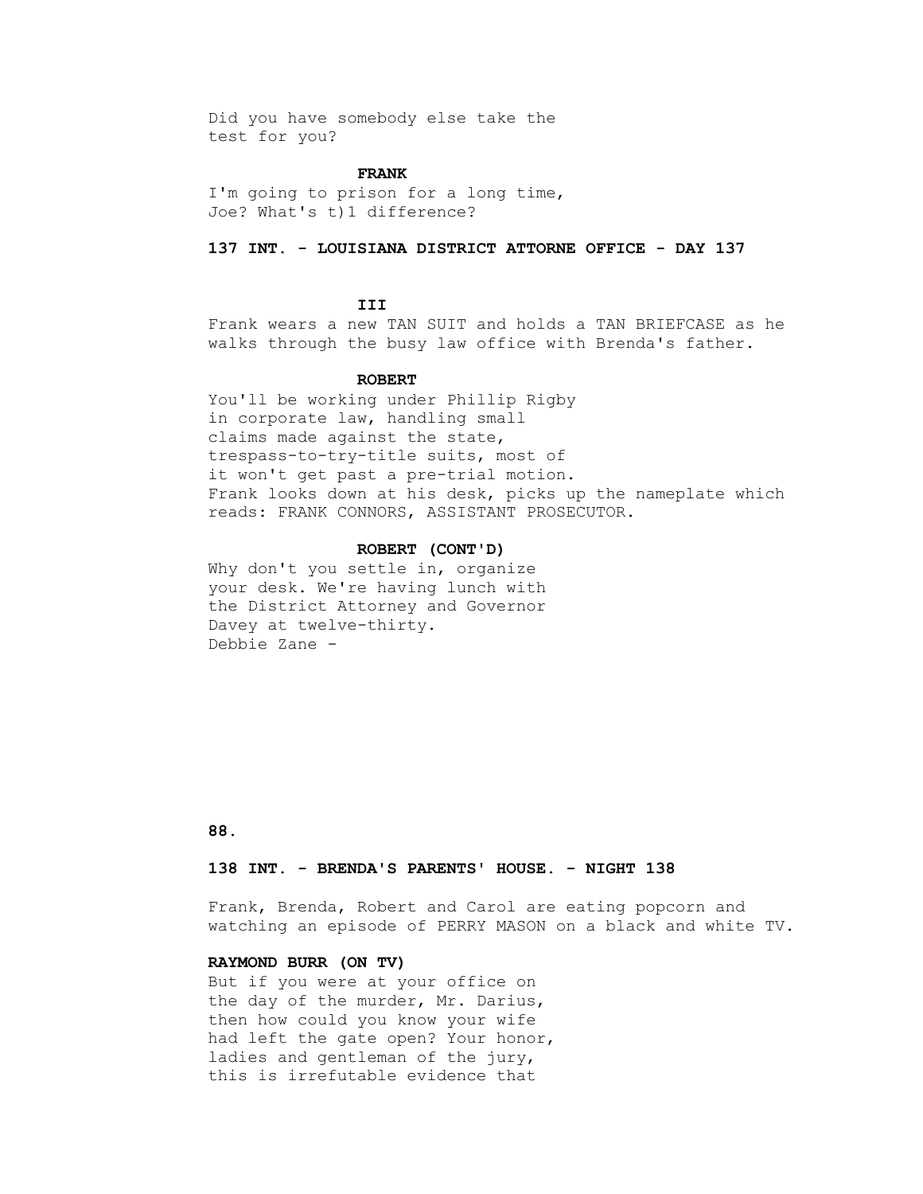Did you have somebody else take the test for you?

**FRANK**

I'm going to prison for a long time, Joe? What's t)1 difference?

**137 INT. - LOUISIANA DISTRICT ATTORNE OFFICE - DAY 137**

**III**

Frank wears a new TAN SUIT and holds a TAN BRIEFCASE as he walks through the busy law office with Brenda's father.

**ROBERT**

You'll be working under Phillip Rigby in corporate law, handling small claims made against the state, trespass-to-try-title suits, most of it won't get past a pre-trial motion.
Frank looks down at his desk, picks up the nameplate which reads: FRANK CONNORS, ASSISTANT PROSECUTOR.

**ROBERT (CONT'D)**

Why don't you settle in, organize your desk. We're having lunch with the District Attorney and Governor Davey at twelve-thirty.
Debbie Zane -

**138 INT. - BRENDA'S PARENTS' HOUSE. - NIGHT 138**

Frank, Brenda, Robert and Carol are eating popcorn and watching an episode of PERRY MASON on a black and white TV.

**RAYMOND BURR (ON TV)**

But if you were at your office on the day of the murder, Mr. Darius, then how could you know your wife had left the gate open? Your honor, ladies and gentleman of the jury, this is irrefutable evidence that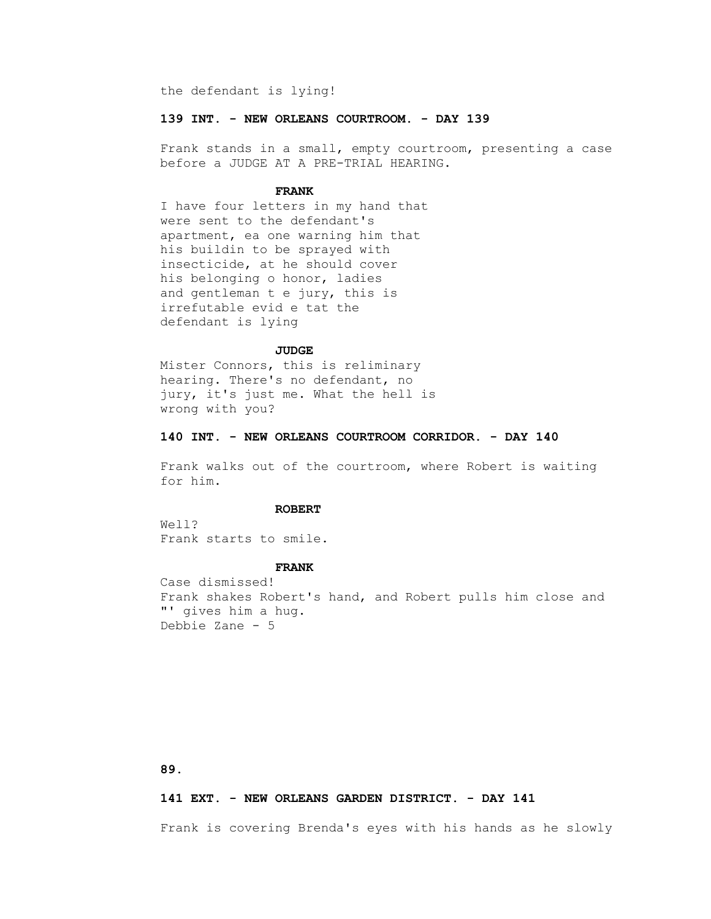the defendant is lying!

**139 INT. - NEW ORLEANS COURTROOM. - DAY 139**

Frank stands in a small, empty courtroom, presenting a case before a JUDGE AT A PRE-TRIAL HEARING.

**FRANK**

I have four letters in my hand that were sent to the defendant's apartment, ea one warning him that his buildin to be sprayed with insecticide, at he should cover his belonging o honor, ladies and gentleman t e jury, this is irrefutable evid e tat the defendant is lying

**JUDGE**

Mister Connors, this is reliminary hearing. There's no defendant, no jury, it's just me. What the hell is wrong with you?

**140 INT. - NEW ORLEANS COURTROOM CORRIDOR. - DAY 140**

Frank walks out of the courtroom, where Robert is waiting for him.

**ROBERT**

Well?
Frank starts to smile.

**FRANK**

Case dismissed!
Frank shakes Robert's hand, and Robert pulls him close and "' gives him a hug.
Debbie Zane - 5

**141 EXT. - NEW ORLEANS GARDEN DISTRICT. - DAY 141**

Frank is covering Brenda's eyes with his hands as he slowly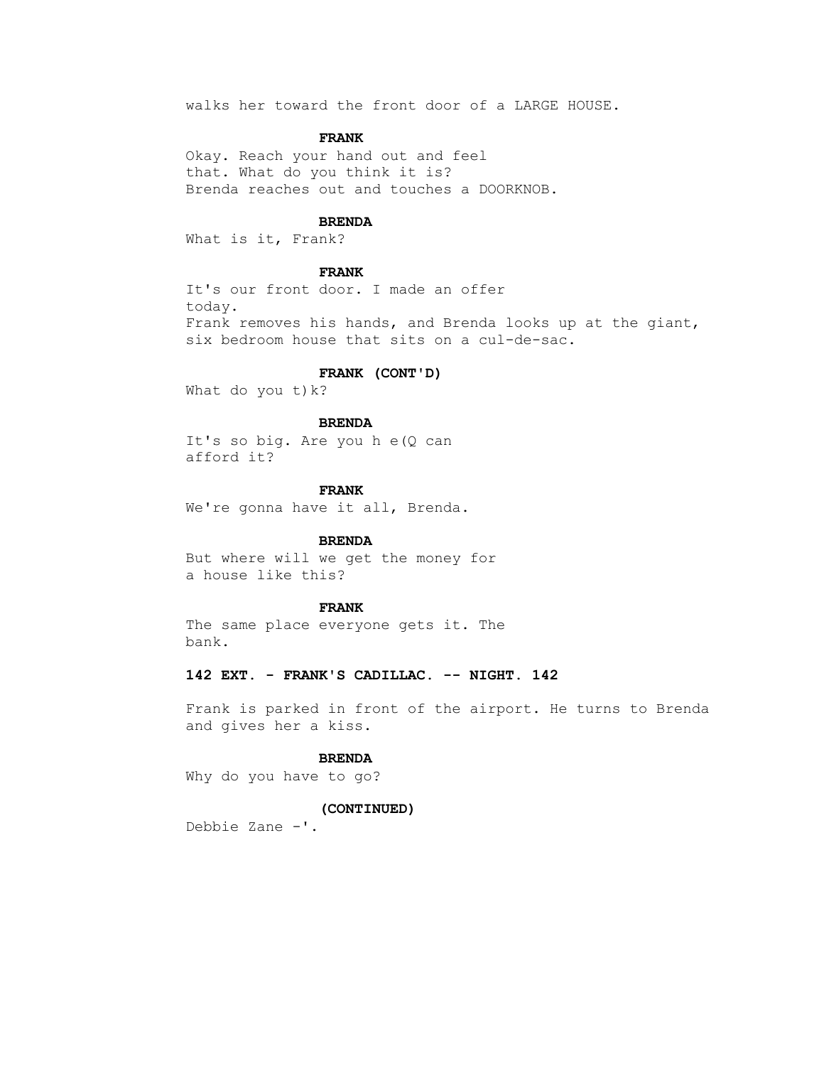walks her toward the front door of a LARGE HOUSE.

**FRANK**

Okay. Reach your hand out and feel that. What do you think it is?

Brenda reaches out and touches a DOORKNOB.

**BRENDA**

What is it, Frank?

**FRANK**

It's our front door. I made an offer today.

Frank removes his hands, and Brenda looks up at the giant, six bedroom house that sits on a cul-de-sac.

**FRANK (CONT'D)**

What do you t)k?

**BRENDA**

It's so big. Are you h e(Q can afford it?

**FRANK**

We're gonna have it all, Brenda.

**BRENDA**

But where will we get the money for a house like this?

**FRANK**

The same place everyone gets it. The bank.

**142 EXT. - FRANK'S CADILLAC. -- NIGHT. 142**

Frank is parked in front of the airport. He turns to Brenda and gives her a kiss.

**BRENDA**

Why do you have to go?

**(CONTINUED)**

Debbie Zane -'.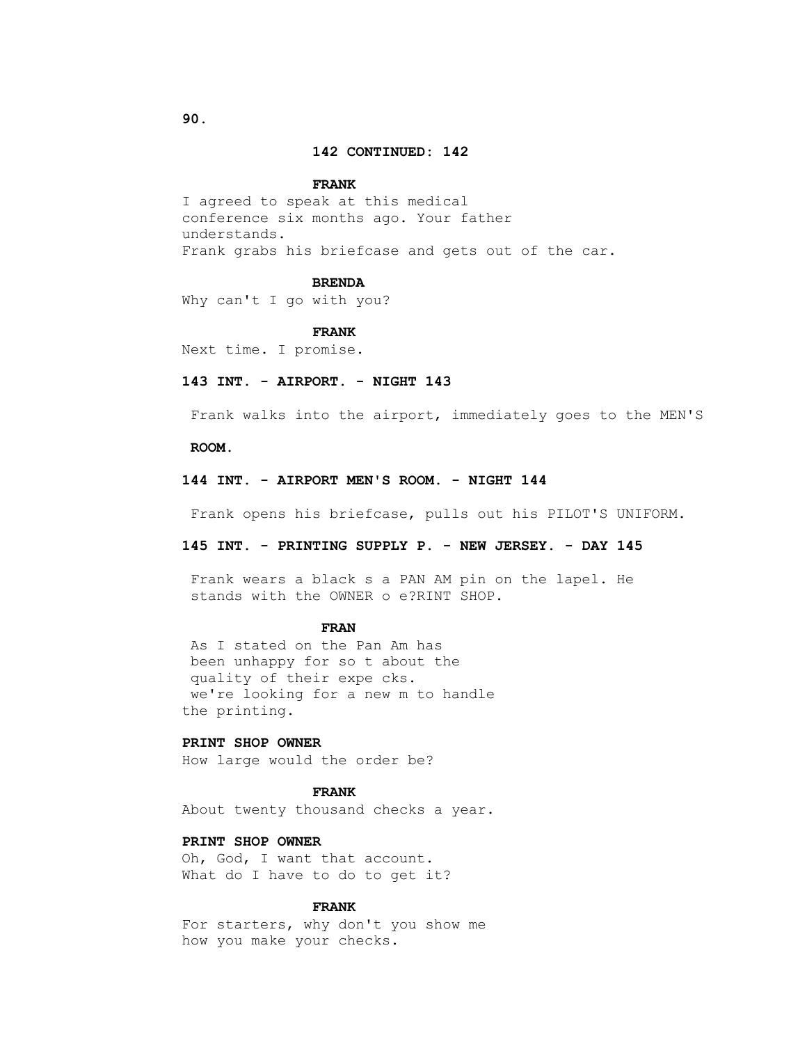**142 CONTINUED: 142**

**FRANK**

I agreed to speak at this medical conference six months ago. Your father understands.

Frank grabs his briefcase and gets out of the car.

**BRENDA**

Why can't I go with you?

**FRANK**

Next time. I promise.

**143 INT. - AIRPORT. - NIGHT 143**

Frank walks into the airport, immediately goes to the MEN'S

**ROOM.**

**144 INT. - AIRPORT MEN'S ROOM. - NIGHT 144**

Frank opens his briefcase, pulls out his PILOT'S UNIFORM.

**145 INT. - PRINTING SUPPLY P. - NEW JERSEY. - DAY 145**

Frank wears a black s a PAN AM pin on the lapel. He stands with the OWNER o e?RINT SHOP.

**FRAN**

As I stated on the Pan Am has been unhappy for so t about the quality of their expe cks. we're looking for a new m to handle the printing.

**PRINT SHOP OWNER**

How large would the order be?

**FRANK**

About twenty thousand checks a year.

**PRINT SHOP OWNER**

Oh, God, I want that account. What do I have to do to get it?

**FRANK**

For starters, why don't you show me how you make your checks.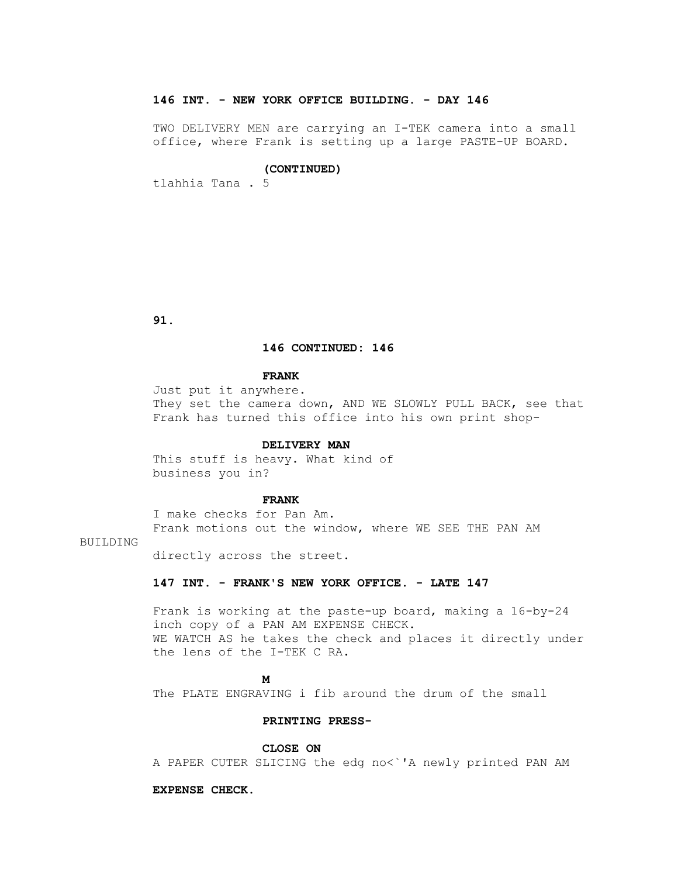**146 INT. - NEW YORK OFFICE BUILDING. - DAY 146**

TWO DELIVERY MEN are carrying an I-TEK camera into a small office, where Frank is setting up a large PASTE-UP BOARD.

**(CONTINUED)**

tlahhia Tana . 5

**146 CONTINUED: 146**

**FRANK**

Just put it anywhere.

They set the camera down, AND WE SLOWLY PULL BACK, see that Frank has turned this office into his own print shop-

**DELIVERY MAN**

This stuff is heavy. What kind of business you in?

**FRANK**

I make checks for Pan Am.

Frank motions out the window, where WE SEE THE PAN AM BUILDING directly across the street.

**147 INT. - FRANK'S NEW YORK OFFICE. - LATE 147**

Frank is working at the paste-up board, making a 16-by-24 inch copy of a PAN AM EXPENSE CHECK.

WE WATCH AS he takes the check and places it directly under the lens of the I-TEK C RA.

**M**

The PLATE ENGRAVING i fib around the drum of the small

**PRINTING PRESS-**

**CLOSE ON**

A PAPER CUTER SLICING the edg no<`'A newly printed PAN AM

**EXPENSE CHECK.**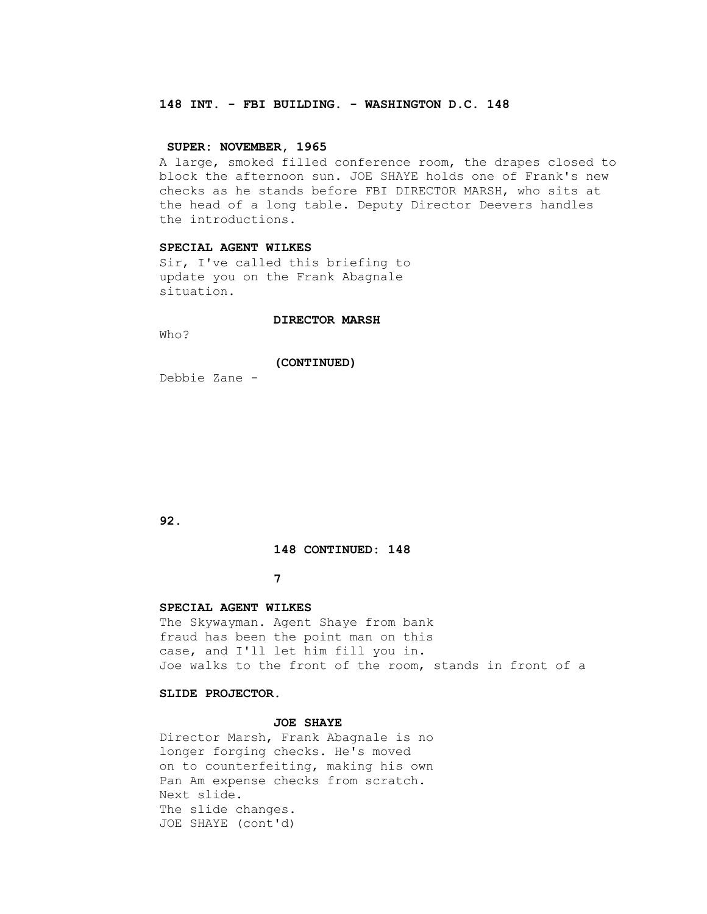**148 INT. - FBI BUILDING. - WASHINGTON D.C. 148**

**SUPER: NOVEMBER, 1965**

A large, smoked filled conference room, the drapes closed to block the afternoon sun. JOE SHAYE holds one of Frank's new checks as he stands before FBI DIRECTOR MARSH, who sits at the head of a long table. Deputy Director Deevers handles the introductions.

**SPECIAL AGENT WILKES**

Sir, I've called this briefing to update you on the Frank Abagnale situation.

**DIRECTOR MARSH**

Who?

**(CONTINUED)**

Debbie Zane -

**148 CONTINUED: 148**

**7**

**SPECIAL AGENT WILKES**

The Skywayman. Agent Shaye from bank fraud has been the point man on this case, and I'll let him fill you in.

Joe walks to the front of the room, stands in front of a

**SLIDE PROJECTOR.**

**JOE SHAYE**

Director Marsh, Frank Abagnale is no longer forging checks. He's moved on to counterfeiting, making his own Pan Am expense checks from scratch. Next slide.

The slide changes.

JOE SHAYE (cont'd)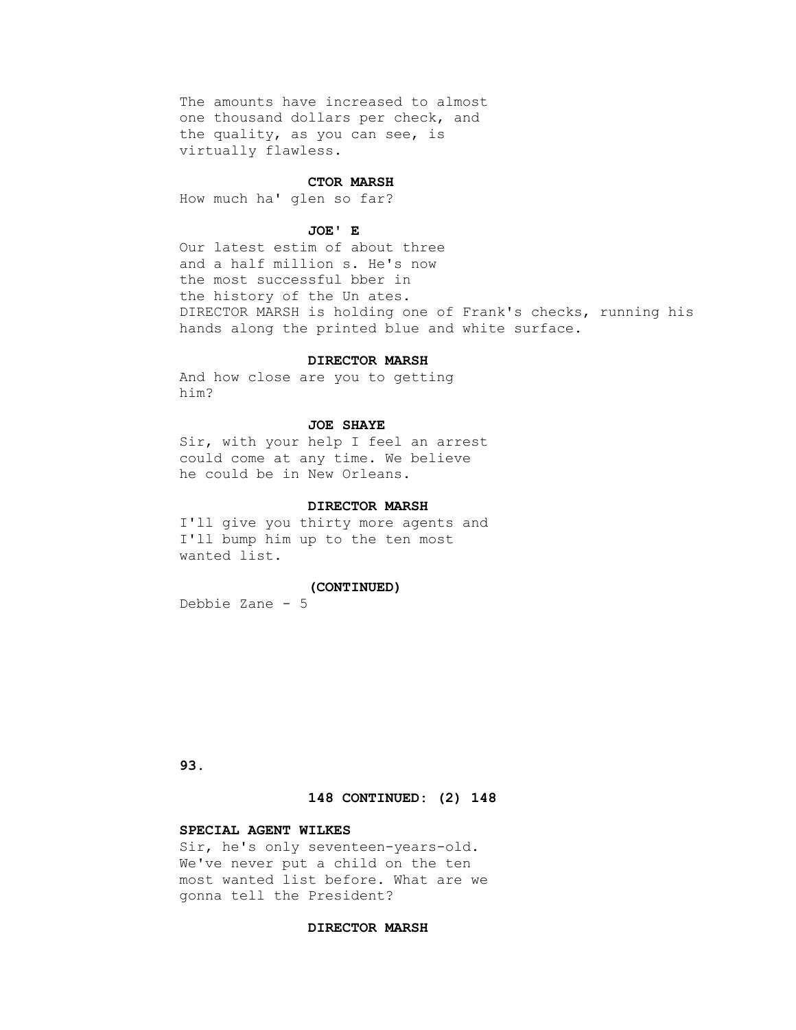The amounts have increased to almost
one thousand dollars per check, and
the quality, as you can see, is
virtually flawless.

**CTOR MARSH**

How much ha' glen so far?

**JOE' E**

Our latest estim of about three
and a half million s. He's now
the most successful bber in
the history of the Un ates.
DIRECTOR MARSH is holding one of Frank's checks, running his
hands along the printed blue and white surface.

**DIRECTOR MARSH**

And how close are you to getting
him?

**JOE SHAYE**

Sir, with your help I feel an arrest
could come at any time. We believe
he could be in New Orleans.

**DIRECTOR MARSH**

I'll give you thirty more agents and
I'll bump him up to the ten most
wanted list.

**(CONTINUED)**

Debbie Zane - 5

**148 CONTINUED: (2) 148**

**SPECIAL AGENT WILKES**

Sir, he's only seventeen-years-old.
We've never put a child on the ten
most wanted list before. What are we
gonna tell the President?

**DIRECTOR MARSH**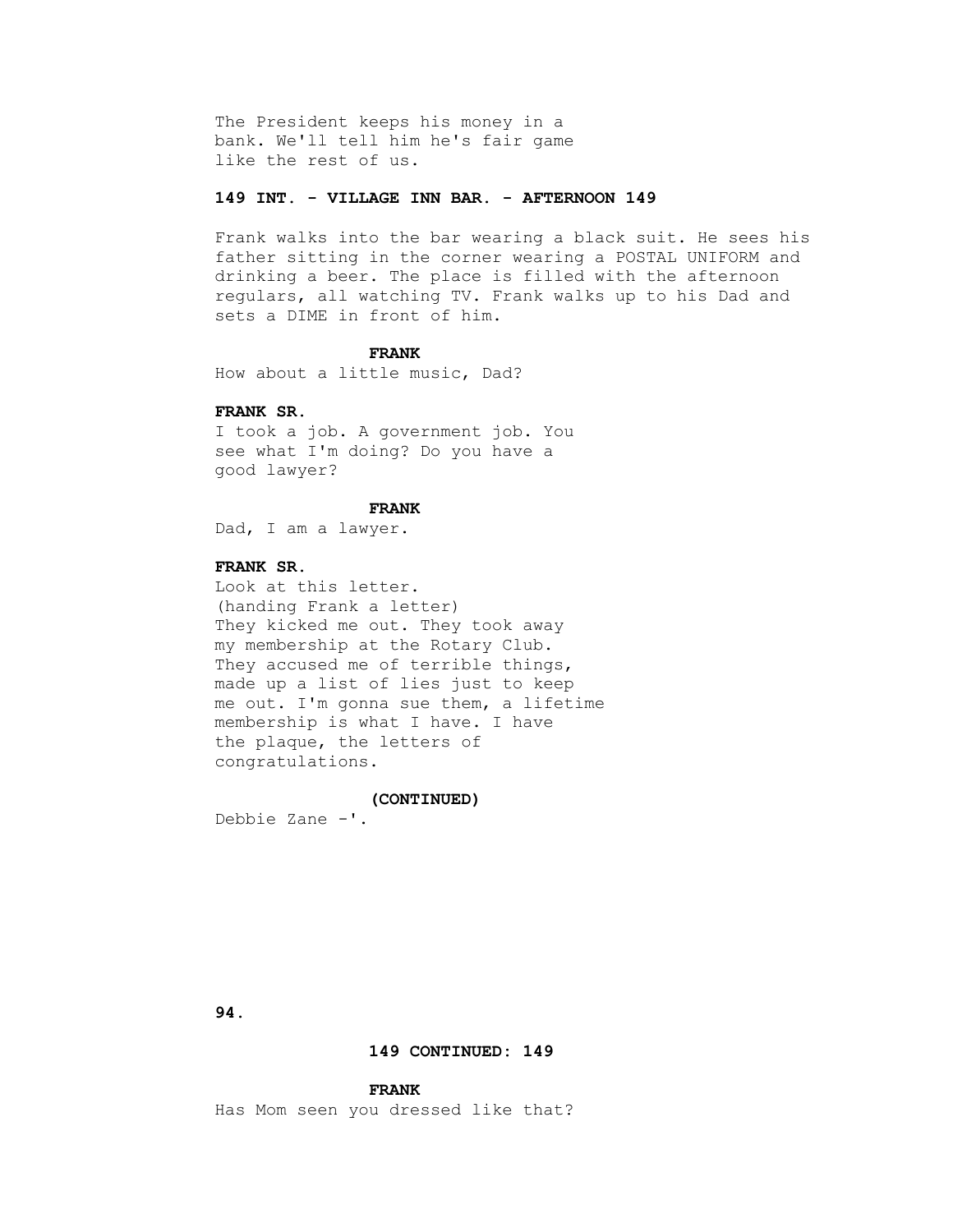The President keeps his money in a bank. We'll tell him he's fair game like the rest of us.

**149 INT. - VILLAGE INN BAR. - AFTERNOON 149**

Frank walks into the bar wearing a black suit. He sees his father sitting in the corner wearing a POSTAL UNIFORM and drinking a beer. The place is filled with the afternoon regulars, all watching TV. Frank walks up to his Dad and sets a DIME in front of him.

**FRANK**

How about a little music, Dad?

**FRANK SR.**

I took a job. A government job. You see what I'm doing? Do you have a good lawyer?

**FRANK**

Dad, I am a lawyer.

**FRANK SR.**

Look at this letter.
(handing Frank a letter)
They kicked me out. They took away my membership at the Rotary Club. They accused me of terrible things, made up a list of lies just to keep me out. I'm gonna sue them, a lifetime membership is what I have. I have the plaque, the letters of congratulations.

**(CONTINUED)**

Debbie Zane -'.

**149 CONTINUED: 149**

**FRANK**

Has Mom seen you dressed like that?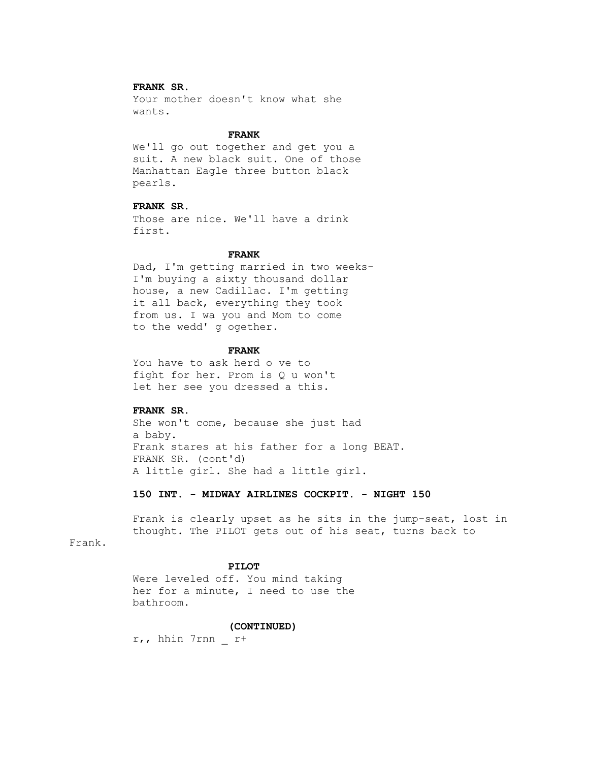**FRANK SR.**

Your mother doesn't know what she wants.

**FRANK**

We'll go out together and get you a suit. A new black suit. One of those Manhattan Eagle three button black pearls.

**FRANK SR.**

Those are nice. We'll have a drink first.

**FRANK**

Dad, I'm getting married in two weeks- I'm buying a sixty thousand dollar house, a new Cadillac. I'm getting it all back, everything they took from us. I wa you and Mom to come to the wedd' g ogether.

**FRANK**

You have to ask herd o ve to fight for her. Prom is Q u won't let her see you dressed a this.

**FRANK SR.**

She won't come, because she just had a baby.

Frank stares at his father for a long BEAT.

FRANK SR. (cont'd)

A little girl. She had a little girl.

**150 INT. - MIDWAY AIRLINES COCKPIT. - NIGHT 150**

Frank is clearly upset as he sits in the jump-seat, lost in thought. The PILOT gets out of his seat, turns back to Frank.

**PILOT**

Were leveled off. You mind taking her for a minute, I need to use the bathroom.

**(CONTINUED)**

r,, hhin 7rnn _ r+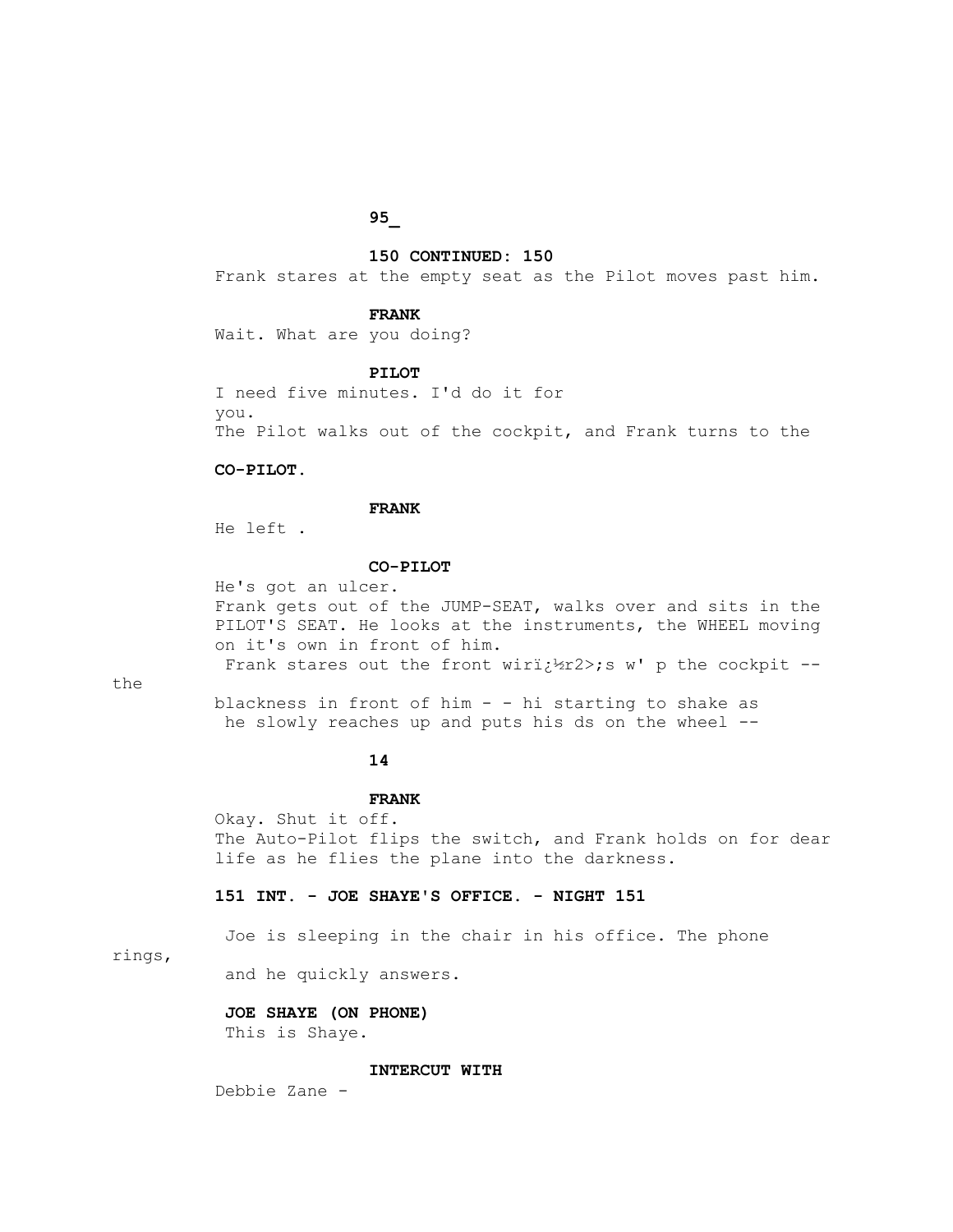**150 CONTINUED: 150**

Frank stares at the empty seat as the Pilot moves past him.

**FRANK**

Wait. What are you doing?

**PILOT**

I need five minutes. I'd do it for you.

The Pilot walks out of the cockpit, and Frank turns to the

**CO-PILOT.**

**FRANK**

He left .

**CO-PILOT**

He's got an ulcer.

Frank gets out of the JUMP-SEAT, walks over and sits in the PILOT'S SEAT. He looks at the instruments, the WHEEL moving on it's own in front of him.

Frank stares out the front wirï¿½r2>;s w' p the cockpit -- the blackness in front of him - - hi starting to shake as he slowly reaches up and puts his ds on the wheel --

**14**

**FRANK**

Okay. Shut it off.

The Auto-Pilot flips the switch, and Frank holds on for dear life as he flies the plane into the darkness.

**151 INT. - JOE SHAYE'S OFFICE. - NIGHT 151**

Joe is sleeping in the chair in his office. The phone rings, and he quickly answers.

**JOE SHAYE (ON PHONE)**

This is Shaye.

**INTERCUT WITH**

Debbie Zane -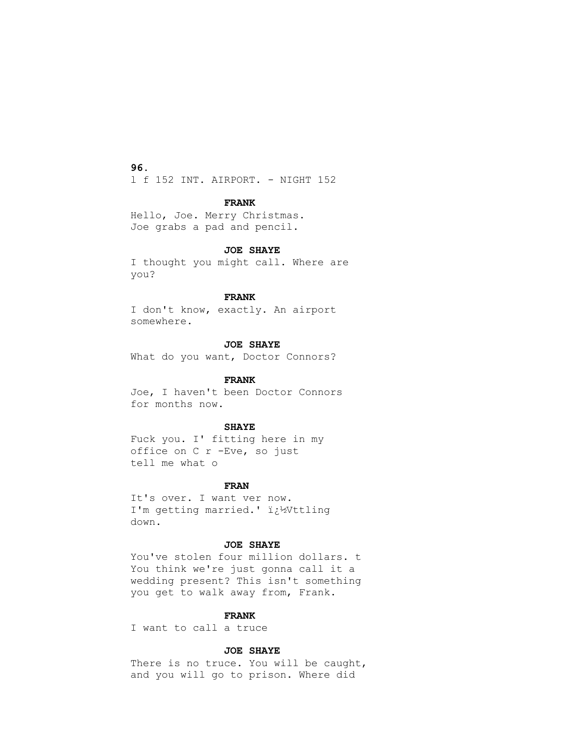l f 152 INT. AIRPORT. - NIGHT 152

**FRANK**

Hello, Joe. Merry Christmas.
Joe grabs a pad and pencil.

**JOE SHAYE**

I thought you might call. Where are you?

**FRANK**

I don't know, exactly. An airport somewhere.

**JOE SHAYE**

What do you want, Doctor Connors?

**FRANK**

Joe, I haven't been Doctor Connors for months now.

**SHAYE**

Fuck you. I' fitting here in my office on C r -Eve, so just tell me what o

**FRAN**

It's over. I want ver now.
I'm getting married.' ï¿½Vttling down.

**JOE SHAYE**

You've stolen four million dollars. t
You think we're just gonna call it a wedding present? This isn't something you get to walk away from, Frank.

**FRANK**

I want to call a truce

**JOE SHAYE**

There is no truce. You will be caught, and you will go to prison. Where did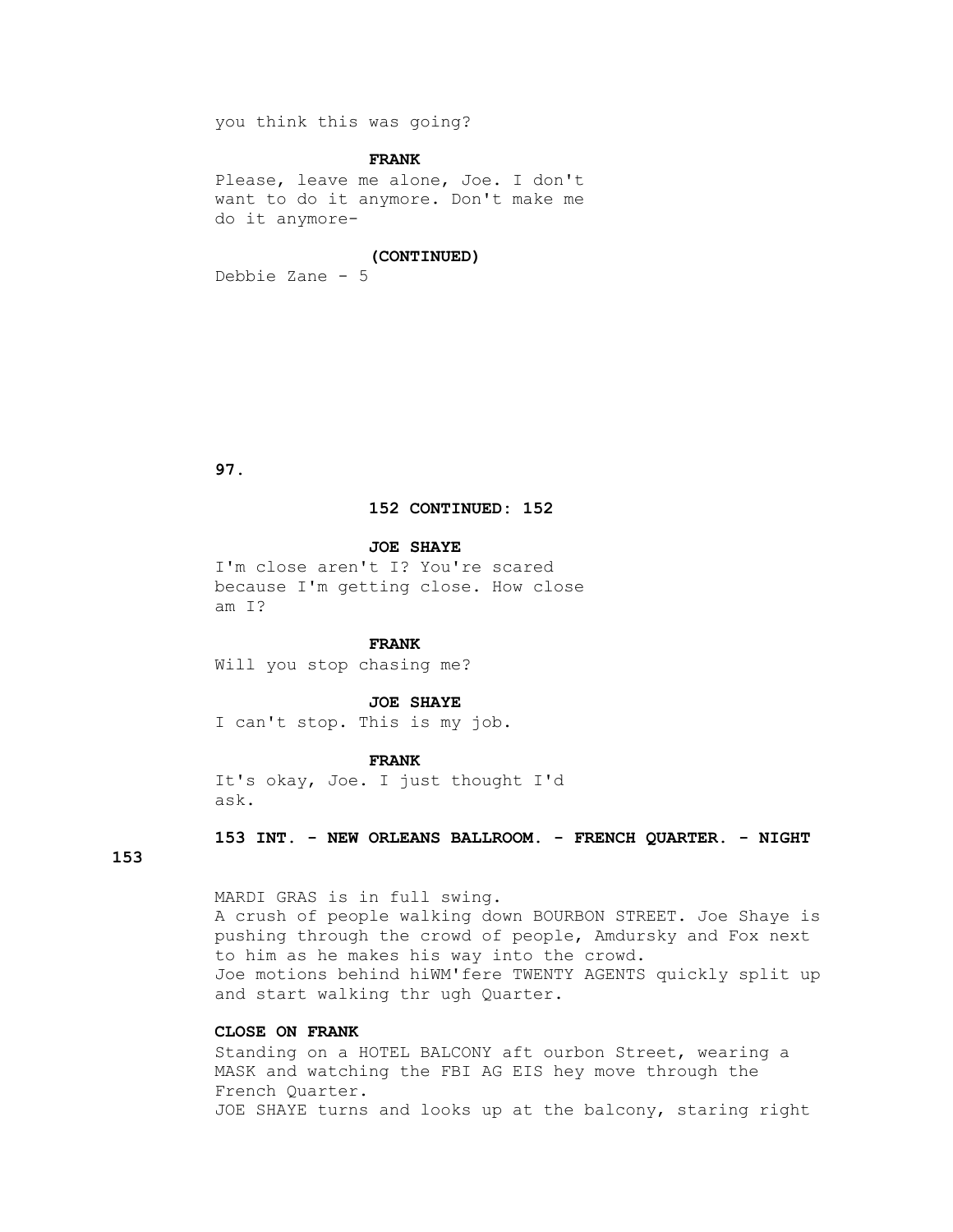you think this was going?

**FRANK**

Please, leave me alone, Joe. I don't want to do it anymore. Don't make me do it anymore-

**(CONTINUED)**

Debbie Zane - 5

**152 CONTINUED: 152**

**JOE SHAYE**

I'm close aren't I? You're scared because I'm getting close. How close am I?

**FRANK**

Will you stop chasing me?

**JOE SHAYE**

I can't stop. This is my job.

**FRANK**

It's okay, Joe. I just thought I'd ask.

**153 INT. - NEW ORLEANS BALLROOM. - FRENCH QUARTER. - NIGHT 153**

MARDI GRAS is in full swing.
A crush of people walking down BOURBON STREET. Joe Shaye is pushing through the crowd of people, Amdursky and Fox next to him as he makes his way into the crowd.
Joe motions behind hiWM'fere TWENTY AGENTS quickly split up and start walking thr ugh Quarter.

**CLOSE ON FRANK**

Standing on a HOTEL BALCONY aft ourbon Street, wearing a MASK and watching the FBI AG EIS hey move through the French Quarter.
JOE SHAYE turns and looks up at the balcony, staring right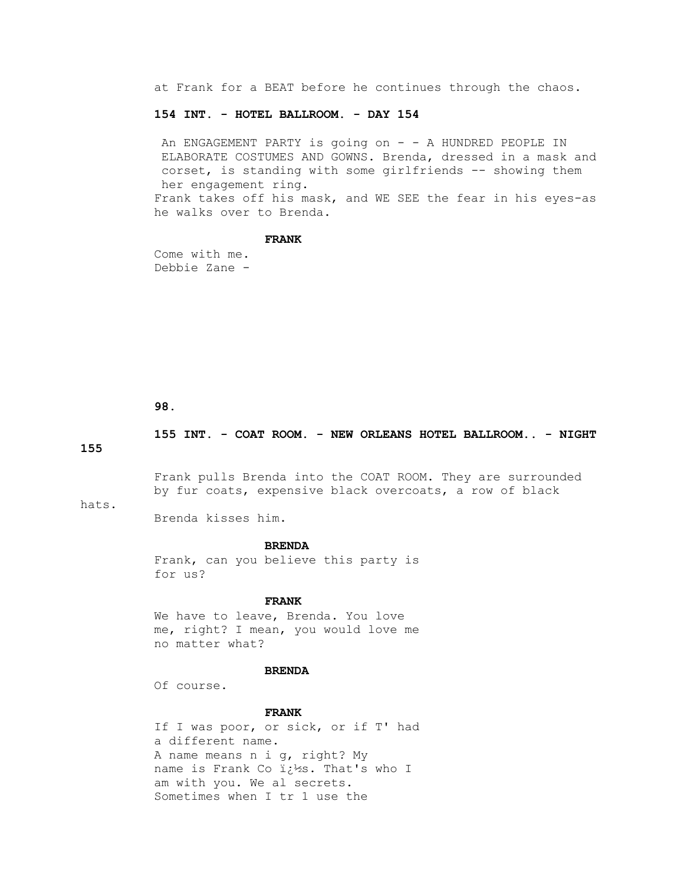at Frank for a BEAT before he continues through the chaos.

**154 INT. - HOTEL BALLROOM. - DAY 154**

An ENGAGEMENT PARTY is going on - - A HUNDRED PEOPLE IN ELABORATE COSTUMES AND GOWNS. Brenda, dressed in a mask and corset, is standing with some girlfriends -- showing them her engagement ring.
Frank takes off his mask, and WE SEE the fear in his eyes-as he walks over to Brenda.

**FRANK**

Come with me.
Debbie Zane -

**155 INT. - COAT ROOM. - NEW ORLEANS HOTEL BALLROOM.. - NIGHT 155**

Frank pulls Brenda into the COAT ROOM. They are surrounded by fur coats, expensive black overcoats, a row of black hats.
Brenda kisses him.

**BRENDA**

Frank, can you believe this party is for us?

**FRANK**

We have to leave, Brenda. You love me, right? I mean, you would love me no matter what?

**BRENDA**

Of course.

**FRANK**

If I was poor, or sick, or if T' had a different name.
A name means n i g, right? My name is Frank Co ï¿½s. That's who I am with you. We al secrets.
Sometimes when I tr 1 use the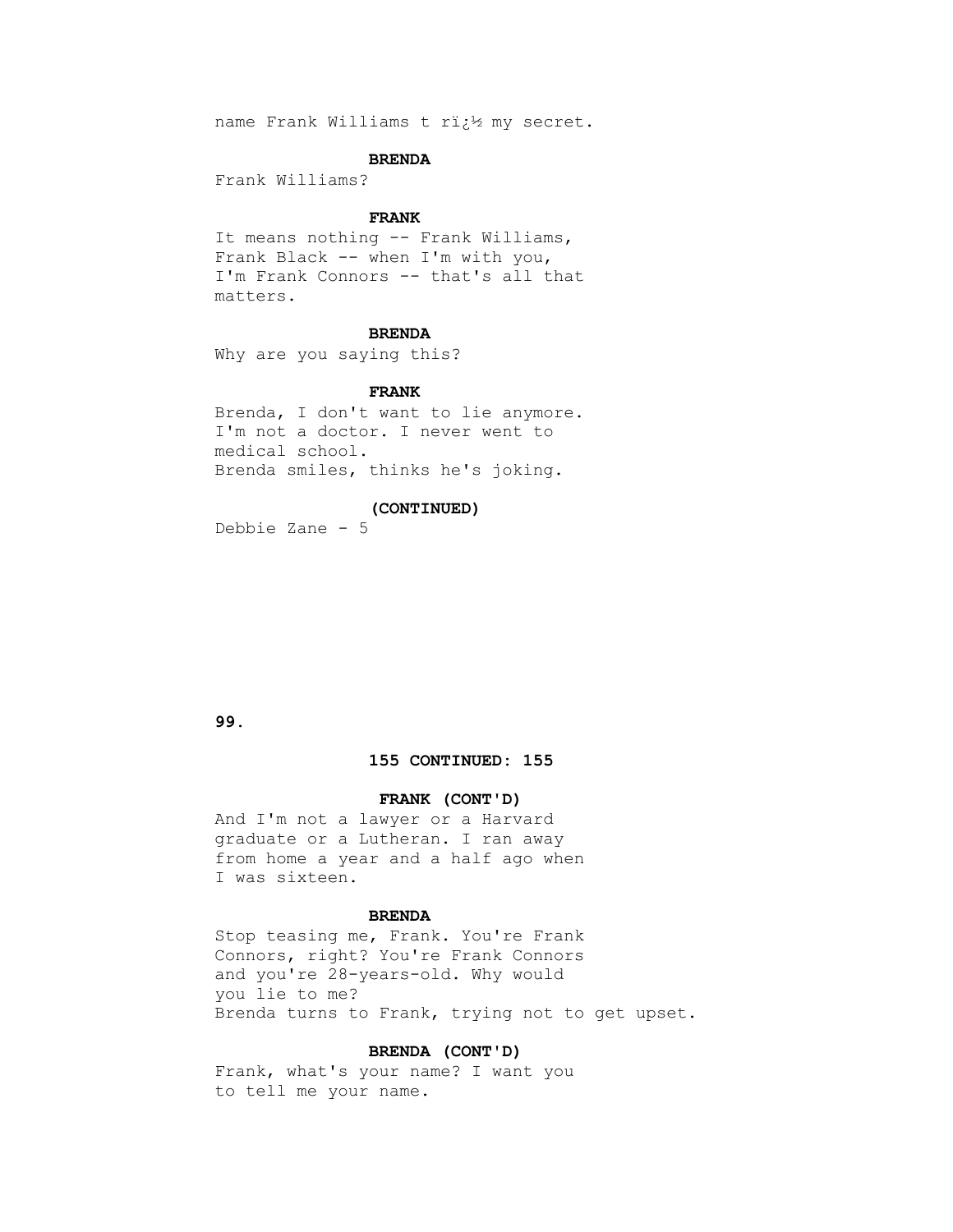name Frank Williams t rï¿½ my secret.

**BRENDA**

Frank Williams?

**FRANK**

It means nothing -- Frank Williams, Frank Black -- when I'm with you, I'm Frank Connors -- that's all that matters.

**BRENDA**

Why are you saying this?

**FRANK**

Brenda, I don't want to lie anymore. I'm not a doctor. I never went to medical school.

Brenda smiles, thinks he's joking.

**(CONTINUED)**

Debbie Zane - 5

**155 CONTINUED: 155**

**FRANK (CONT'D)**

And I'm not a lawyer or a Harvard graduate or a Lutheran. I ran away from home a year and a half ago when I was sixteen.

**BRENDA**

Stop teasing me, Frank. You're Frank Connors, right? You're Frank Connors and you're 28-years-old. Why would you lie to me?

Brenda turns to Frank, trying not to get upset.

**BRENDA (CONT'D)**

Frank, what's your name? I want you to tell me your name.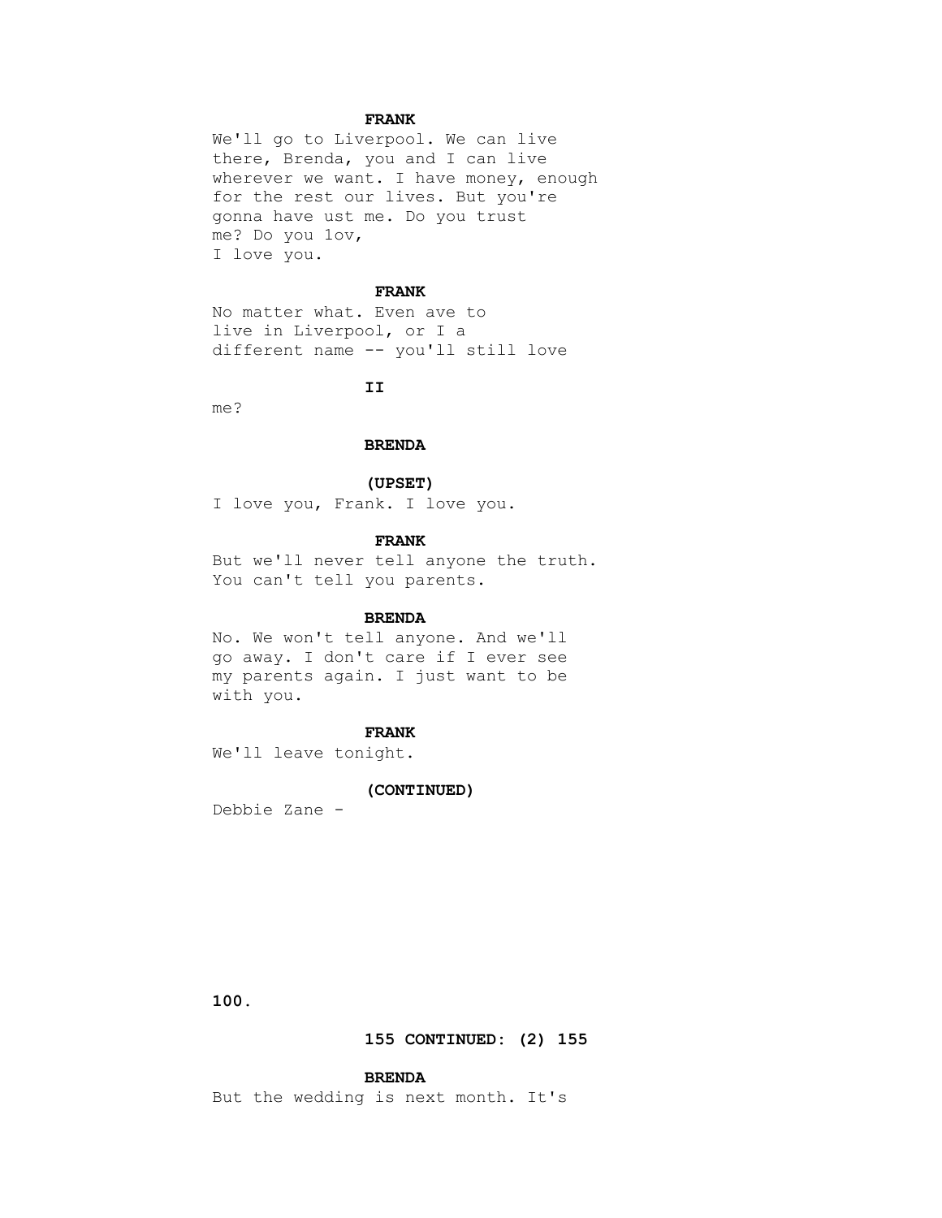**FRANK**

We'll go to Liverpool. We can live there, Brenda, you and I can live wherever we want. I have money, enough for the rest our lives. But you're gonna have ust me. Do you trust me? Do you 1ov,
I love you.

**FRANK**

No matter what. Even ave to live in Liverpool, or I a different name -- you'll still love

**II**

me?

**BRENDA**

**(UPSET)**

I love you, Frank. I love you.

**FRANK**

But we'll never tell anyone the truth. You can't tell you parents.

**BRENDA**

No. We won't tell anyone. And we'll go away. I don't care if I ever see my parents again. I just want to be with you.

**FRANK**

We'll leave tonight.

**(CONTINUED)**

Debbie Zane -

**155 CONTINUED: (2) 155**

**BRENDA**

But the wedding is next month. It's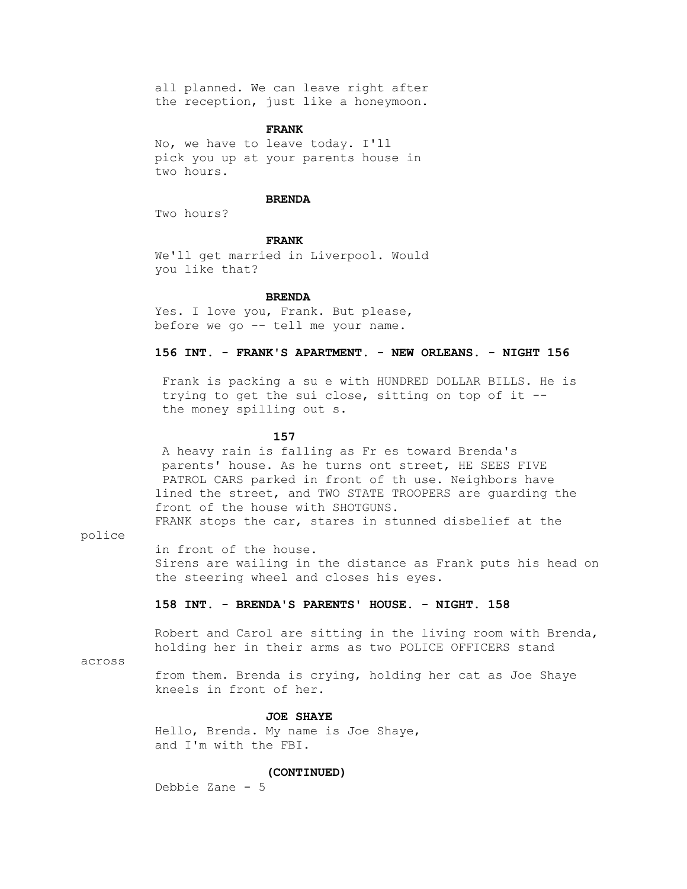all planned. We can leave right after the reception, just like a honeymoon.

**FRANK**

No, we have to leave today. I'll pick you up at your parents house in two hours.

**BRENDA**

Two hours?

**FRANK**

We'll get married in Liverpool. Would you like that?

**BRENDA**

Yes. I love you, Frank. But please, before we go -- tell me your name.

**156 INT. - FRANK'S APARTMENT. - NEW ORLEANS. - NIGHT 156**

Frank is packing a su e with HUNDRED DOLLAR BILLS. He is trying to get the sui close, sitting on top of it -- the money spilling out s.

**157**

A heavy rain is falling as Fr es toward Brenda's parents' house. As he turns ont street, HE SEES FIVE PATROL CARS parked in front of th use. Neighbors have lined the street, and TWO STATE TROOPERS are guarding the front of the house with SHOTGUNS.
FRANK stops the car, stares in stunned disbelief at the police in front of the house.
Sirens are wailing in the distance as Frank puts his head on the steering wheel and closes his eyes.

**158 INT. - BRENDA'S PARENTS' HOUSE. - NIGHT. 158**

Robert and Carol are sitting in the living room with Brenda, holding her in their arms as two POLICE OFFICERS stand across from them. Brenda is crying, holding her cat as Joe Shaye kneels in front of her.

**JOE SHAYE**

Hello, Brenda. My name is Joe Shaye, and I'm with the FBI.

**(CONTINUED)**

Debbie Zane - 5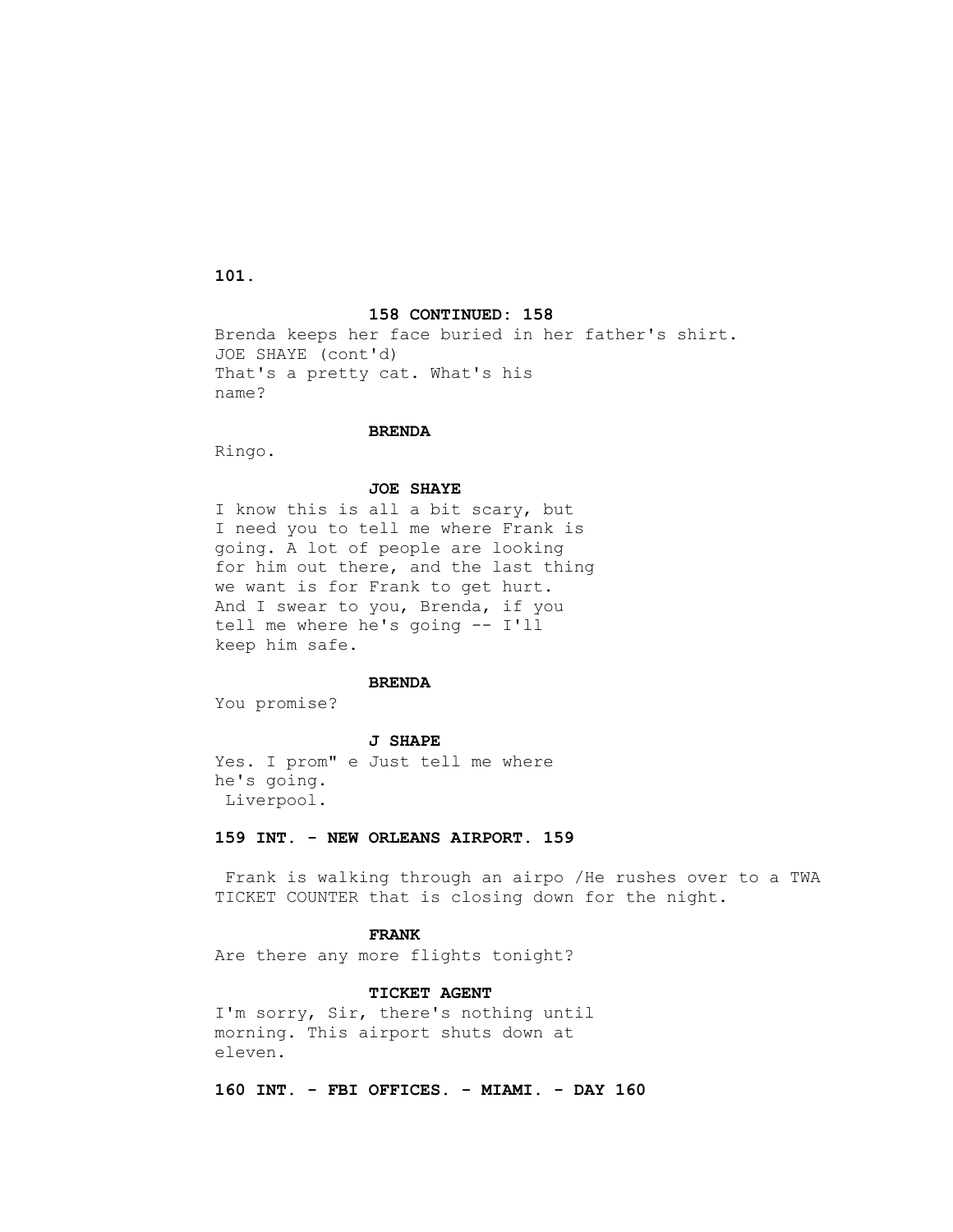**158 CONTINUED: 158**

Brenda keeps her face buried in her father's shirt.

JOE SHAYE (cont'd)

That's a pretty cat. What's his name?

**BRENDA**

Ringo.

**JOE SHAYE**

I know this is all a bit scary, but I need you to tell me where Frank is going. A lot of people are looking for him out there, and the last thing we want is for Frank to get hurt. And I swear to you, Brenda, if you tell me where he's going -- I'll keep him safe.

**BRENDA**

You promise?

**J SHAPE**

Yes. I prom" e Just tell me where he's going.

Liverpool.

**159 INT. - NEW ORLEANS AIRPORT. 159**

Frank is walking through an airpo /He rushes over to a TWA TICKET COUNTER that is closing down for the night.

**FRANK**

Are there any more flights tonight?

**TICKET AGENT**

I'm sorry, Sir, there's nothing until morning. This airport shuts down at eleven.

**160 INT. - FBI OFFICES. - MIAMI. - DAY 160**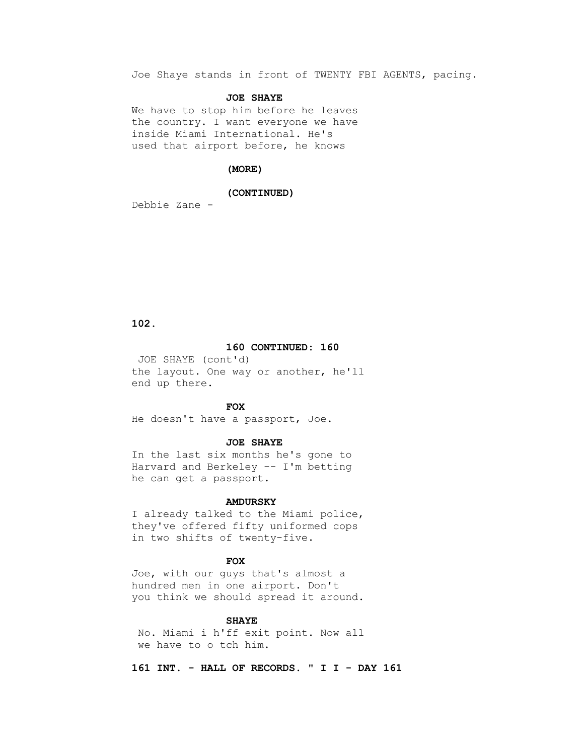Joe Shaye stands in front of TWENTY FBI AGENTS, pacing.

**JOE SHAYE**

We have to stop him before he leaves the country. I want everyone we have inside Miami International. He's used that airport before, he knows

**(MORE)**

**(CONTINUED)**

Debbie Zane -

**160 CONTINUED: 160**

JOE SHAYE (cont'd)

the layout. One way or another, he'll end up there.

**FOX**

He doesn't have a passport, Joe.

**JOE SHAYE**

In the last six months he's gone to Harvard and Berkeley -- I'm betting he can get a passport.

**AMDURSKY**

I already talked to the Miami police, they've offered fifty uniformed cops in two shifts of twenty-five.

**FOX**

Joe, with our guys that's almost a hundred men in one airport. Don't you think we should spread it around.

**SHAYE**

No. Miami i h'ff exit point. Now all we have to o tch him.

**161 INT. - HALL OF RECORDS. " I I - DAY 161**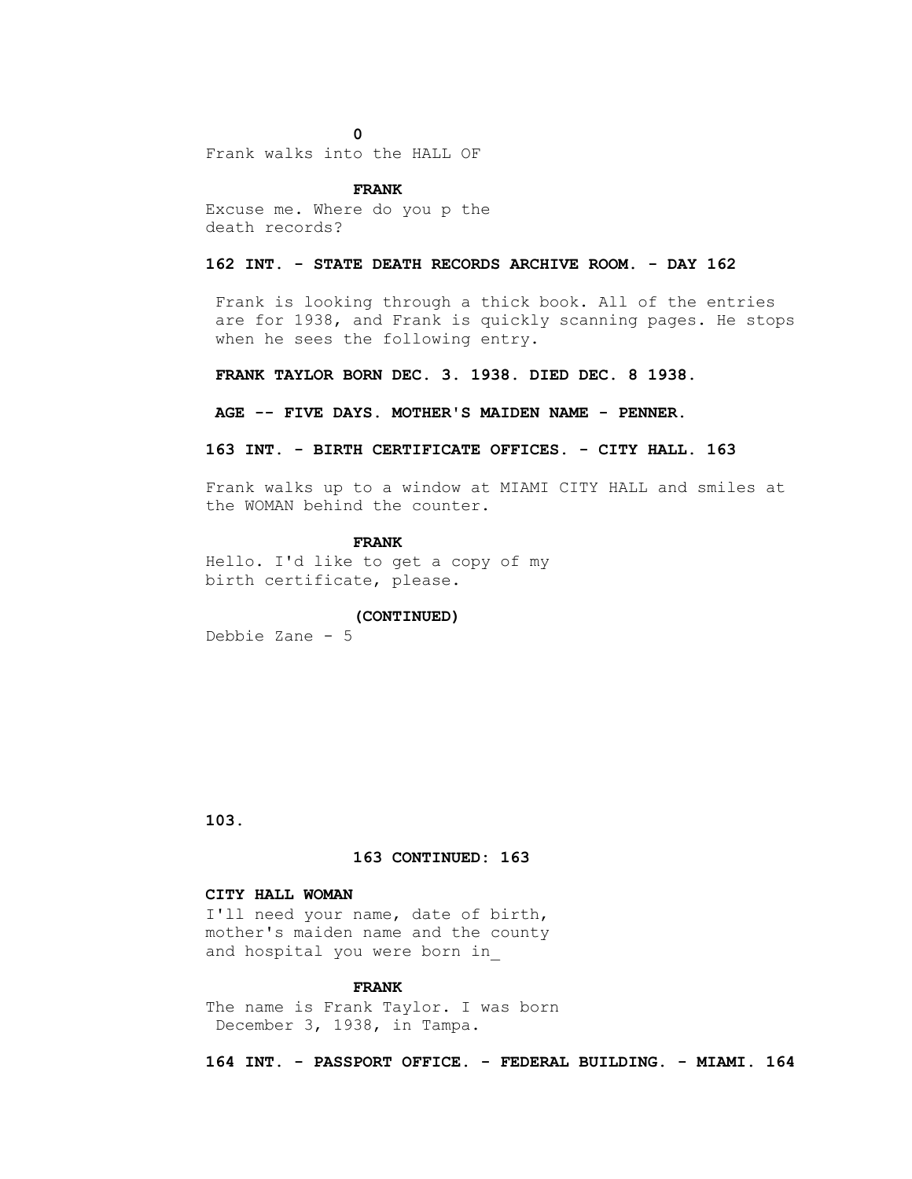0

Frank walks into the HALL OF

**FRANK**

Excuse me. Where do you p the death records?

**162 INT. - STATE DEATH RECORDS ARCHIVE ROOM. - DAY 162**

Frank is looking through a thick book. All of the entries are for 1938, and Frank is quickly scanning pages. He stops when he sees the following entry.

**FRANK TAYLOR BORN DEC. 3. 1938. DIED DEC. 8 1938.**

**AGE -- FIVE DAYS. MOTHER'S MAIDEN NAME - PENNER.**

**163 INT. - BIRTH CERTIFICATE OFFICES. - CITY HALL. 163**

Frank walks up to a window at MIAMI CITY HALL and smiles at the WOMAN behind the counter.

**FRANK**

Hello. I'd like to get a copy of my birth certificate, please.

**(CONTINUED)**

Debbie Zane - 5

**163 CONTINUED: 163**

**CITY HALL WOMAN**

I'll need your name, date of birth, mother's maiden name and the county and hospital you were born in_

**FRANK**

The name is Frank Taylor. I was born December 3, 1938, in Tampa.

**164 INT. - PASSPORT OFFICE. - FEDERAL BUILDING. - MIAMI. 164**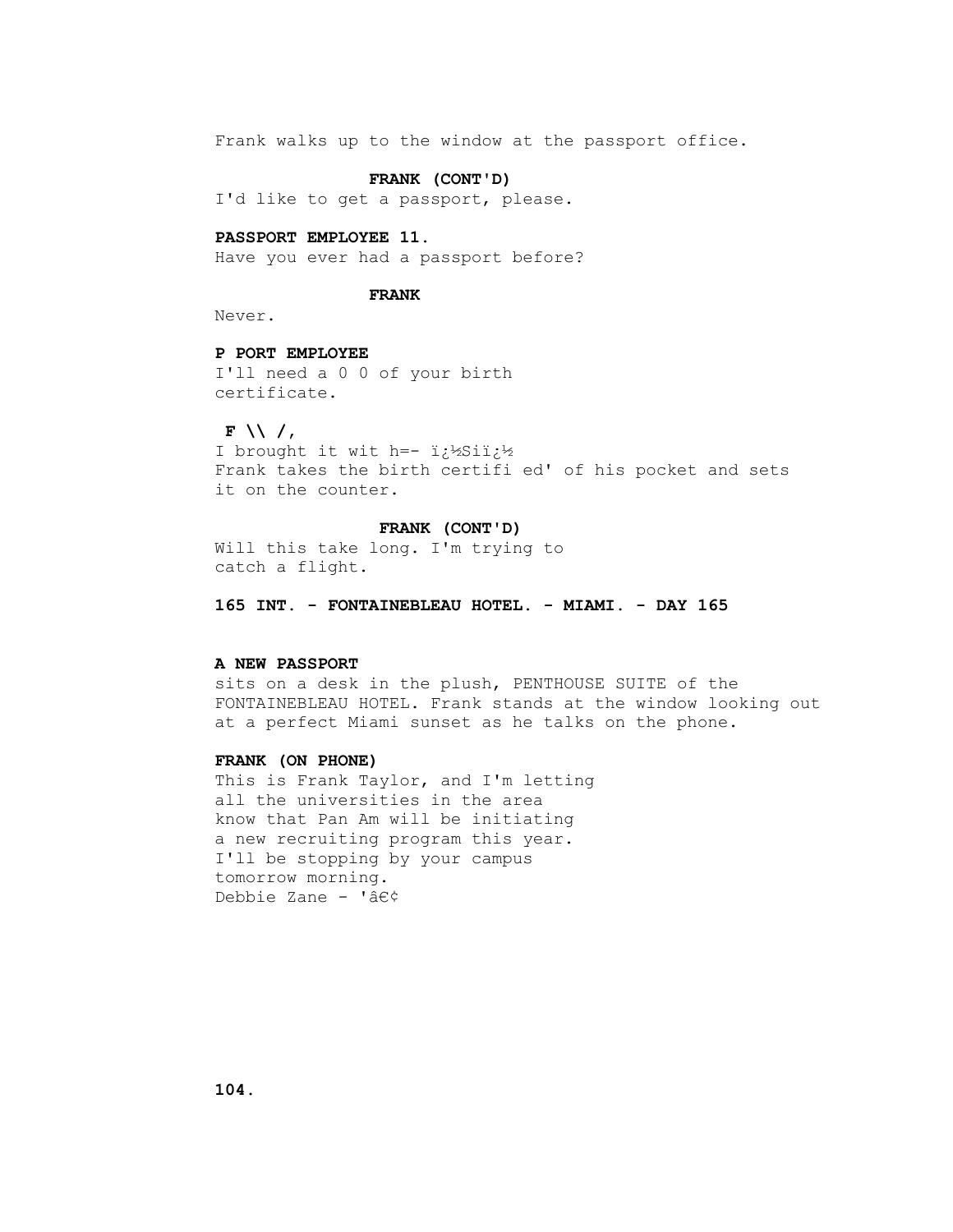Frank walks up to the window at the passport office.

**FRANK (CONT'D)**
I'd like to get a passport, please.

**PASSPORT EMPLOYEE 11.**
Have you ever had a passport before?

**FRANK**
Never.

**P PORT EMPLOYEE**
I'll need a 0 0 of your birth
certificate.

**F \\ /,**
I brought it wit h=- ï¿½Siï¿½
Frank takes the birth certifi ed' of his pocket and sets
it on the counter.

**FRANK (CONT'D)**
Will this take long. I'm trying to
catch a flight.

**165 INT. - FONTAINEBLEAU HOTEL. - MIAMI. - DAY 165**

**A NEW PASSPORT**
sits on a desk in the plush, PENTHOUSE SUITE of the
FONTAINEBLEAU HOTEL. Frank stands at the window looking out
at a perfect Miami sunset as he talks on the phone.

**FRANK (ON PHONE)**
This is Frank Taylor, and I'm letting
all the universities in the area
know that Pan Am will be initiating
a new recruiting program this year.
I'll be stopping by your campus
tomorrow morning.
Debbie Zane - 'â€¢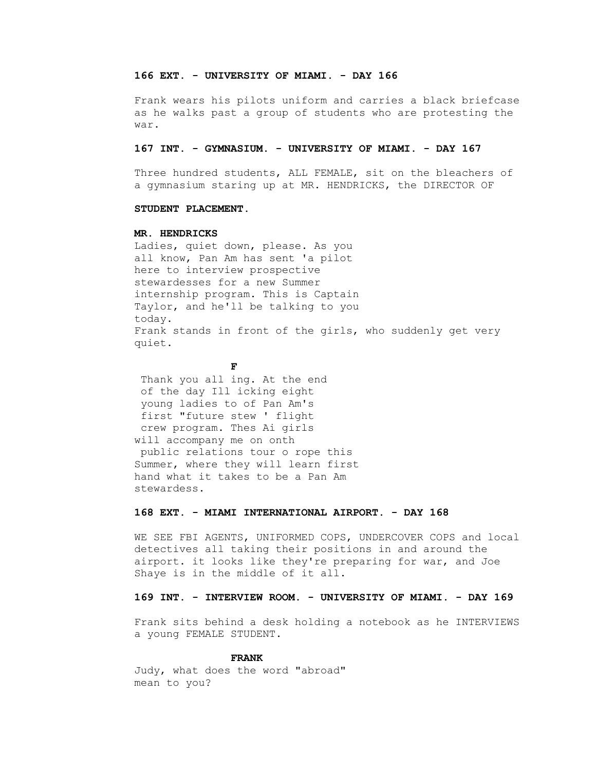**166 EXT. - UNIVERSITY OF MIAMI. - DAY 166**

Frank wears his pilots uniform and carries a black briefcase as he walks past a group of students who are protesting the war.

**167 INT. - GYMNASIUM. - UNIVERSITY OF MIAMI. - DAY 167**

Three hundred students, ALL FEMALE, sit on the bleachers of a gymnasium staring up at MR. HENDRICKS, the DIRECTOR OF

**STUDENT PLACEMENT.**

**MR. HENDRICKS**

Ladies, quiet down, please. As you all know, Pan Am has sent 'a pilot here to interview prospective stewardesses for a new Summer internship program. This is Captain Taylor, and he'll be talking to you today.

Frank stands in front of the girls, who suddenly get very quiet.

**F**

Thank you all ing. At the end of the day Ill icking eight young ladies to of Pan Am's first "future stew ' flight crew program. Thes Ai girls will accompany me on onth public relations tour o rope this Summer, where they will learn first hand what it takes to be a Pan Am stewardess.

**168 EXT. - MIAMI INTERNATIONAL AIRPORT. - DAY 168**

WE SEE FBI AGENTS, UNIFORMED COPS, UNDERCOVER COPS and local detectives all taking their positions in and around the airport. it looks like they're preparing for war, and Joe Shaye is in the middle of it all.

**169 INT. - INTERVIEW ROOM. - UNIVERSITY OF MIAMI. - DAY 169**

Frank sits behind a desk holding a notebook as he INTERVIEWS a young FEMALE STUDENT.

**FRANK**

Judy, what does the word "abroad" mean to you?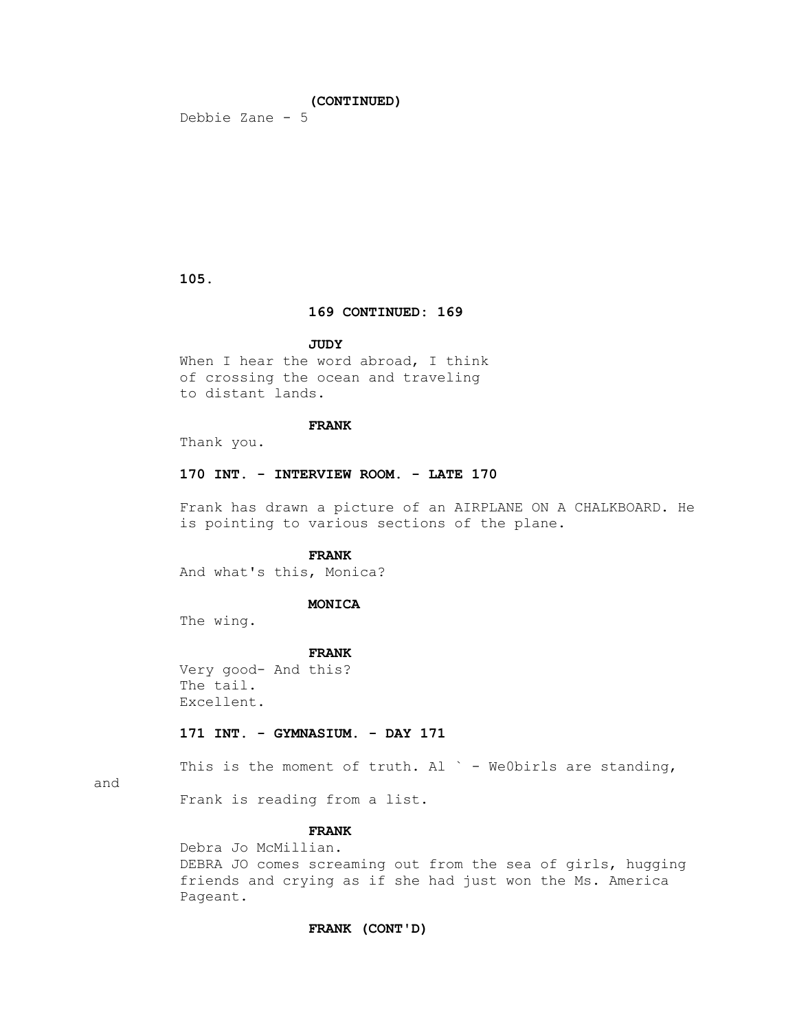**(CONTINUED)**

Debbie Zane - 5

**169 CONTINUED: 169**

**JUDY**

When I hear the word abroad, I think of crossing the ocean and traveling to distant lands.

**FRANK**

Thank you.

**170 INT. - INTERVIEW ROOM. - LATE 170**

Frank has drawn a picture of an AIRPLANE ON A CHALKBOARD. He is pointing to various sections of the plane.

**FRANK**

And what's this, Monica?

**MONICA**

The wing.

**FRANK**

Very good- And this?
The tail.
Excellent.

**171 INT. - GYMNASIUM. - DAY 171**

This is the moment of truth. Al ` - We0birls are standing, and Frank is reading from a list.

**FRANK**

Debra Jo McMillian.
DEBRA JO comes screaming out from the sea of girls, hugging friends and crying as if she had just won the Ms. America Pageant.

**FRANK (CONT'D)**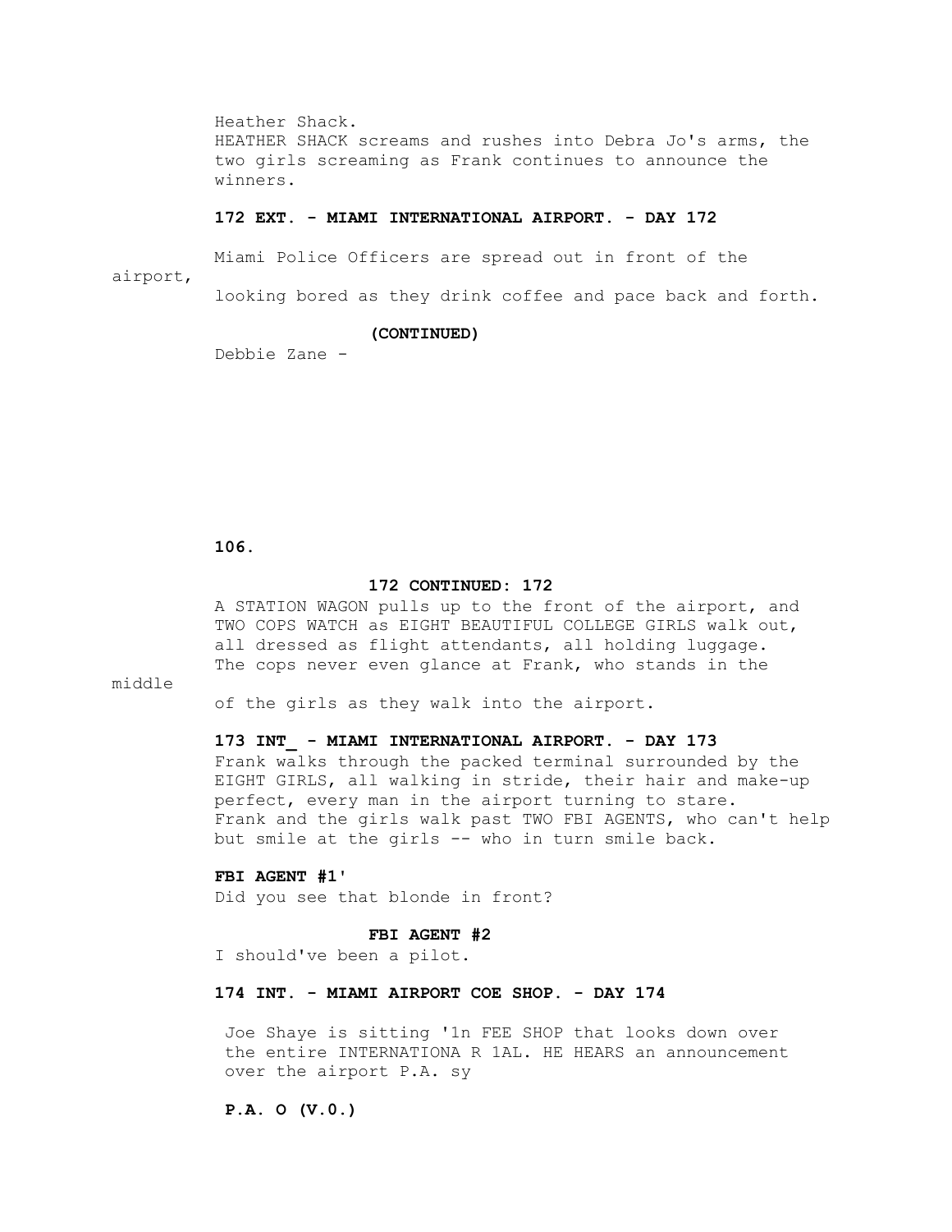Heather Shack.
HEATHER SHACK screams and rushes into Debra Jo's arms, the two girls screaming as Frank continues to announce the winners.

**172 EXT. - MIAMI INTERNATIONAL AIRPORT. - DAY 172**

Miami Police Officers are spread out in front of the airport,
looking bored as they drink coffee and pace back and forth.

**(CONTINUED)**

Debbie Zane -

**172 CONTINUED: 172**

A STATION WAGON pulls up to the front of the airport, and TWO COPS WATCH as EIGHT BEAUTIFUL COLLEGE GIRLS walk out, all dressed as flight attendants, all holding luggage. The cops never even glance at Frank, who stands in the middle
of the girls as they walk into the airport.

**173 INT_ - MIAMI INTERNATIONAL AIRPORT. - DAY 173**

Frank walks through the packed terminal surrounded by the EIGHT GIRLS, all walking in stride, their hair and make-up perfect, every man in the airport turning to stare.
Frank and the girls walk past TWO FBI AGENTS, who can't help but smile at the girls -- who in turn smile back.

**FBI AGENT #1'**
Did you see that blonde in front?

**FBI AGENT #2**
I should've been a pilot.

**174 INT. - MIAMI AIRPORT COE SHOP. - DAY 174**

Joe Shaye is sitting '1n FEE SHOP that looks down over the entire INTERNATIONA R 1AL. HE HEARS an announcement over the airport P.A. sy

**P.A. O (V.0.)**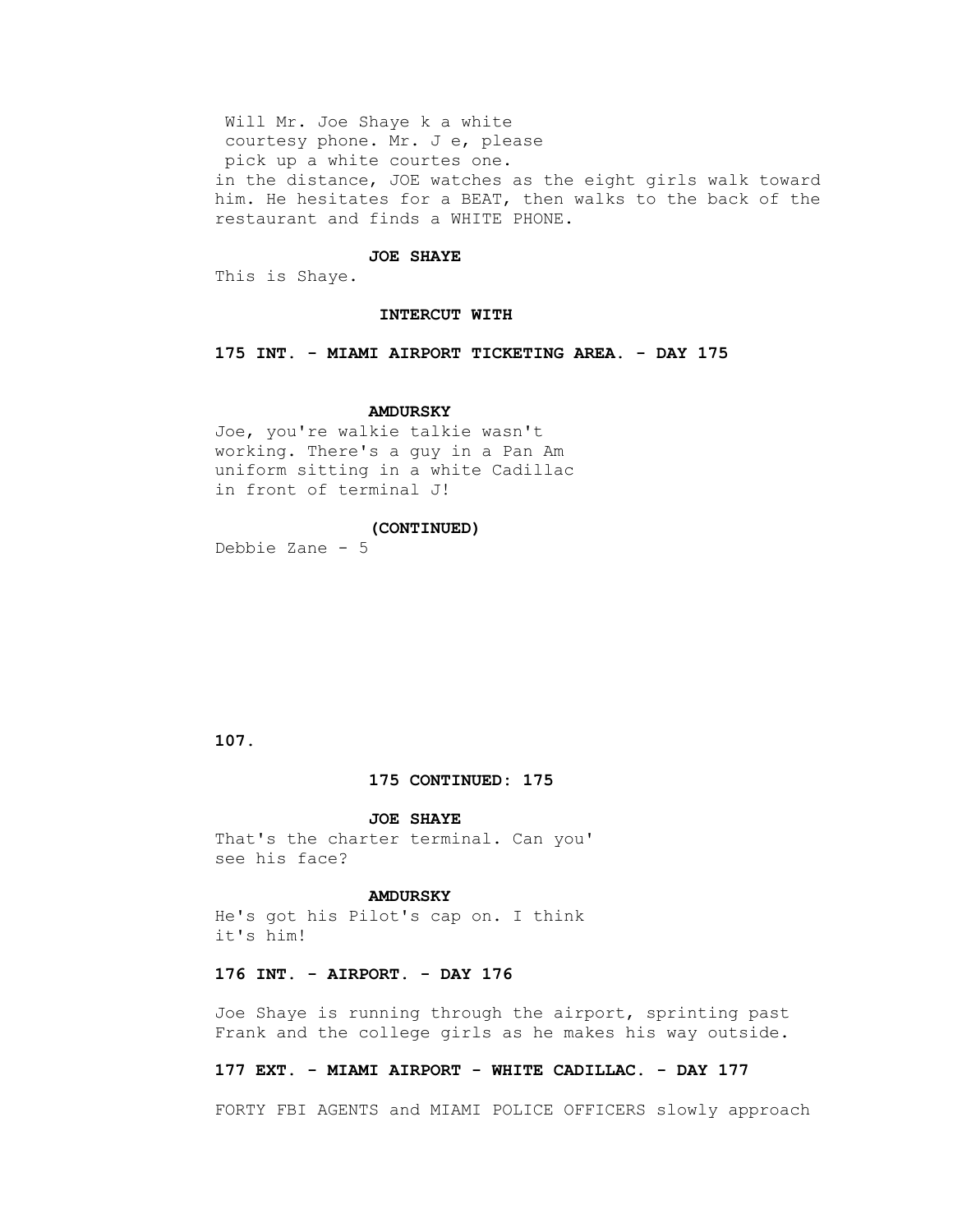Will Mr. Joe Shaye k a white
courtesy phone. Mr. J e, please
pick up a white courtes one.

in the distance, JOE watches as the eight girls walk toward him. He hesitates for a BEAT, then walks to the back of the restaurant and finds a WHITE PHONE.

**JOE SHAYE**

This is Shaye.

**INTERCUT WITH**

**175 INT. - MIAMI AIRPORT TICKETING AREA. - DAY 175**

**AMDURSKY**

Joe, you're walkie talkie wasn't
working. There's a guy in a Pan Am
uniform sitting in a white Cadillac
in front of terminal J!

**(CONTINUED)**

Debbie Zane - 5

**175 CONTINUED: 175**

**JOE SHAYE**

That's the charter terminal. Can you'
see his face?

**AMDURSKY**

He's got his Pilot's cap on. I think
it's him!

**176 INT. - AIRPORT. - DAY 176**

Joe Shaye is running through the airport, sprinting past Frank and the college girls as he makes his way outside.

**177 EXT. - MIAMI AIRPORT - WHITE CADILLAC. - DAY 177**

FORTY FBI AGENTS and MIAMI POLICE OFFICERS slowly approach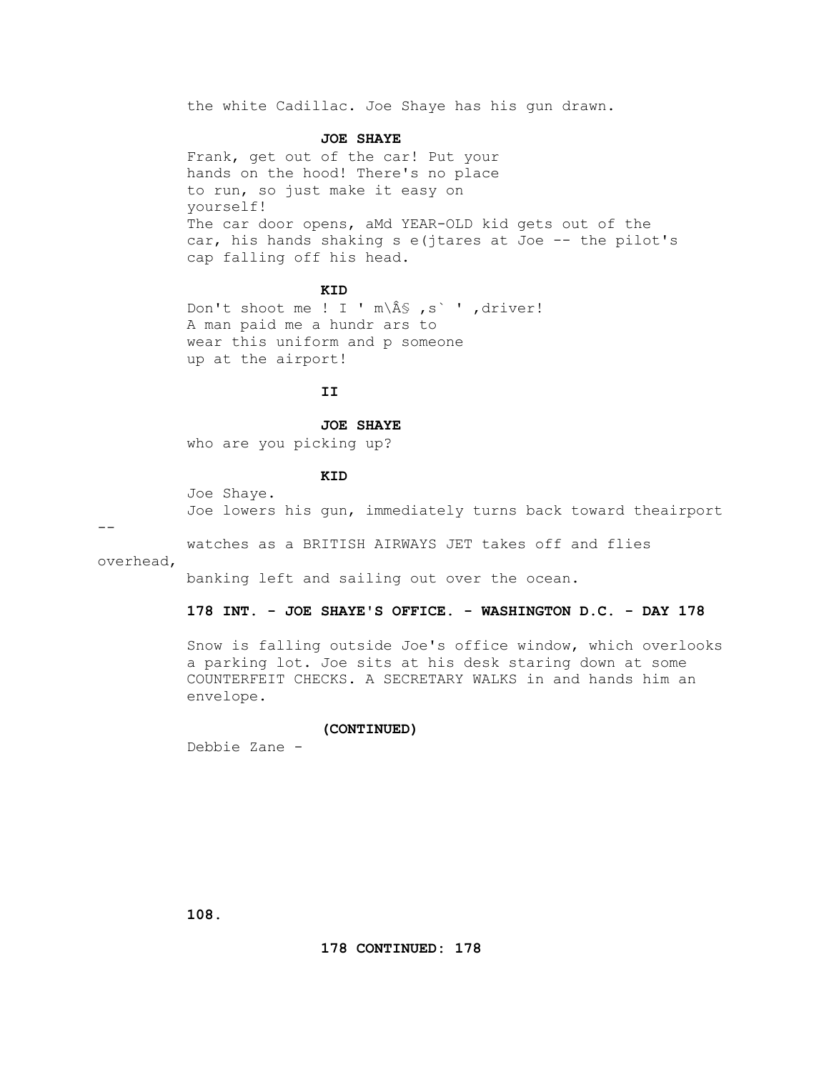the white Cadillac. Joe Shaye has his gun drawn.

**JOE SHAYE**

Frank, get out of the car! Put your hands on the hood! There's no place to run, so just make it easy on yourself!

The car door opens, aMd YEAR-OLD kid gets out of the car, his hands shaking s e(jtares at Joe -- the pilot's cap falling off his head.

**KID**

Don't shoot me ! I ' m\Â§ ,s` ' ,driver! A man paid me a hundr ars to wear this uniform and p someone up at the airport!

**II**

**JOE SHAYE**

who are you picking up?

**KID**

Joe Shaye.

Joe lowers his gun, immediately turns back toward theairport -- watches as a BRITISH AIRWAYS JET takes off and flies overhead, banking left and sailing out over the ocean.

**178 INT. - JOE SHAYE'S OFFICE. - WASHINGTON D.C. - DAY 178**

Snow is falling outside Joe's office window, which overlooks a parking lot. Joe sits at his desk staring down at some COUNTERFEIT CHECKS. A SECRETARY WALKS in and hands him an envelope.

**(CONTINUED)**

Debbie Zane -

**178 CONTINUED: 178**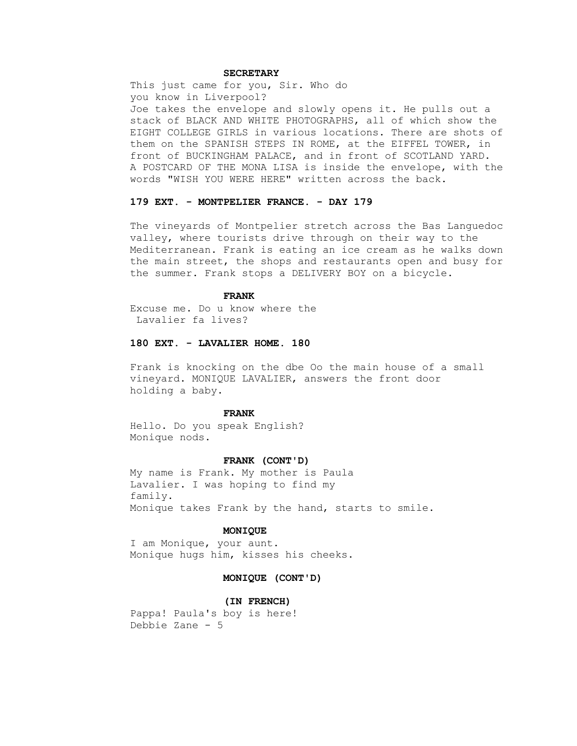**SECRETARY**

This just came for you, Sir. Who do
you know in Liverpool?
Joe takes the envelope and slowly opens it. He pulls out a stack of BLACK AND WHITE PHOTOGRAPHS, all of which show the EIGHT COLLEGE GIRLS in various locations. There are shots of them on the SPANISH STEPS IN ROME, at the EIFFEL TOWER, in front of BUCKINGHAM PALACE, and in front of SCOTLAND YARD. A POSTCARD OF THE MONA LISA is inside the envelope, with the words "WISH YOU WERE HERE" written across the back.

**179 EXT. - MONTPELIER FRANCE. - DAY 179**

The vineyards of Montpelier stretch across the Bas Languedoc valley, where tourists drive through on their way to the Mediterranean. Frank is eating an ice cream as he walks down the main street, the shops and restaurants open and busy for the summer. Frank stops a DELIVERY BOY on a bicycle.

**FRANK**

Excuse me. Do u know where the
Lavalier fa lives?

**180 EXT. - LAVALIER HOME. 180**

Frank is knocking on the dbe Oo the main house of a small vineyard. MONIQUE LAVALIER, answers the front door holding a baby.

**FRANK**

Hello. Do you speak English?
Monique nods.

**FRANK (CONT'D)**

My name is Frank. My mother is Paula
Lavalier. I was hoping to find my
family.
Monique takes Frank by the hand, starts to smile.

**MONIQUE**

I am Monique, your aunt.
Monique hugs him, kisses his cheeks.

**MONIQUE (CONT'D)**

**(IN FRENCH)**

Pappa! Paula's boy is here!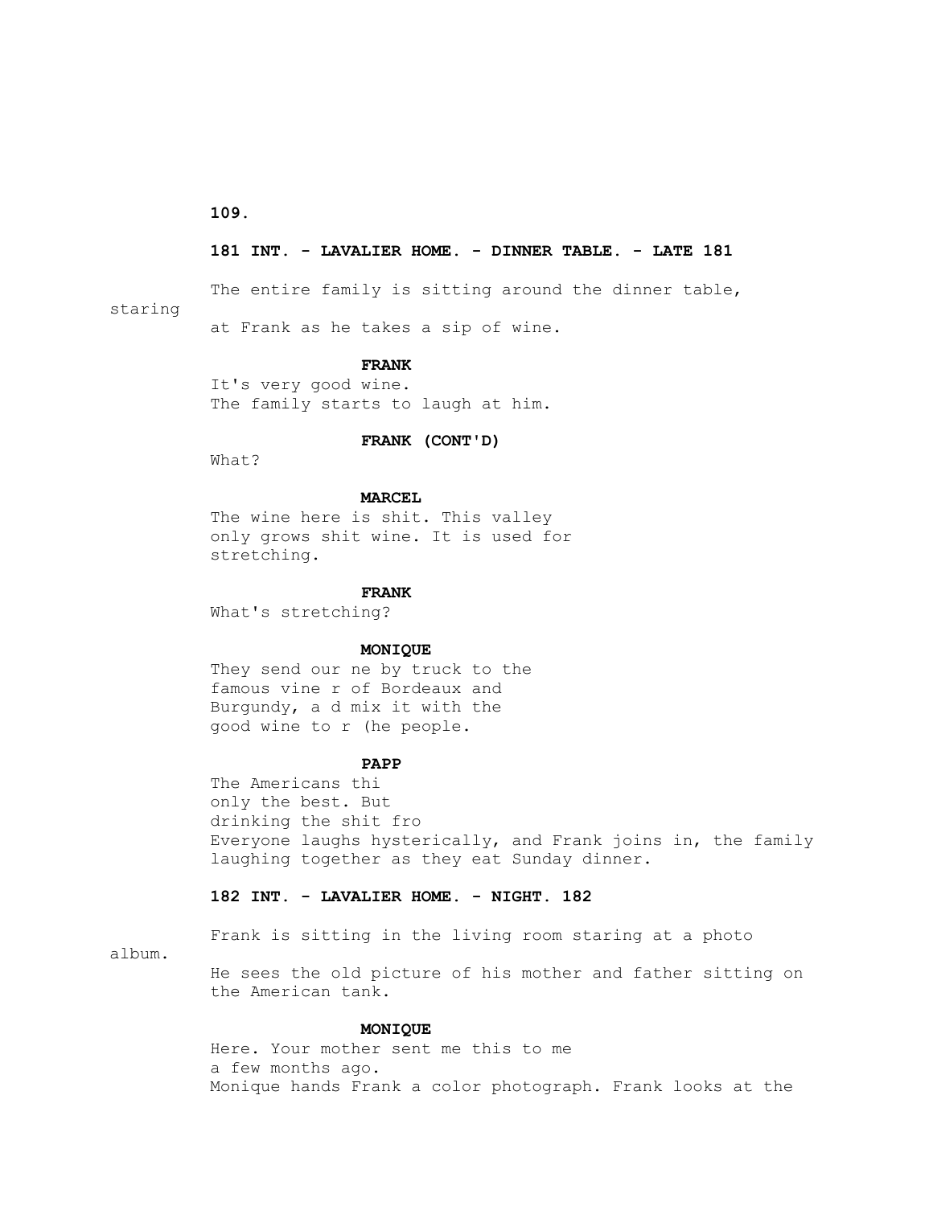**181 INT. - LAVALIER HOME. - DINNER TABLE. - LATE 181**

The entire family is sitting around the dinner table, staring at Frank as he takes a sip of wine.

**FRANK**
It's very good wine.
The family starts to laugh at him.

**FRANK (CONT'D)**
What?

**MARCEL**
The wine here is shit. This valley only grows shit wine. It is used for stretching.

**FRANK**
What's stretching?

**MONIQUE**
They send our ne by truck to the famous vine r of Bordeaux and Burgundy, a d mix it with the good wine to r (he people.

**PAPP**
The Americans thi
only the best. But
drinking the shit fro
Everyone laughs hysterically, and Frank joins in, the family laughing together as they eat Sunday dinner.

**182 INT. - LAVALIER HOME. - NIGHT. 182**

Frank is sitting in the living room staring at a photo album.
He sees the old picture of his mother and father sitting on the American tank.

**MONIQUE**
Here. Your mother sent me this to me a few months ago.
Monique hands Frank a color photograph. Frank looks at the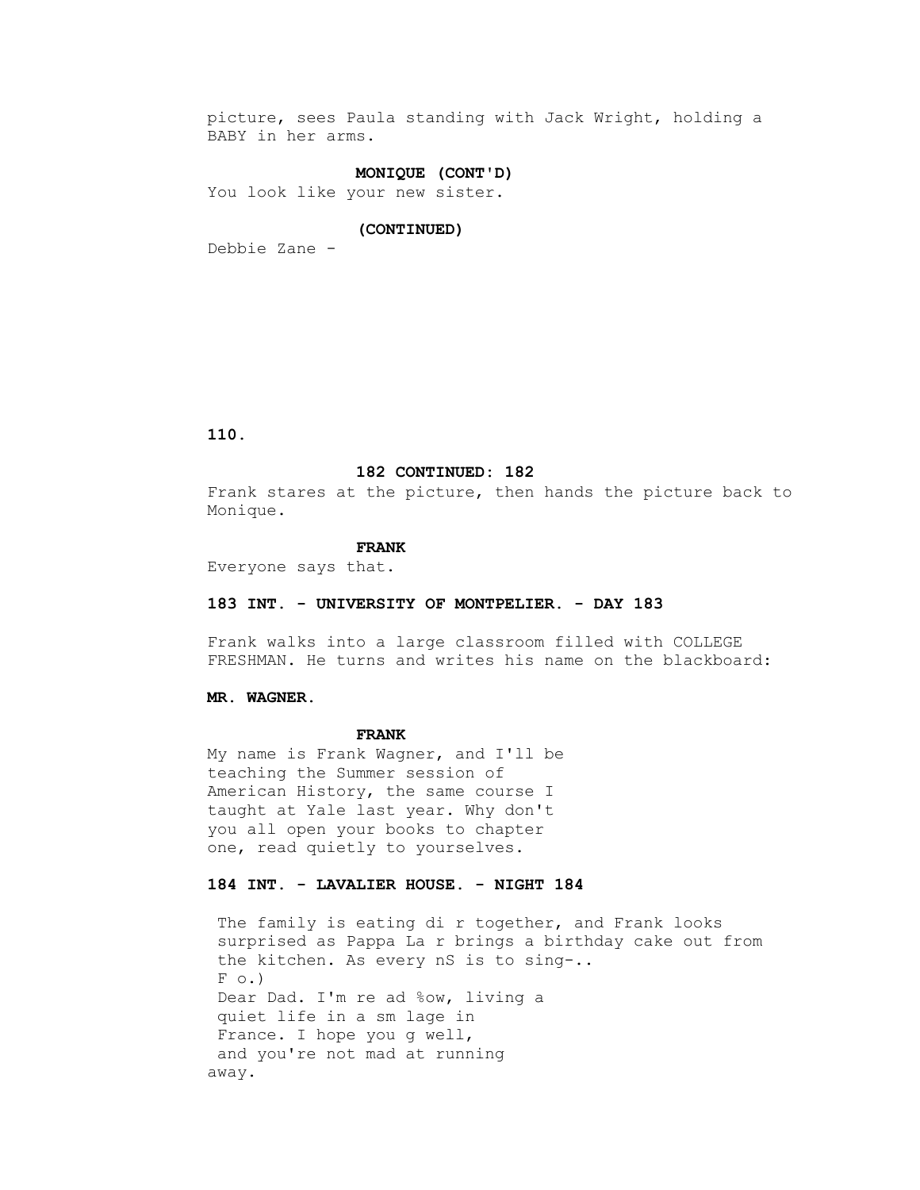picture, sees Paula standing with Jack Wright, holding a BABY in her arms.

**MONIQUE (CONT'D)**

You look like your new sister.

**(CONTINUED)**

Debbie Zane -

**182 CONTINUED: 182**

Frank stares at the picture, then hands the picture back to Monique.

**FRANK**

Everyone says that.

**183 INT. - UNIVERSITY OF MONTPELIER. - DAY 183**

Frank walks into a large classroom filled with COLLEGE FRESHMAN. He turns and writes his name on the blackboard:

**MR. WAGNER.**

**FRANK**

My name is Frank Wagner, and I'll be teaching the Summer session of American History, the same course I taught at Yale last year. Why don't you all open your books to chapter one, read quietly to yourselves.

**184 INT. - LAVALIER HOUSE. - NIGHT 184**

The family is eating di r together, and Frank looks surprised as Pappa La r brings a birthday cake out from the kitchen. As every nS is to sing-..

F o.)

Dear Dad. I'm re ad %ow, living a quiet life in a sm lage in France. I hope you g well, and you're not mad at running away.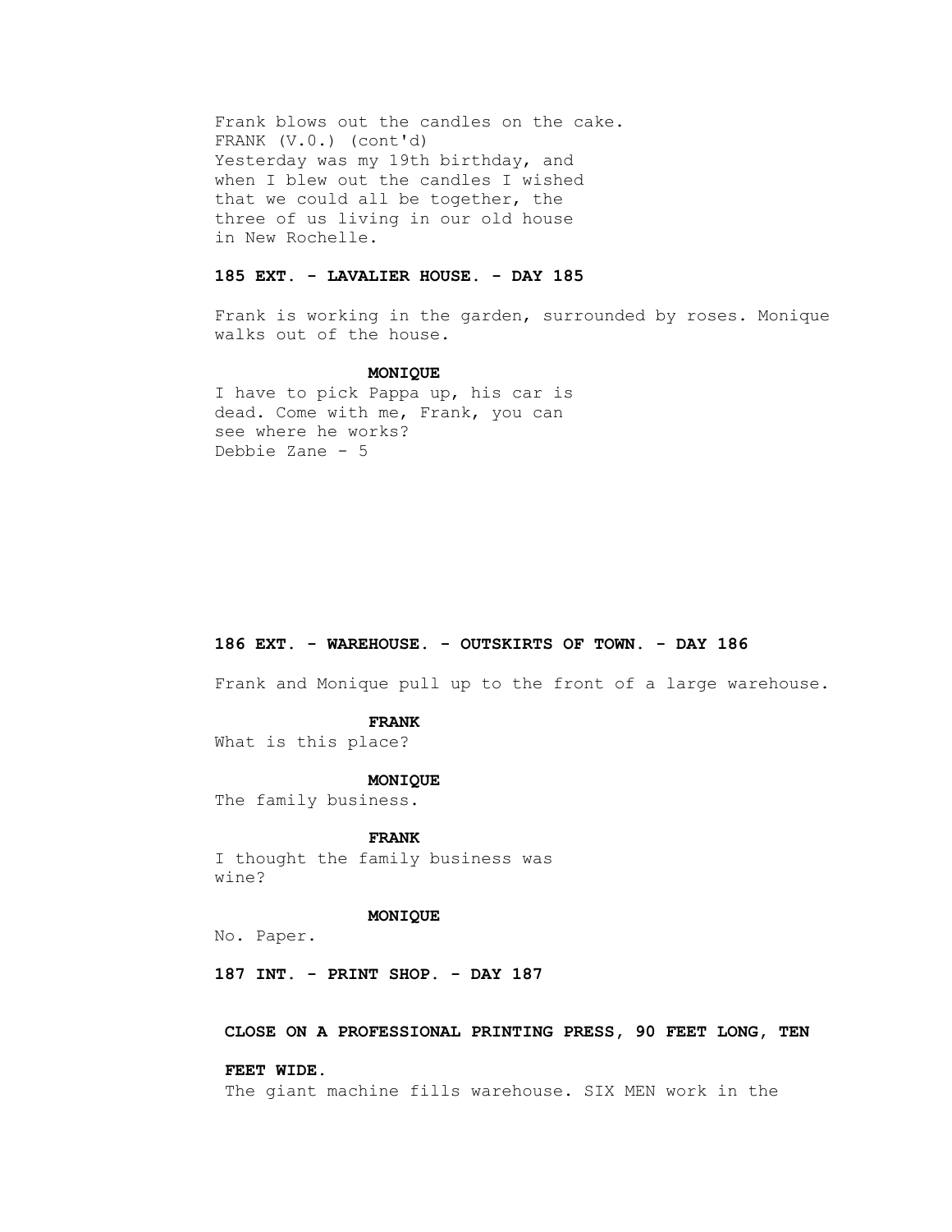Frank blows out the candles on the cake.
FRANK (V.O.) (cont'd)
Yesterday was my 19th birthday, and
when I blew out the candles I wished
that we could all be together, the
three of us living in our old house
in New Rochelle.

**185 EXT. - LAVALIER HOUSE. - DAY 185**

Frank is working in the garden, surrounded by roses. Monique walks out of the house.

**MONIQUE**
I have to pick Pappa up, his car is
dead. Come with me, Frank, you can
see where he works?

**186 EXT. - WAREHOUSE. - OUTSKIRTS OF TOWN. - DAY 186**

Frank and Monique pull up to the front of a large warehouse.

**FRANK**
What is this place?

**MONIQUE**
The family business.

**FRANK**
I thought the family business was
wine?

**MONIQUE**
No. Paper.

**187 INT. - PRINT SHOP. - DAY 187**

**CLOSE ON A PROFESSIONAL PRINTING PRESS, 90 FEET LONG, TEN FEET WIDE.**

The giant machine fills warehouse. SIX MEN work in the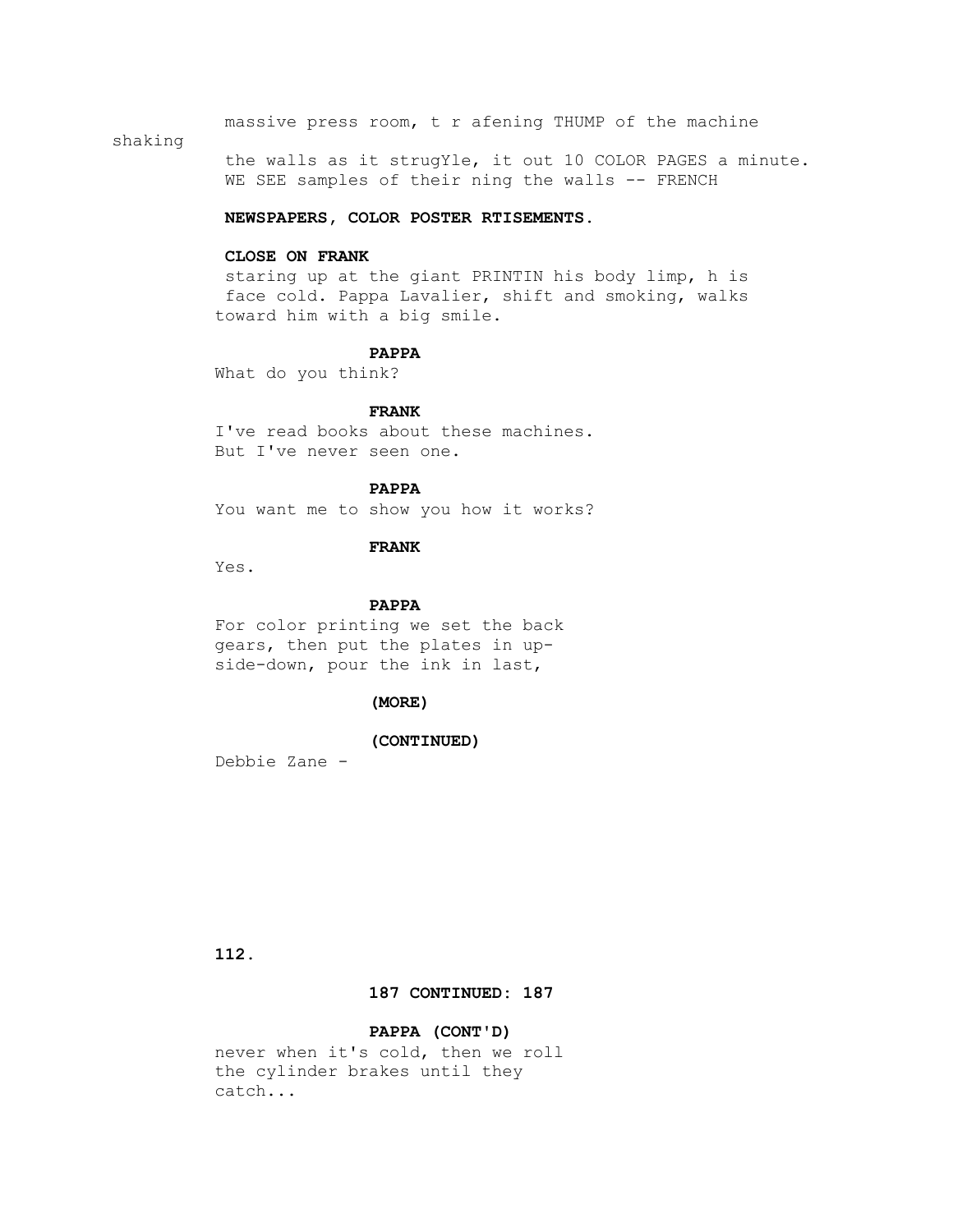massive press room, t r afening THUMP of the machine shaking
the walls as it strugYle, it out 10 COLOR PAGES a minute.
WE SEE samples of their ning the walls -- FRENCH

**NEWSPAPERS, COLOR POSTER RTISEMENTS.**

**CLOSE ON FRANK**

staring up at the giant PRINTIN his body limp, h is face cold. Pappa Lavalier, shift and smoking, walks toward him with a big smile.

**PAPPA**

What do you think?

**FRANK**

I've read books about these machines.
But I've never seen one.

**PAPPA**

You want me to show you how it works?

**FRANK**

Yes.

**PAPPA**

For color printing we set the back
gears, then put the plates in up-
side-down, pour the ink in last,

**(MORE)**

**(CONTINUED)**

Debbie Zane -

**187 CONTINUED: 187**

**PAPPA (CONT'D)**

never when it's cold, then we roll
the cylinder brakes until they
catch...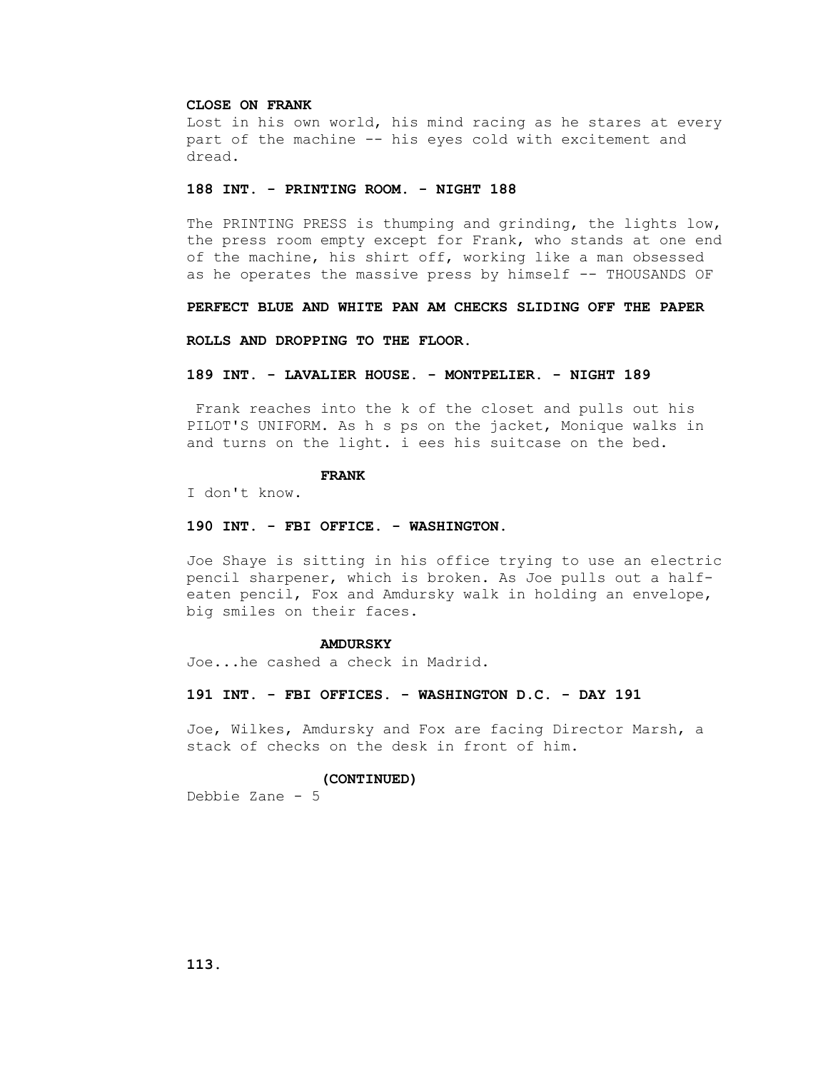**CLOSE ON FRANK**

Lost in his own world, his mind racing as he stares at every part of the machine -- his eyes cold with excitement and dread.

**188 INT. - PRINTING ROOM. - NIGHT 188**

The PRINTING PRESS is thumping and grinding, the lights low, the press room empty except for Frank, who stands at one end of the machine, his shirt off, working like a man obsessed as he operates the massive press by himself -- THOUSANDS OF

**PERFECT BLUE AND WHITE PAN AM CHECKS SLIDING OFF THE PAPER**

**ROLLS AND DROPPING TO THE FLOOR.**

**189 INT. - LAVALIER HOUSE. - MONTPELIER. - NIGHT 189**

Frank reaches into the k of the closet and pulls out his PILOT'S UNIFORM. As h s ps on the jacket, Monique walks in and turns on the light. i ees his suitcase on the bed.

**FRANK**

I don't know.

**190 INT. - FBI OFFICE. - WASHINGTON.**

Joe Shaye is sitting in his office trying to use an electric pencil sharpener, which is broken. As Joe pulls out a half-eaten pencil, Fox and Amdursky walk in holding an envelope, big smiles on their faces.

**AMDURSKY**

Joe...he cashed a check in Madrid.

**191 INT. - FBI OFFICES. - WASHINGTON D.C. - DAY 191**

Joe, Wilkes, Amdursky and Fox are facing Director Marsh, a stack of checks on the desk in front of him.

**(CONTINUED)**

Debbie Zane - 5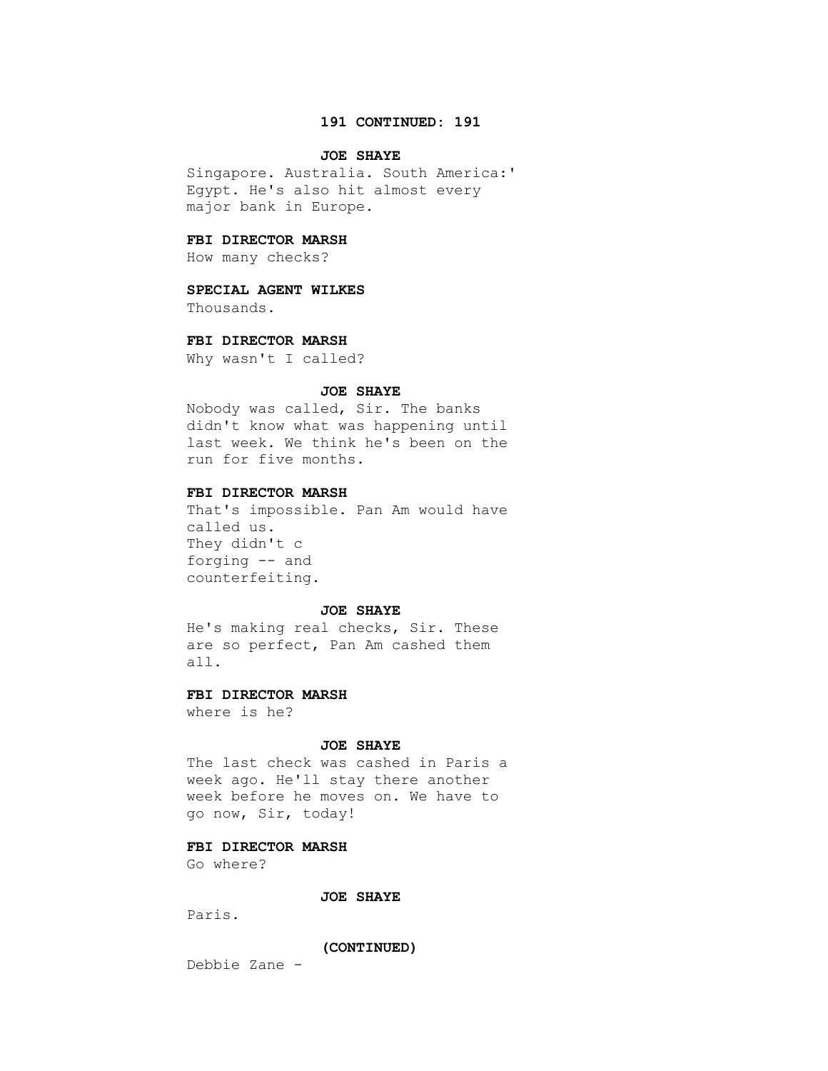**191 CONTINUED: 191**

**JOE SHAYE**

Singapore. Australia. South America:' Egypt. He's also hit almost every major bank in Europe.

**FBI DIRECTOR MARSH**

How many checks?

**SPECIAL AGENT WILKES**

Thousands.

**FBI DIRECTOR MARSH**

Why wasn't I called?

**JOE SHAYE**

Nobody was called, Sir. The banks didn't know what was happening until last week. We think he's been on the run for five months.

**FBI DIRECTOR MARSH**

That's impossible. Pan Am would have called us.
They didn't c
forging -- and
counterfeiting.

**JOE SHAYE**

He's making real checks, Sir. These are so perfect, Pan Am cashed them all.

**FBI DIRECTOR MARSH**

where is he?

**JOE SHAYE**

The last check was cashed in Paris a week ago. He'll stay there another week before he moves on. We have to go now, Sir, today!

**FBI DIRECTOR MARSH**

Go where?

**JOE SHAYE**

Paris.

**(CONTINUED)**

Debbie Zane -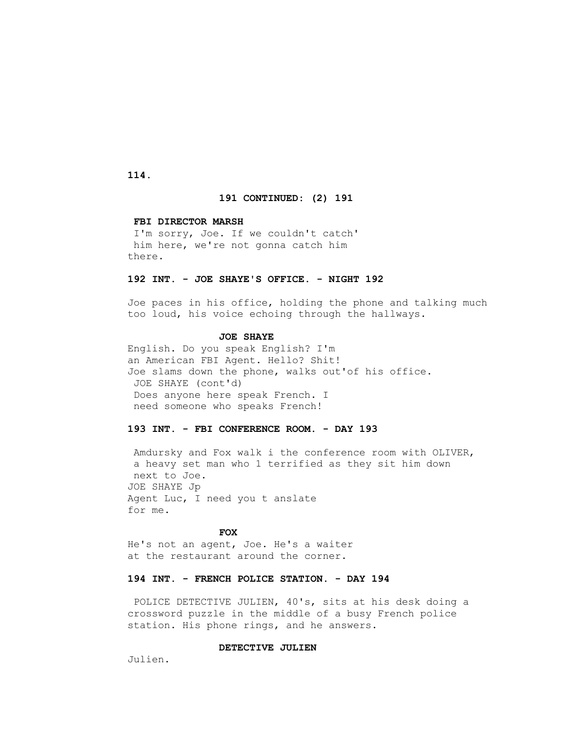**191 CONTINUED: (2) 191**

**FBI DIRECTOR MARSH**
I'm sorry, Joe. If we couldn't catch'
him here, we're not gonna catch him
there.

**192 INT. - JOE SHAYE'S OFFICE. - NIGHT 192**

Joe paces in his office, holding the phone and talking much too loud, his voice echoing through the hallways.

**JOE SHAYE**
English. Do you speak English? I'm
an American FBI Agent. Hello? Shit!
Joe slams down the phone, walks out'of his office.
JOE SHAYE (cont'd)
Does anyone here speak French. I
need someone who speaks French!

**193 INT. - FBI CONFERENCE ROOM. - DAY 193**

Amdursky and Fox walk i the conference room with OLIVER, a heavy set man who 1 terrified as they sit him down next to Joe.
JOE SHAYE Jp
Agent Luc, I need you t anslate
for me.

**FOX**
He's not an agent, Joe. He's a waiter
at the restaurant around the corner.

**194 INT. - FRENCH POLICE STATION. - DAY 194**

POLICE DETECTIVE JULIEN, 40's, sits at his desk doing a crossword puzzle in the middle of a busy French police station. His phone rings, and he answers.

**DETECTIVE JULIEN**
Julien.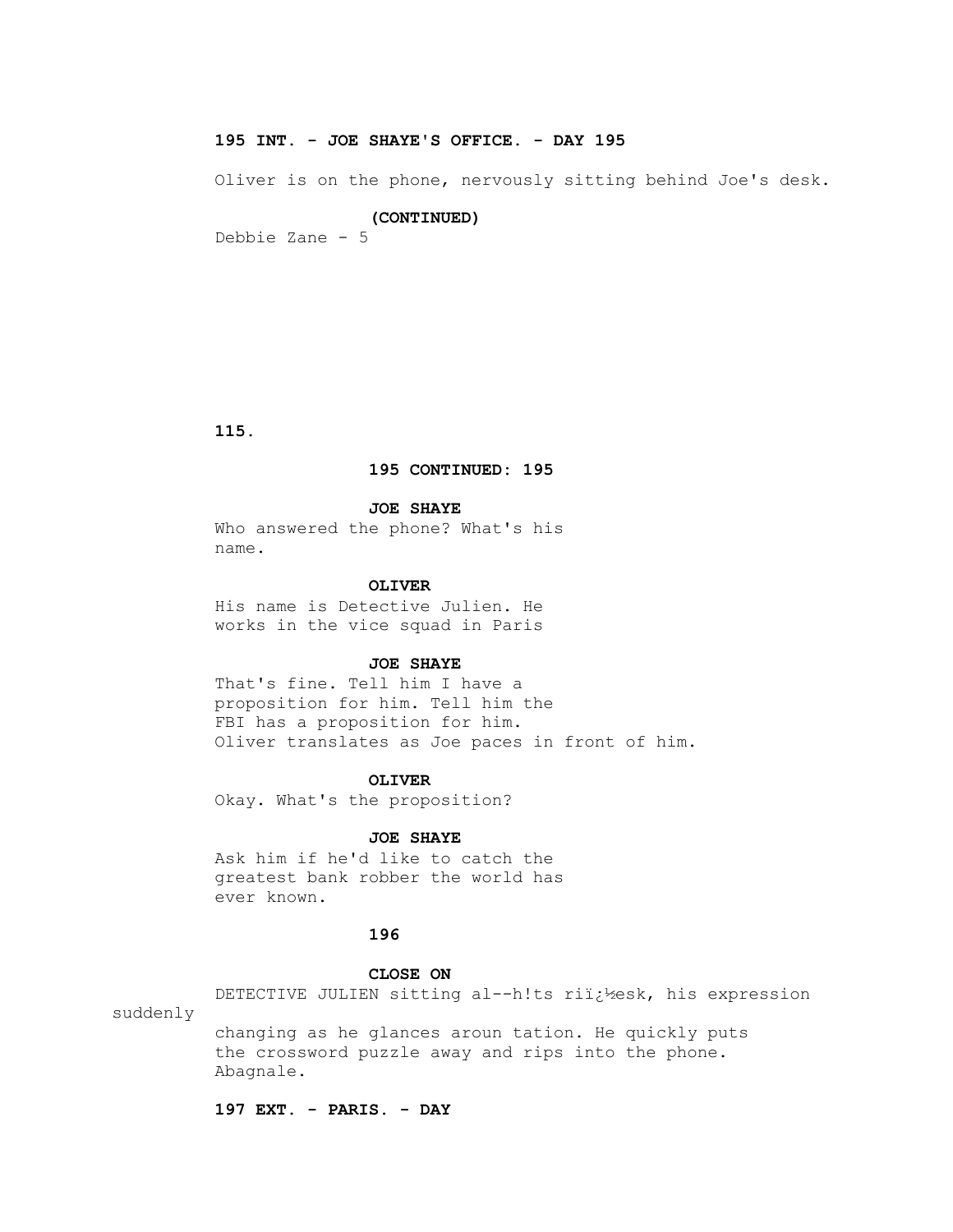**195 INT. - JOE SHAYE'S OFFICE. - DAY 195**

Oliver is on the phone, nervously sitting behind Joe's desk.

**(CONTINUED)**

Debbie Zane - 5

**195 CONTINUED: 195**

**JOE SHAYE**

Who answered the phone? What's his name.

**OLIVER**

His name is Detective Julien. He works in the vice squad in Paris

**JOE SHAYE**

That's fine. Tell him I have a proposition for him. Tell him the FBI has a proposition for him.
Oliver translates as Joe paces in front of him.

**OLIVER**

Okay. What's the proposition?

**JOE SHAYE**

Ask him if he'd like to catch the greatest bank robber the world has ever known.

**196**

**CLOSE ON**

DETECTIVE JULIEN sitting al--h!ts riï¿½esk, his expression suddenly changing as he glances aroun tation. He quickly puts the crossword puzzle away and rips into the phone. Abagnale.

**197 EXT. - PARIS. - DAY**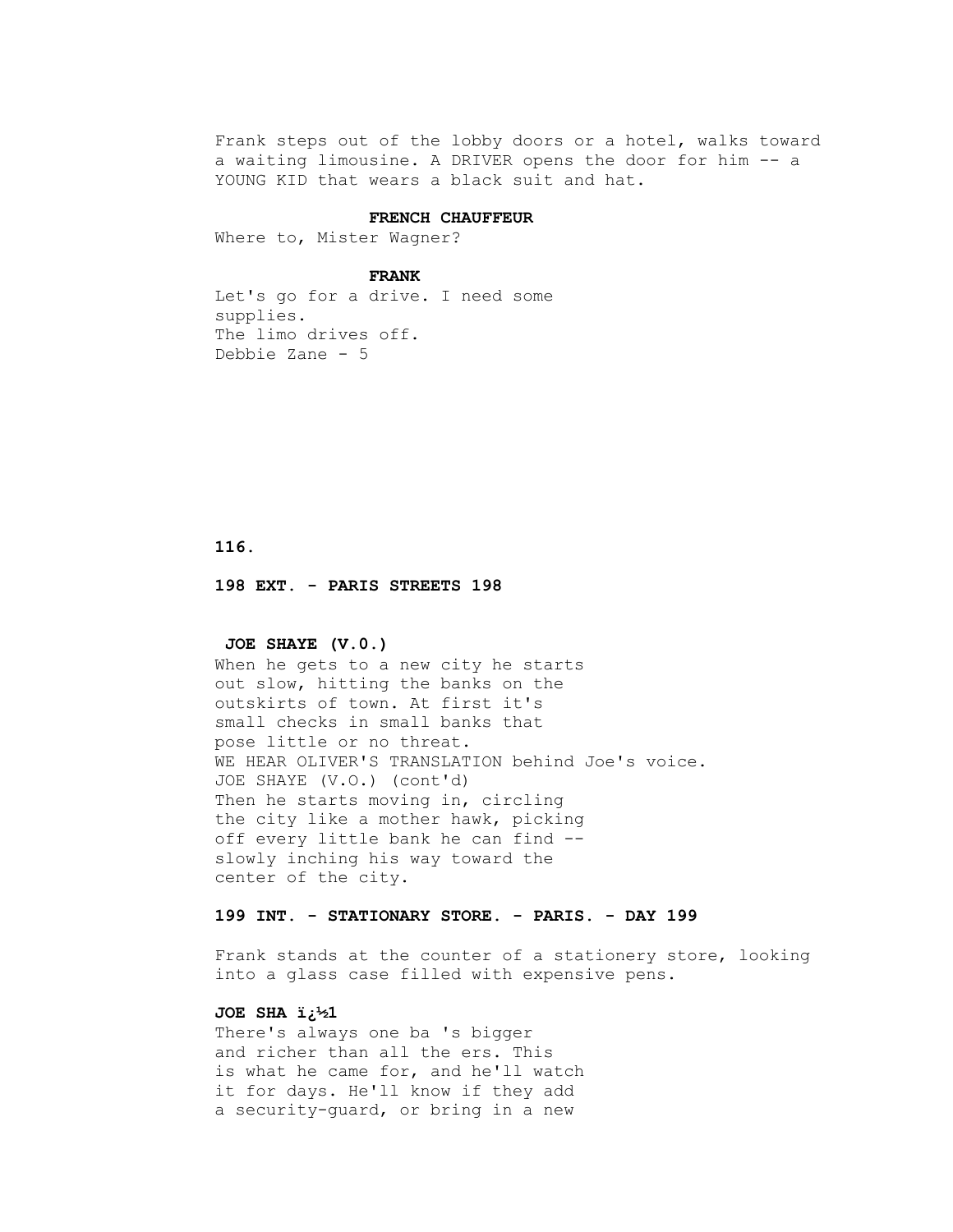Frank steps out of the lobby doors or a hotel, walks toward a waiting limousine. A DRIVER opens the door for him -- a YOUNG KID that wears a black suit and hat.

**FRENCH CHAUFFEUR**

Where to, Mister Wagner?

**FRANK**

Let's go for a drive. I need some supplies.

The limo drives off.

Debbie Zane - 5

**116.**

**198 EXT. - PARIS STREETS 198**

**JOE SHAYE (V.0.)**

When he gets to a new city he starts out slow, hitting the banks on the outskirts of town. At first it's small checks in small banks that pose little or no threat.

WE HEAR OLIVER'S TRANSLATION behind Joe's voice.

JOE SHAYE (V.O.) (cont'd)

Then he starts moving in, circling the city like a mother hawk, picking off every little bank he can find -- slowly inching his way toward the center of the city.

**199 INT. - STATIONARY STORE. - PARIS. - DAY 199**

Frank stands at the counter of a stationery store, looking into a glass case filled with expensive pens.

**JOE SHA ï¿½1**

There's always one ba 's bigger and richer than all the ers. This is what he came for, and he'll watch it for days. He'll know if they add a security-guard, or bring in a new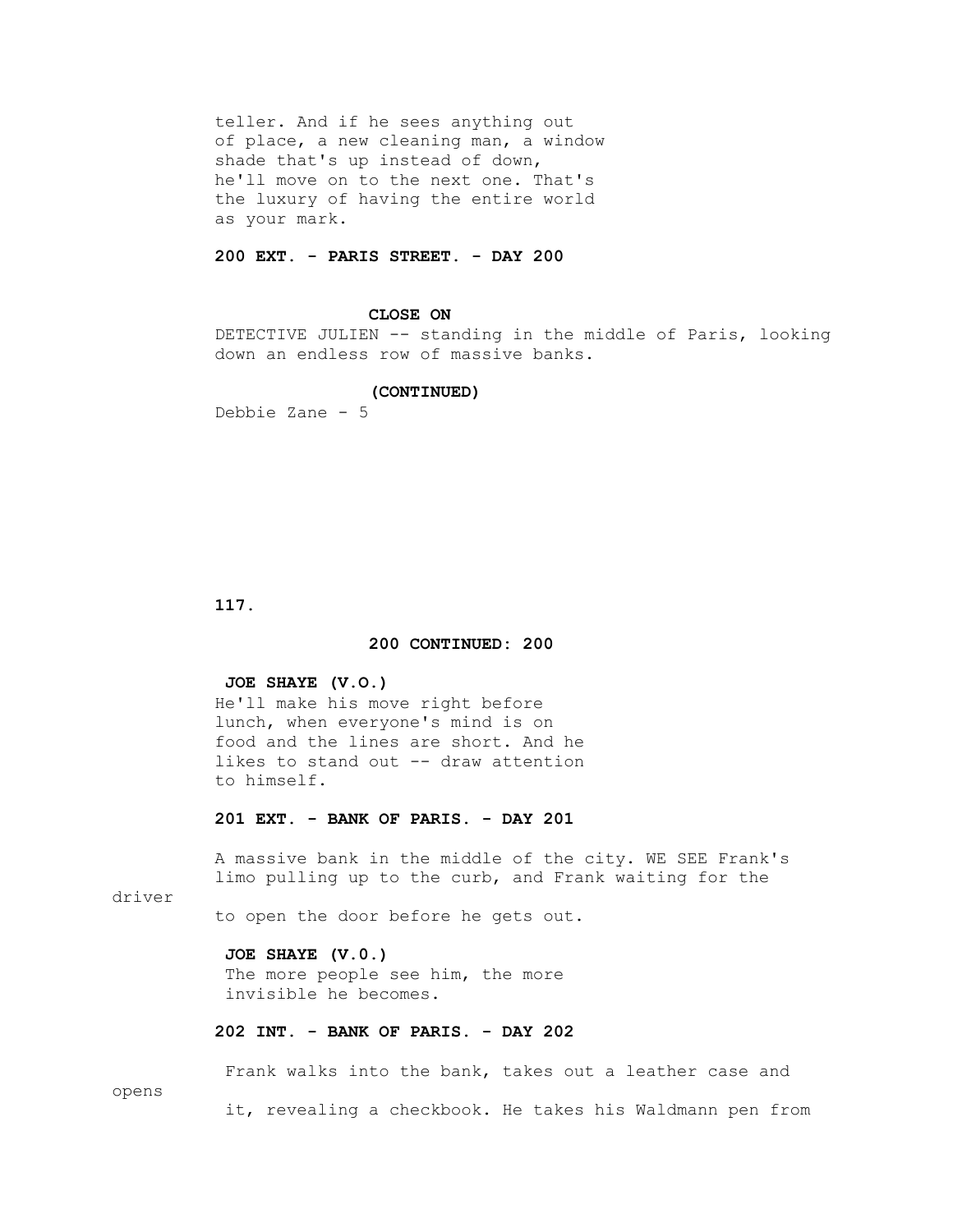teller. And if he sees anything out of place, a new cleaning man, a window shade that's up instead of down, he'll move on to the next one. That's the luxury of having the entire world as your mark.

**200 EXT. - PARIS STREET. - DAY 200**

**CLOSE ON**

DETECTIVE JULIEN -- standing in the middle of Paris, looking down an endless row of massive banks.

**(CONTINUED)**

Debbie Zane - 5

**200 CONTINUED: 200**

**JOE SHAYE (V.O.)**

He'll make his move right before lunch, when everyone's mind is on food and the lines are short. And he likes to stand out -- draw attention to himself.

**201 EXT. - BANK OF PARIS. - DAY 201**

A massive bank in the middle of the city. WE SEE Frank's limo pulling up to the curb, and Frank waiting for the driver to open the door before he gets out.

**JOE SHAYE (V.0.)**

The more people see him, the more invisible he becomes.

**202 INT. - BANK OF PARIS. - DAY 202**

Frank walks into the bank, takes out a leather case and opens it, revealing a checkbook. He takes his Waldmann pen from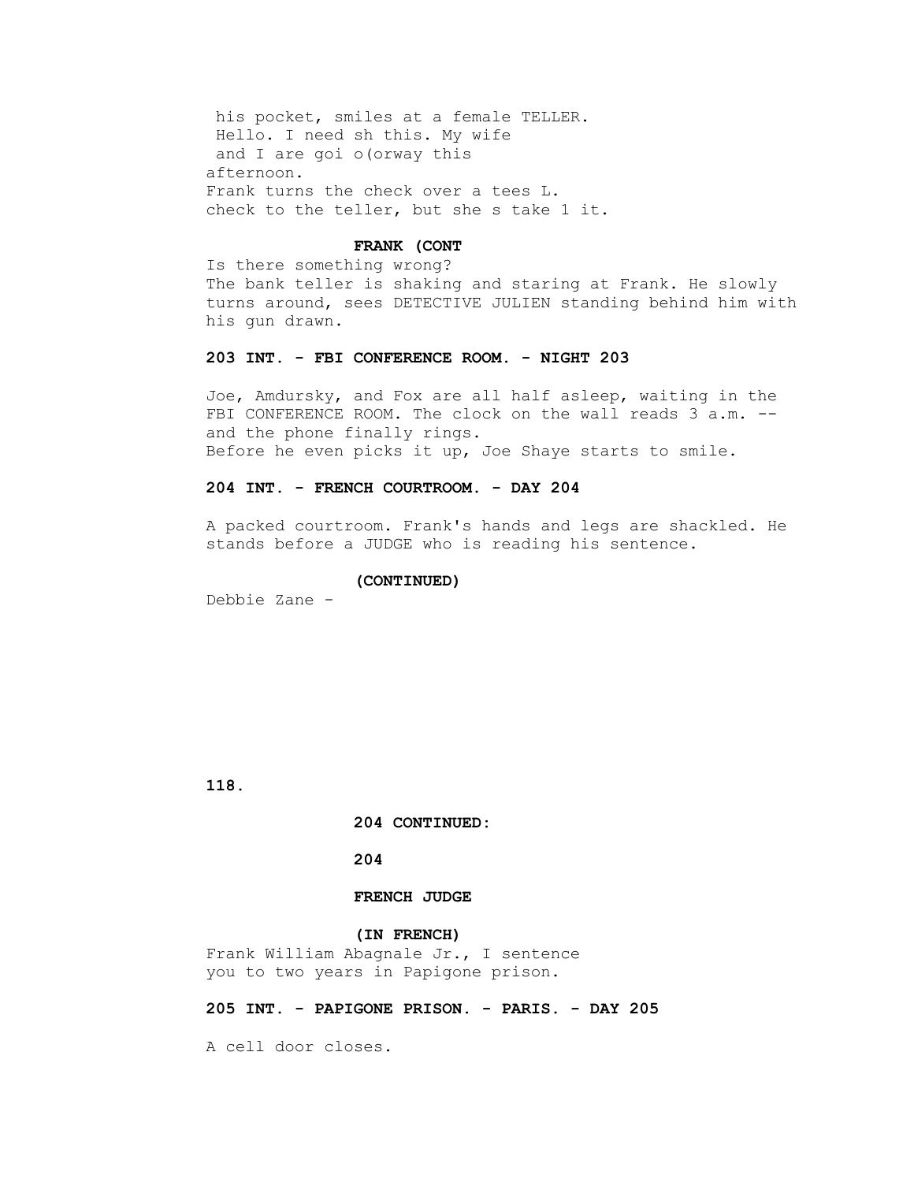his pocket, smiles at a female TELLER.
Hello. I need sh this. My wife
and I are goi o(orway this
afternoon.
Frank turns the check over a tees L.
check to the teller, but she s take 1 it.

**FRANK (CONT**

Is there something wrong?
The bank teller is shaking and staring at Frank. He slowly turns around, sees DETECTIVE JULIEN standing behind him with his gun drawn.

**203 INT. - FBI CONFERENCE ROOM. - NIGHT 203**

Joe, Amdursky, and Fox are all half asleep, waiting in the FBI CONFERENCE ROOM. The clock on the wall reads 3 a.m. -- and the phone finally rings.
Before he even picks it up, Joe Shaye starts to smile.

**204 INT. - FRENCH COURTROOM. - DAY 204**

A packed courtroom. Frank's hands and legs are shackled. He stands before a JUDGE who is reading his sentence.

**(CONTINUED)**

Debbie Zane -

**204 CONTINUED:**

**204**

**FRENCH JUDGE**

**(IN FRENCH)**

Frank William Abagnale Jr., I sentence
you to two years in Papigone prison.

**205 INT. - PAPIGONE PRISON. - PARIS. - DAY 205**

A cell door closes.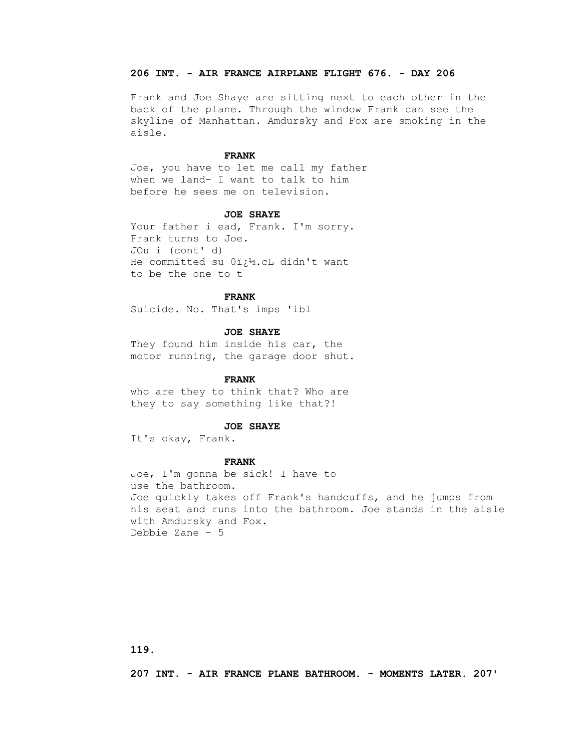**206 INT. - AIR FRANCE AIRPLANE FLIGHT 676. - DAY 206**

Frank and Joe Shaye are sitting next to each other in the back of the plane. Through the window Frank can see the skyline of Manhattan. Amdursky and Fox are smoking in the aisle.

**FRANK**

Joe, you have to let me call my father when we land- I want to talk to him before he sees me on television.

**JOE SHAYE**

Your father i ead, Frank. I'm sorry.
Frank turns to Joe.
JOu i (cont' d)
He committed su 0ï¿½.cL didn't want to be the one to t

**FRANK**

Suicide. No. That's imps 'ibl

**JOE SHAYE**

They found him inside his car, the motor running, the garage door shut.

**FRANK**

who are they to think that? Who are they to say something like that?!

**JOE SHAYE**

It's okay, Frank.

**FRANK**

Joe, I'm gonna be sick! I have to use the bathroom.
Joe quickly takes off Frank's handcuffs, and he jumps from his seat and runs into the bathroom. Joe stands in the aisle with Amdursky and Fox.
Debbie Zane - 5

**207 INT. - AIR FRANCE PLANE BATHROOM. - MOMENTS LATER. 207'**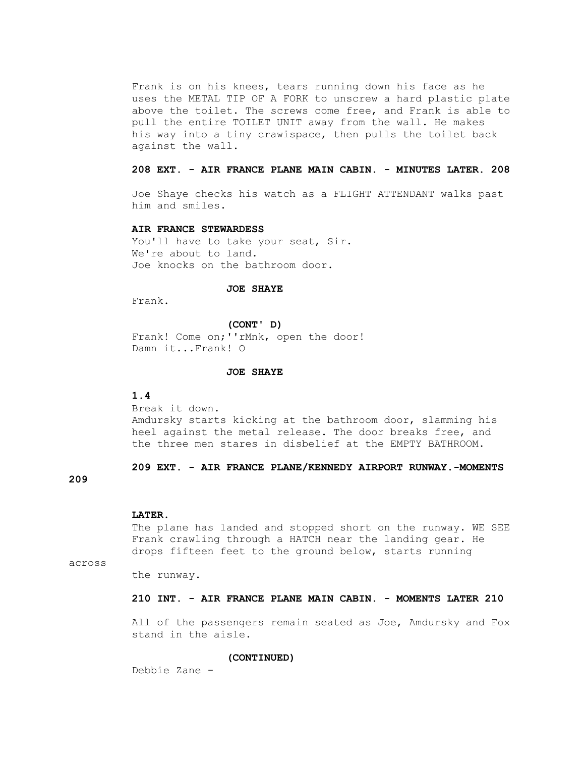Frank is on his knees, tears running down his face as he uses the METAL TIP OF A FORK to unscrew a hard plastic plate above the toilet. The screws come free, and Frank is able to pull the entire TOILET UNIT away from the wall. He makes his way into a tiny crawispace, then pulls the toilet back against the wall.

**208 EXT. - AIR FRANCE PLANE MAIN CABIN. - MINUTES LATER. 208**

Joe Shaye checks his watch as a FLIGHT ATTENDANT walks past him and smiles.

**AIR FRANCE STEWARDESS**
You'll have to take your seat, Sir.
We're about to land.
Joe knocks on the bathroom door.

**JOE SHAYE**
Frank.

**(CONT' D)**
Frank! Come on;''rMnk, open the door!
Damn it...Frank! O

**JOE SHAYE**

**1.4**
Break it down.
Amdursky starts kicking at the bathroom door, slamming his heel against the metal release. The door breaks free, and the three men stares in disbelief at the EMPTY BATHROOM.

**209 EXT. - AIR FRANCE PLANE/KENNEDY AIRPORT RUNWAY.-MOMENTS 209**

**LATER.**
The plane has landed and stopped short on the runway. WE SEE Frank crawling through a HATCH near the landing gear. He drops fifteen feet to the ground below, starts running across the runway.

**210 INT. - AIR FRANCE PLANE MAIN CABIN. - MOMENTS LATER 210**

All of the passengers remain seated as Joe, Amdursky and Fox stand in the aisle.

**(CONTINUED)**
Debbie Zane -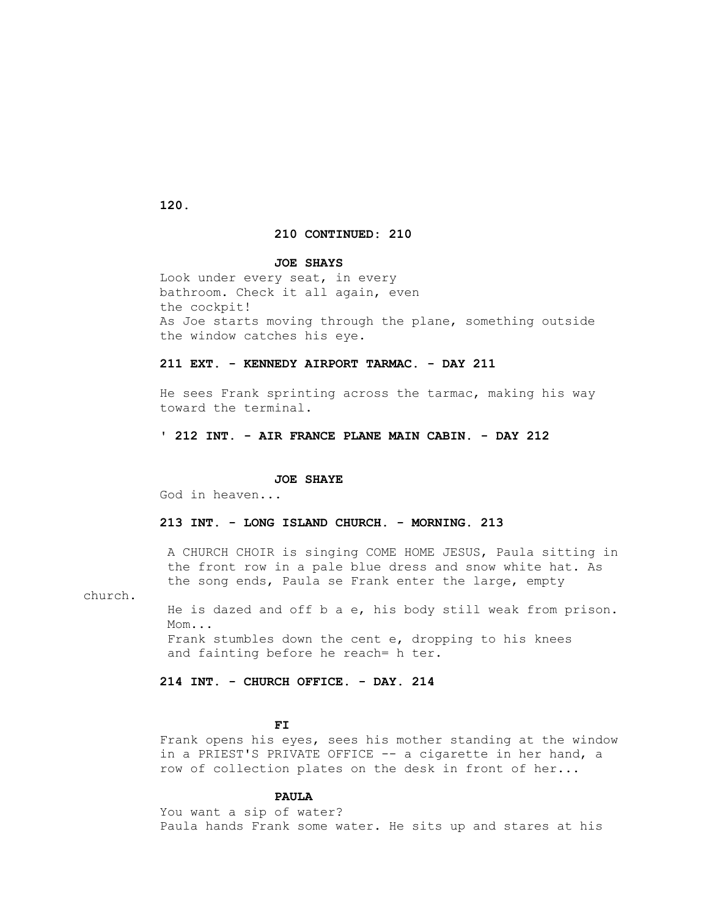210 CONTINUED: 210

**JOE SHAYS**

Look under every seat, in every
bathroom. Check it all again, even
the cockpit!
As Joe starts moving through the plane, something outside
the window catches his eye.

**211 EXT. - KENNEDY AIRPORT TARMAC. - DAY 211**

He sees Frank sprinting across the tarmac, making his way
toward the terminal.

**' 212 INT. - AIR FRANCE PLANE MAIN CABIN. - DAY 212**

**JOE SHAYE**

God in heaven...

**213 INT. - LONG ISLAND CHURCH. - MORNING. 213**

A CHURCH CHOIR is singing COME HOME JESUS, Paula sitting in
the front row in a pale blue dress and snow white hat. As
the song ends, Paula se Frank enter the large, empty
church.
He is dazed and off b a e, his body still weak from prison.
Mom...
Frank stumbles down the cent e, dropping to his knees
and fainting before he reach= h ter.

**214 INT. - CHURCH OFFICE. - DAY. 214**

**FI**

Frank opens his eyes, sees his mother standing at the window
in a PRIEST'S PRIVATE OFFICE -- a cigarette in her hand, a
row of collection plates on the desk in front of her...

**PAULA**

You want a sip of water?
Paula hands Frank some water. He sits up and stares at his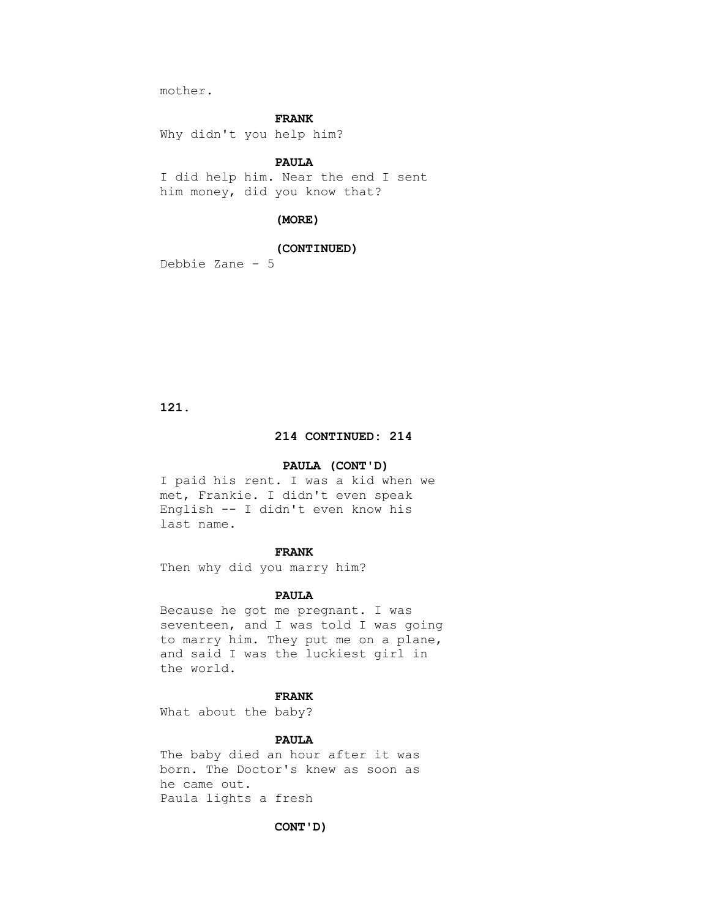mother.

**FRANK**

Why didn't you help him?

**PAULA**

I did help him. Near the end I sent him money, did you know that?

**(MORE)**

**(CONTINUED)**

Debbie Zane - 5

**214 CONTINUED: 214**

**PAULA (CONT'D)**

I paid his rent. I was a kid when we met, Frankie. I didn't even speak English -- I didn't even know his last name.

**FRANK**

Then why did you marry him?

**PAULA**

Because he got me pregnant. I was seventeen, and I was told I was going to marry him. They put me on a plane, and said I was the luckiest girl in the world.

**FRANK**

What about the baby?

**PAULA**

The baby died an hour after it was born. The Doctor's knew as soon as he came out.
Paula lights a fresh

**CONT'D)**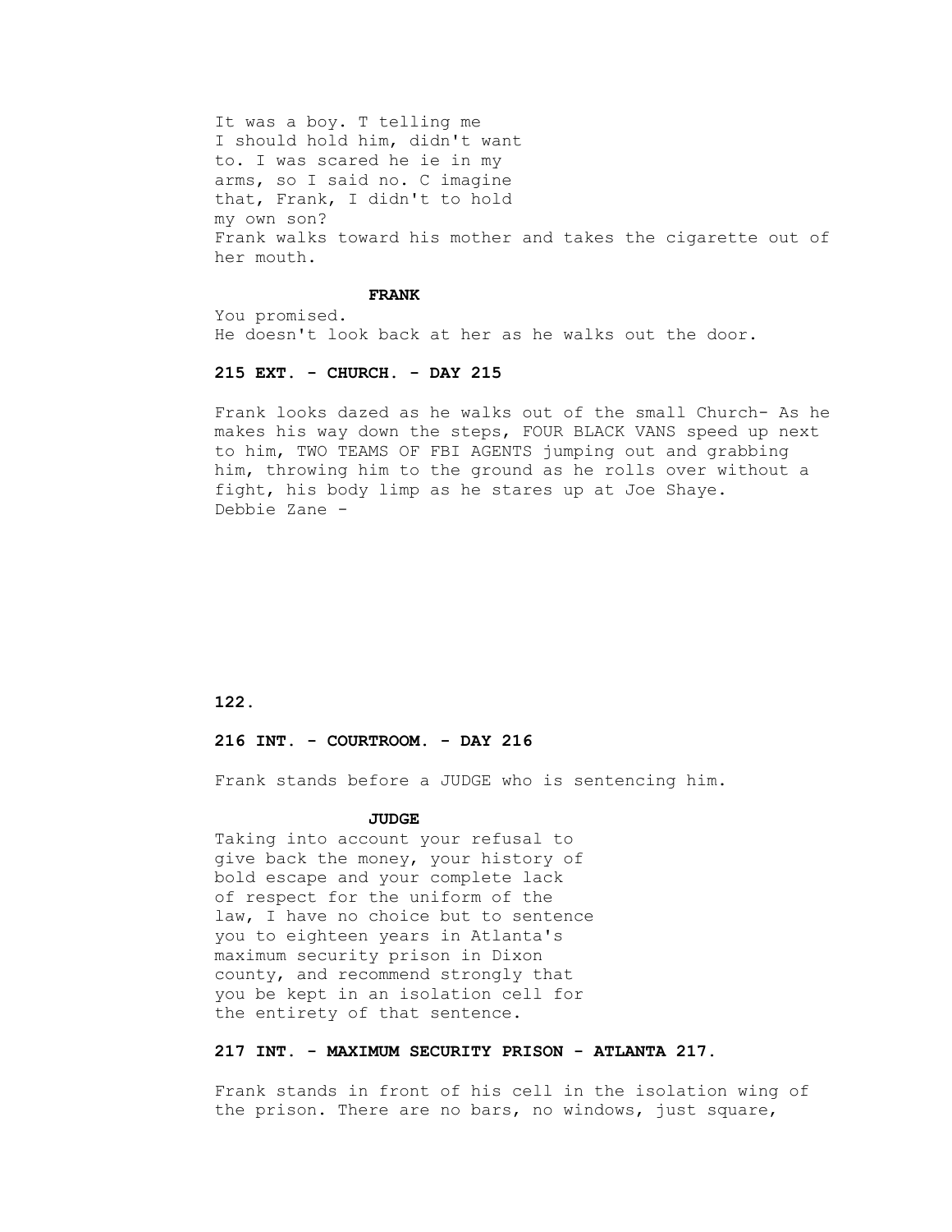It was a boy. T telling me
I should hold him, didn't want
to. I was scared he ie in my
arms, so I said no. C imagine
that, Frank, I didn't to hold
my own son?
Frank walks toward his mother and takes the cigarette out of her mouth.

**FRANK**

You promised.
He doesn't look back at her as he walks out the door.

**215 EXT. - CHURCH. - DAY 215**

Frank looks dazed as he walks out of the small Church- As he makes his way down the steps, FOUR BLACK VANS speed up next to him, TWO TEAMS OF FBI AGENTS jumping out and grabbing him, throwing him to the ground as he rolls over without a fight, his body limp as he stares up at Joe Shaye.
Debbie Zane -

**216 INT. - COURTROOM. - DAY 216**

Frank stands before a JUDGE who is sentencing him.

**JUDGE**

Taking into account your refusal to
give back the money, your history of
bold escape and your complete lack
of respect for the uniform of the
law, I have no choice but to sentence
you to eighteen years in Atlanta's
maximum security prison in Dixon
county, and recommend strongly that
you be kept in an isolation cell for
the entirety of that sentence.

**217 INT. - MAXIMUM SECURITY PRISON - ATLANTA 217.**

Frank stands in front of his cell in the isolation wing of the prison. There are no bars, no windows, just square,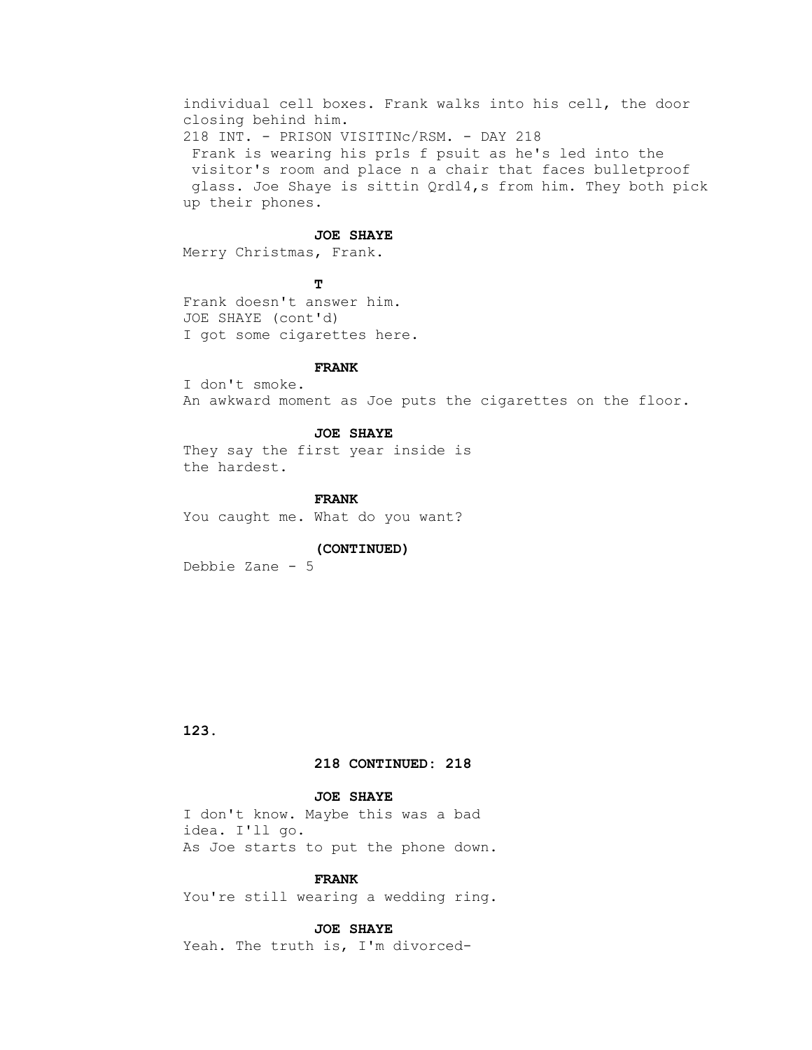individual cell boxes. Frank walks into his cell, the door closing behind him.

218 INT. - PRISON VISITINc/RSM. - DAY 218

Frank is wearing his pr1s f psuit as he's led into the visitor's room and place n a chair that faces bulletproof glass. Joe Shaye is sittin Qrdl4,s from him. They both pick up their phones.

**JOE SHAYE**

Merry Christmas, Frank.

**T**

Frank doesn't answer him.

JOE SHAYE (cont'd)

I got some cigarettes here.

**FRANK**

I don't smoke.

An awkward moment as Joe puts the cigarettes on the floor.

**JOE SHAYE**

They say the first year inside is the hardest.

**FRANK**

You caught me. What do you want?

**(CONTINUED)**

Debbie Zane - 5

**218 CONTINUED: 218**

**JOE SHAYE**

I don't know. Maybe this was a bad idea. I'll go.

As Joe starts to put the phone down.

**FRANK**

You're still wearing a wedding ring.

**JOE SHAYE**

Yeah. The truth is, I'm divorced-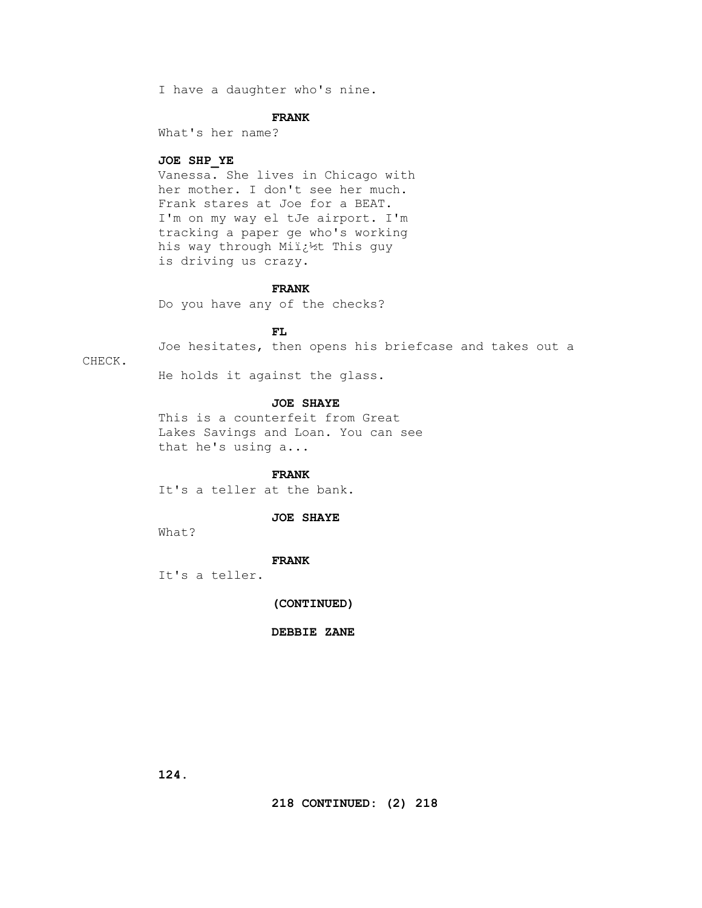I have a daughter who's nine.

**FRANK**

What's her name?

**JOE SHP_YE**

Vanessa. She lives in Chicago with her mother. I don't see her much. Frank stares at Joe for a BEAT. I'm on my way el tJe airport. I'm tracking a paper ge who's working his way through Miï¿½t This guy is driving us crazy.

**FRANK**

Do you have any of the checks?

**FL**

Joe hesitates, then opens his briefcase and takes out a CHECK.

He holds it against the glass.

**JOE SHAYE**

This is a counterfeit from Great Lakes Savings and Loan. You can see that he's using a...

**FRANK**

It's a teller at the bank.

**JOE SHAYE**

What?

**FRANK**

It's a teller.

**(CONTINUED)**

**DEBBIE ZANE**

**218 CONTINUED: (2) 218**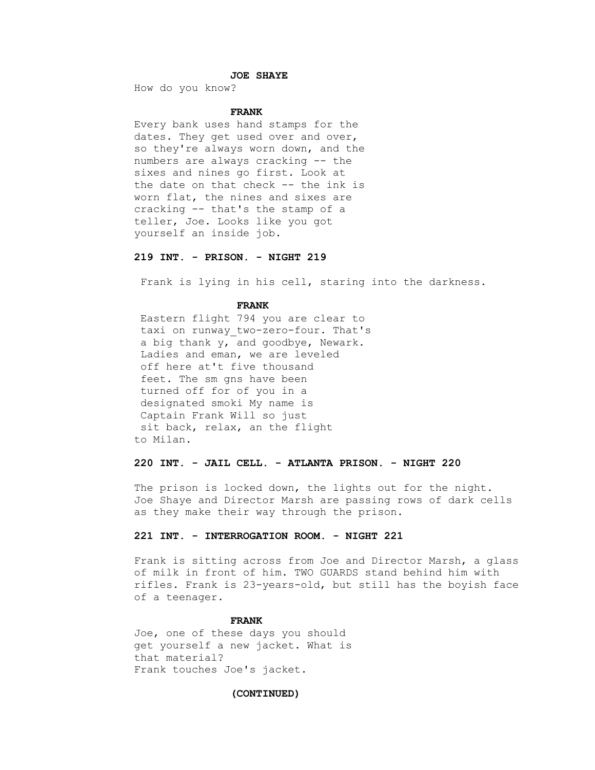**JOE SHAYE**

How do you know?

**FRANK**

Every bank uses hand stamps for the dates. They get used over and over, so they're always worn down, and the numbers are always cracking -- the sixes and nines go first. Look at the date on that check -- the ink is worn flat, the nines and sixes are cracking -- that's the stamp of a teller, Joe. Looks like you got yourself an inside job.

**219 INT. - PRISON. - NIGHT 219**

Frank is lying in his cell, staring into the darkness.

**FRANK**

Eastern flight 794 you are clear to taxi on runway_two-zero-four. That's a big thank y, and goodbye, Newark. Ladies and eman, we are leveled off here at't five thousand feet. The sm gns have been turned off for of you in a designated smoki My name is Captain Frank Will so just sit back, relax, an the flight to Milan.

**220 INT. - JAIL CELL. - ATLANTA PRISON. - NIGHT 220**

The prison is locked down, the lights out for the night. Joe Shaye and Director Marsh are passing rows of dark cells as they make their way through the prison.

**221 INT. - INTERROGATION ROOM. - NIGHT 221**

Frank is sitting across from Joe and Director Marsh, a glass of milk in front of him. TWO GUARDS stand behind him with rifles. Frank is 23-years-old, but still has the boyish face of a teenager.

**FRANK**

Joe, one of these days you should get yourself a new jacket. What is that material?
Frank touches Joe's jacket.

**(CONTINUED)**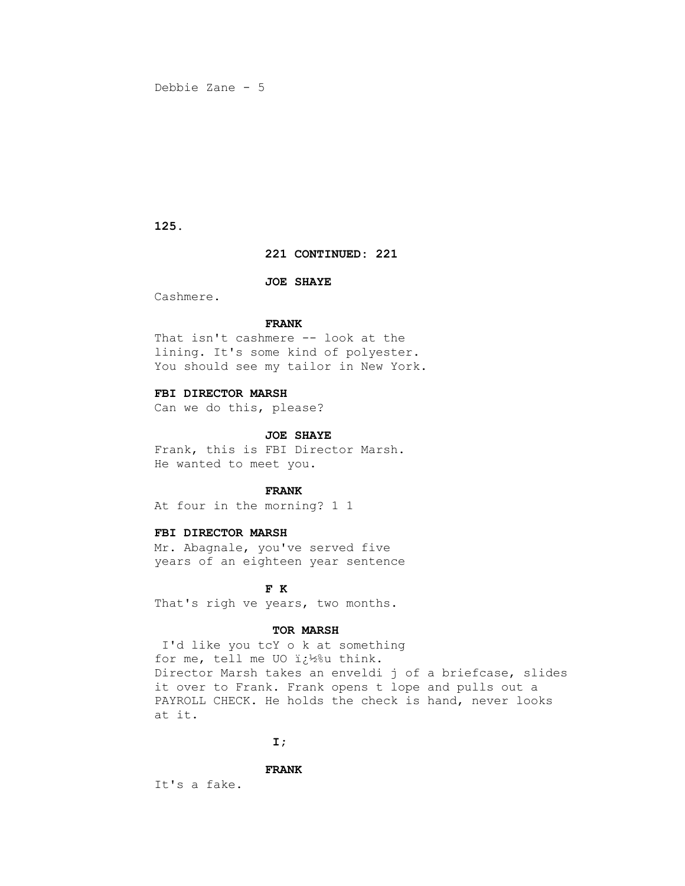221 CONTINUED: 221

**JOE SHAYE**

Cashmere.

**FRANK**

That isn't cashmere -- look at the lining. It's some kind of polyester. You should see my tailor in New York.

**FBI DIRECTOR MARSH**

Can we do this, please?

**JOE SHAYE**

Frank, this is FBI Director Marsh. He wanted to meet you.

**FRANK**

At four in the morning? 1 1

**FBI DIRECTOR MARSH**

Mr. Abagnale, you've served five years of an eighteen year sentence

**F K**

That's righ ve years, two months.

**TOR MARSH**

I'd like you tcY o k at something for me, tell me UO ï¿½u think.

Director Marsh takes an enveldi j of a briefcase, slides it over to Frank. Frank opens t lope and pulls out a PAYROLL CHECK. He holds the check is hand, never looks at it.

I;

**FRANK**

It's a fake.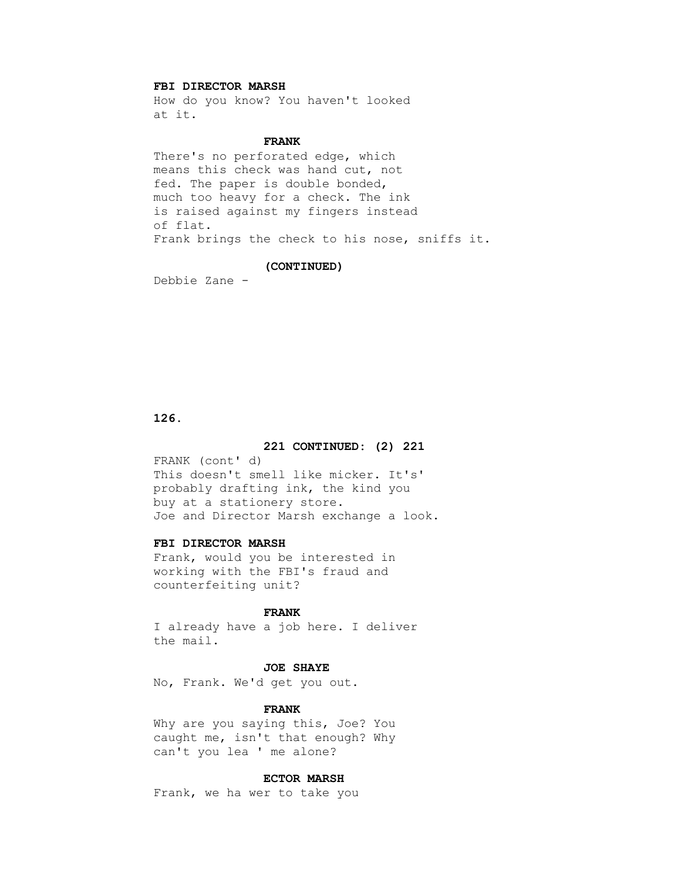**FBI DIRECTOR MARSH**

How do you know? You haven't looked at it.

**FRANK**

There's no perforated edge, which means this check was hand cut, not fed. The paper is double bonded, much too heavy for a check. The ink is raised against my fingers instead of flat.

Frank brings the check to his nose, sniffs it.

**(CONTINUED)**

Debbie Zane -

**221 CONTINUED: (2) 221**

FRANK (cont' d)

This doesn't smell like micker. It's' probably drafting ink, the kind you buy at a stationery store.

Joe and Director Marsh exchange a look.

**FBI DIRECTOR MARSH**

Frank, would you be interested in working with the FBI's fraud and counterfeiting unit?

**FRANK**

I already have a job here. I deliver the mail.

**JOE SHAYE**

No, Frank. We'd get you out.

**FRANK**

Why are you saying this, Joe? You caught me, isn't that enough? Why can't you lea ' me alone?

**ECTOR MARSH**

Frank, we ha wer to take you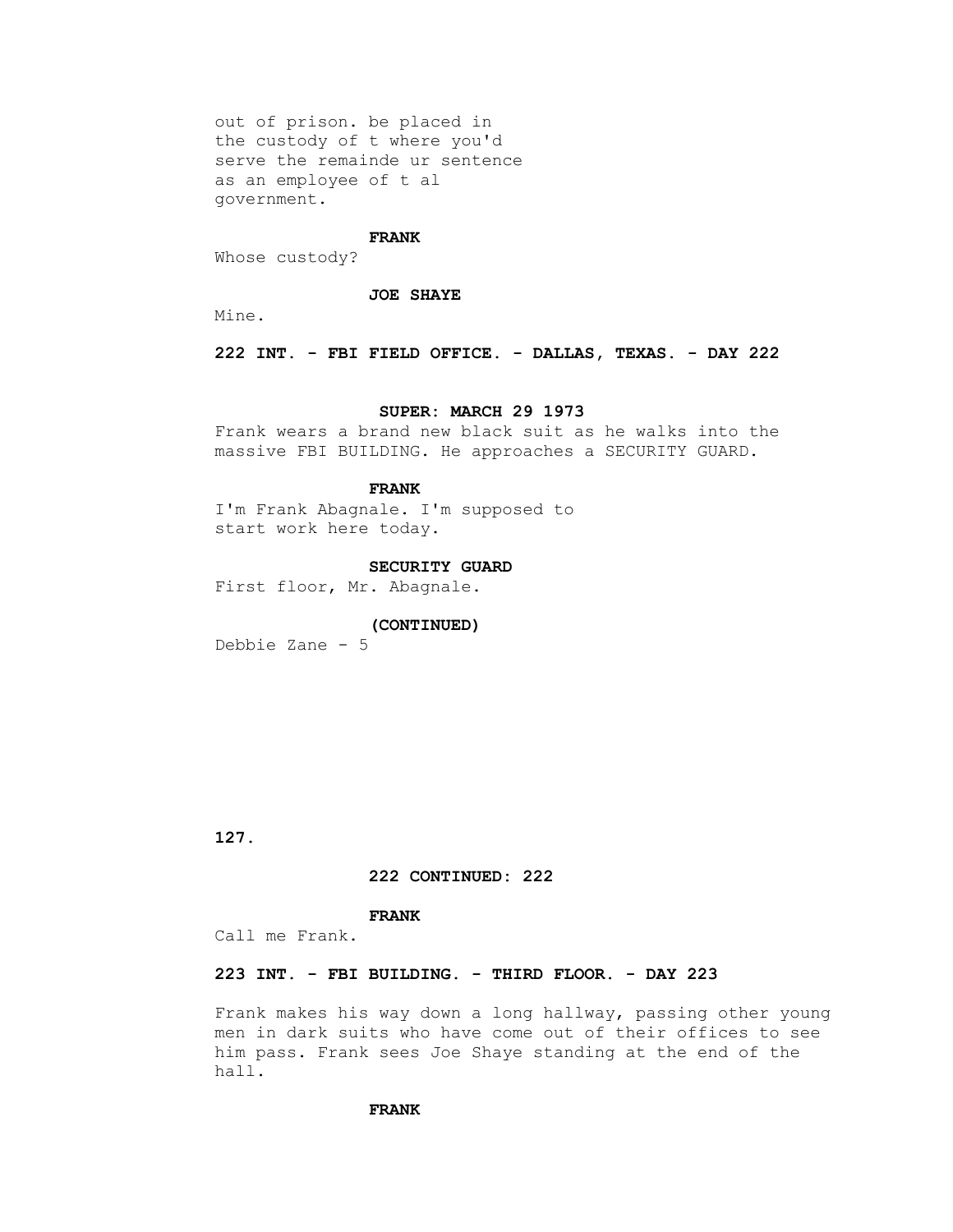out of prison. be placed in
the custody of t where you'd
serve the remainde ur sentence
as an employee of t al
government.

**FRANK**

Whose custody?

**JOE SHAYE**

Mine.

**222 INT. - FBI FIELD OFFICE. - DALLAS, TEXAS. - DAY 222**

**SUPER: MARCH 29 1973**

Frank wears a brand new black suit as he walks into the massive FBI BUILDING. He approaches a SECURITY GUARD.

**FRANK**

I'm Frank Abagnale. I'm supposed to start work here today.

**SECURITY GUARD**

First floor, Mr. Abagnale.

**(CONTINUED)**

Debbie Zane - 5

**222 CONTINUED: 222**

**FRANK**

Call me Frank.

**223 INT. - FBI BUILDING. - THIRD FLOOR. - DAY 223**

Frank makes his way down a long hallway, passing other young men in dark suits who have come out of their offices to see him pass. Frank sees Joe Shaye standing at the end of the hall.

**FRANK**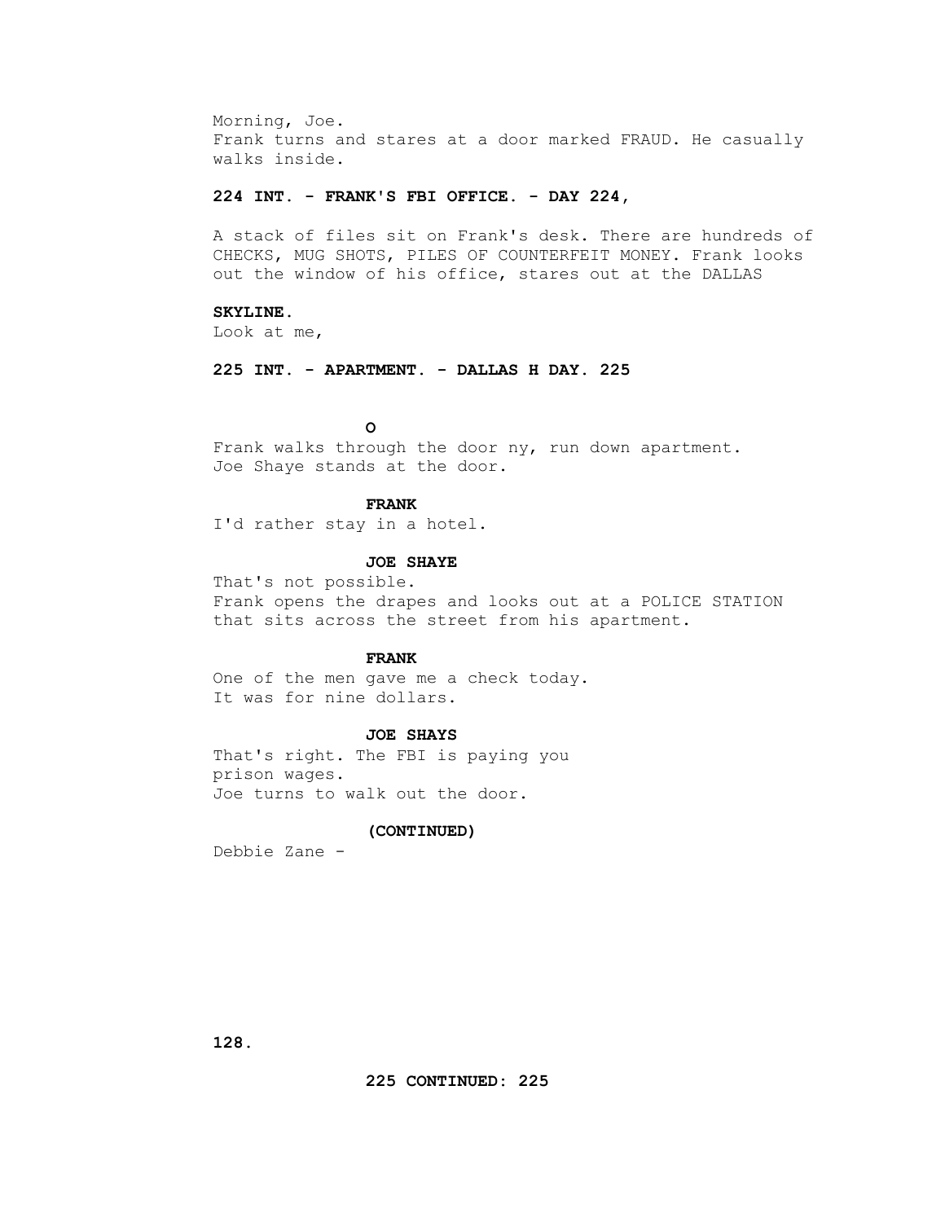Morning, Joe.
Frank turns and stares at a door marked FRAUD. He casually walks inside.

**224 INT. - FRANK'S FBI OFFICE. - DAY 224,**

A stack of files sit on Frank's desk. There are hundreds of CHECKS, MUG SHOTS, PILES OF COUNTERFEIT MONEY. Frank looks out the window of his office, stares out at the DALLAS

**SKYLINE.**
Look at me,

**225 INT. - APARTMENT. - DALLAS H DAY. 225**

**O**
Frank walks through the door ny, run down apartment.
Joe Shaye stands at the door.

**FRANK**
I'd rather stay in a hotel.

**JOE SHAYE**
That's not possible.
Frank opens the drapes and looks out at a POLICE STATION that sits across the street from his apartment.

**FRANK**
One of the men gave me a check today.
It was for nine dollars.

**JOE SHAYS**
That's right. The FBI is paying you prison wages.
Joe turns to walk out the door.

**(CONTINUED)**
Debbie Zane -

**225 CONTINUED: 225**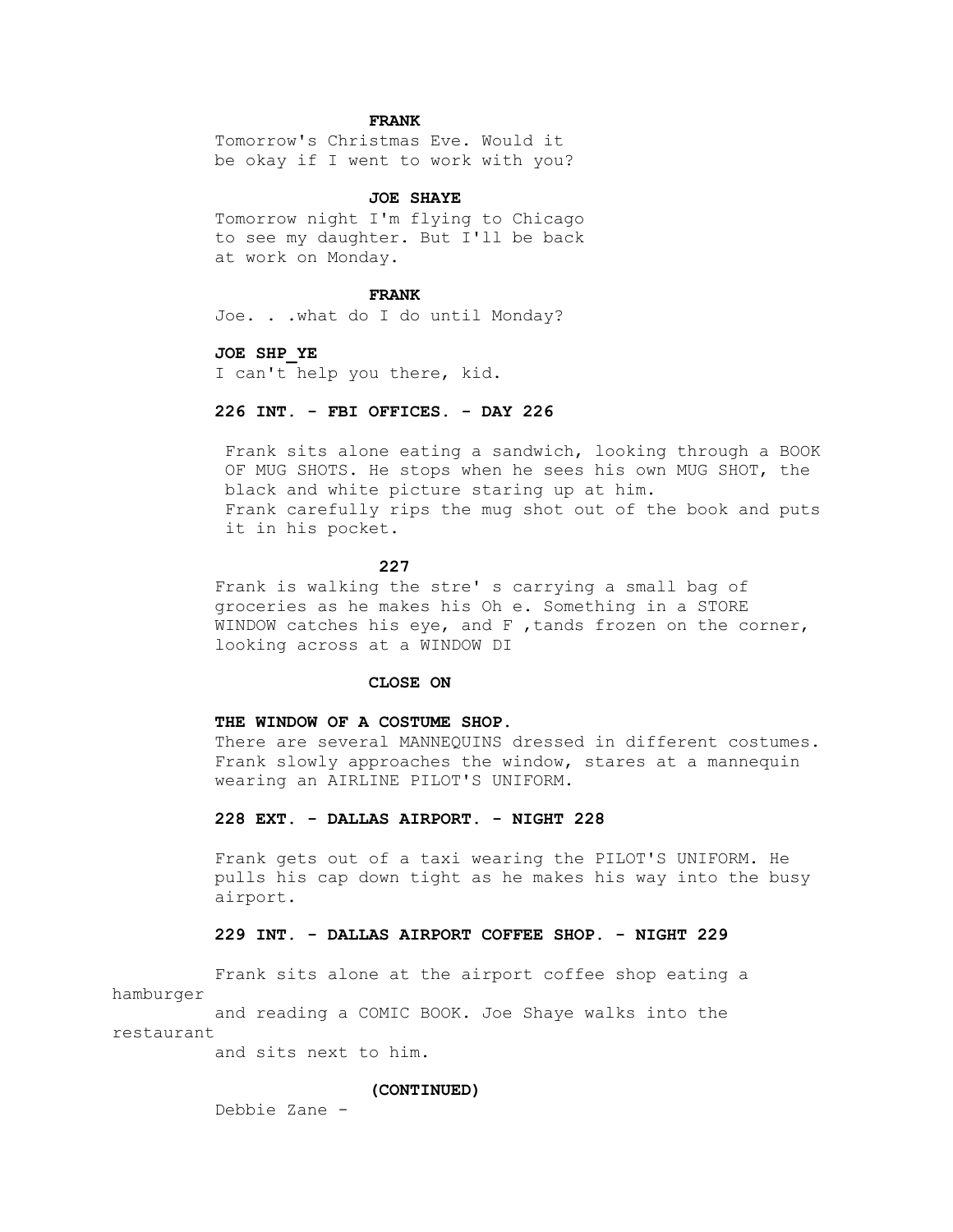**FRANK**

Tomorrow's Christmas Eve. Would it be okay if I went to work with you?

**JOE SHAYE**

Tomorrow night I'm flying to Chicago to see my daughter. But I'll be back at work on Monday.

**FRANK**

Joe. . .what do I do until Monday?

**JOE SHP_YE**

I can't help you there, kid.

**226 INT. - FBI OFFICES. - DAY 226**

Frank sits alone eating a sandwich, looking through a BOOK OF MUG SHOTS. He stops when he sees his own MUG SHOT, the black and white picture staring up at him.
Frank carefully rips the mug shot out of the book and puts it in his pocket.

**227**

Frank is walking the stre' s carrying a small bag of groceries as he makes his Oh e. Something in a STORE WINDOW catches his eye, and F ,tands frozen on the corner, looking across at a WINDOW DI

**CLOSE ON**

**THE WINDOW OF A COSTUME SHOP.**

There are several MANNEQUINS dressed in different costumes. Frank slowly approaches the window, stares at a mannequin wearing an AIRLINE PILOT'S UNIFORM.

**228 EXT. - DALLAS AIRPORT. - NIGHT 228**

Frank gets out of a taxi wearing the PILOT'S UNIFORM. He pulls his cap down tight as he makes his way into the busy airport.

**229 INT. - DALLAS AIRPORT COFFEE SHOP. - NIGHT 229**

Frank sits alone at the airport coffee shop eating a hamburger and reading a COMIC BOOK. Joe Shaye walks into the restaurant and sits next to him.

**(CONTINUED)**

Debbie Zane -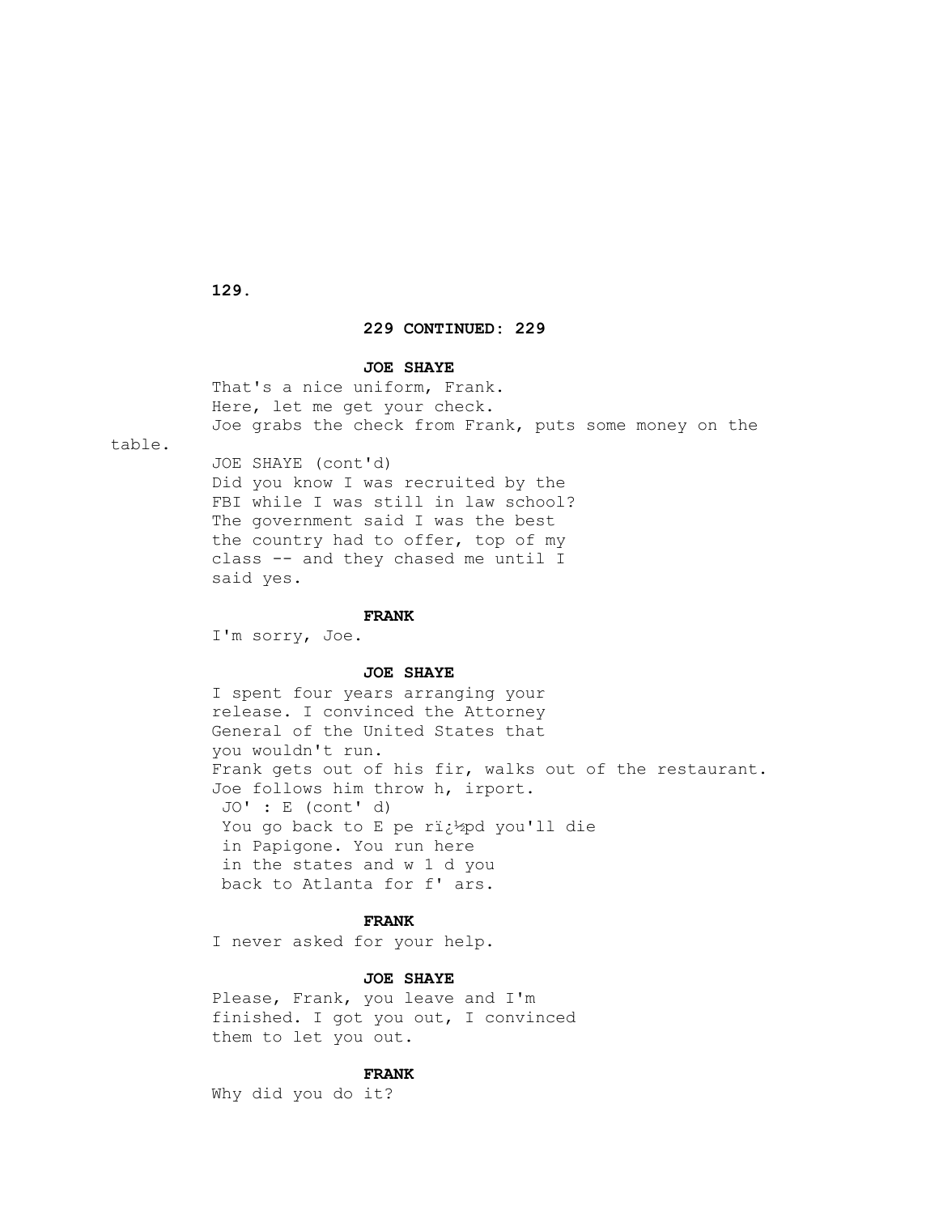**229 CONTINUED: 229**

**JOE SHAYE**

That's a nice uniform, Frank.
Here, let me get your check.
Joe grabs the check from Frank, puts some money on the table.

JOE SHAYE (cont'd)
Did you know I was recruited by the FBI while I was still in law school? The government said I was the best the country had to offer, top of my class -- and they chased me until I said yes.

**FRANK**

I'm sorry, Joe.

**JOE SHAYE**

I spent four years arranging your release. I convinced the Attorney General of the United States that you wouldn't run.
Frank gets out of his fir, walks out of the restaurant.
Joe follows him throw h, irport.
JO' : E (cont' d)
You go back to E pe rï¿½pd you'll die in Papigone. You run here in the states and w 1 d you back to Atlanta for f' ars.

**FRANK**

I never asked for your help.

**JOE SHAYE**

Please, Frank, you leave and I'm finished. I got you out, I convinced them to let you out.

**FRANK**

Why did you do it?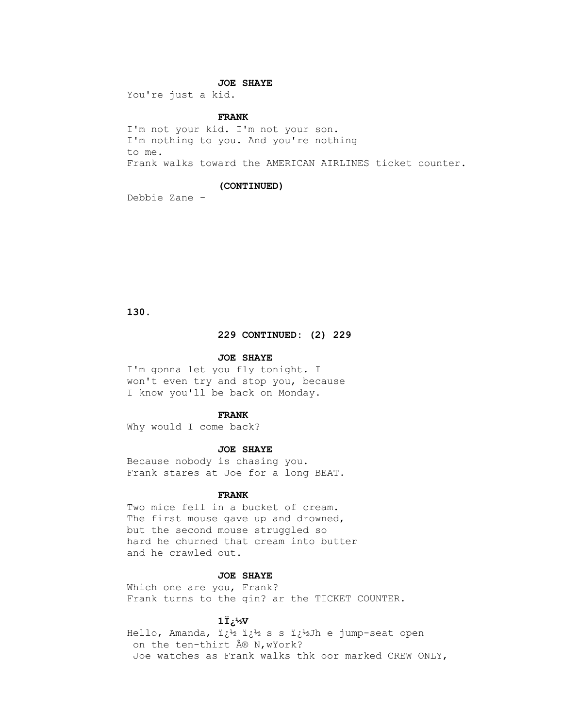**JOE SHAYE**

You're just a kid.

**FRANK**

I'm not your kid. I'm not your son.
I'm nothing to you. And you're nothing
to me.
Frank walks toward the AMERICAN AIRLINES ticket counter.

**(CONTINUED)**

Debbie Zane -

**229 CONTINUED: (2) 229**

**JOE SHAYE**

I'm gonna let you fly tonight. I
won't even try and stop you, because
I know you'll be back on Monday.

**FRANK**

Why would I come back?

**JOE SHAYE**

Because nobody is chasing you.
Frank stares at Joe for a long BEAT.

**FRANK**

Two mice fell in a bucket of cream.
The first mouse gave up and drowned,
but the second mouse struggled so
hard he churned that cream into butter
and he crawled out.

**JOE SHAYE**

Which one are you, Frank?
Frank turns to the gin? ar the TICKET COUNTER.

**1ï¿½V**

Hello, Amanda, ï¿½ ï¿½ s s ï¿½Jh e jump-seat open
on the ten-thirt Â® N,wYork?
Joe watches as Frank walks thk oor marked CREW ONLY,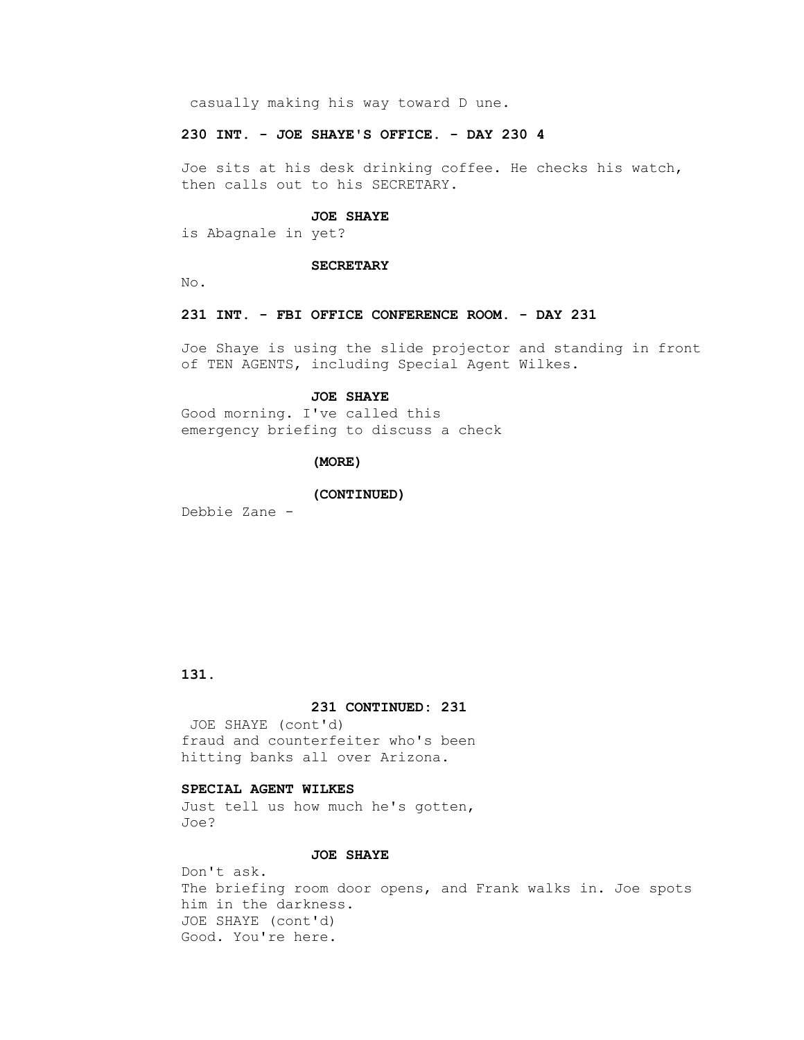casually making his way toward D une.

**230 INT. - JOE SHAYE'S OFFICE. - DAY 230 4**

Joe sits at his desk drinking coffee. He checks his watch, then calls out to his SECRETARY.

**JOE SHAYE**

is Abagnale in yet?

**SECRETARY**

No.

**231 INT. - FBI OFFICE CONFERENCE ROOM. - DAY 231**

Joe Shaye is using the slide projector and standing in front of TEN AGENTS, including Special Agent Wilkes.

**JOE SHAYE**

Good morning. I've called this emergency briefing to discuss a check

**(MORE)**

**(CONTINUED)**

Debbie Zane -

**231 CONTINUED: 231**

JOE SHAYE (cont'd)

fraud and counterfeiter who's been hitting banks all over Arizona.

**SPECIAL AGENT WILKES**

Just tell us how much he's gotten, Joe?

**JOE SHAYE**

Don't ask.

The briefing room door opens, and Frank walks in. Joe spots him in the darkness.

JOE SHAYE (cont'd)

Good. You're here.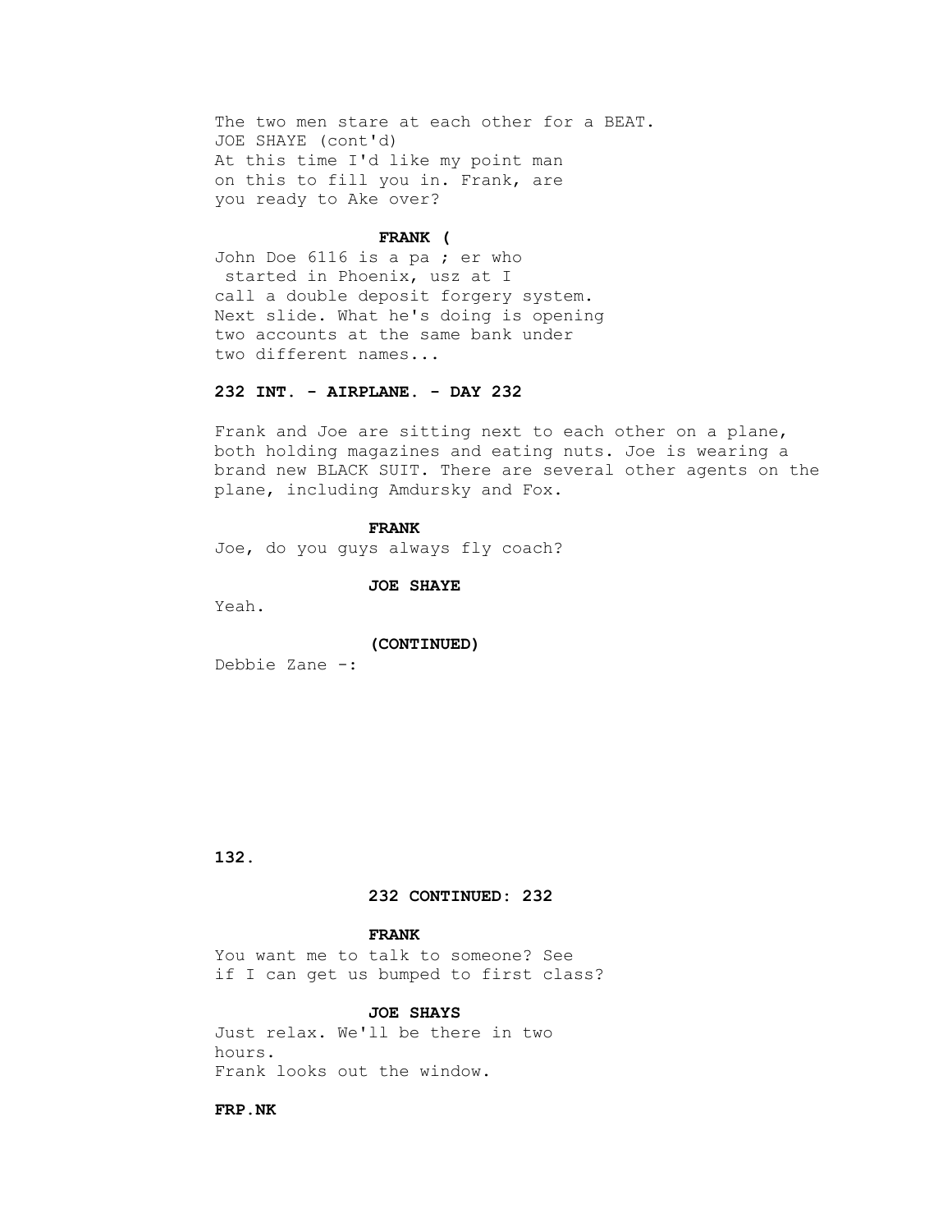The two men stare at each other for a BEAT.
JOE SHAYE (cont'd)
At this time I'd like my point man
on this to fill you in. Frank, are
you ready to Ake over?

**FRANK (**

John Doe 6116 is a pa ; er who
started in Phoenix, usz at I
call a double deposit forgery system.
Next slide. What he's doing is opening
two accounts at the same bank under
two different names...

**232 INT. - AIRPLANE. - DAY 232**

Frank and Joe are sitting next to each other on a plane, both holding magazines and eating nuts. Joe is wearing a brand new BLACK SUIT. There are several other agents on the plane, including Amdursky and Fox.

**FRANK**

Joe, do you guys always fly coach?

**JOE SHAYE**

Yeah.

**(CONTINUED)**

Debbie Zane -:

**232 CONTINUED: 232**

**FRANK**

You want me to talk to someone? See
if I can get us bumped to first class?

**JOE SHAYS**

Just relax. We'll be there in two
hours.
Frank looks out the window.

**FRP.NK**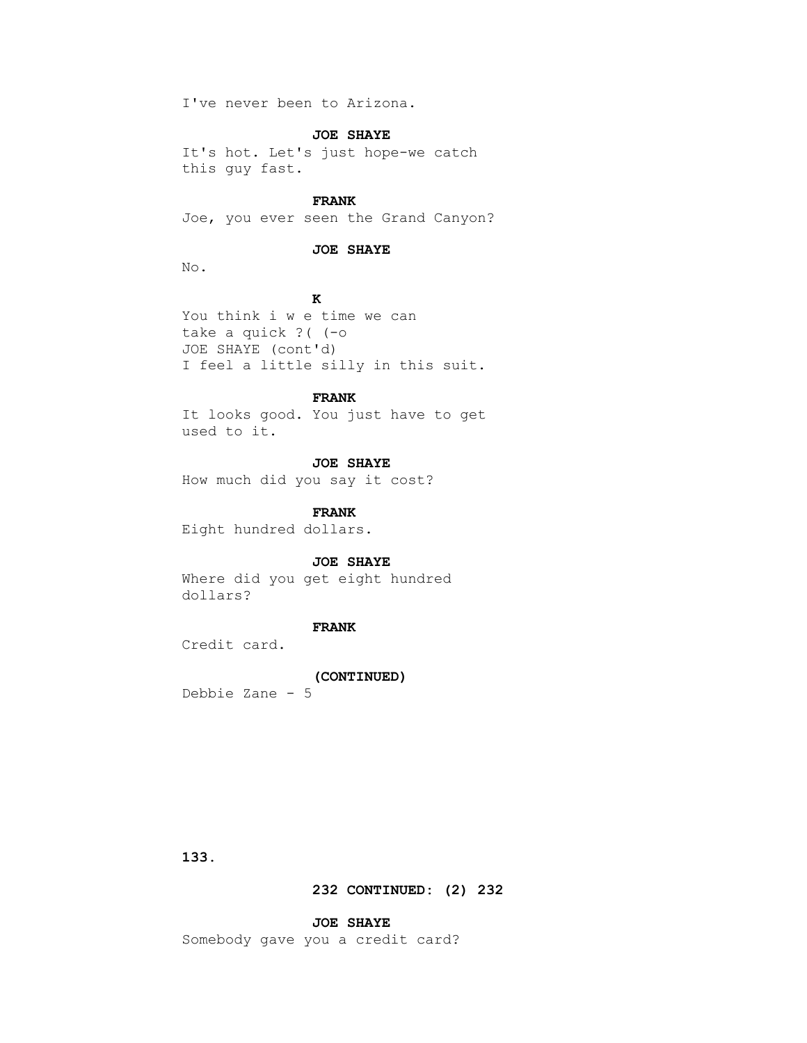I've never been to Arizona.

**JOE SHAYE**

It's hot. Let's just hope-we catch this guy fast.

**FRANK**

Joe, you ever seen the Grand Canyon?

**JOE SHAYE**

No.

**K**

You think i w e time we can take a quick ?( (-o
JOE SHAYE (cont'd)
I feel a little silly in this suit.

**FRANK**

It looks good. You just have to get used to it.

**JOE SHAYE**

How much did you say it cost?

**FRANK**

Eight hundred dollars.

**JOE SHAYE**

Where did you get eight hundred dollars?

**FRANK**

Credit card.

**(CONTINUED)**

Debbie Zane - 5

**232 CONTINUED: (2) 232**

**JOE SHAYE**

Somebody gave you a credit card?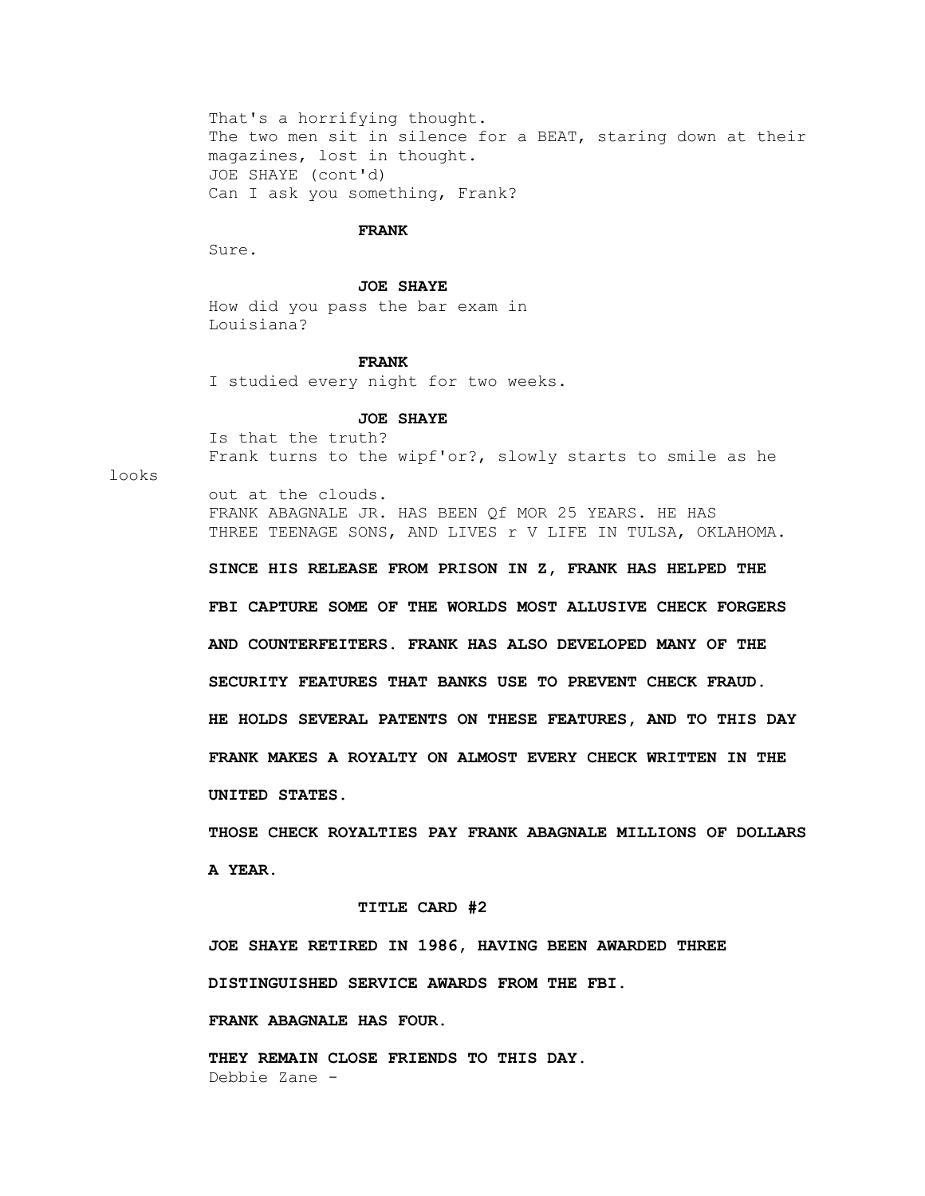That's a horrifying thought.
The two men sit in silence for a BEAT, staring down at their magazines, lost in thought.
JOE SHAYE (cont'd)
Can I ask you something, Frank?

**FRANK**

Sure.

**JOE SHAYE**

How did you pass the bar exam in Louisiana?

**FRANK**

I studied every night for two weeks.

**JOE SHAYE**

Is that the truth?
Frank turns to the wipf'or?, slowly starts to smile as he looks out at the clouds.
FRANK ABAGNALE JR. HAS BEEN Qf MOR 25 YEARS. HE HAS THREE TEENAGE SONS, AND LIVES r V LIFE IN TULSA, OKLAHOMA.

**SINCE HIS RELEASE FROM PRISON IN Z, FRANK HAS HELPED THE FBI CAPTURE SOME OF THE WORLDS MOST ALLUSIVE CHECK FORGERS AND COUNTERFEITERS. FRANK HAS ALSO DEVELOPED MANY OF THE SECURITY FEATURES THAT BANKS USE TO PREVENT CHECK FRAUD. HE HOLDS SEVERAL PATENTS ON THESE FEATURES, AND TO THIS DAY FRANK MAKES A ROYALTY ON ALMOST EVERY CHECK WRITTEN IN THE UNITED STATES.**

**THOSE CHECK ROYALTIES PAY FRANK ABAGNALE MILLIONS OF DOLLARS A YEAR.**

**TITLE CARD #2**

**JOE SHAYE RETIRED IN 1986, HAVING BEEN AWARDED THREE DISTINGUISHED SERVICE AWARDS FROM THE FBI.**

**FRANK ABAGNALE HAS FOUR.**

**THEY REMAIN CLOSE FRIENDS TO THIS DAY.**
Debbie Zane -